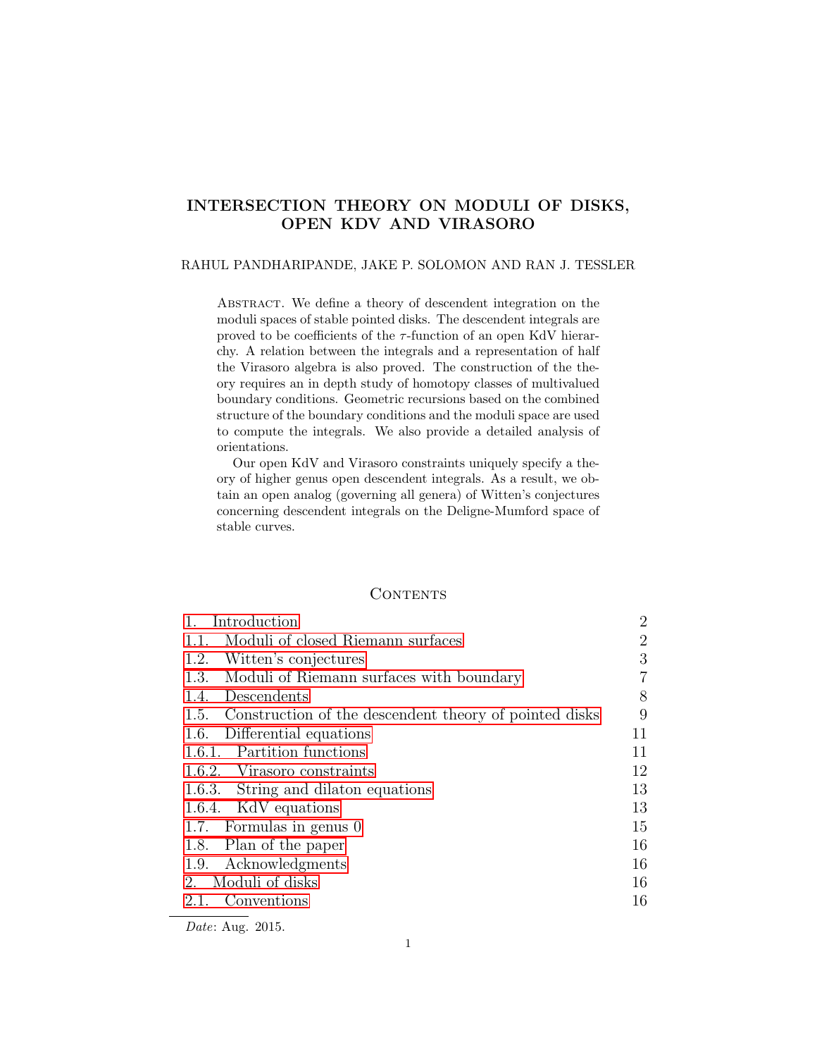# INTERSECTION THEORY ON MODULI OF DISKS, OPEN KDV AND VIRASORO

RAHUL PANDHARIPANDE, JAKE P. SOLOMON AND RAN J. TESSLER

Abstract. We define a theory of descendent integration on the moduli spaces of stable pointed disks. The descendent integrals are proved to be coefficients of the $\tau$-function of an open KdV hierarchy. A relation between the integrals and a representation of half the Virasoro algebra is also proved. The construction of the theory requires an in depth study of homotopy classes of multivalued boundary conditions. Geometric recursions based on the combined structure of the boundary conditions and the moduli space are used to compute the integrals. We also provide a detailed analysis of orientations.

Our open KdV and Virasoro constraints uniquely specify a theory of higher genus open descendent integrals. As a result, we obtain an open analog (governing all genera) of Witten's conjectures concerning descendent integrals on the Deligne-Mumford space of stable curves.

## Contents

| | |
|---|---|
| 1. Introduction | 2 |
| 1.1. Moduli of closed Riemann surfaces | 2 |
| 1.2. Witten's conjectures | 3 |
| 1.3. Moduli of Riemann surfaces with boundary | 7 |
| 1.4. Descendents | 8 |
| 1.5. Construction of the descendent theory of pointed disks | 9 |
| 1.6. Differential equations | 11 |
| 1.6.1. Partition functions | 11 |
| 1.6.2. Virasoro constraints | 12 |
| 1.6.3. String and dilaton equations | 13 |
| 1.6.4. KdV equations | 13 |
| 1.7. Formulas in genus 0 | 15 |
| 1.8. Plan of the paper | 16 |
| 1.9. Acknowledgments | 16 |
| 2. Moduli of disks | 16 |
| 2.1. Conventions | 16 |

*Date*: Aug. 2015.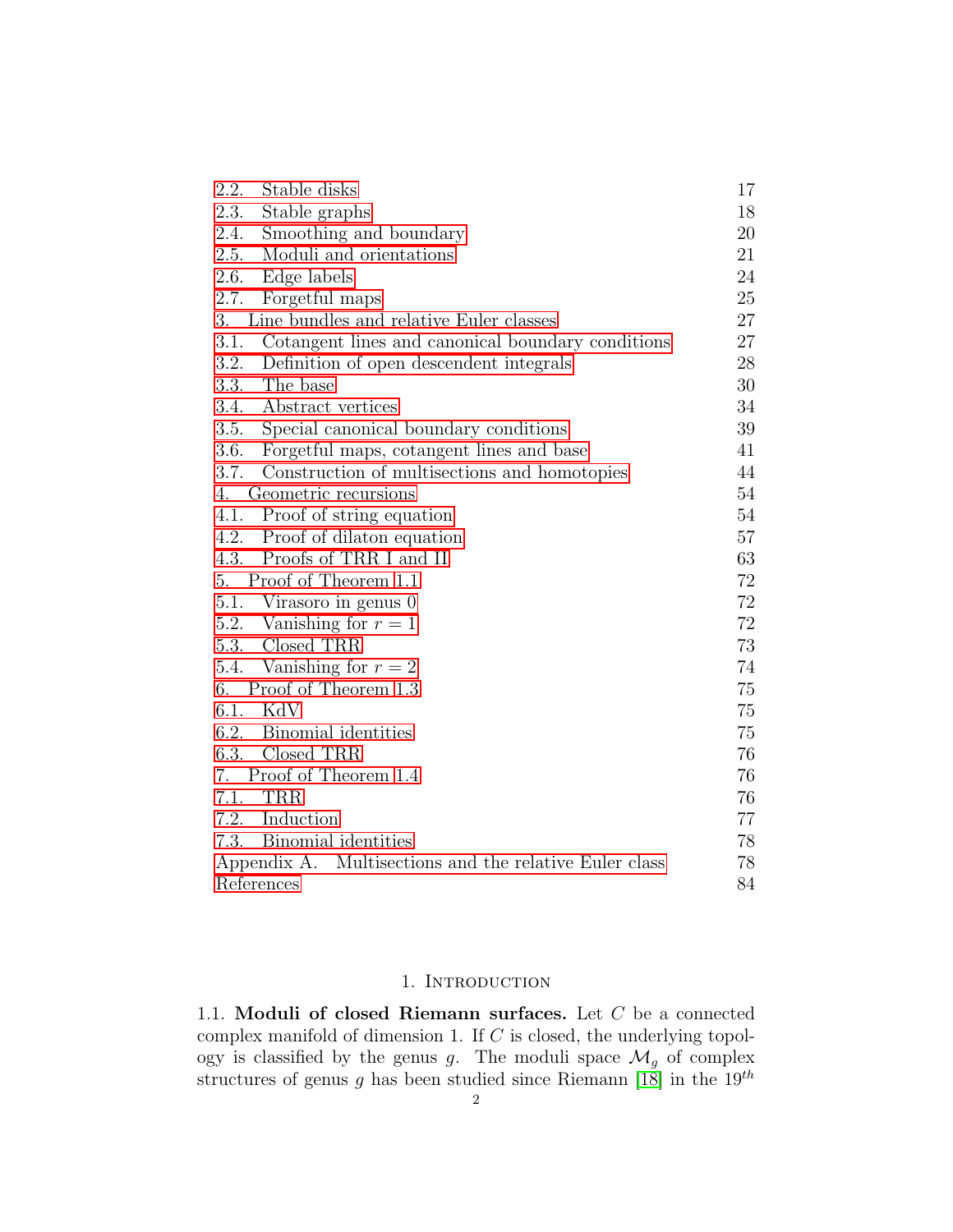2.2. Stable disks 17
2.3. Stable graphs 18
2.4. Smoothing and boundary 20
2.5. Moduli and orientations 21
2.6. Edge labels 24
2.7. Forgetful maps 25
3. Line bundles and relative Euler classes 27
3.1. Cotangent lines and canonical boundary conditions 27
3.2. Definition of open descendent integrals 28
3.3. The base 30
3.4. Abstract vertices 34
3.5. Special canonical boundary conditions 39
3.6. Forgetful maps, cotangent lines and base 41
3.7. Construction of multisections and homotopies 44
4. Geometric recursions 54
4.1. Proof of string equation 54
4.2. Proof of dilaton equation 57
4.3. Proofs of TRR I and II 63
5. Proof of Theorem 1.1 72
5.1. Virasoro in genus 0 72
5.2. Vanishing for $r = 1$ 72
5.3. Closed TRR 73
5.4. Vanishing for $r = 2$ 74
6. Proof of Theorem 1.3 75
6.1. KdV 75
6.2. Binomial identities 75
6.3. Closed TRR 76
7. Proof of Theorem 1.4 76
7.1. TRR 76
7.2. Induction 77
7.3. Binomial identities 78
Appendix A. Multisections and the relative Euler class 78
References 84

## 1. Introduction

1.1. **Moduli of closed Riemann surfaces.** Let $C$ be a connected complex manifold of dimension 1. If $C$ is closed, the underlying topology is classified by the genus $g$. The moduli space $\mathcal{M}_g$ of complex structures of genus $g$ has been studied since Riemann [18] in the $19^{th}$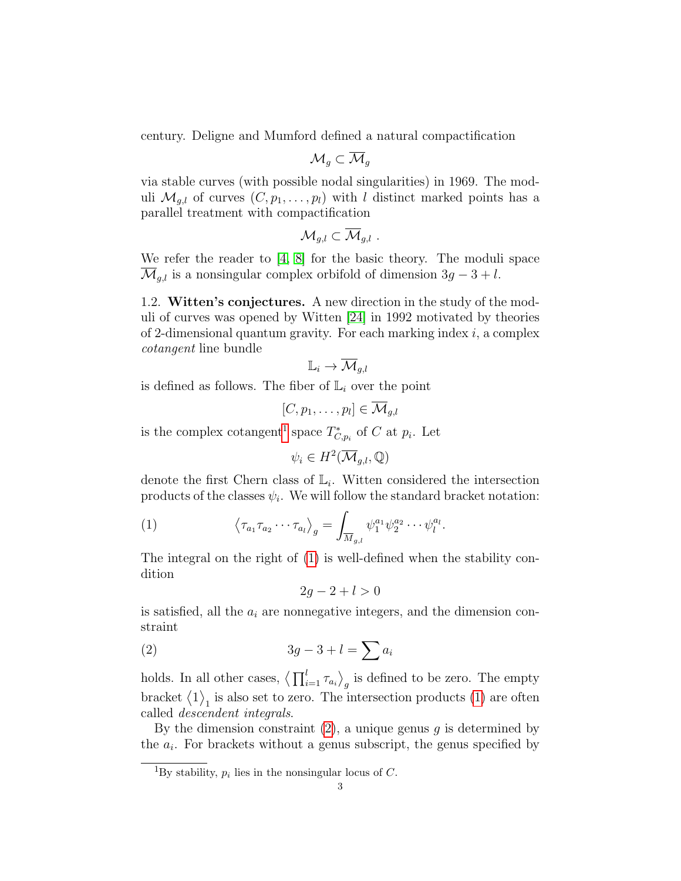century. Deligne and Mumford defined a natural compactification

$$\mathcal{M}_g \subset \overline{\mathcal{M}}_g$$

via stable curves (with possible nodal singularities) in 1969. The moduli $\mathcal{M}_{g,l}$ of curves $(C, p_1, \ldots, p_l)$ with $l$ distinct marked points has a parallel treatment with compactification

$$\mathcal{M}_{g,l} \subset \overline{\mathcal{M}}_{g,l} \ .$$

We refer the reader to [4, 8] for the basic theory. The moduli space $\overline{\mathcal{M}}_{g,l}$ is a nonsingular complex orbifold of dimension $3g - 3 + l$.

1.2. **Witten's conjectures.** A new direction in the study of the moduli of curves was opened by Witten [24] in 1992 motivated by theories of 2-dimensional quantum gravity. For each marking index $i$, a complex *cotangent* line bundle

$$\mathbb{L}_i \to \overline{\mathcal{M}}_{g,l}$$

is defined as follows. The fiber of $\mathbb{L}_i$ over the point

$$[C, p_1, \ldots, p_l] \in \overline{\mathcal{M}}_{g,l}$$

is the complex cotangent[1] space $T^*_{C,p_i}$ of $C$ at $p_i$. Let

$$\psi_i \in H^2(\overline{\mathcal{M}}_{g,l}, \mathbb{Q})$$

denote the first Chern class of $\mathbb{L}_i$. Witten considered the intersection products of the classes $\psi_i$. We will follow the standard bracket notation:

$$\left\langle \tau_{a_1} \tau_{a_2} \cdots \tau_{a_l} \right\rangle_g = \int_{\overline{M}_{g,l}} \psi_1^{a_1} \psi_2^{a_2} \cdots \psi_l^{a_l}. \tag{1}$$

The integral on the right of (1) is well-defined when the stability condition

$$2g - 2 + l > 0$$

is satisfied, all the $a_i$ are nonnegative integers, and the dimension constraint

$$3g - 3 + l = \sum a_i \tag{2}$$

holds. In all other cases, $\left\langle \prod_{i=1}^{l} \tau_{a_i} \right\rangle_g$ is defined to be zero. The empty bracket $\left\langle 1 \right\rangle_1$ is also set to zero. The intersection products (1) are often called *descendent integrals*.

By the dimension constraint (2), a unique genus $g$ is determined by the $a_i$. For brackets without a genus subscript, the genus specified by

[1] By stability, $p_i$ lies in the nonsingular locus of $C$.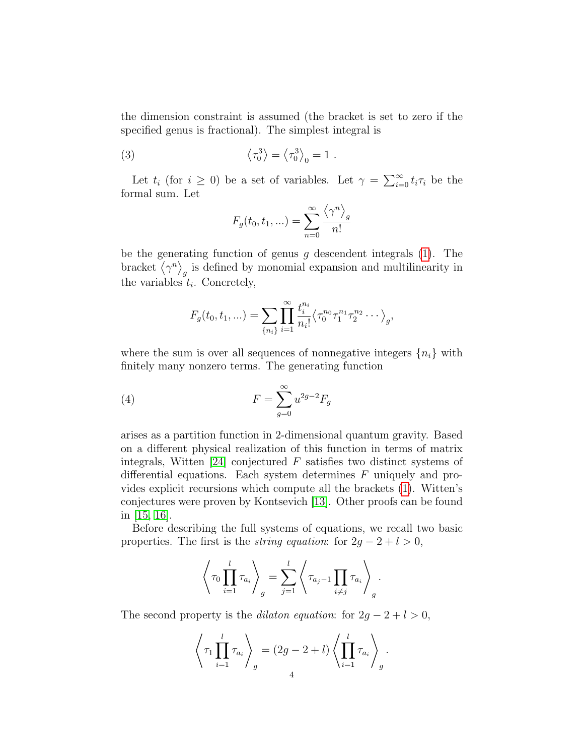the dimension constraint is assumed (the bracket is set to zero if the specified genus is fractional). The simplest integral is

$$\langle \tau_0^3 \rangle = \langle \tau_0^3 \rangle_0 = 1 \ . \tag{3}$$

Let $t_i$ (for $i \geq 0$) be a set of variables. Let $\gamma = \sum_{i=0}^{\infty} t_i \tau_i$ be the formal sum. Let

$$F_g(t_0, t_1, ...) = \sum_{n=0}^{\infty} \frac{\langle \gamma^n \rangle_g}{n!}$$

be the generating function of genus $g$ descendent integrals (1). The bracket $\langle \gamma^n \rangle_g$ is defined by monomial expansion and multilinearity in the variables $t_i$. Concretely,

$$F_g(t_0, t_1, ...) = \sum_{\{n_i\}} \prod_{i=1}^{\infty} \frac{t_i^{n_i}}{n_i!} \langle \tau_0^{n_0} \tau_1^{n_1} \tau_2^{n_2} \cdots \rangle_g,$$

where the sum is over all sequences of nonnegative integers $\{n_i\}$ with finitely many nonzero terms. The generating function

$$F = \sum_{g=0}^{\infty} u^{2g-2} F_g \tag{4}$$

arises as a partition function in 2-dimensional quantum gravity. Based on a different physical realization of this function in terms of matrix integrals, Witten [24] conjectured $F$ satisfies two distinct systems of differential equations. Each system determines $F$ uniquely and provides explicit recursions which compute all the brackets (1). Witten's conjectures were proven by Kontsevich [13]. Other proofs can be found in [15, 16].

Before describing the full systems of equations, we recall two basic properties. The first is the *string equation*: for $2g - 2 + l > 0$,

$$\left\langle \tau_0 \prod_{i=1}^{l} \tau_{a_i} \right\rangle_g = \sum_{j=1}^{l} \left\langle \tau_{a_j - 1} \prod_{i \neq j} \tau_{a_i} \right\rangle_g .$$

The second property is the *dilaton equation*: for $2g - 2 + l > 0$,

$$\left\langle \tau_1 \prod_{i=1}^{l} \tau_{a_i} \right\rangle_g = (2g - 2 + l) \left\langle \prod_{i=1}^{l} \tau_{a_i} \right\rangle_g .$$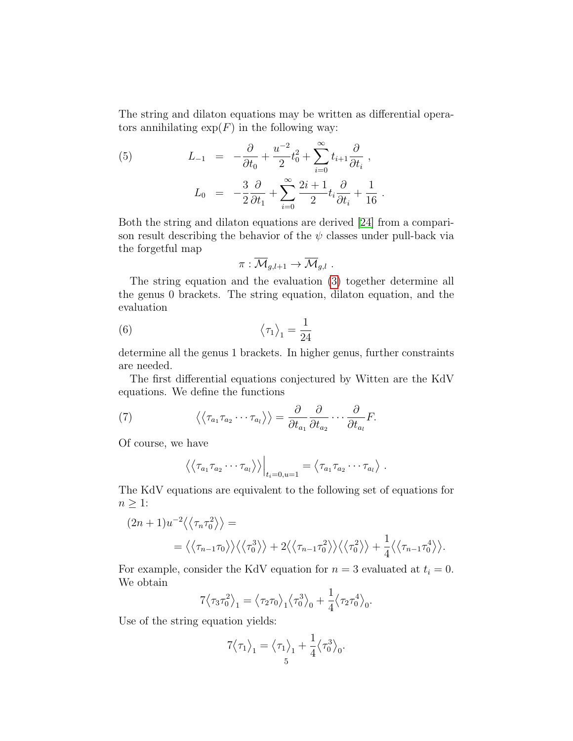The string and dilaton equations may be written as differential operators annihilating $\exp(F)$ in the following way:

$$
\begin{aligned}
(5) \qquad L_{-1} &= -\frac{\partial}{\partial t_0} + \frac{u^{-2}}{2} t_0^2 + \sum_{i=0}^{\infty} t_{i+1} \frac{\partial}{\partial t_i} \ , \\
L_0 &= -\frac{3}{2} \frac{\partial}{\partial t_1} + \sum_{i=0}^{\infty} \frac{2i+1}{2} t_i \frac{\partial}{\partial t_i} + \frac{1}{16} \ .
\end{aligned}
$$

Both the string and dilaton equations are derived [24] from a comparison result describing the behavior of the $\psi$ classes under pull-back via the forgetful map

$$
\pi : \overline{\mathcal{M}}_{g,l+1} \to \overline{\mathcal{M}}_{g,l} \ .
$$

The string equation and the evaluation (3) together determine all the genus 0 brackets. The string equation, dilaton equation, and the evaluation

$$
(6) \qquad \left\langle \tau_1 \right\rangle_1 = \frac{1}{24}
$$

determine all the genus 1 brackets. In higher genus, further constraints are needed.

The first differential equations conjectured by Witten are the KdV equations. We define the functions

$$
(7) \qquad \left\langle\left\langle \tau_{a_1} \tau_{a_2} \cdots \tau_{a_l} \right\rangle\right\rangle = \frac{\partial}{\partial t_{a_1}} \frac{\partial}{\partial t_{a_2}} \cdots \frac{\partial}{\partial t_{a_l}} F.
$$

Of course, we have

$$
\left\langle\left\langle \tau_{a_1} \tau_{a_2} \cdots \tau_{a_l} \right\rangle\right\rangle\Big|_{t_i=0, u=1} = \left\langle \tau_{a_1} \tau_{a_2} \cdots \tau_{a_l} \right\rangle \ .
$$

The KdV equations are equivalent to the following set of equations for $n \geq 1$:

$$
\begin{aligned}
&(2n+1) u^{-2} \left\langle\left\langle \tau_n \tau_0^2 \right\rangle\right\rangle = \\
&\qquad = \left\langle\left\langle \tau_{n-1} \tau_0 \right\rangle\right\rangle \left\langle\left\langle \tau_0^3 \right\rangle\right\rangle + 2 \left\langle\left\langle \tau_{n-1} \tau_0^2 \right\rangle\right\rangle \left\langle\left\langle \tau_0^2 \right\rangle\right\rangle + \frac{1}{4} \left\langle\left\langle \tau_{n-1} \tau_0^4 \right\rangle\right\rangle.
\end{aligned}
$$

For example, consider the KdV equation for $n = 3$ evaluated at $t_i = 0$. We obtain

$$
7 \left\langle \tau_3 \tau_0^2 \right\rangle_1 = \left\langle \tau_2 \tau_0 \right\rangle_1 \left\langle \tau_0^3 \right\rangle_0 + \frac{1}{4} \left\langle \tau_2 \tau_0^4 \right\rangle_0.
$$

Use of the string equation yields:

$$
7 \left\langle \tau_1 \right\rangle_1 = \left\langle \tau_1 \right\rangle_1 + \frac{1}{4} \left\langle \tau_0^3 \right\rangle_0.
$$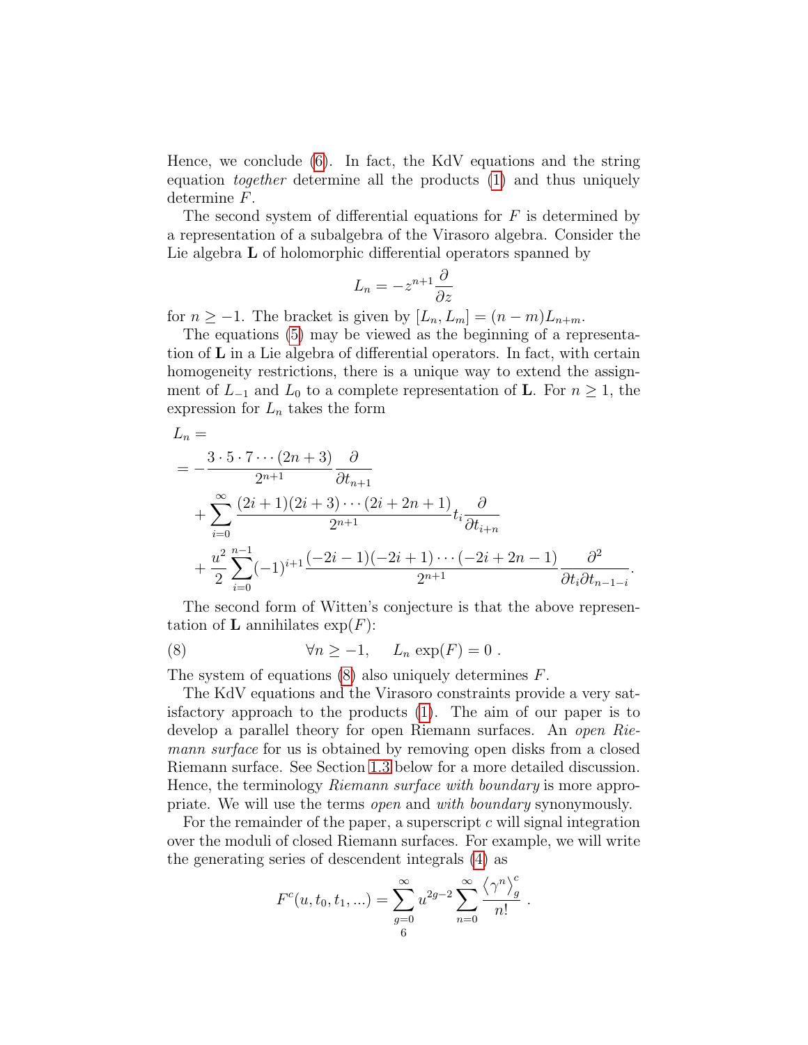Hence, we conclude (6). In fact, the KdV equations and the string equation *together* determine all the products (1) and thus uniquely determine $F$.

The second system of differential equations for $F$ is determined by a representation of a subalgebra of the Virasoro algebra. Consider the Lie algebra $\mathbf{L}$ of holomorphic differential operators spanned by

$$L_n = -z^{n+1}\frac{\partial}{\partial z}$$

for $n \geq -1$. The bracket is given by $[L_n, L_m] = (n-m)L_{n+m}$.

The equations (5) may be viewed as the beginning of a representation of $\mathbf{L}$ in a Lie algebra of differential operators. In fact, with certain homogeneity restrictions, there is a unique way to extend the assignment of $L_{-1}$ and $L_0$ to a complete representation of $\mathbf{L}$. For $n \geq 1$, the expression for $L_n$ takes the form

$$\begin{aligned}
L_n &= \\
&= -\frac{3\cdot 5\cdot 7\cdots(2n+3)}{2^{n+1}}\frac{\partial}{\partial t_{n+1}} \\
&\quad + \sum_{i=0}^{\infty}\frac{(2i+1)(2i+3)\cdots(2i+2n+1)}{2^{n+1}}t_i\frac{\partial}{\partial t_{i+n}} \\
&\quad + \frac{u^2}{2}\sum_{i=0}^{n-1}(-1)^{i+1}\frac{(-2i-1)(-2i+1)\cdots(-2i+2n-1)}{2^{n+1}}\frac{\partial^2}{\partial t_i \partial t_{n-1-i}}.
\end{aligned}$$

The second form of Witten's conjecture is that the above representation of $\mathbf{L}$ annihilates $\exp(F)$:

$$\forall n \geq -1, \quad L_n \exp(F) = 0\ . \tag{8}$$

The system of equations (8) also uniquely determines $F$.

The KdV equations and the Virasoro constraints provide a very satisfactory approach to the products (1). The aim of our paper is to develop a parallel theory for open Riemann surfaces. An *open Riemann surface* for us is obtained by removing open disks from a closed Riemann surface. See Section 1.3 below for a more detailed discussion. Hence, the terminology *Riemann surface with boundary* is more appropriate. We will use the terms *open* and *with boundary* synonymously.

For the remainder of the paper, a superscript $c$ will signal integration over the moduli of closed Riemann surfaces. For example, we will write the generating series of descendent integrals (4) as

$$F^c(u, t_0, t_1, ...) = \sum_{g=0}^{\infty} u^{2g-2}\sum_{n=0}^{\infty}\frac{\left\langle \gamma^n \right\rangle_g^c}{n!}\ .$$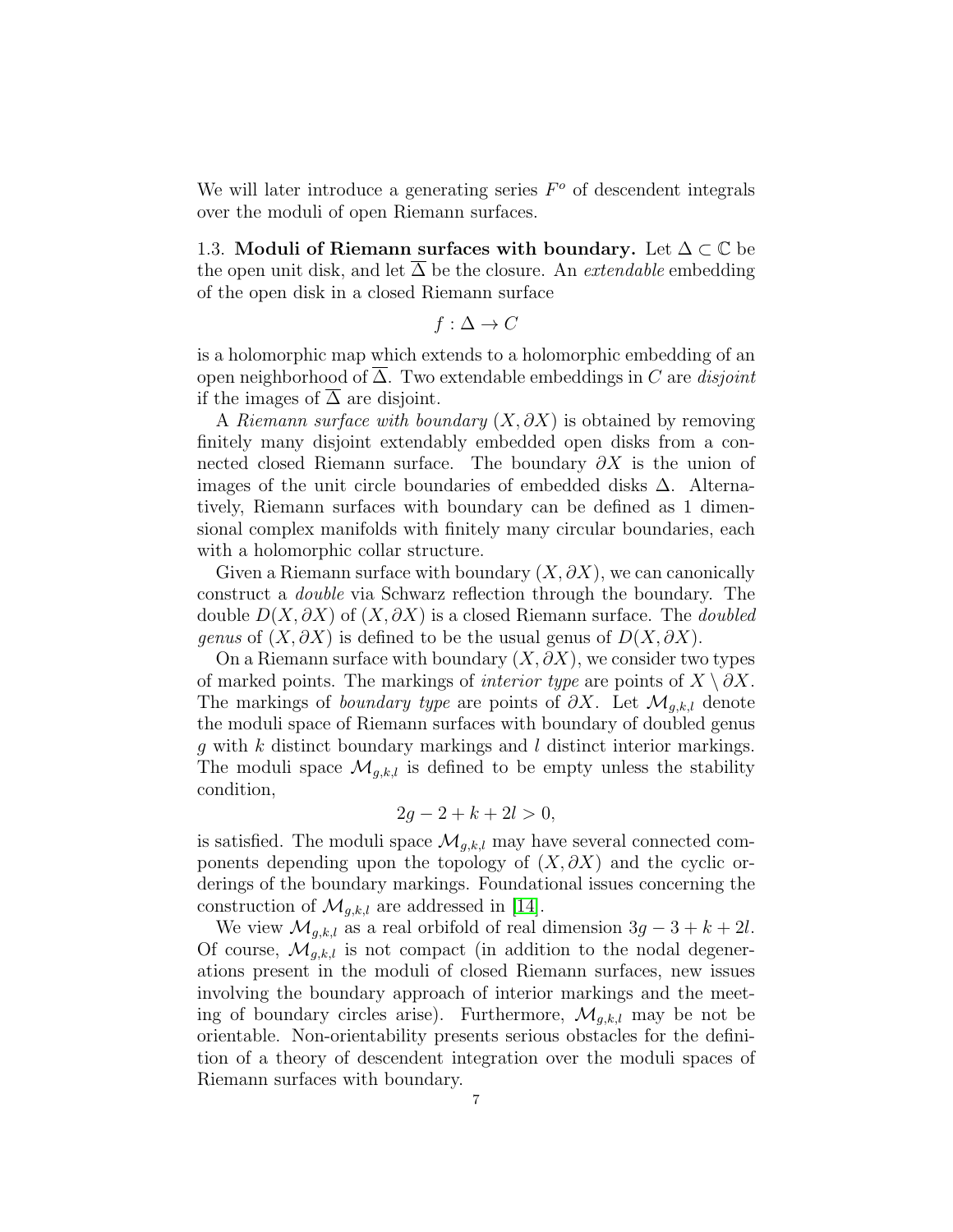We will later introduce a generating series $F^o$ of descendent integrals over the moduli of open Riemann surfaces.

1.3. **Moduli of Riemann surfaces with boundary.** Let $\Delta \subset \mathbb{C}$ be the open unit disk, and let $\overline{\Delta}$ be the closure. An *extendable* embedding of the open disk in a closed Riemann surface

$$f : \Delta \to C$$

is a holomorphic map which extends to a holomorphic embedding of an open neighborhood of $\overline{\Delta}$. Two extendable embeddings in $C$ are *disjoint* if the images of $\overline{\Delta}$ are disjoint.

A *Riemann surface with boundary* $(X, \partial X)$ is obtained by removing finitely many disjoint extendably embedded open disks from a connected closed Riemann surface. The boundary $\partial X$ is the union of images of the unit circle boundaries of embedded disks $\Delta$. Alternatively, Riemann surfaces with boundary can be defined as 1 dimensional complex manifolds with finitely many circular boundaries, each with a holomorphic collar structure.

Given a Riemann surface with boundary $(X, \partial X)$, we can canonically construct a *double* via Schwarz reflection through the boundary. The double $D(X, \partial X)$ of $(X, \partial X)$ is a closed Riemann surface. The *doubled genus* of $(X, \partial X)$ is defined to be the usual genus of $D(X, \partial X)$.

On a Riemann surface with boundary $(X, \partial X)$, we consider two types of marked points. The markings of *interior type* are points of $X \setminus \partial X$. The markings of *boundary type* are points of $\partial X$. Let $\mathcal{M}_{g,k,l}$ denote the moduli space of Riemann surfaces with boundary of doubled genus $g$ with $k$ distinct boundary markings and $l$ distinct interior markings. The moduli space $\mathcal{M}_{g,k,l}$ is defined to be empty unless the stability condition,

$$2g - 2 + k + 2l > 0,$$

is satisfied. The moduli space $\mathcal{M}_{g,k,l}$ may have several connected components depending upon the topology of $(X, \partial X)$ and the cyclic orderings of the boundary markings. Foundational issues concerning the construction of $\mathcal{M}_{g,k,l}$ are addressed in [14].

We view $\mathcal{M}_{g,k,l}$ as a real orbifold of real dimension $3g - 3 + k + 2l$. Of course, $\mathcal{M}_{g,k,l}$ is not compact (in addition to the nodal degenerations present in the moduli of closed Riemann surfaces, new issues involving the boundary approach of interior markings and the meeting of boundary circles arise). Furthermore, $\mathcal{M}_{g,k,l}$ may be not be orientable. Non-orientability presents serious obstacles for the definition of a theory of descendent integration over the moduli spaces of Riemann surfaces with boundary.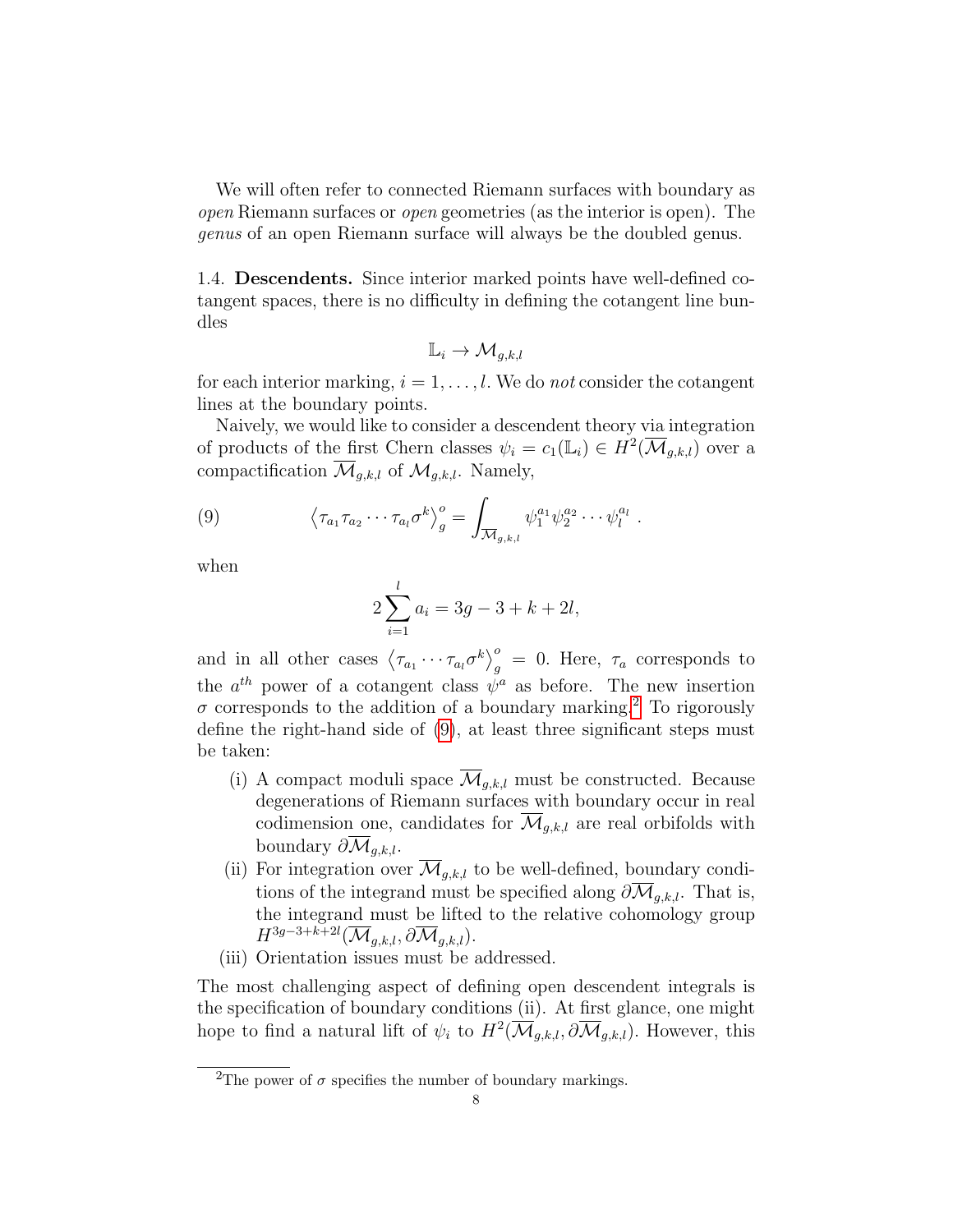We will often refer to connected Riemann surfaces with boundary as *open* Riemann surfaces or *open* geometries (as the interior is open). The *genus* of an open Riemann surface will always be the doubled genus.

1.4. **Descendents.** Since interior marked points have well-defined cotangent spaces, there is no difficulty in defining the cotangent line bundles

$$\mathbb{L}_i \to \mathcal{M}_{g,k,l}$$

for each interior marking, $i = 1, \ldots, l$. We do *not* consider the cotangent lines at the boundary points.

Naively, we would like to consider a descendent theory via integration of products of the first Chern classes $\psi_i = c_1(\mathbb{L}_i) \in H^2(\overline{\mathcal{M}}_{g,k,l})$ over a compactification $\overline{\mathcal{M}}_{g,k,l}$ of $\mathcal{M}_{g,k,l}$. Namely,

$$\left\langle \tau_{a_1}\tau_{a_2}\cdots\tau_{a_l}\sigma^k \right\rangle_g^o = \int_{\overline{\mathcal{M}}_{g,k,l}} \psi_1^{a_1}\psi_2^{a_2}\cdots\psi_l^{a_l}\ . \tag{9}$$

when

$$2\sum_{i=1}^{l} a_i = 3g - 3 + k + 2l,$$

and in all other cases $\left\langle \tau_{a_1}\cdots\tau_{a_l}\sigma^k \right\rangle_g^o = 0$. Here, $\tau_a$ corresponds to the $a^{th}$ power of a cotangent class $\psi^a$ as before. The new insertion $\sigma$ corresponds to the addition of a boundary marking.[2] To rigorously define the right-hand side of (9), at least three significant steps must be taken:

- (i) A compact moduli space $\overline{\mathcal{M}}_{g,k,l}$ must be constructed. Because degenerations of Riemann surfaces with boundary occur in real codimension one, candidates for $\overline{\mathcal{M}}_{g,k,l}$ are real orbifolds with boundary $\partial\overline{\mathcal{M}}_{g,k,l}$.
- (ii) For integration over $\overline{\mathcal{M}}_{g,k,l}$ to be well-defined, boundary conditions of the integrand must be specified along $\partial\overline{\mathcal{M}}_{g,k,l}$. That is, the integrand must be lifted to the relative cohomology group $H^{3g-3+k+2l}(\overline{\mathcal{M}}_{g,k,l}, \partial\overline{\mathcal{M}}_{g,k,l})$.
- (iii) Orientation issues must be addressed.

The most challenging aspect of defining open descendent integrals is the specification of boundary conditions (ii). At first glance, one might hope to find a natural lift of $\psi_i$ to $H^2(\overline{\mathcal{M}}_{g,k,l}, \partial\overline{\mathcal{M}}_{g,k,l})$. However, this

[2] The power of $\sigma$ specifies the number of boundary markings.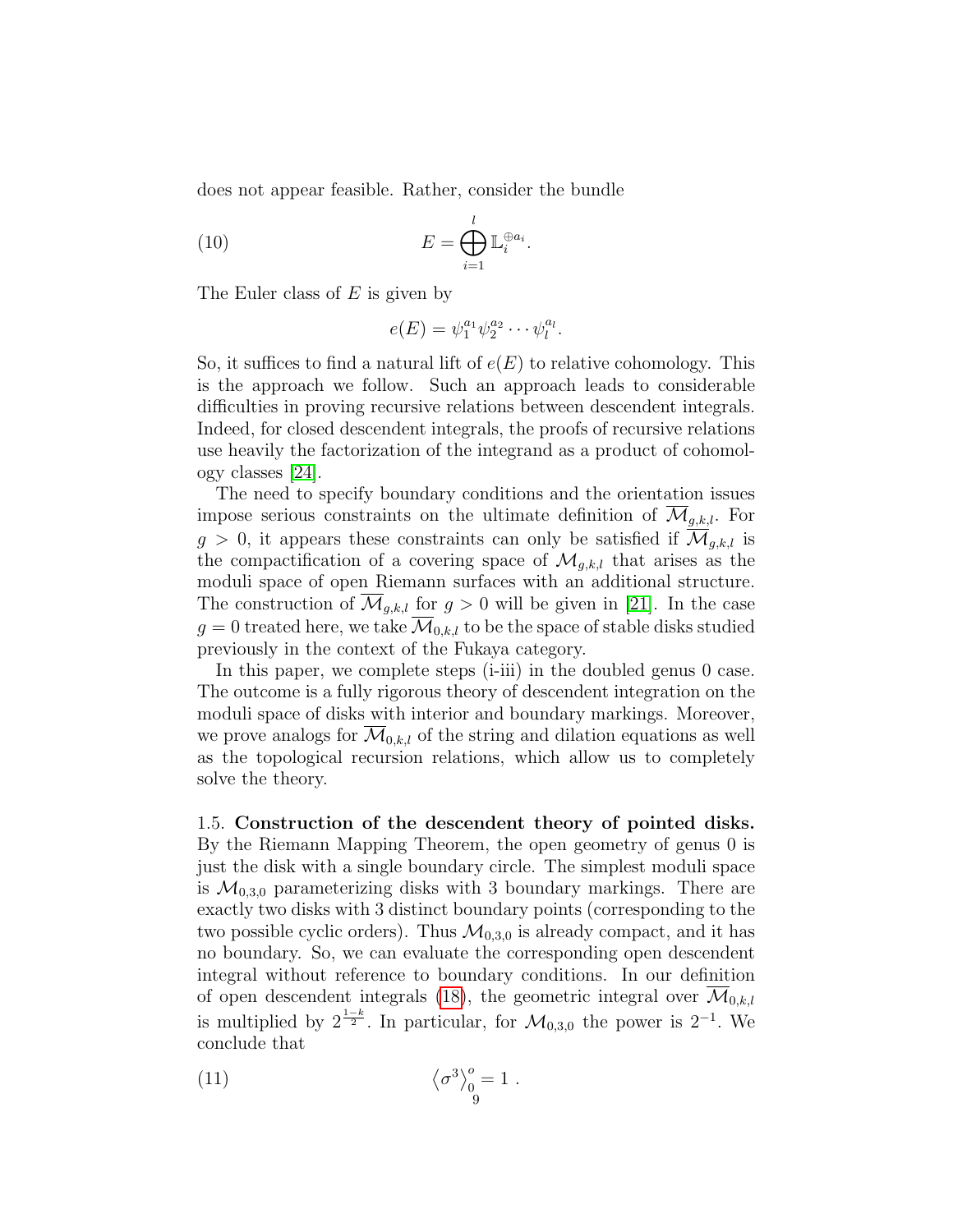does not appear feasible. Rather, consider the bundle

$$E = \bigoplus_{i=1}^{l} \mathbb{L}_i^{\oplus a_i}. \tag{10}$$

The Euler class of $E$ is given by

$$e(E) = \psi_1^{a_1}\psi_2^{a_2}\cdots\psi_l^{a_l}.$$

So, it suffices to find a natural lift of $e(E)$ to relative cohomology. This is the approach we follow. Such an approach leads to considerable difficulties in proving recursive relations between descendent integrals. Indeed, for closed descendent integrals, the proofs of recursive relations use heavily the factorization of the integrand as a product of cohomology classes [24].

The need to specify boundary conditions and the orientation issues impose serious constraints on the ultimate definition of $\overline{\mathcal{M}}_{g,k,l}$. For $g > 0$, it appears these constraints can only be satisfied if $\overline{\mathcal{M}}_{g,k,l}$ is the compactification of a covering space of $\mathcal{M}_{g,k,l}$ that arises as the moduli space of open Riemann surfaces with an additional structure. The construction of $\overline{\mathcal{M}}_{g,k,l}$ for $g > 0$ will be given in [21]. In the case $g = 0$ treated here, we take $\overline{\mathcal{M}}_{0,k,l}$ to be the space of stable disks studied previously in the context of the Fukaya category.

In this paper, we complete steps (i-iii) in the doubled genus 0 case. The outcome is a fully rigorous theory of descendent integration on the moduli space of disks with interior and boundary markings. Moreover, we prove analogs for $\overline{\mathcal{M}}_{0,k,l}$ of the string and dilation equations as well as the topological recursion relations, which allow us to completely solve the theory.

1.5. **Construction of the descendent theory of pointed disks.** By the Riemann Mapping Theorem, the open geometry of genus 0 is just the disk with a single boundary circle. The simplest moduli space is $\mathcal{M}_{0,3,0}$ parameterizing disks with 3 boundary markings. There are exactly two disks with 3 distinct boundary points (corresponding to the two possible cyclic orders). Thus $\mathcal{M}_{0,3,0}$ is already compact, and it has no boundary. So, we can evaluate the corresponding open descendent integral without reference to boundary conditions. In our definition of open descendent integrals (18), the geometric integral over $\overline{\mathcal{M}}_{0,k,l}$ is multiplied by $2^{\frac{1-k}{2}}$. In particular, for $\mathcal{M}_{0,3,0}$ the power is $2^{-1}$. We conclude that

$$\left\langle \sigma^3 \right\rangle_0^o = 1\ . \tag{11}$$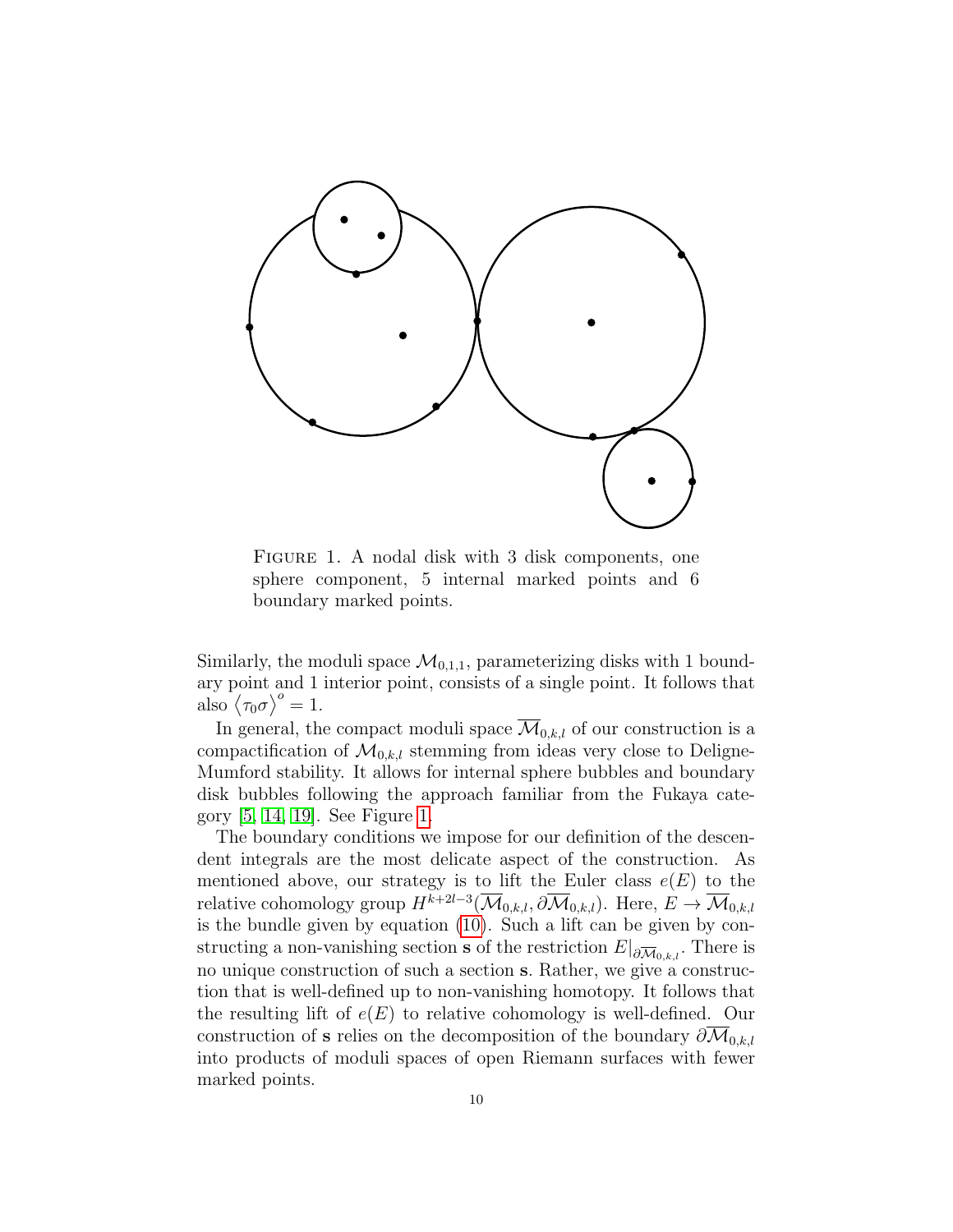FIGURE 1. A nodal disk with 3 disk components, one sphere component, 5 internal marked points and 6 boundary marked points.

Similarly, the moduli space $\mathcal{M}_{0,1,1}$, parameterizing disks with 1 boundary point and 1 interior point, consists of a single point. It follows that also $\left\langle \tau_0 \sigma \right\rangle^o = 1$.

In general, the compact moduli space $\overline{\mathcal{M}}_{0,k,l}$ of our construction is a compactification of $\mathcal{M}_{0,k,l}$ stemming from ideas very close to Deligne-Mumford stability. It allows for internal sphere bubbles and boundary disk bubbles following the approach familiar from the Fukaya category [5, 14, 19]. See Figure 1.

The boundary conditions we impose for our definition of the descendent integrals are the most delicate aspect of the construction. As mentioned above, our strategy is to lift the Euler class $e(E)$ to the relative cohomology group $H^{k+2l-3}(\overline{\mathcal{M}}_{0,k,l}, \partial\overline{\mathcal{M}}_{0,k,l})$. Here, $E \to \overline{\mathcal{M}}_{0,k,l}$ is the bundle given by equation (10). Such a lift can be given by constructing a non-vanishing section $\mathbf{s}$ of the restriction $E|_{\partial\overline{\mathcal{M}}_{0,k,l}}$. There is no unique construction of such a section $\mathbf{s}$. Rather, we give a construction that is well-defined up to non-vanishing homotopy. It follows that the resulting lift of $e(E)$ to relative cohomology is well-defined. Our construction of $\mathbf{s}$ relies on the decomposition of the boundary $\partial\overline{\mathcal{M}}_{0,k,l}$ into products of moduli spaces of open Riemann surfaces with fewer marked points.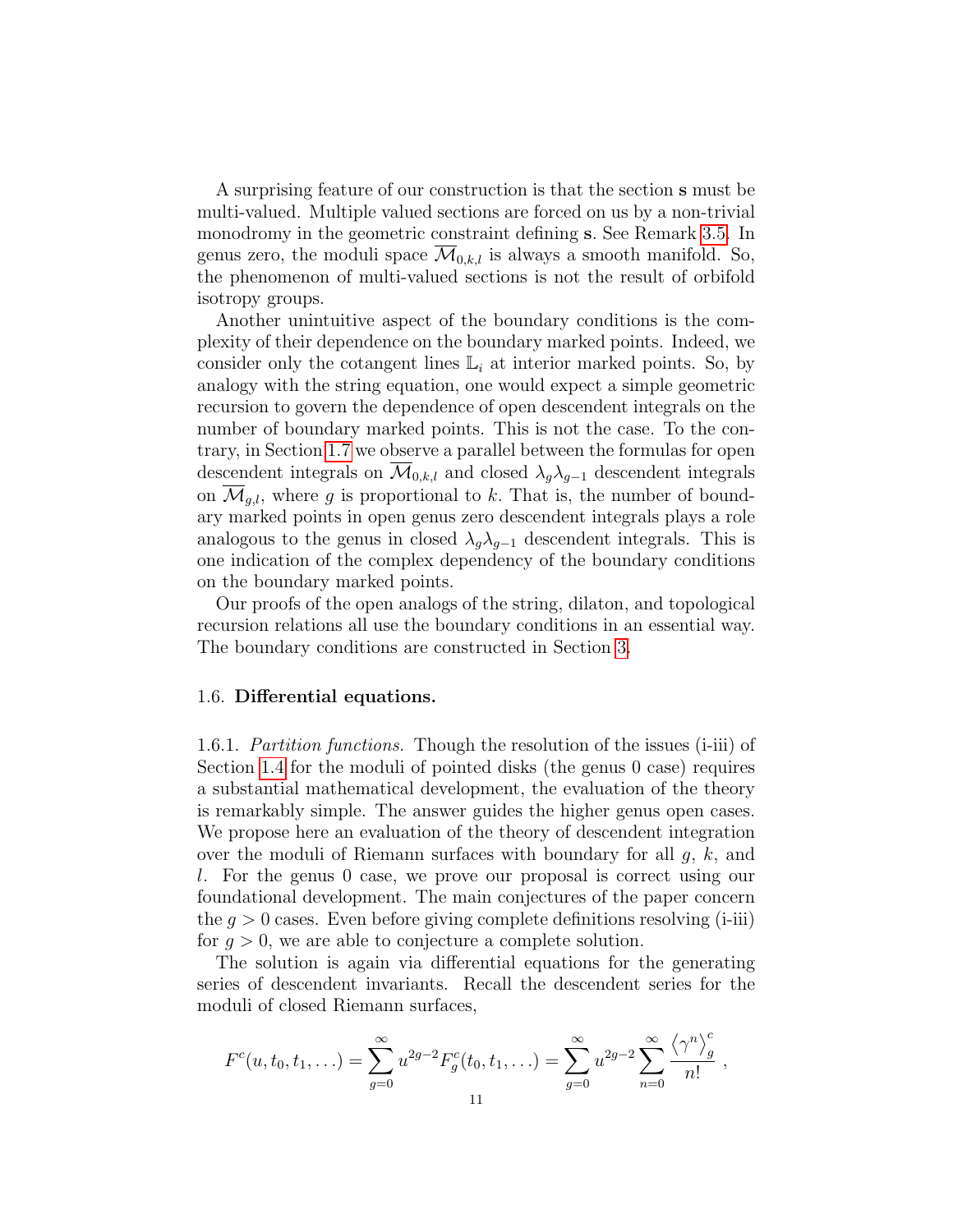A surprising feature of our construction is that the section $\mathbf{s}$ must be multi-valued. Multiple valued sections are forced on us by a non-trivial monodromy in the geometric constraint defining $\mathbf{s}$. See Remark 3.5. In genus zero, the moduli space $\overline{\mathcal{M}}_{0,k,l}$ is always a smooth manifold. So, the phenomenon of multi-valued sections is not the result of orbifold isotropy groups.

Another unintuitive aspect of the boundary conditions is the complexity of their dependence on the boundary marked points. Indeed, we consider only the cotangent lines $\mathbb{L}_i$ at interior marked points. So, by analogy with the string equation, one would expect a simple geometric recursion to govern the dependence of open descendent integrals on the number of boundary marked points. This is not the case. To the contrary, in Section 1.7 we observe a parallel between the formulas for open descendent integrals on $\overline{\mathcal{M}}_{0,k,l}$ and closed $\lambda_g\lambda_{g-1}$ descendent integrals on $\overline{\mathcal{M}}_{g,l}$, where $g$ is proportional to $k$. That is, the number of boundary marked points in open genus zero descendent integrals plays a role analogous to the genus in closed $\lambda_g\lambda_{g-1}$ descendent integrals. This is one indication of the complex dependency of the boundary conditions on the boundary marked points.

Our proofs of the open analogs of the string, dilaton, and topological recursion relations all use the boundary conditions in an essential way. The boundary conditions are constructed in Section 3.

## 1.6. Differential equations.

1.6.1. *Partition functions.* Though the resolution of the issues (i-iii) of Section 1.4 for the moduli of pointed disks (the genus 0 case) requires a substantial mathematical development, the evaluation of the theory is remarkably simple. The answer guides the higher genus open cases. We propose here an evaluation of the theory of descendent integration over the moduli of Riemann surfaces with boundary for all $g$, $k$, and $l$. For the genus 0 case, we prove our proposal is correct using our foundational development. The main conjectures of the paper concern the $g > 0$ cases. Even before giving complete definitions resolving (i-iii) for $g > 0$, we are able to conjecture a complete solution.

The solution is again via differential equations for the generating series of descendent invariants. Recall the descendent series for the moduli of closed Riemann surfaces,

$$F^c(u, t_0, t_1, \ldots) = \sum_{g=0}^{\infty} u^{2g-2} F_g^c(t_0, t_1, \ldots) = \sum_{g=0}^{\infty} u^{2g-2} \sum_{n=0}^{\infty} \frac{\left\langle \gamma^n \right\rangle_g^c}{n!} \ ,$$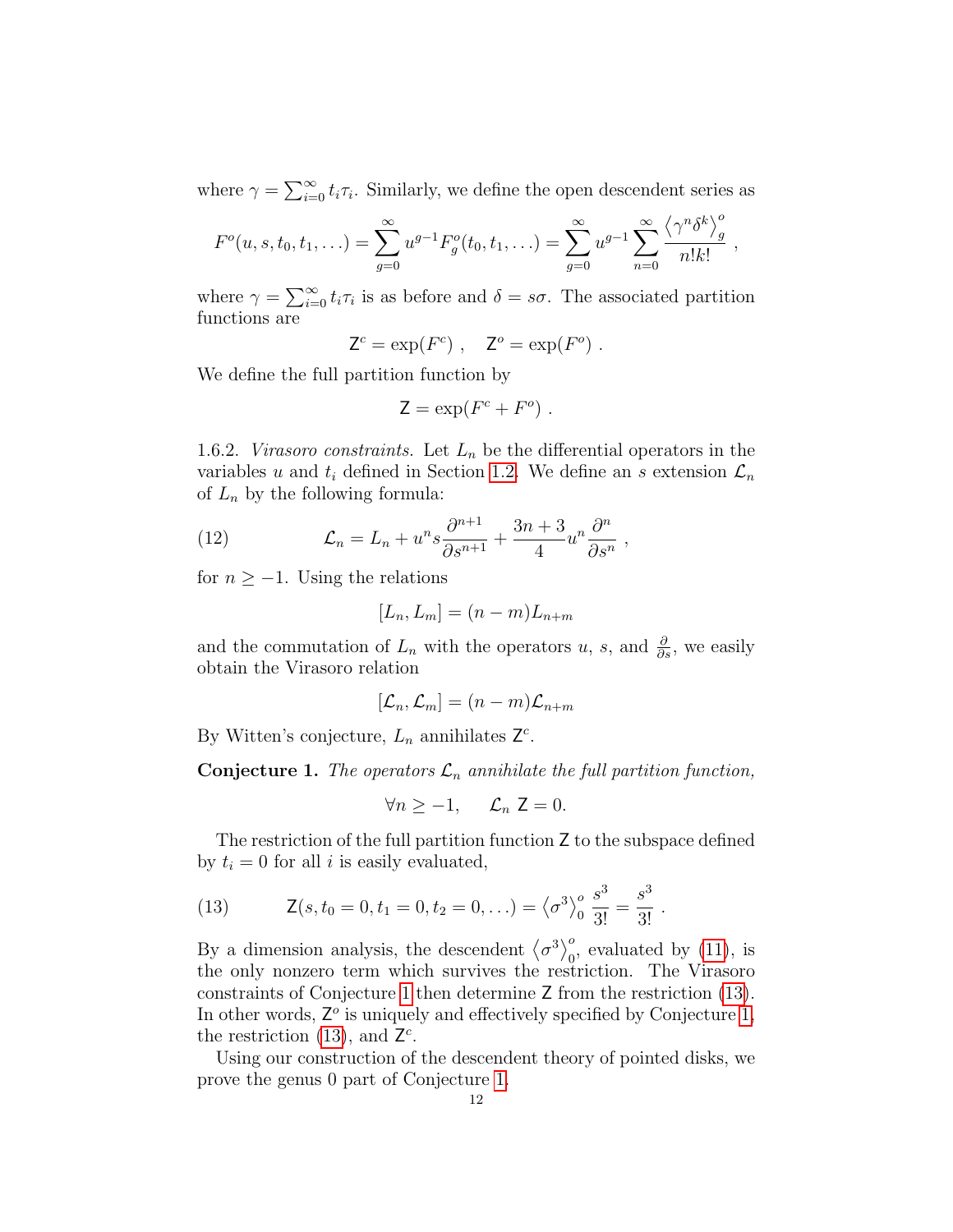where $\gamma = \sum_{i=0}^{\infty} t_i \tau_i$. Similarly, we define the open descendent series as

$$F^o(u, s, t_0, t_1, \ldots) = \sum_{g=0}^{\infty} u^{g-1} F_g^o(t_0, t_1, \ldots) = \sum_{g=0}^{\infty} u^{g-1} \sum_{n=0}^{\infty} \frac{\left\langle \gamma^n \delta^k \right\rangle_g^o}{n!k!} \ ,$$

where $\gamma = \sum_{i=0}^{\infty} t_i \tau_i$ is as before and $\delta = s\sigma$. The associated partition functions are

$$\mathsf{Z}^c = \exp(F^c) \ , \quad \mathsf{Z}^o = \exp(F^o) \ .$$

We define the full partition function by

$$\mathsf{Z} = \exp(F^c + F^o) \ .$$

1.6.2. *Virasoro constraints.* Let $L_n$ be the differential operators in the variables $u$ and $t_i$ defined in Section 1.2. We define an $s$ extension $\mathcal{L}_n$ of $L_n$ by the following formula:

$$\mathcal{L}_n = L_n + u^n s \frac{\partial^{n+1}}{\partial s^{n+1}} + \frac{3n+3}{4} u^n \frac{\partial^n}{\partial s^n} \ , \tag{12}$$

for $n \geq -1$. Using the relations

$$[L_n, L_m] = (n-m)L_{n+m}$$

and the commutation of $L_n$ with the operators $u$, $s$, and $\frac{\partial}{\partial s}$, we easily obtain the Virasoro relation

$$[\mathcal{L}_n, \mathcal{L}_m] = (n-m)\mathcal{L}_{n+m}$$

By Witten's conjecture, $L_n$ annihilates $\mathsf{Z}^c$.

**Conjecture 1.** *The operators $\mathcal{L}_n$ annihilate the full partition function,*

$$\forall n \geq -1, \quad \mathcal{L}_n \ \mathsf{Z} = 0.$$

The restriction of the full partition function $\mathsf{Z}$ to the subspace defined by $t_i = 0$ for all $i$ is easily evaluated,

$$\mathsf{Z}(s, t_0 = 0, t_1 = 0, t_2 = 0, \ldots) = \left\langle \sigma^3 \right\rangle_0^o \frac{s^3}{3!} = \frac{s^3}{3!} \ . \tag{13}$$

By a dimension analysis, the descendent $\left\langle \sigma^3 \right\rangle_0^o$, evaluated by (11), is the only nonzero term which survives the restriction. The Virasoro constraints of Conjecture 1 then determine $\mathsf{Z}$ from the restriction (13). In other words, $\mathsf{Z}^o$ is uniquely and effectively specified by Conjecture 1, the restriction (13), and $\mathsf{Z}^c$.

Using our construction of the descendent theory of pointed disks, we prove the genus 0 part of Conjecture 1.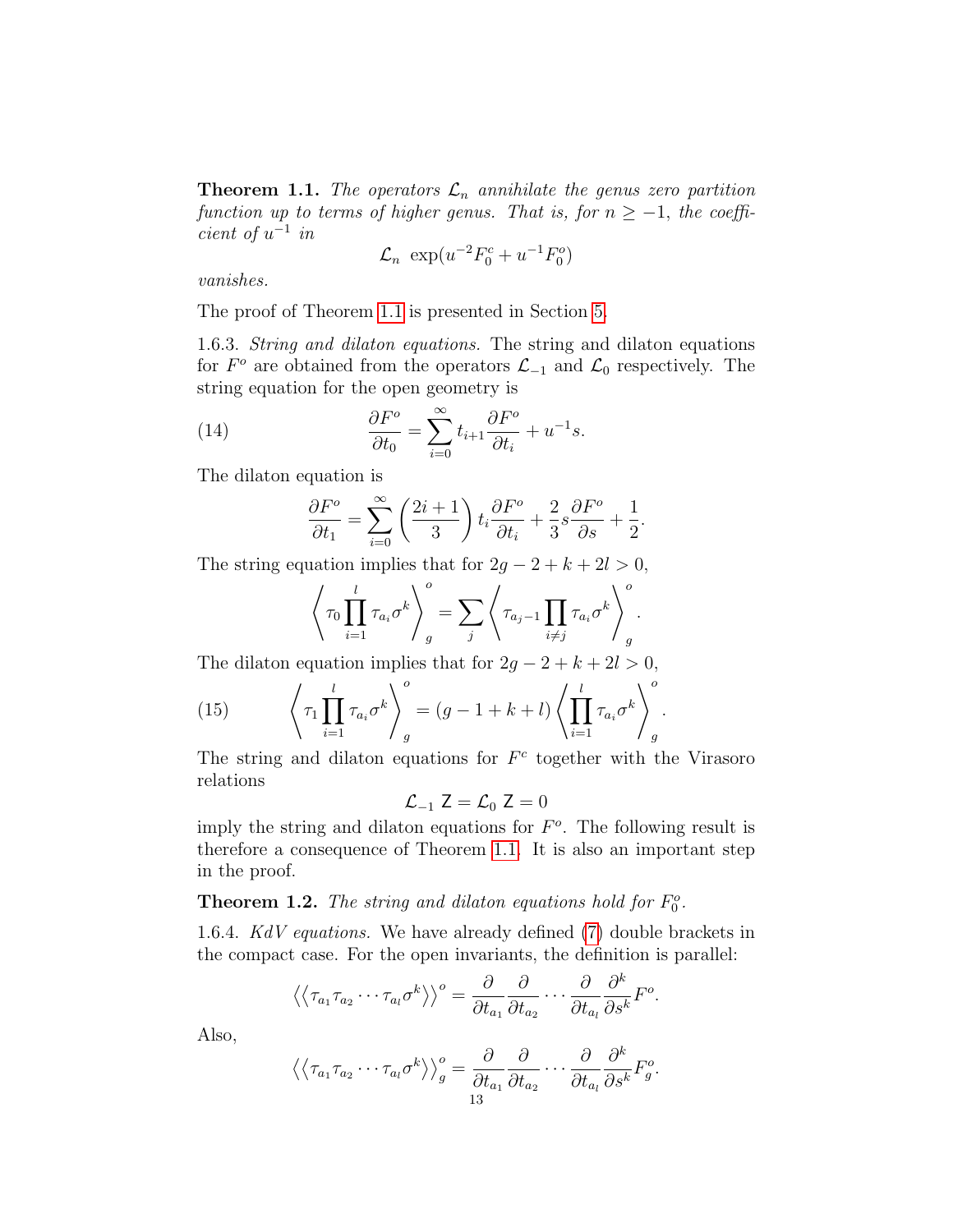**Theorem 1.1.** *The operators $\mathcal{L}_n$ annihilate the genus zero partition function up to terms of higher genus. That is, for $n \geq -1$, the coefficient of $u^{-1}$ in*

$$\mathcal{L}_n \, \exp(u^{-2}F_0^c + u^{-1}F_0^o)$$

*vanishes.*

The proof of Theorem 1.1 is presented in Section 5.

1.6.3. *String and dilaton equations.* The string and dilaton equations for $F^o$ are obtained from the operators $\mathcal{L}_{-1}$ and $\mathcal{L}_0$ respectively. The string equation for the open geometry is

$$\frac{\partial F^o}{\partial t_0} = \sum_{i=0}^{\infty} t_{i+1} \frac{\partial F^o}{\partial t_i} + u^{-1}s. \tag{14}$$

The dilaton equation is

$$\frac{\partial F^o}{\partial t_1} = \sum_{i=0}^{\infty} \left(\frac{2i+1}{3}\right) t_i \frac{\partial F^o}{\partial t_i} + \frac{2}{3} s \frac{\partial F^o}{\partial s} + \frac{1}{2}.$$

The string equation implies that for $2g-2+k+2l > 0$,

$$\left\langle \tau_0 \prod_{i=1}^{l} \tau_{a_i} \sigma^k \right\rangle_g^o = \sum_j \left\langle \tau_{a_j-1} \prod_{i \neq j} \tau_{a_i} \sigma^k \right\rangle_g^o.$$

The dilaton equation implies that for $2g-2+k+2l > 0$,

$$\left\langle \tau_1 \prod_{i=1}^{l} \tau_{a_i} \sigma^k \right\rangle_g^o = (g-1+k+l) \left\langle \prod_{i=1}^{l} \tau_{a_i} \sigma^k \right\rangle_g^o. \tag{15}$$

The string and dilaton equations for $F^c$ together with the Virasoro relations

$$\mathcal{L}_{-1} \, \mathsf{Z} = \mathcal{L}_0 \, \mathsf{Z} = 0$$

imply the string and dilaton equations for $F^o$. The following result is therefore a consequence of Theorem 1.1. It is also an important step in the proof.

**Theorem 1.2.** *The string and dilaton equations hold for $F_0^o$.*

1.6.4. *KdV equations.* We have already defined (7) double brackets in the compact case. For the open invariants, the definition is parallel:

$$\langle\langle \tau_{a_1} \tau_{a_2} \cdots \tau_{a_l} \sigma^k \rangle\rangle^o = \frac{\partial}{\partial t_{a_1}} \frac{\partial}{\partial t_{a_2}} \cdots \frac{\partial}{\partial t_{a_l}} \frac{\partial^k}{\partial s^k} F^o.$$

Also,

$$\langle\langle \tau_{a_1} \tau_{a_2} \cdots \tau_{a_l} \sigma^k \rangle\rangle_g^o = \frac{\partial}{\partial t_{a_1}} \frac{\partial}{\partial t_{a_2}} \cdots \frac{\partial}{\partial t_{a_l}} \frac{\partial^k}{\partial s^k} F_g^o.$$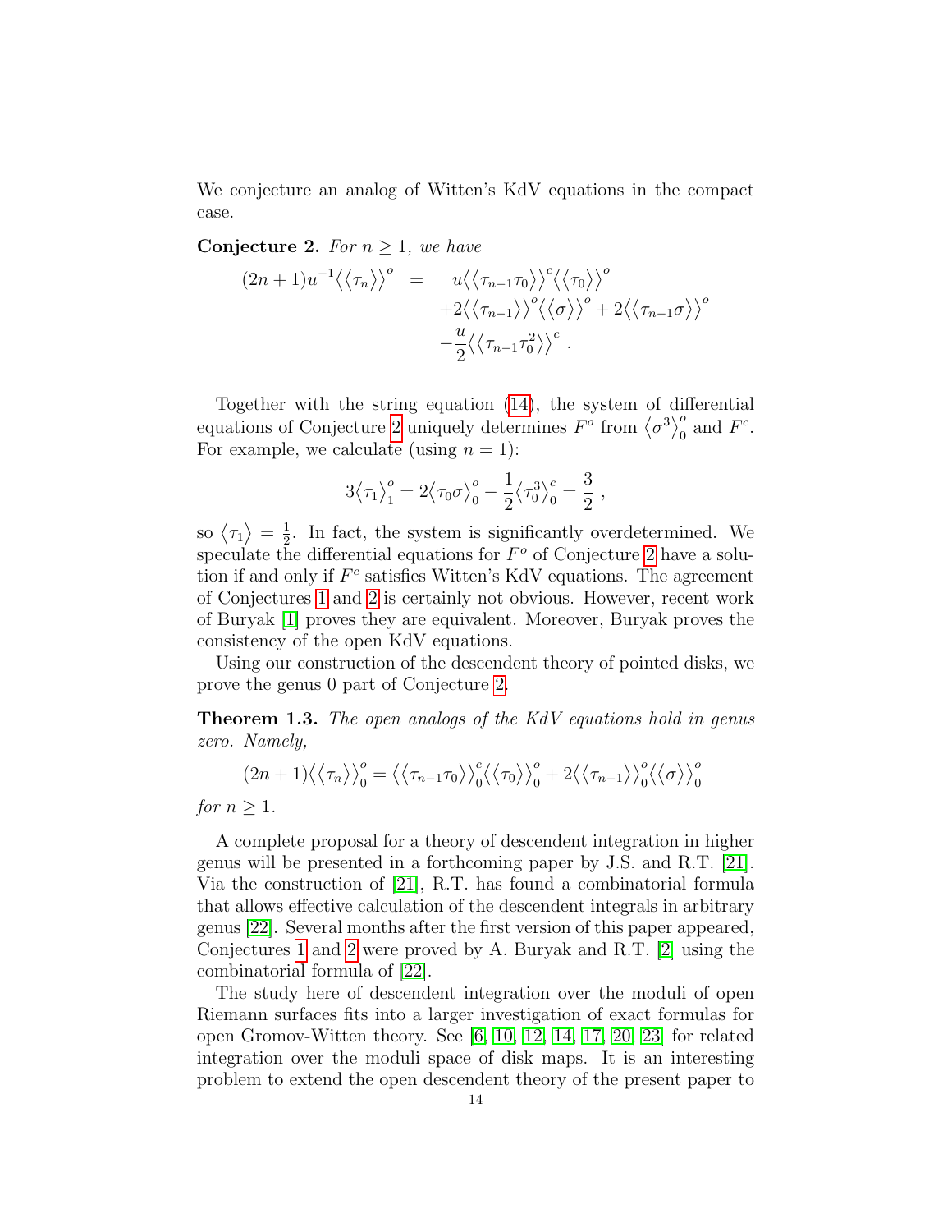We conjecture an analog of Witten's KdV equations in the compact case.

**Conjecture 2.** *For $n \geq 1$, we have*

$$
\begin{aligned}
(2n+1)u^{-1}\big\langle\big\langle \tau_n \big\rangle\big\rangle^o \;=\;\; & u\big\langle\big\langle \tau_{n-1}\tau_0 \big\rangle\big\rangle^c \big\langle\big\langle \tau_0 \big\rangle\big\rangle^o \\
& +2\big\langle\big\langle \tau_{n-1} \big\rangle\big\rangle^o \big\langle\big\langle \sigma \big\rangle\big\rangle^o + 2\big\langle\big\langle \tau_{n-1}\sigma \big\rangle\big\rangle^o \\
& -\frac{u}{2}\big\langle\big\langle \tau_{n-1}\tau_0^2 \big\rangle\big\rangle^c .
\end{aligned}
$$

Together with the string equation (14), the system of differential equations of Conjecture 2 uniquely determines $F^o$ from $\big\langle \sigma^3 \big\rangle_0^o$ and $F^c$. For example, we calculate (using $n=1$):

$$
3\big\langle \tau_1 \big\rangle_1^o = 2\big\langle \tau_0\sigma \big\rangle_0^o - \frac{1}{2}\big\langle \tau_0^3 \big\rangle_0^c = \frac{3}{2} ,
$$

so $\big\langle \tau_1 \big\rangle = \frac{1}{2}$. In fact, the system is significantly overdetermined. We speculate the differential equations for $F^o$ of Conjecture 2 have a solution if and only if $F^c$ satisfies Witten's KdV equations. The agreement of Conjectures 1 and 2 is certainly not obvious. However, recent work of Buryak [1] proves they are equivalent. Moreover, Buryak proves the consistency of the open KdV equations.

Using our construction of the descendent theory of pointed disks, we prove the genus 0 part of Conjecture 2.

**Theorem 1.3.** *The open analogs of the KdV equations hold in genus zero. Namely,*

$$
(2n+1)\big\langle\big\langle \tau_n \big\rangle\big\rangle_0^o = \big\langle\big\langle \tau_{n-1}\tau_0 \big\rangle\big\rangle_0^c \big\langle\big\langle \tau_0 \big\rangle\big\rangle_0^o + 2\big\langle\big\langle \tau_{n-1} \big\rangle\big\rangle_0^o \big\langle\big\langle \sigma \big\rangle\big\rangle_0^o
$$

*for $n \geq 1$.*

A complete proposal for a theory of descendent integration in higher genus will be presented in a forthcoming paper by J.S. and R.T. [21]. Via the construction of [21], R.T. has found a combinatorial formula that allows effective calculation of the descendent integrals in arbitrary genus [22]. Several months after the first version of this paper appeared, Conjectures 1 and 2 were proved by A. Buryak and R.T. [2] using the combinatorial formula of [22].

The study here of descendent integration over the moduli of open Riemann surfaces fits into a larger investigation of exact formulas for open Gromov-Witten theory. See [6, 10, 12, 14, 17, 20, 23] for related integration over the moduli space of disk maps. It is an interesting problem to extend the open descendent theory of the present paper to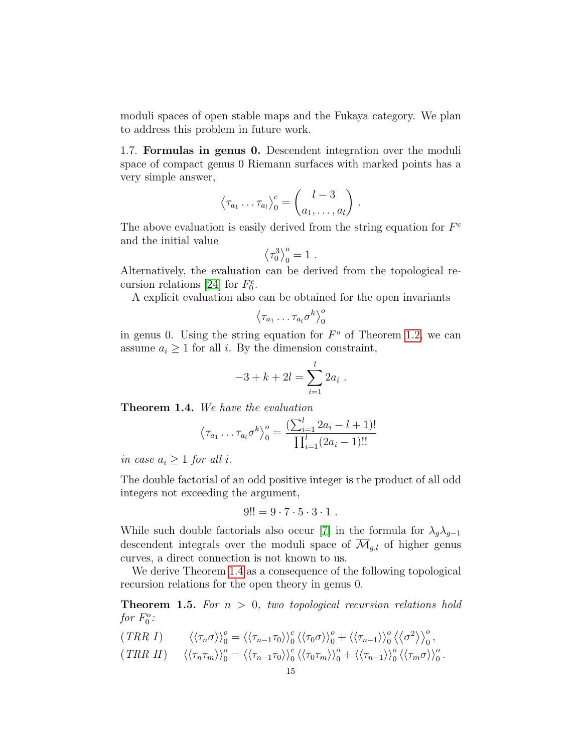moduli spaces of open stable maps and the Fukaya category. We plan to address this problem in future work.

1.7. **Formulas in genus 0.** Descendent integration over the moduli space of compact genus 0 Riemann surfaces with marked points has a very simple answer,

$$\left\langle \tau_{a_1} \ldots \tau_{a_l} \right\rangle_0^c = \binom{l-3}{a_1, \ldots, a_l} .$$

The above evaluation is easily derived from the string equation for $F^c$ and the initial value

$$\left\langle \tau_0^3 \right\rangle_0^o = 1 .$$

Alternatively, the evaluation can be derived from the topological recursion relations [24] for $F_0^c$.

A explicit evaluation also can be obtained for the open invariants

$$\left\langle \tau_{a_1} \ldots \tau_{a_l} \sigma^k \right\rangle_0^o$$

in genus 0. Using the string equation for $F^o$ of Theorem 1.2, we can assume $a_i \geq 1$ for all $i$. By the dimension constraint,

$$-3 + k + 2l = \sum_{i=1}^{l} 2a_i .$$

**Theorem 1.4.** *We have the evaluation*

$$\left\langle \tau_{a_1} \ldots \tau_{a_l} \sigma^k \right\rangle_0^o = \frac{(\sum_{i=1}^l 2a_i - l + 1)!}{\prod_{i=1}^l (2a_i - 1)!!}$$

*in case $a_i \geq 1$ for all $i$.*

The double factorial of an odd positive integer is the product of all odd integers not exceeding the argument,

$$9!! = 9 \cdot 7 \cdot 5 \cdot 3 \cdot 1 .$$

While such double factorials also occur [7] in the formula for $\lambda_g \lambda_{g-1}$ descendent integrals over the moduli space of $\overline{\mathcal{M}}_{g,l}$ of higher genus curves, a direct connection is not known to us.

We derive Theorem 1.4 as a consequence of the following topological recursion relations for the open theory in genus 0.

**Theorem 1.5.** *For $n > 0$, two topological recursion relations hold for $F_0^o$:*

$$(TRR\ I) \qquad \langle\langle \tau_n \sigma \rangle\rangle_0^o = \langle\langle \tau_{n-1} \tau_0 \rangle\rangle_0^c \langle\langle \tau_0 \sigma \rangle\rangle_0^o + \langle\langle \tau_{n-1} \rangle\rangle_0^o \left\langle\left\langle \sigma^2 \right\rangle\right\rangle_0^o ,$$

$$(TRR\ II) \qquad \langle\langle \tau_n \tau_m \rangle\rangle_0^o = \langle\langle \tau_{n-1} \tau_0 \rangle\rangle_0^c \langle\langle \tau_0 \tau_m \rangle\rangle_0^o + \langle\langle \tau_{n-1} \rangle\rangle_0^o \langle\langle \tau_m \sigma \rangle\rangle_0^o .$$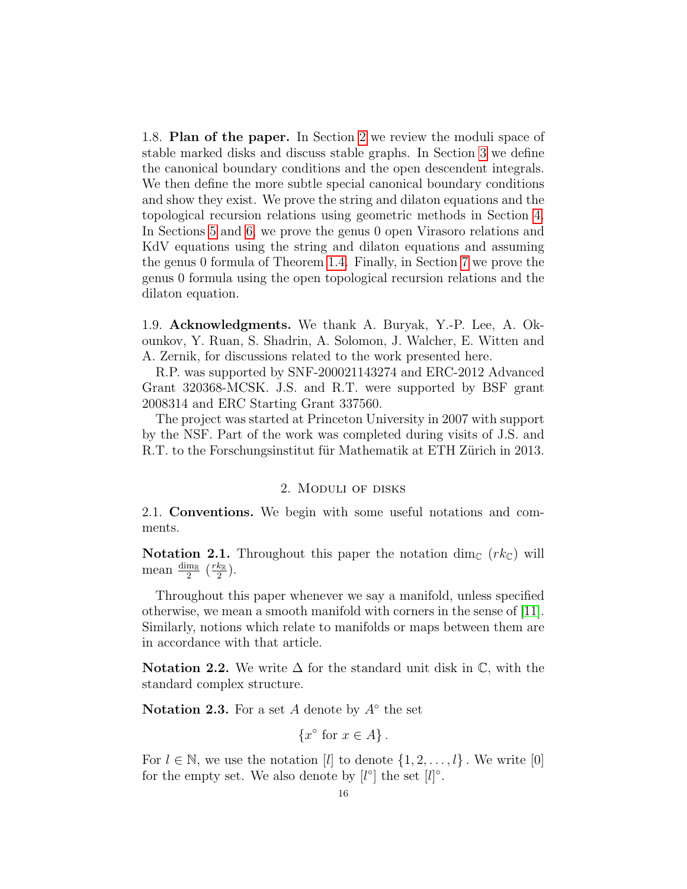1.8. **Plan of the paper.** In Section 2 we review the moduli space of stable marked disks and discuss stable graphs. In Section 3 we define the canonical boundary conditions and the open descendent integrals. We then define the more subtle special canonical boundary conditions and show they exist. We prove the string and dilaton equations and the topological recursion relations using geometric methods in Section 4. In Sections 5 and 6, we prove the genus 0 open Virasoro relations and KdV equations using the string and dilaton equations and assuming the genus 0 formula of Theorem 1.4. Finally, in Section 7 we prove the genus 0 formula using the open topological recursion relations and the dilaton equation.

1.9. **Acknowledgments.** We thank A. Buryak, Y.-P. Lee, A. Okounkov, Y. Ruan, S. Shadrin, A. Solomon, J. Walcher, E. Witten and A. Zernik, for discussions related to the work presented here.

R.P. was supported by SNF-200021143274 and ERC-2012 Advanced Grant 320368-MCSK. J.S. and R.T. were supported by BSF grant 2008314 and ERC Starting Grant 337560.

The project was started at Princeton University in 2007 with support by the NSF. Part of the work was completed during visits of J.S. and R.T. to the Forschungsinstitut für Mathematik at ETH Zürich in 2013.

## 2. Moduli of disks

2.1. **Conventions.** We begin with some useful notations and comments.

**Notation 2.1.** Throughout this paper the notation $\dim_{\mathbb{C}}$ ($rk_{\mathbb{C}}$) will mean $\frac{\dim_{\mathbb{R}}}{2}$ ($\frac{rk_{\mathbb{R}}}{2}$).

Throughout this paper whenever we say a manifold, unless specified otherwise, we mean a smooth manifold with corners in the sense of [11]. Similarly, notions which relate to manifolds or maps between them are in accordance with that article.

**Notation 2.2.** We write $\Delta$ for the standard unit disk in $\mathbb{C}$, with the standard complex structure.

**Notation 2.3.** For a set $A$ denote by $A^\circ$ the set

$$\{x^\circ \text{ for } x \in A\}.$$

For $l \in \mathbb{N}$, we use the notation $[l]$ to denote $\{1, 2, \ldots, l\}$. We write $[0]$ for the empty set. We also denote by $[l^\circ]$ the set $[l]^\circ$.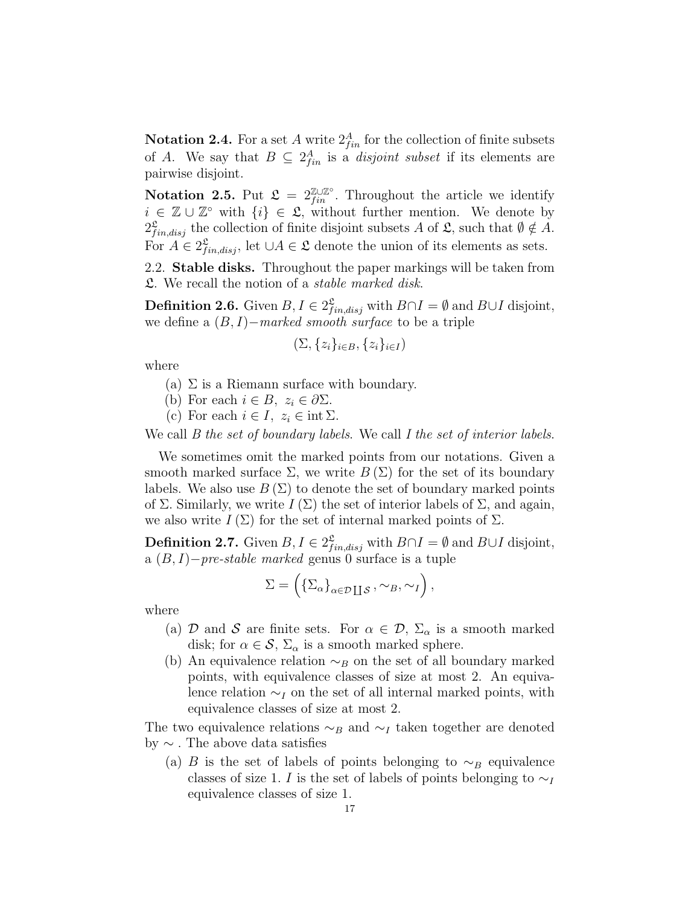**Notation 2.4.** For a set $A$ write $2^A_{fin}$ for the collection of finite subsets of $A$. We say that $B \subseteq 2^A_{fin}$ is a *disjoint subset* if its elements are pairwise disjoint.

**Notation 2.5.** Put $\mathfrak{L} = 2^{\mathbb{Z}\cup\mathbb{Z}^\circ}_{fin}$. Throughout the article we identify $i \in \mathbb{Z}\cup\mathbb{Z}^\circ$ with $\{i\} \in \mathfrak{L}$, without further mention. We denote by $2^{\mathfrak{L}}_{fin,disj}$ the collection of finite disjoint subsets $A$ of $\mathfrak{L}$, such that $\emptyset \notin A$. For $A \in 2^{\mathfrak{L}}_{fin,disj}$, let $\cup A \in \mathfrak{L}$ denote the union of its elements as sets.

## 2.2. Stable disks.

Throughout the paper markings will be taken from $\mathfrak{L}$. We recall the notion of a *stable marked disk*.

**Definition 2.6.** Given $B, I \in 2^{\mathfrak{L}}_{fin,disj}$ with $B\cap I = \emptyset$ and $B\cup I$ disjoint, we define a $(B, I)-$*marked smooth surface* to be a triple

$$(\Sigma, \{z_i\}_{i\in B}, \{z_i\}_{i\in I})$$

where

(a) $\Sigma$ is a Riemann surface with boundary.
(b) For each $i \in B,\ z_i \in \partial\Sigma$.
(c) For each $i \in I,\ z_i \in \operatorname{int}\Sigma$.

We call $B$ *the set of boundary labels*. We call $I$ *the set of interior labels*.

We sometimes omit the marked points from our notations. Given a smooth marked surface $\Sigma$, we write $B(\Sigma)$ for the set of its boundary labels. We also use $B(\Sigma)$ to denote the set of boundary marked points of $\Sigma$. Similarly, we write $I(\Sigma)$ the set of interior labels of $\Sigma$, and again, we also write $I(\Sigma)$ for the set of internal marked points of $\Sigma$.

**Definition 2.7.** Given $B, I \in 2^{\mathfrak{L}}_{fin,disj}$ with $B\cap I = \emptyset$ and $B\cup I$ disjoint, a $(B, I)-$*pre-stable marked* genus 0 surface is a tuple

$$\Sigma = \left(\{\Sigma_\alpha\}_{\alpha\in\mathcal{D}\coprod\mathcal{S}}, \sim_B, \sim_I\right),$$

where

(a) $\mathcal{D}$ and $\mathcal{S}$ are finite sets. For $\alpha \in \mathcal{D}$, $\Sigma_\alpha$ is a smooth marked disk; for $\alpha \in \mathcal{S}$, $\Sigma_\alpha$ is a smooth marked sphere.
(b) An equivalence relation $\sim_B$ on the set of all boundary marked points, with equivalence classes of size at most 2. An equivalence relation $\sim_I$ on the set of all internal marked points, with equivalence classes of size at most 2.

The two equivalence relations $\sim_B$ and $\sim_I$ taken together are denoted by $\sim$. The above data satisfies

(a) $B$ is the set of labels of points belonging to $\sim_B$ equivalence classes of size 1. $I$ is the set of labels of points belonging to $\sim_I$ equivalence classes of size 1.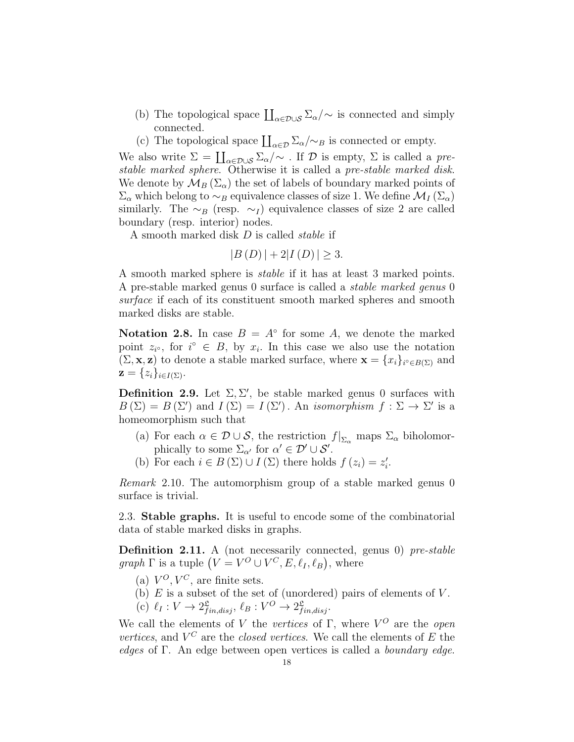(b) The topological space $\coprod_{\alpha\in\mathcal{D}\cup\mathcal{S}}\Sigma_\alpha/\sim$ is connected and simply connected.

(c) The topological space $\coprod_{\alpha\in\mathcal{D}}\Sigma_\alpha/\sim_B$ is connected or empty.

We also write $\Sigma = \coprod_{\alpha\in\mathcal{D}\cup\mathcal{S}}\Sigma_\alpha/\sim$ . If $\mathcal{D}$ is empty, $\Sigma$ is called a *pre-stable marked sphere*. Otherwise it is called a *pre-stable marked disk*. We denote by $\mathcal{M}_B(\Sigma_\alpha)$ the set of labels of boundary marked points of $\Sigma_\alpha$ which belong to $\sim_B$ equivalence classes of size 1. We define $\mathcal{M}_I(\Sigma_\alpha)$ similarly. The $\sim_B$ (resp. $\sim_I$) equivalence classes of size 2 are called boundary (resp. interior) nodes.

A smooth marked disk $D$ is called *stable* if

$$|B(D)| + 2|I(D)| \geq 3.$$

A smooth marked sphere is *stable* if it has at least 3 marked points. A pre-stable marked genus 0 surface is called a *stable marked genus* 0 *surface* if each of its constituent smooth marked spheres and smooth marked disks are stable.

**Notation 2.8.** In case $B = A^\circ$ for some $A$, we denote the marked point $z_{i^\circ}$, for $i^\circ \in B$, by $x_i$. In this case we also use the notation $(\Sigma, \mathbf{x}, \mathbf{z})$ to denote a stable marked surface, where $\mathbf{x} = \{x_i\}_{i^\circ\in B(\Sigma)}$ and $\mathbf{z} = \{z_i\}_{i\in I(\Sigma)}$.

**Definition 2.9.** Let $\Sigma, \Sigma'$, be stable marked genus 0 surfaces with $B(\Sigma) = B(\Sigma')$ and $I(\Sigma) = I(\Sigma')$. An *isomorphism* $f : \Sigma \to \Sigma'$ is a homeomorphism such that

(a) For each $\alpha \in \mathcal{D}\cup\mathcal{S}$, the restriction $f|_{\Sigma_\alpha}$ maps $\Sigma_\alpha$ biholomorphically to some $\Sigma_{\alpha'}$ for $\alpha' \in \mathcal{D}'\cup\mathcal{S}'$.

(b) For each $i \in B(\Sigma)\cup I(\Sigma)$ there holds $f(z_i) = z'_i$.

*Remark* 2.10. The automorphism group of a stable marked genus 0 surface is trivial.

### 2.3. Stable graphs.

It is useful to encode some of the combinatorial data of stable marked disks in graphs.

**Definition 2.11.** A (not necessarily connected, genus 0) *pre-stable graph* $\Gamma$ is a tuple $\left(V = V^O \cup V^C, E, \ell_I, \ell_B\right)$, where

(a) $V^O, V^C$, are finite sets.

(b) $E$ is a subset of the set of (unordered) pairs of elements of $V$.

(c) $\ell_I : V \to 2^{\mathfrak{L}}_{fin,disj}$, $\ell_B : V^O \to 2^{\mathfrak{L}}_{fin,disj}$.

We call the elements of $V$ the *vertices* of $\Gamma$, where $V^O$ are the *open vertices*, and $V^C$ are the *closed vertices*. We call the elements of $E$ the *edges* of $\Gamma$. An edge between open vertices is called a *boundary edge*.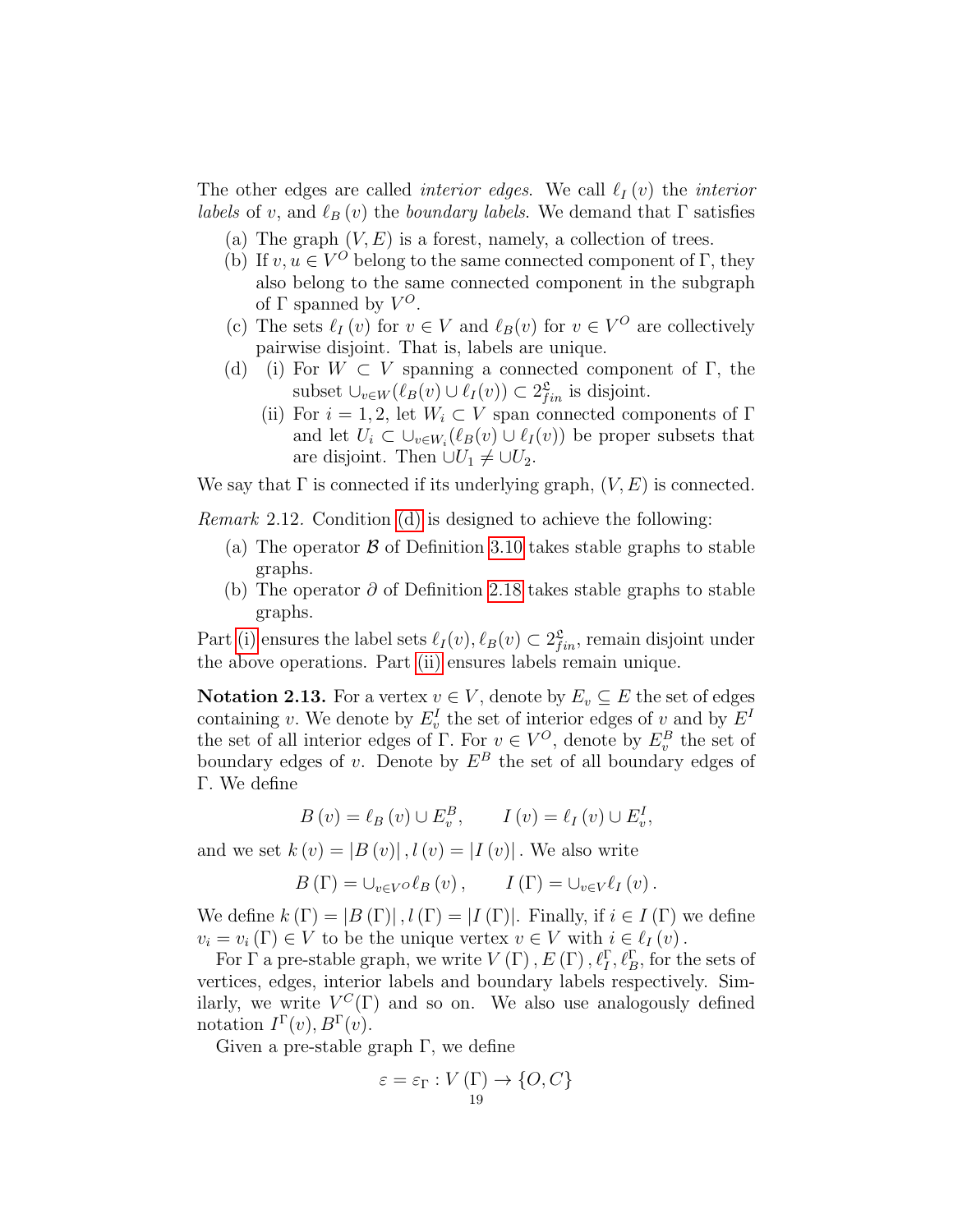The other edges are called *interior edges*. We call $\ell_I(v)$ the *interior labels* of $v$, and $\ell_B(v)$ the *boundary labels*. We demand that $\Gamma$ satisfies

(a) The graph $(V, E)$ is a forest, namely, a collection of trees.
(b) If $v, u \in V^O$ belong to the same connected component of $\Gamma$, they also belong to the same connected component in the subgraph of $\Gamma$ spanned by $V^O$.
(c) The sets $\ell_I(v)$ for $v \in V$ and $\ell_B(v)$ for $v \in V^O$ are collectively pairwise disjoint. That is, labels are unique.
(d) (i) For $W \subset V$ spanning a connected component of $\Gamma$, the subset $\cup_{v\in W}(\ell_B(v) \cup \ell_I(v)) \subset 2^{\mathfrak{c}}_{fin}$ is disjoint.
 (ii) For $i = 1, 2$, let $W_i \subset V$ span connected components of $\Gamma$ and let $U_i \subset \cup_{v\in W_i}(\ell_B(v) \cup \ell_I(v))$ be proper subsets that are disjoint. Then $\cup U_1 \neq \cup U_2$.

We say that $\Gamma$ is connected if its underlying graph, $(V, E)$ is connected.

*Remark* 2.12. Condition (d) is designed to achieve the following:

(a) The operator $\mathcal{B}$ of Definition 3.10 takes stable graphs to stable graphs.
(b) The operator $\partial$ of Definition 2.18 takes stable graphs to stable graphs.

Part (i) ensures the label sets $\ell_I(v), \ell_B(v) \subset 2^{\mathfrak{c}}_{fin}$, remain disjoint under the above operations. Part (ii) ensures labels remain unique.

**Notation 2.13.** For a vertex $v \in V$, denote by $E_v \subseteq E$ the set of edges containing $v$. We denote by $E^I_v$ the set of interior edges of $v$ and by $E^I$ the set of all interior edges of $\Gamma$. For $v \in V^O$, denote by $E^B_v$ the set of boundary edges of $v$. Denote by $E^B$ the set of all boundary edges of $\Gamma$. We define

$$B(v) = \ell_B(v) \cup E^B_v, \qquad I(v) = \ell_I(v) \cup E^I_v,$$

and we set $k(v) = |B(v)|, l(v) = |I(v)|$. We also write

$$B(\Gamma) = \cup_{v\in V^O} \ell_B(v), \qquad I(\Gamma) = \cup_{v\in V} \ell_I(v).$$

We define $k(\Gamma) = |B(\Gamma)|, l(\Gamma) = |I(\Gamma)|$. Finally, if $i \in I(\Gamma)$ we define $v_i = v_i(\Gamma) \in V$ to be the unique vertex $v \in V$ with $i \in \ell_I(v)$.

For $\Gamma$ a pre-stable graph, we write $V(\Gamma), E(\Gamma), \ell^\Gamma_I, \ell^\Gamma_B$, for the sets of vertices, edges, interior labels and boundary labels respectively. Similarly, we write $V^C(\Gamma)$ and so on. We also use analogously defined notation $I^\Gamma(v), B^\Gamma(v)$.

Given a pre-stable graph $\Gamma$, we define

$$\varepsilon = \varepsilon_\Gamma : V(\Gamma) \to \{O, C\}$$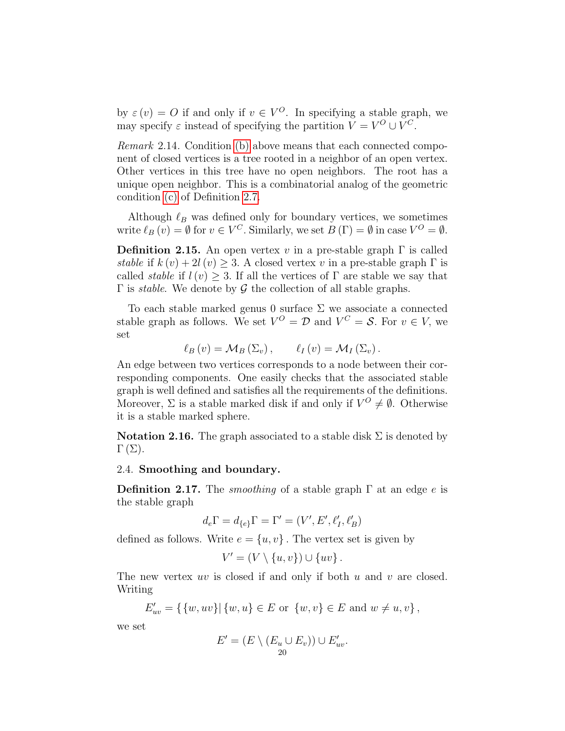by $\varepsilon(v) = O$ if and only if $v \in V^O$. In specifying a stable graph, we may specify $\varepsilon$ instead of specifying the partition $V = V^O \cup V^C$.

*Remark* 2.14. Condition (b) above means that each connected component of closed vertices is a tree rooted in a neighbor of an open vertex. Other vertices in this tree have no open neighbors. The root has a unique open neighbor. This is a combinatorial analog of the geometric condition (c) of Definition 2.7.

Although $\ell_B$ was defined only for boundary vertices, we sometimes write $\ell_B(v) = \emptyset$ for $v \in V^C$. Similarly, we set $B(\Gamma) = \emptyset$ in case $V^O = \emptyset$.

**Definition 2.15.** An open vertex $v$ in a pre-stable graph $\Gamma$ is called *stable* if $k(v) + 2l(v) \geq 3$. A closed vertex $v$ in a pre-stable graph $\Gamma$ is called *stable* if $l(v) \geq 3$. If all the vertices of $\Gamma$ are stable we say that $\Gamma$ is *stable*. We denote by $\mathcal{G}$ the collection of all stable graphs.

To each stable marked genus 0 surface $\Sigma$ we associate a connected stable graph as follows. We set $V^O = \mathcal{D}$ and $V^C = \mathcal{S}$. For $v \in V$, we set

$$\ell_B(v) = \mathcal{M}_B(\Sigma_v), \qquad \ell_I(v) = \mathcal{M}_I(\Sigma_v).$$

An edge between two vertices corresponds to a node between their corresponding components. One easily checks that the associated stable graph is well defined and satisfies all the requirements of the definitions. Moreover, $\Sigma$ is a stable marked disk if and only if $V^O \neq \emptyset$. Otherwise it is a stable marked sphere.

**Notation 2.16.** The graph associated to a stable disk $\Sigma$ is denoted by $\Gamma(\Sigma)$.

## 2.4. Smoothing and boundary.

**Definition 2.17.** The *smoothing* of a stable graph $\Gamma$ at an edge $e$ is the stable graph

$$d_e\Gamma = d_{\{e\}}\Gamma = \Gamma' = (V', E', \ell'_I, \ell'_B)$$

defined as follows. Write $e = \{u, v\}$. The vertex set is given by

$$V' = (V \setminus \{u, v\}) \cup \{uv\}.$$

The new vertex $uv$ is closed if and only if both $u$ and $v$ are closed. Writing

$$E'_{uv} = \{\{w, uv\} | \{w, u\} \in E \text{ or } \{w, v\} \in E \text{ and } w \neq u, v\},$$

we set

$$E' = (E \setminus (E_u \cup E_v)) \cup E'_{uv}.$$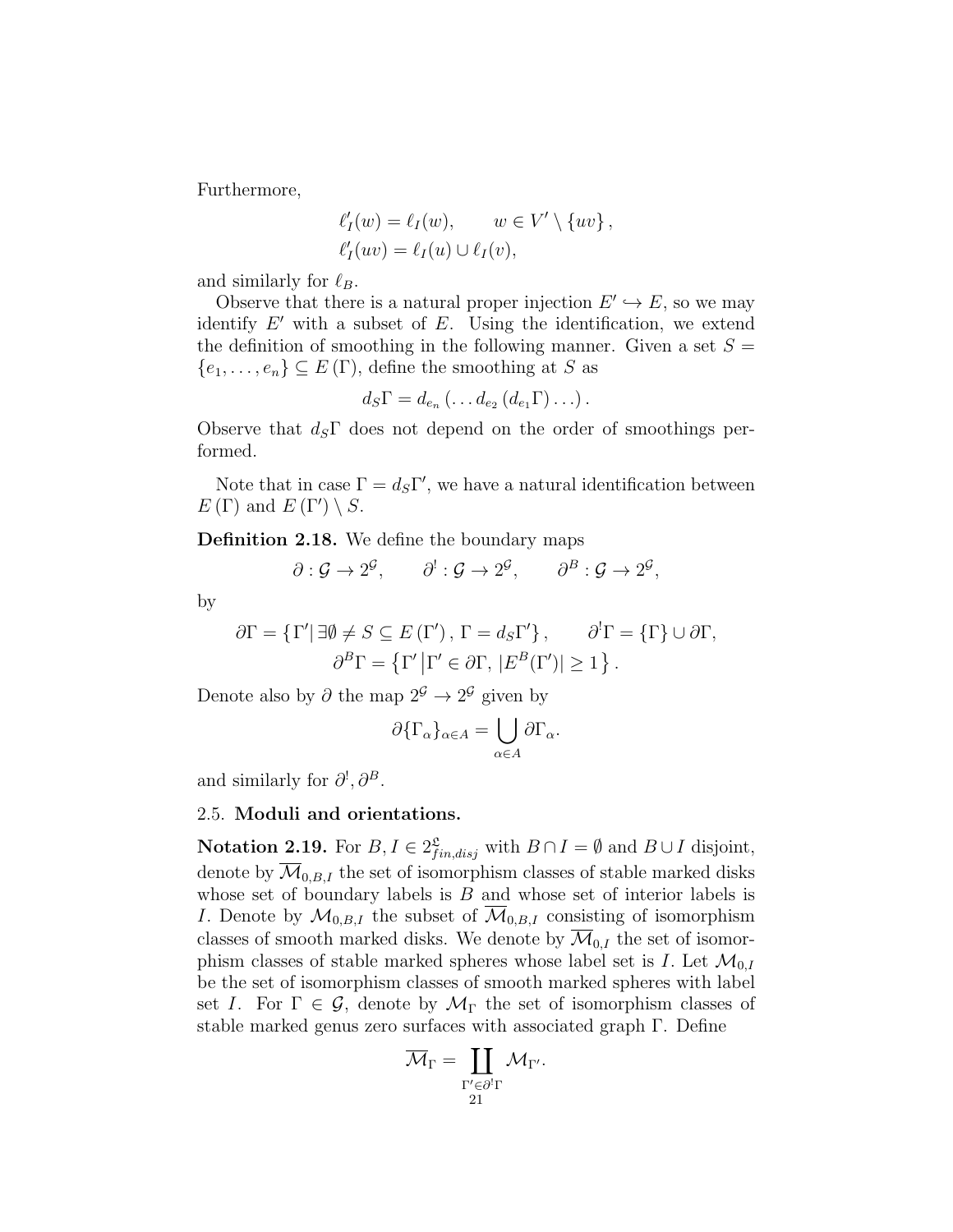Furthermore,

$$\ell'_I(w) = \ell_I(w), \qquad w \in V' \setminus \{uv\},$$
$$\ell'_I(uv) = \ell_I(u) \cup \ell_I(v),$$

and similarly for $\ell_B$.

Observe that there is a natural proper injection $E' \hookrightarrow E$, so we may identify $E'$ with a subset of $E$. Using the identification, we extend the definition of smoothing in the following manner. Given a set $S = \{e_1, \ldots, e_n\} \subseteq E(\Gamma)$, define the smoothing at $S$ as

$$d_S\Gamma = d_{e_n}(\ldots d_{e_2}(d_{e_1}\Gamma)\ldots).$$

Observe that $d_S\Gamma$ does not depend on the order of smoothings performed.

Note that in case $\Gamma = d_S\Gamma'$, we have a natural identification between $E(\Gamma)$ and $E(\Gamma') \setminus S$.

**Definition 2.18.** We define the boundary maps

$$\partial : \mathcal{G} \to 2^{\mathcal{G}}, \qquad \partial^! : \mathcal{G} \to 2^{\mathcal{G}}, \qquad \partial^B : \mathcal{G} \to 2^{\mathcal{G}},$$

by

$$\partial\Gamma = \{\Gamma' | \, \exists \emptyset \neq S \subseteq E(\Gamma'), \, \Gamma = d_S\Gamma'\}, \qquad \partial^!\Gamma = \{\Gamma\} \cup \partial\Gamma,$$
$$\partial^B\Gamma = \left\{\Gamma' \,\middle|\, \Gamma' \in \partial\Gamma, \, |E^B(\Gamma')| \geq 1\right\}.$$

Denote also by $\partial$ the map $2^{\mathcal{G}} \to 2^{\mathcal{G}}$ given by

$$\partial\{\Gamma_\alpha\}_{\alpha \in A} = \bigcup_{\alpha \in A} \partial\Gamma_\alpha.$$

and similarly for $\partial^!, \partial^B$.

## 2.5. Moduli and orientations.

**Notation 2.19.** For $B, I \in 2^{\mathfrak{L}}_{fin,disj}$ with $B \cap I = \emptyset$ and $B \cup I$ disjoint, denote by $\overline{\mathcal{M}}_{0,B,I}$ the set of isomorphism classes of stable marked disks whose set of boundary labels is $B$ and whose set of interior labels is $I$. Denote by $\mathcal{M}_{0,B,I}$ the subset of $\overline{\mathcal{M}}_{0,B,I}$ consisting of isomorphism classes of smooth marked disks. We denote by $\overline{\mathcal{M}}_{0,I}$ the set of isomorphism classes of stable marked spheres whose label set is $I$. Let $\mathcal{M}_{0,I}$ be the set of isomorphism classes of smooth marked spheres with label set $I$. For $\Gamma \in \mathcal{G}$, denote by $\mathcal{M}_\Gamma$ the set of isomorphism classes of stable marked genus zero surfaces with associated graph $\Gamma$. Define

$$\overline{\mathcal{M}}_\Gamma = \coprod_{\Gamma' \in \partial^!\Gamma} \mathcal{M}_{\Gamma'}.$$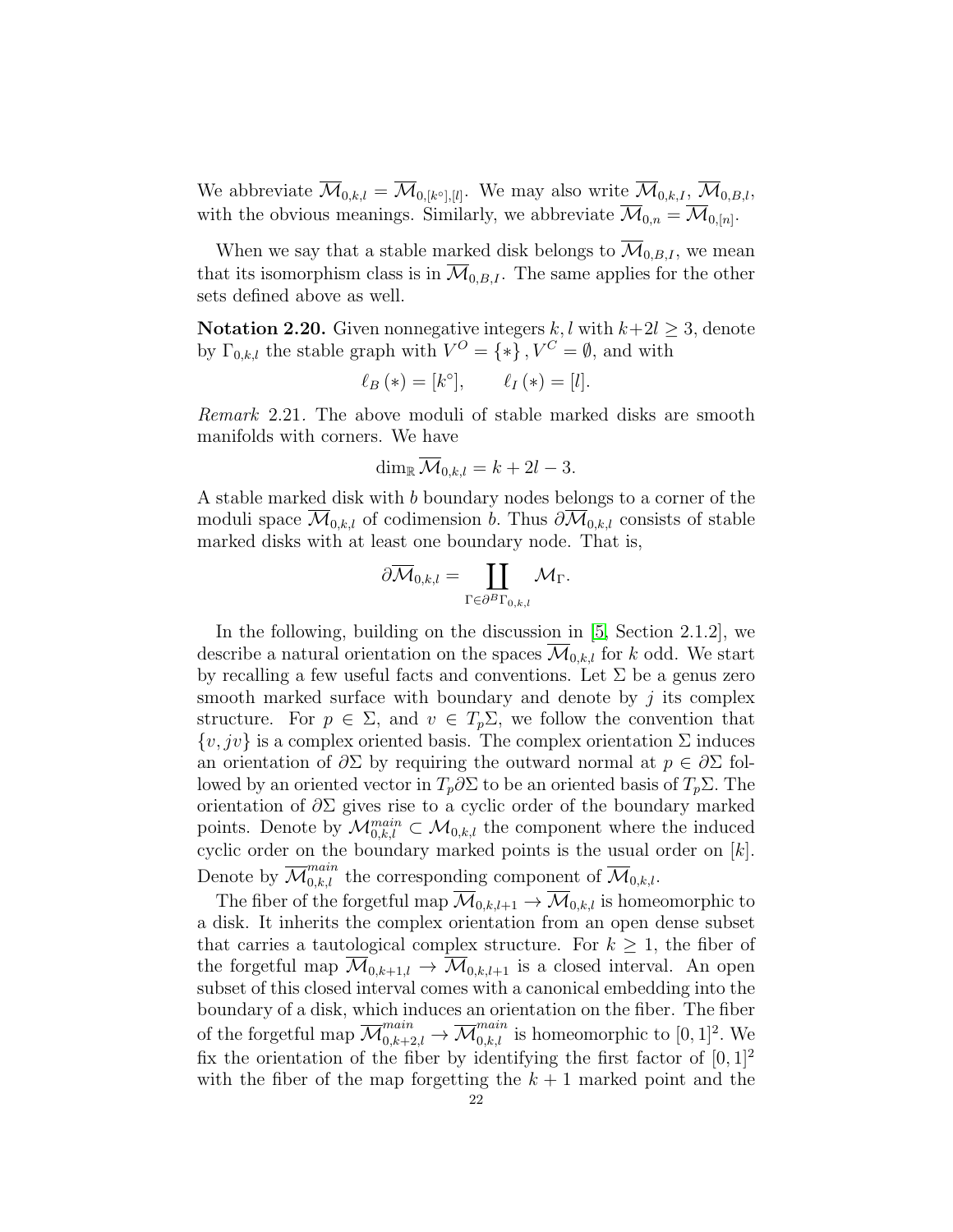We abbreviate $\overline{\mathcal{M}}_{0,k,l} = \overline{\mathcal{M}}_{0,[k^\circ],[l]}$. We may also write $\overline{\mathcal{M}}_{0,k,I}$, $\overline{\mathcal{M}}_{0,B,l}$, with the obvious meanings. Similarly, we abbreviate $\overline{\mathcal{M}}_{0,n} = \overline{\mathcal{M}}_{0,[n]}$.

When we say that a stable marked disk belongs to $\overline{\mathcal{M}}_{0,B,I}$, we mean that its isomorphism class is in $\overline{\mathcal{M}}_{0,B,I}$. The same applies for the other sets defined above as well.

**Notation 2.20.** Given nonnegative integers $k, l$ with $k+2l \geq 3$, denote by $\Gamma_{0,k,l}$ the stable graph with $V^O = \{*\}, V^C = \emptyset$, and with

$$\ell_B(*) = [k^\circ], \qquad \ell_I(*) = [l].$$

*Remark* 2.21. The above moduli of stable marked disks are smooth manifolds with corners. We have

$$\dim_{\mathbb{R}} \overline{\mathcal{M}}_{0,k,l} = k + 2l - 3.$$

A stable marked disk with $b$ boundary nodes belongs to a corner of the moduli space $\overline{\mathcal{M}}_{0,k,l}$ of codimension $b$. Thus $\partial\overline{\mathcal{M}}_{0,k,l}$ consists of stable marked disks with at least one boundary node. That is,

$$\partial\overline{\mathcal{M}}_{0,k,l} = \coprod_{\Gamma \in \partial^B \Gamma_{0,k,l}} \mathcal{M}_\Gamma.$$

In the following, building on the discussion in [5, Section 2.1.2], we describe a natural orientation on the spaces $\overline{\mathcal{M}}_{0,k,l}$ for $k$ odd. We start by recalling a few useful facts and conventions. Let $\Sigma$ be a genus zero smooth marked surface with boundary and denote by $j$ its complex structure. For $p \in \Sigma$, and $v \in T_p\Sigma$, we follow the convention that $\{v, jv\}$ is a complex oriented basis. The complex orientation $\Sigma$ induces an orientation of $\partial\Sigma$ by requiring the outward normal at $p \in \partial\Sigma$ followed by an oriented vector in $T_p\partial\Sigma$ to be an oriented basis of $T_p\Sigma$. The orientation of $\partial\Sigma$ gives rise to a cyclic order of the boundary marked points. Denote by $\mathcal{M}^{main}_{0,k,l} \subset \mathcal{M}_{0,k,l}$ the component where the induced cyclic order on the boundary marked points is the usual order on $[k]$. Denote by $\overline{\mathcal{M}}^{main}_{0,k,l}$ the corresponding component of $\overline{\mathcal{M}}_{0,k,l}$.

The fiber of the forgetful map $\overline{\mathcal{M}}_{0,k,l+1} \to \overline{\mathcal{M}}_{0,k,l}$ is homeomorphic to a disk. It inherits the complex orientation from an open dense subset that carries a tautological complex structure. For $k \geq 1$, the fiber of the forgetful map $\overline{\mathcal{M}}_{0,k+1,l} \to \overline{\mathcal{M}}_{0,k,l+1}$ is a closed interval. An open subset of this closed interval comes with a canonical embedding into the boundary of a disk, which induces an orientation on the fiber. The fiber of the forgetful map $\overline{\mathcal{M}}^{main}_{0,k+2,l} \to \overline{\mathcal{M}}^{main}_{0,k,l}$ is homeomorphic to $[0,1]^2$. We fix the orientation of the fiber by identifying the first factor of $[0,1]^2$ with the fiber of the map forgetting the $k+1$ marked point and the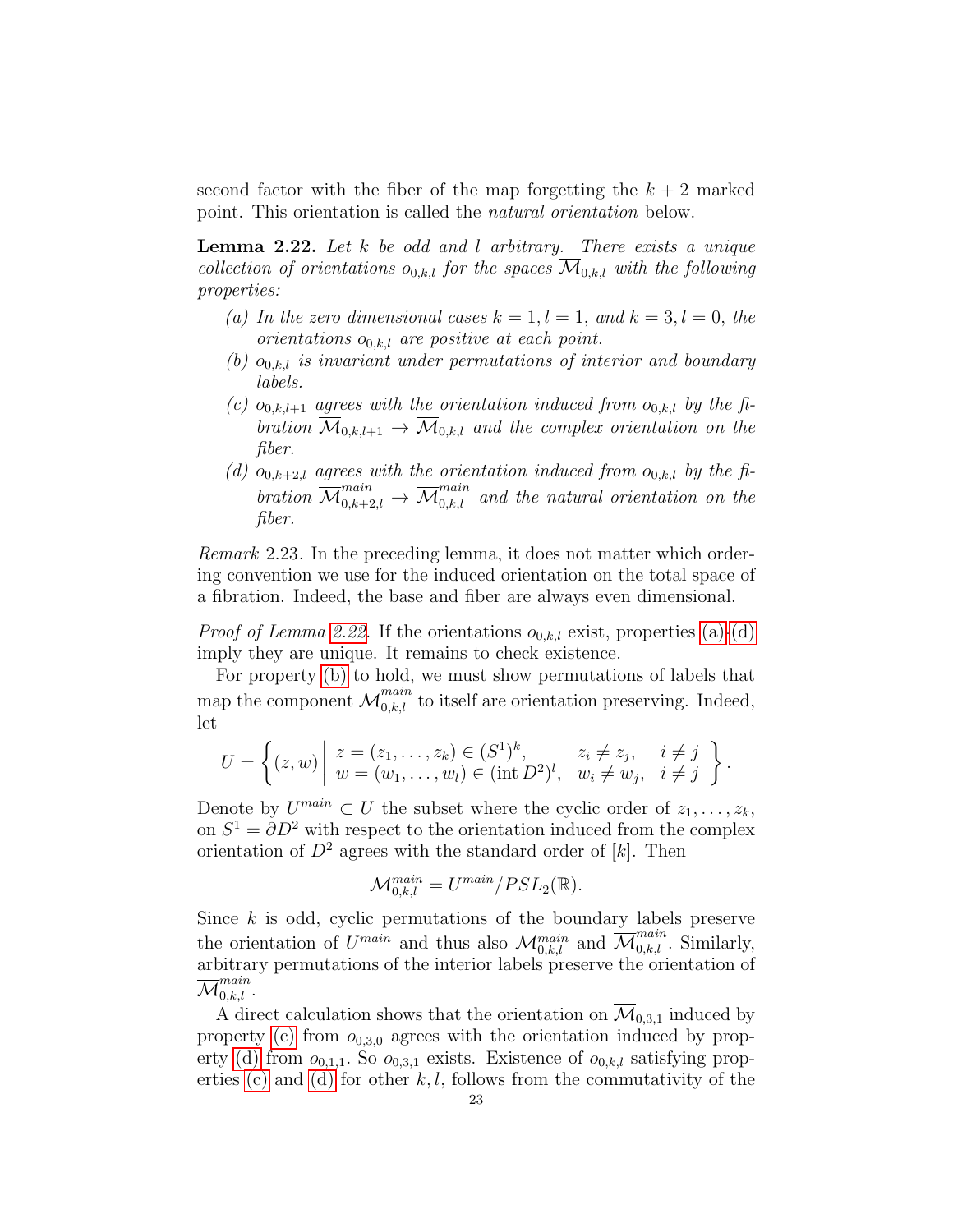second factor with the fiber of the map forgetting the $k+2$ marked point. This orientation is called the *natural orientation* below.

**Lemma 2.22.** *Let $k$ be odd and $l$ arbitrary. There exists a unique collection of orientations $o_{0,k,l}$ for the spaces $\overline{\mathcal{M}}_{0,k,l}$ with the following properties:*

*(a) In the zero dimensional cases $k=1, l=1$, and $k=3, l=0$, the orientations $o_{0,k,l}$ are positive at each point.*

*(b) $o_{0,k,l}$ is invariant under permutations of interior and boundary labels.*

*(c) $o_{0,k,l+1}$ agrees with the orientation induced from $o_{0,k,l}$ by the fibration $\overline{\mathcal{M}}_{0,k,l+1} \to \overline{\mathcal{M}}_{0,k,l}$ and the complex orientation on the fiber.*

*(d) $o_{0,k+2,l}$ agrees with the orientation induced from $o_{0,k,l}$ by the fibration $\overline{\mathcal{M}}^{main}_{0,k+2,l} \to \overline{\mathcal{M}}^{main}_{0,k,l}$ and the natural orientation on the fiber.*

*Remark* 2.23. In the preceding lemma, it does not matter which ordering convention we use for the induced orientation on the total space of a fibration. Indeed, the base and fiber are always even dimensional.

*Proof of Lemma 2.22.* If the orientations $o_{0,k,l}$ exist, properties (a)-(d) imply they are unique. It remains to check existence.

For property (b) to hold, we must show permutations of labels that map the component $\overline{\mathcal{M}}^{main}_{0,k,l}$ to itself are orientation preserving. Indeed, let

$$U = \left\{ (z,w) \;\middle|\; \begin{array}{lll} z = (z_1,\ldots,z_k) \in (S^1)^k, & z_i \neq z_j, & i \neq j \\ w = (w_1,\ldots,w_l) \in (\operatorname{int} D^2)^l, & w_i \neq w_j, & i \neq j \end{array} \right\}.$$

Denote by $U^{main} \subset U$ the subset where the cyclic order of $z_1,\ldots,z_k$, on $S^1 = \partial D^2$ with respect to the orientation induced from the complex orientation of $D^2$ agrees with the standard order of $[k]$. Then

$$\mathcal{M}^{main}_{0,k,l} = U^{main}/PSL_2(\mathbb{R}).$$

Since $k$ is odd, cyclic permutations of the boundary labels preserve the orientation of $U^{main}$ and thus also $\mathcal{M}^{main}_{0,k,l}$ and $\overline{\mathcal{M}}^{main}_{0,k,l}$. Similarly, arbitrary permutations of the interior labels preserve the orientation of $\overline{\mathcal{M}}^{main}_{0,k,l}$.

A direct calculation shows that the orientation on $\overline{\mathcal{M}}_{0,3,1}$ induced by property (c) from $o_{0,3,0}$ agrees with the orientation induced by property (d) from $o_{0,1,1}$. So $o_{0,3,1}$ exists. Existence of $o_{0,k,l}$ satisfying properties (c) and (d) for other $k,l$, follows from the commutativity of the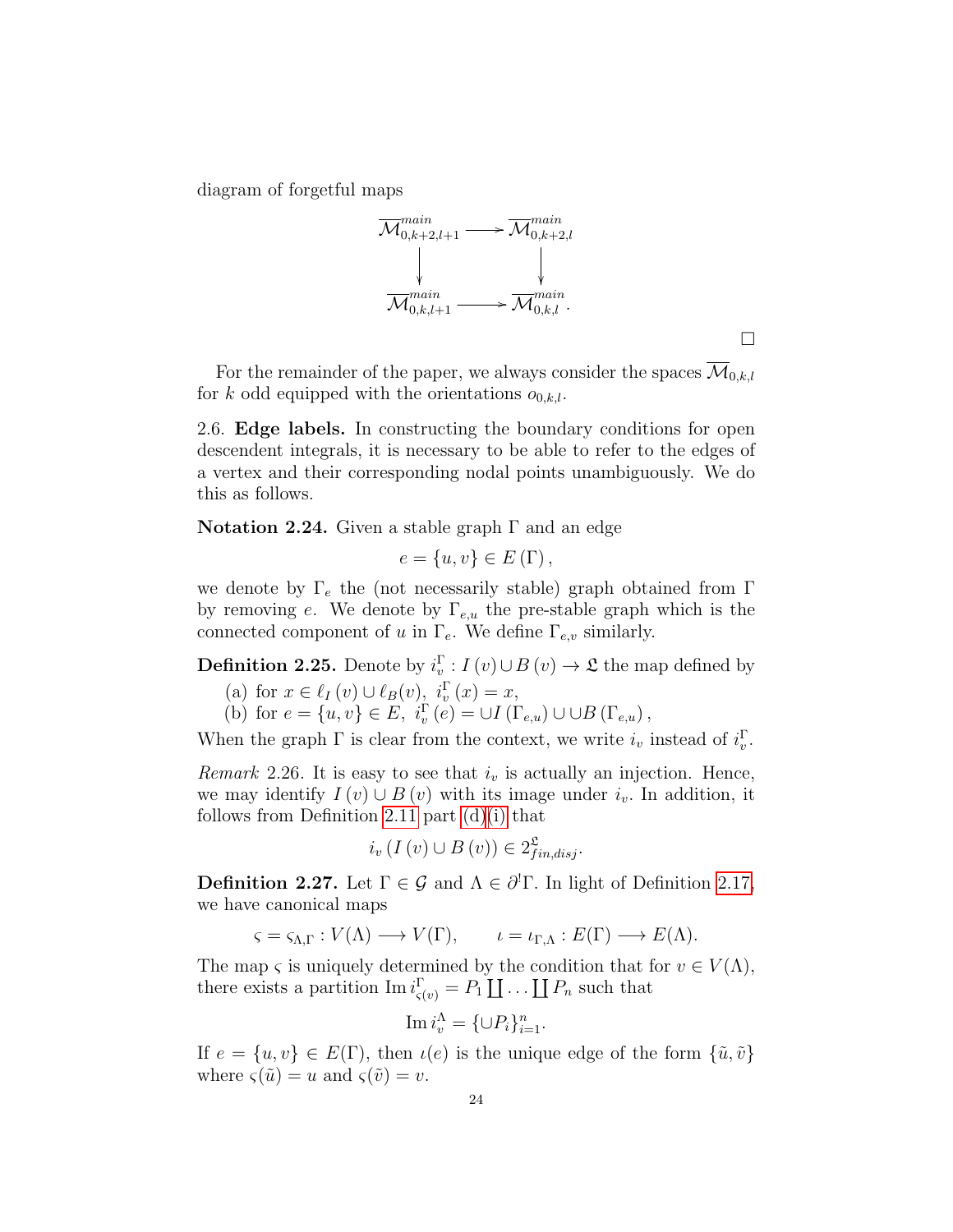diagram of forgetful maps

$$
\begin{array}{ccc}
\overline{\mathcal{M}}^{main}_{0,k+2,l+1} & \longrightarrow & \overline{\mathcal{M}}^{main}_{0,k+2,l} \\
\downarrow & & \downarrow \\
\overline{\mathcal{M}}^{main}_{0,k,l+1} & \longrightarrow & \overline{\mathcal{M}}^{main}_{0,k,l}\,.
\end{array}
$$

□

For the remainder of the paper, we always consider the spaces $\overline{\mathcal{M}}_{0,k,l}$ for $k$ odd equipped with the orientations $o_{0,k,l}$.

2.6. **Edge labels.** In constructing the boundary conditions for open descendent integrals, it is necessary to be able to refer to the edges of a vertex and their corresponding nodal points unambiguously. We do this as follows.

**Notation 2.24.** Given a stable graph $\Gamma$ and an edge

$$e = \{u, v\} \in E(\Gamma),$$

we denote by $\Gamma_e$ the (not necessarily stable) graph obtained from $\Gamma$ by removing $e$. We denote by $\Gamma_{e,u}$ the pre-stable graph which is the connected component of $u$ in $\Gamma_e$. We define $\Gamma_{e,v}$ similarly.

**Definition 2.25.** Denote by $i^{\Gamma}_v : I(v) \cup B(v) \to \mathfrak{L}$ the map defined by

(a) for $x \in \ell_I(v) \cup \ell_B(v)$, $i^{\Gamma}_v(x) = x$,
(b) for $e = \{u, v\} \in E$, $i^{\Gamma}_v(e) = \cup I(\Gamma_{e,u}) \cup \cup B(\Gamma_{e,u})$,

When the graph $\Gamma$ is clear from the context, we write $i_v$ instead of $i^{\Gamma}_v$.

*Remark* 2.26. It is easy to see that $i_v$ is actually an injection. Hence, we may identify $I(v) \cup B(v)$ with its image under $i_v$. In addition, it follows from Definition 2.11 part (d)(i) that

$$i_v(I(v) \cup B(v)) \in 2^{\mathfrak{L}}_{fin,disj}.$$

**Definition 2.27.** Let $\Gamma \in \mathcal{G}$ and $\Lambda \in \partial^!\Gamma$. In light of Definition 2.17, we have canonical maps

$$\varsigma = \varsigma_{\Lambda,\Gamma} : V(\Lambda) \longrightarrow V(\Gamma), \qquad \iota = \iota_{\Gamma,\Lambda} : E(\Gamma) \longrightarrow E(\Lambda).$$

The map $\varsigma$ is uniquely determined by the condition that for $v \in V(\Lambda)$, there exists a partition $\operatorname{Im} i^{\Gamma}_{\varsigma(v)} = P_1 \coprod \ldots \coprod P_n$ such that

$$\operatorname{Im} i^{\Lambda}_v = \{\cup P_i\}_{i=1}^n.$$

If $e = \{u, v\} \in E(\Gamma)$, then $\iota(e)$ is the unique edge of the form $\{\tilde{u}, \tilde{v}\}$ where $\varsigma(\tilde{u}) = u$ and $\varsigma(\tilde{v}) = v$.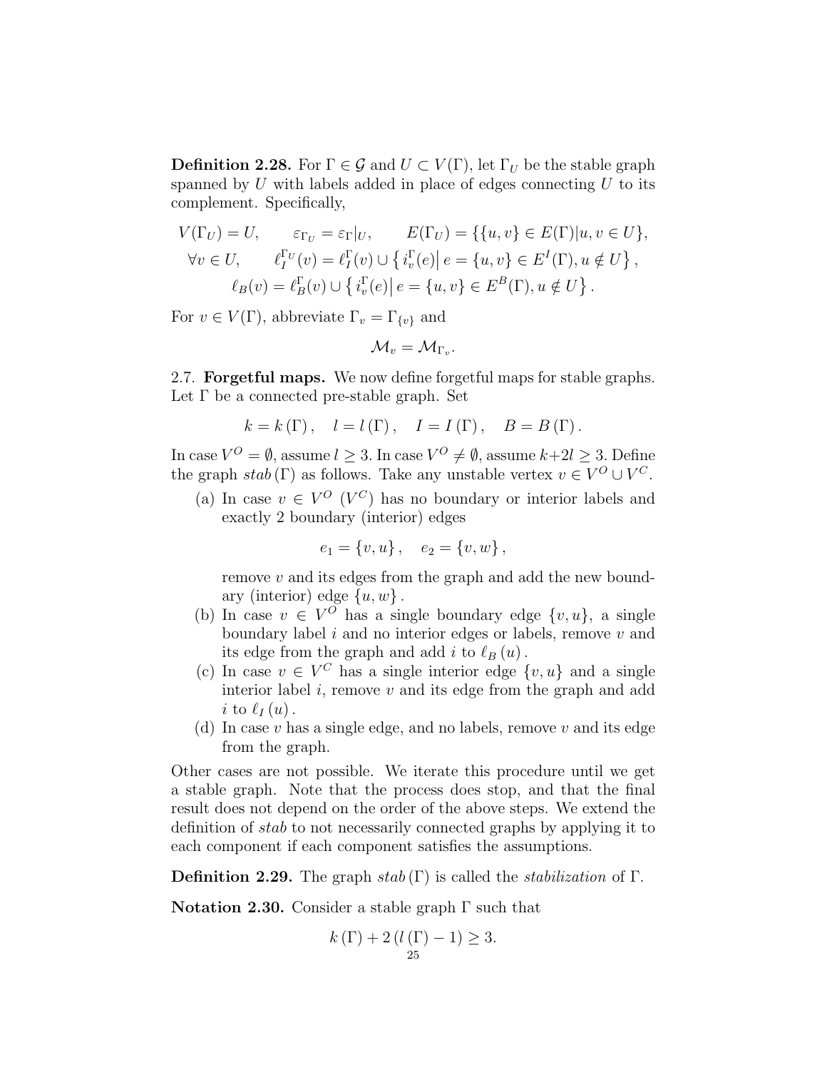**Definition 2.28.** For $\Gamma \in \mathcal{G}$ and $U \subset V(\Gamma)$, let $\Gamma_U$ be the stable graph spanned by $U$ with labels added in place of edges connecting $U$ to its complement. Specifically,

$$
\begin{gathered}
V(\Gamma_U) = U, \qquad \varepsilon_{\Gamma_U} = \varepsilon_\Gamma|_U, \qquad E(\Gamma_U) = \{\{u,v\} \in E(\Gamma) | u,v \in U\}, \\
\forall v \in U, \qquad \ell_I^{\Gamma_U}(v) = \ell_I^\Gamma(v) \cup \left\{ i_v^\Gamma(e) \middle| \, e = \{u,v\} \in E^I(\Gamma), u \notin U \right\}, \\
\ell_B(v) = \ell_B^\Gamma(v) \cup \left\{ i_v^\Gamma(e) \middle| \, e = \{u,v\} \in E^B(\Gamma), u \notin U \right\}.
\end{gathered}
$$

For $v \in V(\Gamma)$, abbreviate $\Gamma_v = \Gamma_{\{v\}}$ and

$$
\mathcal{M}_v = \mathcal{M}_{\Gamma_v}.
$$

2.7. **Forgetful maps.** We now define forgetful maps for stable graphs. Let $\Gamma$ be a connected pre-stable graph. Set

$$
k = k(\Gamma), \quad l = l(\Gamma), \quad I = I(\Gamma), \quad B = B(\Gamma).
$$

In case $V^O = \emptyset$, assume $l \geq 3$. In case $V^O \neq \emptyset$, assume $k + 2l \geq 3$. Define the graph $stab(\Gamma)$ as follows. Take any unstable vertex $v \in V^O \cup V^C$.

(a) In case $v \in V^O$ ($V^C$) has no boundary or interior labels and exactly 2 boundary (interior) edges

$$
e_1 = \{v,u\}, \quad e_2 = \{v,w\},
$$

remove $v$ and its edges from the graph and add the new boundary (interior) edge $\{u,w\}$.

(b) In case $v \in V^O$ has a single boundary edge $\{v,u\}$, a single boundary label $i$ and no interior edges or labels, remove $v$ and its edge from the graph and add $i$ to $\ell_B(u)$.

(c) In case $v \in V^C$ has a single interior edge $\{v,u\}$ and a single interior label $i$, remove $v$ and its edge from the graph and add $i$ to $\ell_I(u)$.

(d) In case $v$ has a single edge, and no labels, remove $v$ and its edge from the graph.

Other cases are not possible. We iterate this procedure until we get a stable graph. Note that the process does stop, and that the final result does not depend on the order of the above steps. We extend the definition of $stab$ to not necessarily connected graphs by applying it to each component if each component satisfies the assumptions.

**Definition 2.29.** The graph $stab(\Gamma)$ is called the *stabilization* of $\Gamma$.

**Notation 2.30.** Consider a stable graph $\Gamma$ such that

$$
k(\Gamma) + 2(l(\Gamma) - 1) \geq 3.
$$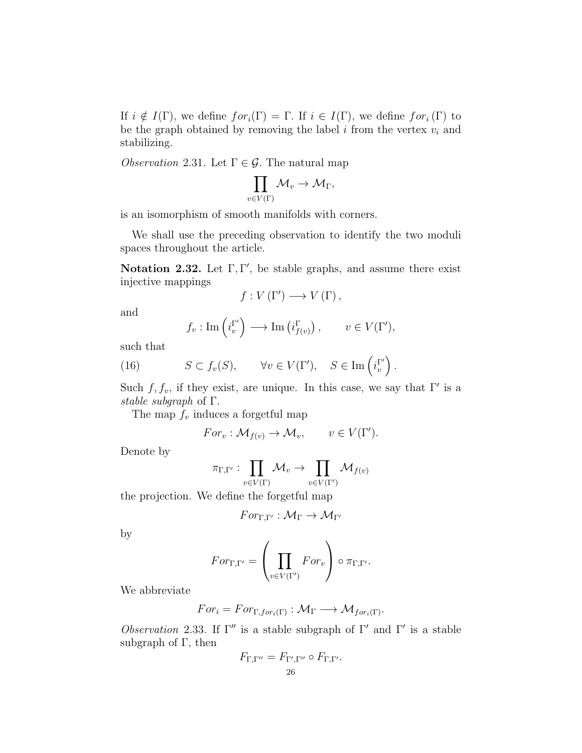If $i \notin I(\Gamma)$, we define $for_i(\Gamma) = \Gamma$. If $i \in I(\Gamma)$, we define $for_i(\Gamma)$ to be the graph obtained by removing the label $i$ from the vertex $v_i$ and stabilizing.

*Observation* 2.31. Let $\Gamma \in \mathcal{G}$. The natural map

$$\prod_{v \in V(\Gamma)} \mathcal{M}_v \to \mathcal{M}_\Gamma,$$

is an isomorphism of smooth manifolds with corners.

We shall use the preceding observation to identify the two moduli spaces throughout the article.

**Notation 2.32.** Let $\Gamma, \Gamma'$, be stable graphs, and assume there exist injective mappings

$$f : V(\Gamma') \longrightarrow V(\Gamma),$$

and

$$f_v : \mathrm{Im}\left(i_v^{\Gamma'}\right) \longrightarrow \mathrm{Im}\left(i_{f(v)}^{\Gamma}\right), \qquad v \in V(\Gamma'),$$

such that

$$S \subset f_v(S), \qquad \forall v \in V(\Gamma'), \quad S \in \mathrm{Im}\left(i_v^{\Gamma'}\right). \tag{16}$$

Such $f, f_v$, if they exist, are unique. In this case, we say that $\Gamma'$ is a *stable subgraph* of $\Gamma$.

The map $f_v$ induces a forgetful map

$$For_v : \mathcal{M}_{f(v)} \to \mathcal{M}_v, \qquad v \in V(\Gamma').$$

Denote by

$$\pi_{\Gamma,\Gamma'} : \prod_{v \in V(\Gamma)} \mathcal{M}_v \to \prod_{v \in V(\Gamma')} \mathcal{M}_{f(v)}$$

the projection. We define the forgetful map

$$For_{\Gamma,\Gamma'} : \mathcal{M}_\Gamma \to \mathcal{M}_{\Gamma'}$$

by

$$For_{\Gamma,\Gamma'} = \left(\prod_{v \in V(\Gamma')} For_v\right) \circ \pi_{\Gamma,\Gamma'}.$$

We abbreviate

$$For_i = For_{\Gamma, for_i(\Gamma)} : \mathcal{M}_\Gamma \longrightarrow \mathcal{M}_{for_i(\Gamma)}.$$

*Observation* 2.33. If $\Gamma''$ is a stable subgraph of $\Gamma'$ and $\Gamma'$ is a stable subgraph of $\Gamma$, then

$$F_{\Gamma,\Gamma''} = F_{\Gamma',\Gamma''} \circ F_{\Gamma,\Gamma'}.$$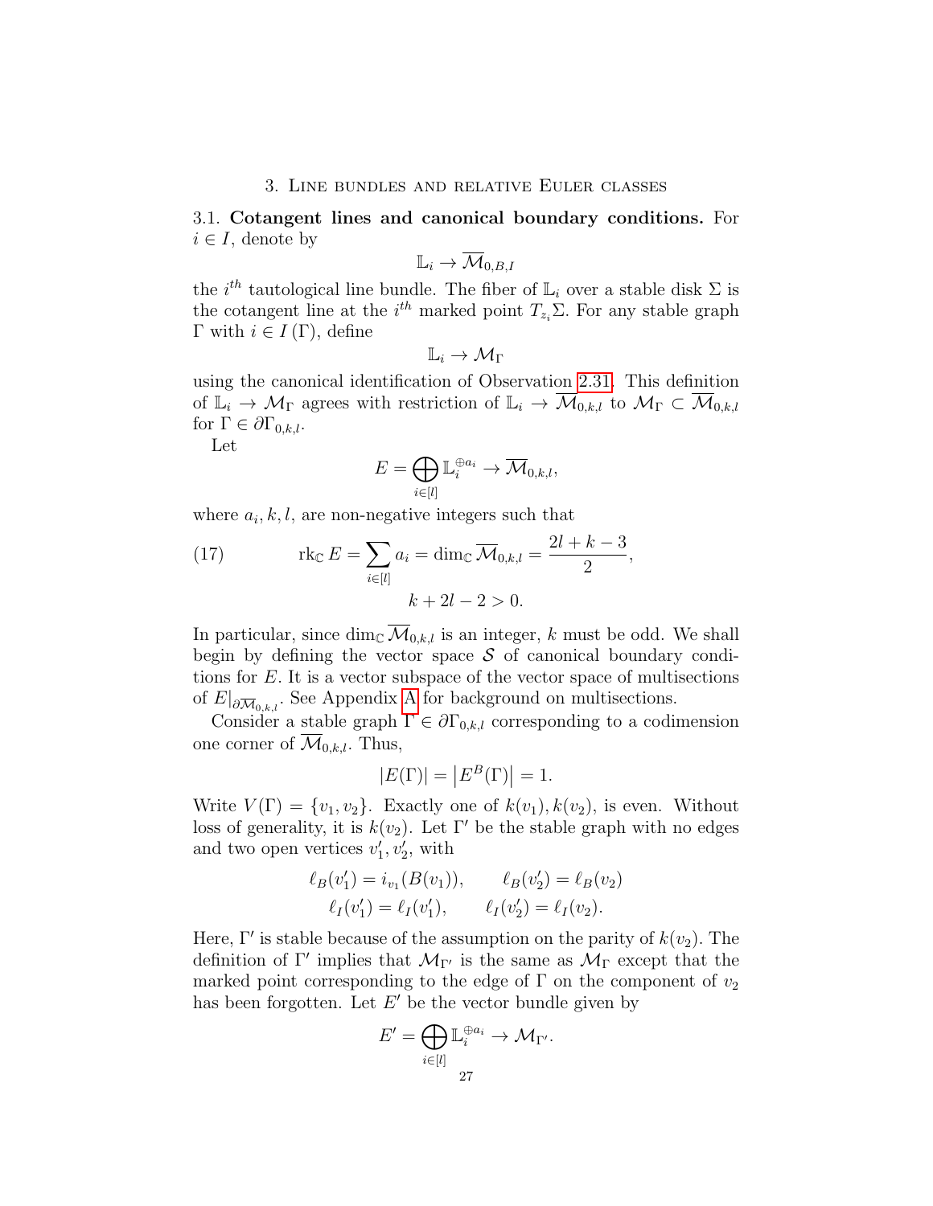## 3. Line bundles and relative Euler classes

3.1. **Cotangent lines and canonical boundary conditions.** For $i \in I$, denote by

$$\mathbb{L}_i \to \overline{\mathcal{M}}_{0,B,I}$$

the $i^{th}$ tautological line bundle. The fiber of $\mathbb{L}_i$ over a stable disk $\Sigma$ is the cotangent line at the $i^{th}$ marked point $T_{z_i}\Sigma$. For any stable graph $\Gamma$ with $i \in I(\Gamma)$, define

$$\mathbb{L}_i \to \mathcal{M}_\Gamma$$

using the canonical identification of Observation 2.31. This definition of $\mathbb{L}_i \to \mathcal{M}_\Gamma$ agrees with restriction of $\mathbb{L}_i \to \overline{\mathcal{M}}_{0,k,l}$ to $\mathcal{M}_\Gamma \subset \overline{\mathcal{M}}_{0,k,l}$ for $\Gamma \in \partial\Gamma_{0,k,l}$.

Let

$$E = \bigoplus_{i \in [l]} \mathbb{L}_i^{\oplus a_i} \to \overline{\mathcal{M}}_{0,k,l},$$

where $a_i, k, l$, are non-negative integers such that

$$\operatorname{rk}_{\mathbb{C}} E = \sum_{i \in [l]} a_i = \dim_{\mathbb{C}} \overline{\mathcal{M}}_{0,k,l} = \frac{2l + k - 3}{2}, \tag{17}$$
$$k + 2l - 2 > 0.$$

In particular, since $\dim_{\mathbb{C}} \overline{\mathcal{M}}_{0,k,l}$ is an integer, $k$ must be odd. We shall begin by defining the vector space $\mathcal{S}$ of canonical boundary conditions for $E$. It is a vector subspace of the vector space of multisections of $E|_{\partial\overline{\mathcal{M}}_{0,k,l}}$. See Appendix A for background on multisections.

Consider a stable graph $\Gamma \in \partial\Gamma_{0,k,l}$ corresponding to a codimension one corner of $\overline{\mathcal{M}}_{0,k,l}$. Thus,

$$|E(\Gamma)| = \left|E^B(\Gamma)\right| = 1.$$

Write $V(\Gamma) = \{v_1, v_2\}$. Exactly one of $k(v_1), k(v_2)$, is even. Without loss of generality, it is $k(v_2)$. Let $\Gamma'$ be the stable graph with no edges and two open vertices $v_1', v_2'$, with

$$\ell_B(v_1') = i_{v_1}(B(v_1)), \qquad \ell_B(v_2') = \ell_B(v_2)$$
$$\ell_I(v_1') = \ell_I(v_1'), \qquad \ell_I(v_2') = \ell_I(v_2).$$

Here, $\Gamma'$ is stable because of the assumption on the parity of $k(v_2)$. The definition of $\Gamma'$ implies that $\mathcal{M}_{\Gamma'}$ is the same as $\mathcal{M}_\Gamma$ except that the marked point corresponding to the edge of $\Gamma$ on the component of $v_2$ has been forgotten. Let $E'$ be the vector bundle given by

$$E' = \bigoplus_{i \in [l]} \mathbb{L}_i^{\oplus a_i} \to \mathcal{M}_{\Gamma'}.$$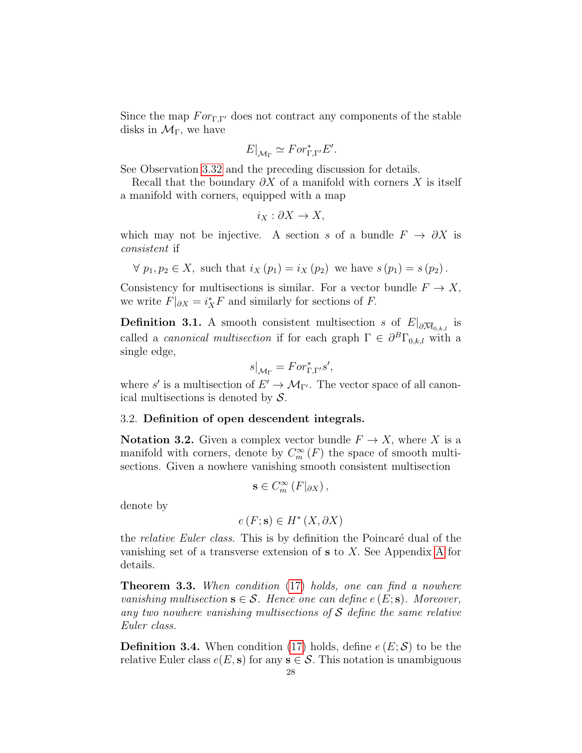Since the map $For_{\Gamma,\Gamma'}$ does not contract any components of the stable disks in $\mathcal{M}_\Gamma$, we have

$$E|_{\mathcal{M}_\Gamma} \simeq For^*_{\Gamma,\Gamma'}E'.$$

See Observation 3.32 and the preceding discussion for details.

Recall that the boundary $\partial X$ of a manifold with corners $X$ is itself a manifold with corners, equipped with a map

$$i_X : \partial X \to X,$$

which may not be injective. A section $s$ of a bundle $F \to \partial X$ is *consistent* if

$$\forall\ p_1, p_2 \in X, \text{ such that } i_X(p_1) = i_X(p_2) \text{ we have } s(p_1) = s(p_2).$$

Consistency for multisections is similar. For a vector bundle $F \to X$, we write $F|_{\partial X} = i_X^* F$ and similarly for sections of $F$.

**Definition 3.1.** A smooth consistent multisection $s$ of $E|_{\partial\overline{\mathcal{M}}_{0,k,l}}$ is called a *canonical multisection* if for each graph $\Gamma \in \partial^B\Gamma_{0,k,l}$ with a single edge,

$$s|_{\mathcal{M}_\Gamma} = For^*_{\Gamma,\Gamma'}s',$$

where $s'$ is a multisection of $E' \to \mathcal{M}_{\Gamma'}$. The vector space of all canonical multisections is denoted by $\mathcal{S}$.

### 3.2. Definition of open descendent integrals.

**Notation 3.2.** Given a complex vector bundle $F \to X$, where $X$ is a manifold with corners, denote by $C^\infty_m(F)$ the space of smooth multisections. Given a nowhere vanishing smooth consistent multisection

$$\mathbf{s} \in C^\infty_m(F|_{\partial X}),$$

denote by

$$e(F; \mathbf{s}) \in H^*(X, \partial X)$$

the *relative Euler class*. This is by definition the Poincaré dual of the vanishing set of a transverse extension of $\mathbf{s}$ to $X$. See Appendix A for details.

**Theorem 3.3.** *When condition (17) holds, one can find a nowhere vanishing multisection $\mathbf{s} \in \mathcal{S}$. Hence one can define $e(E; \mathbf{s})$. Moreover, any two nowhere vanishing multisections of $\mathcal{S}$ define the same relative Euler class.*

**Definition 3.4.** When condition (17) holds, define $e(E; \mathcal{S})$ to be the relative Euler class $e(E, \mathbf{s})$ for any $\mathbf{s} \in \mathcal{S}$. This notation is unambiguous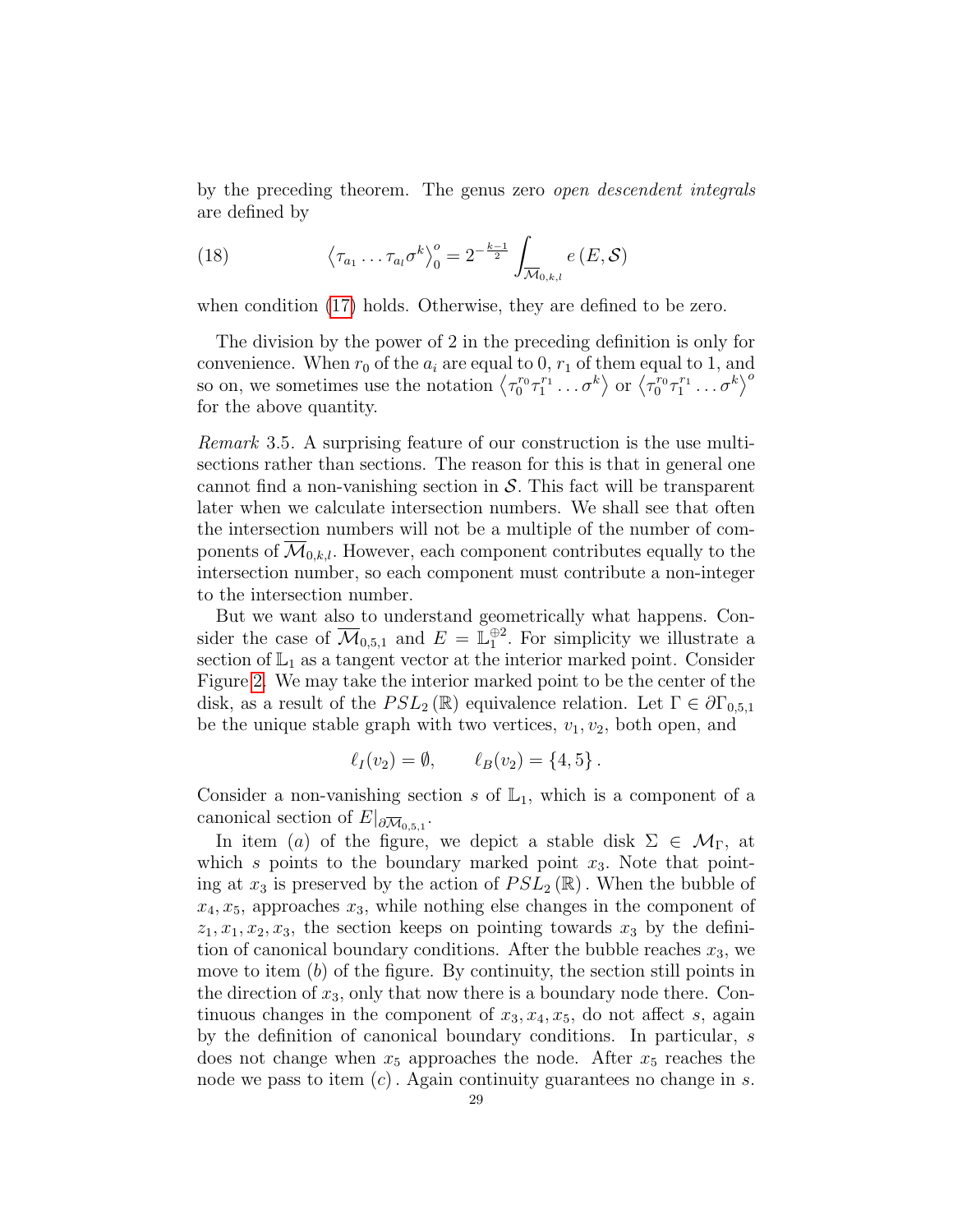by the preceding theorem. The genus zero *open descendent integrals* are defined by

$$\left\langle \tau_{a_1} \dots \tau_{a_l} \sigma^k \right\rangle_0^o = 2^{-\frac{k-1}{2}} \int_{\overline{\mathcal{M}}_{0,k,l}} e\left(E, \mathcal{S}\right) \tag{18}$$

when condition (17) holds. Otherwise, they are defined to be zero.

The division by the power of 2 in the preceding definition is only for convenience. When $r_0$ of the $a_i$ are equal to 0, $r_1$ of them equal to 1, and so on, we sometimes use the notation $\left\langle \tau_0^{r_0} \tau_1^{r_1} \dots \sigma^k \right\rangle$ or $\left\langle \tau_0^{r_0} \tau_1^{r_1} \dots \sigma^k \right\rangle^o$ for the above quantity.

*Remark* 3.5. A surprising feature of our construction is the use multisections rather than sections. The reason for this is that in general one cannot find a non-vanishing section in $\mathcal{S}$. This fact will be transparent later when we calculate intersection numbers. We shall see that often the intersection numbers will not be a multiple of the number of components of $\overline{\mathcal{M}}_{0,k,l}$. However, each component contributes equally to the intersection number, so each component must contribute a non-integer to the intersection number.

But we want also to understand geometrically what happens. Consider the case of $\overline{\mathcal{M}}_{0,5,1}$ and $E = \mathbb{L}_1^{\oplus 2}$. For simplicity we illustrate a section of $\mathbb{L}_1$ as a tangent vector at the interior marked point. Consider Figure 2. We may take the interior marked point to be the center of the disk, as a result of the $PSL_2(\mathbb{R})$ equivalence relation. Let $\Gamma \in \partial \Gamma_{0,5,1}$ be the unique stable graph with two vertices, $v_1, v_2$, both open, and

$$\ell_I(v_2) = \emptyset, \qquad \ell_B(v_2) = \{4, 5\}.$$

Consider a non-vanishing section $s$ of $\mathbb{L}_1$, which is a component of a canonical section of $E|_{\partial \overline{\mathcal{M}}_{0,5,1}}$.

In item $(a)$ of the figure, we depict a stable disk $\Sigma \in \mathcal{M}_\Gamma$, at which $s$ points to the boundary marked point $x_3$. Note that pointing at $x_3$ is preserved by the action of $PSL_2(\mathbb{R})$. When the bubble of $x_4, x_5$, approaches $x_3$, while nothing else changes in the component of $z_1, x_1, x_2, x_3$, the section keeps on pointing towards $x_3$ by the definition of canonical boundary conditions. After the bubble reaches $x_3$, we move to item $(b)$ of the figure. By continuity, the section still points in the direction of $x_3$, only that now there is a boundary node there. Continuous changes in the component of $x_3, x_4, x_5$, do not affect $s$, again by the definition of canonical boundary conditions. In particular, $s$ does not change when $x_5$ approaches the node. After $x_5$ reaches the node we pass to item $(c)$. Again continuity guarantees no change in $s$.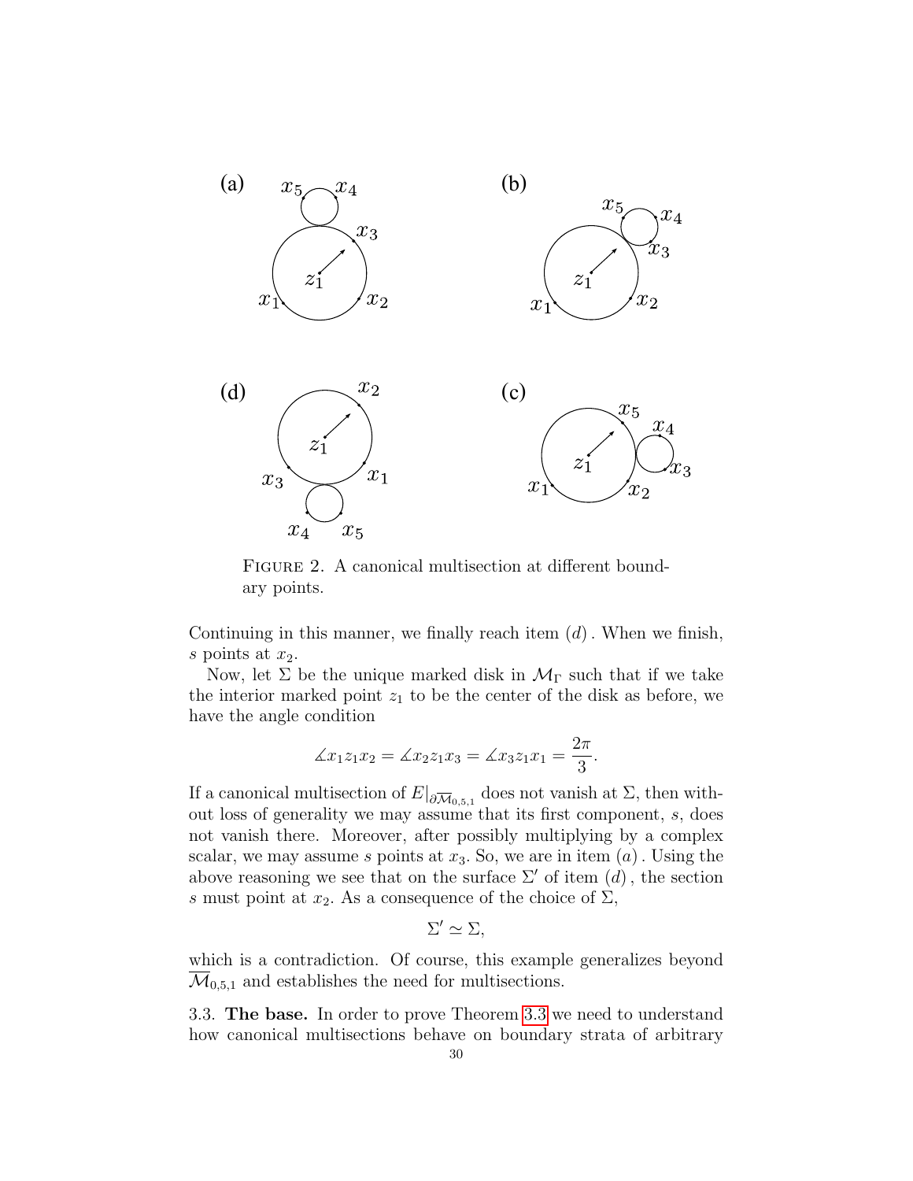FIGURE 2. A canonical multisection at different boundary points.

Continuing in this manner, we finally reach item $(d)$. When we finish, $s$ points at $x_2$.

Now, let $\Sigma$ be the unique marked disk in $\mathcal{M}_\Gamma$ such that if we take the interior marked point $z_1$ to be the center of the disk as before, we have the angle condition

$$\measuredangle x_1 z_1 x_2 = \measuredangle x_2 z_1 x_3 = \measuredangle x_3 z_1 x_1 = \frac{2\pi}{3}.$$

If a canonical multisection of $E|_{\partial \overline{\mathcal{M}}_{0,5,1}}$ does not vanish at $\Sigma$, then without loss of generality we may assume that its first component, $s$, does not vanish there. Moreover, after possibly multiplying by a complex scalar, we may assume $s$ points at $x_3$. So, we are in item $(a)$. Using the above reasoning we see that on the surface $\Sigma'$ of item $(d)$, the section $s$ must point at $x_2$. As a consequence of the choice of $\Sigma$,

$$\Sigma' \simeq \Sigma,$$

which is a contradiction. Of course, this example generalizes beyond $\overline{\mathcal{M}}_{0,5,1}$ and establishes the need for multisections.

3.3. **The base.** In order to prove Theorem 3.3 we need to understand how canonical multisections behave on boundary strata of arbitrary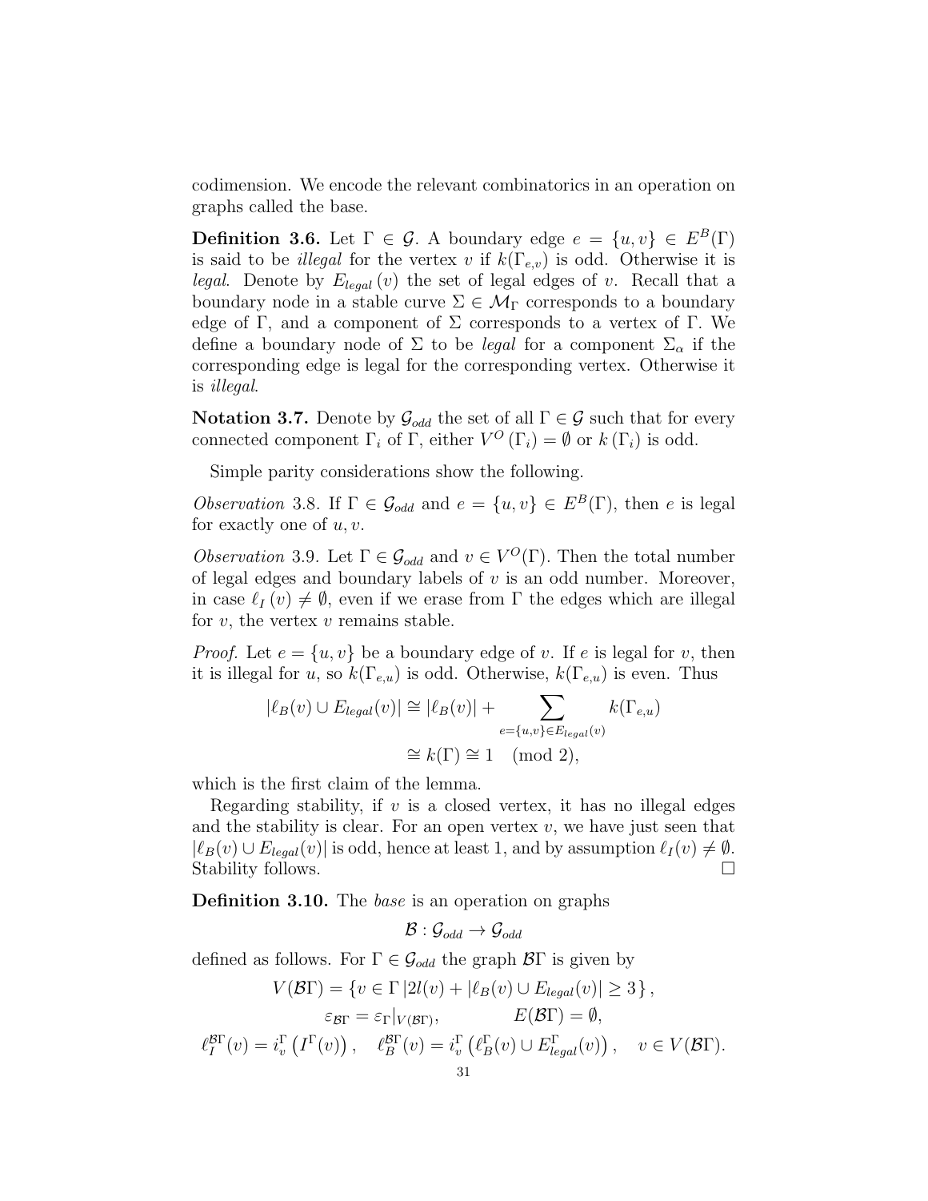codimension. We encode the relevant combinatorics in an operation on graphs called the base.

**Definition 3.6.** Let $\Gamma \in \mathcal{G}$. A boundary edge $e = \{u, v\} \in E^B(\Gamma)$ is said to be *illegal* for the vertex $v$ if $k(\Gamma_{e,v})$ is odd. Otherwise it is *legal*. Denote by $E_{legal}(v)$ the set of legal edges of $v$. Recall that a boundary node in a stable curve $\Sigma \in \mathcal{M}_\Gamma$ corresponds to a boundary edge of $\Gamma$, and a component of $\Sigma$ corresponds to a vertex of $\Gamma$. We define a boundary node of $\Sigma$ to be *legal* for a component $\Sigma_\alpha$ if the corresponding edge is legal for the corresponding vertex. Otherwise it is *illegal*.

**Notation 3.7.** Denote by $\mathcal{G}_{odd}$ the set of all $\Gamma \in \mathcal{G}$ such that for every connected component $\Gamma_i$ of $\Gamma$, either $V^O(\Gamma_i) = \emptyset$ or $k(\Gamma_i)$ is odd.

Simple parity considerations show the following.

*Observation* 3.8. If $\Gamma \in \mathcal{G}_{odd}$ and $e = \{u, v\} \in E^B(\Gamma)$, then $e$ is legal for exactly one of $u, v$.

*Observation* 3.9. Let $\Gamma \in \mathcal{G}_{odd}$ and $v \in V^O(\Gamma)$. Then the total number of legal edges and boundary labels of $v$ is an odd number. Moreover, in case $\ell_I(v) \neq \emptyset$, even if we erase from $\Gamma$ the edges which are illegal for $v$, the vertex $v$ remains stable.

*Proof.* Let $e = \{u, v\}$ be a boundary edge of $v$. If $e$ is legal for $v$, then it is illegal for $u$, so $k(\Gamma_{e,u})$ is odd. Otherwise, $k(\Gamma_{e,u})$ is even. Thus

$$
\begin{aligned}
|\ell_B(v) \cup E_{legal}(v)| &\cong |\ell_B(v)| + \sum_{e=\{u,v\} \in E_{legal}(v)} k(\Gamma_{e,u}) \\
&\cong k(\Gamma) \cong 1 \pmod 2,
\end{aligned}
$$

which is the first claim of the lemma.

Regarding stability, if $v$ is a closed vertex, it has no illegal edges and the stability is clear. For an open vertex $v$, we have just seen that $|\ell_B(v) \cup E_{legal}(v)|$ is odd, hence at least 1, and by assumption $\ell_I(v) \neq \emptyset$. Stability follows. $\square$

**Definition 3.10.** The *base* is an operation on graphs

$$\mathcal{B} : \mathcal{G}_{odd} \to \mathcal{G}_{odd}$$

defined as follows. For $\Gamma \in \mathcal{G}_{odd}$ the graph $\mathcal{B}\Gamma$ is given by

$$
\begin{gathered}
V(\mathcal{B}\Gamma) = \{ v \in \Gamma \,|\, 2l(v) + |\ell_B(v) \cup E_{legal}(v)| \geq 3 \}, \\
\varepsilon_{\mathcal{B}\Gamma} = \varepsilon_\Gamma|_{V(\mathcal{B}\Gamma)}, \qquad\qquad E(\mathcal{B}\Gamma) = \emptyset, \\
\ell_I^{\mathcal{B}\Gamma}(v) = i_v^\Gamma\left(I^\Gamma(v)\right), \quad \ell_B^{\mathcal{B}\Gamma}(v) = i_v^\Gamma\left(\ell_B^\Gamma(v) \cup E_{legal}^\Gamma(v)\right), \quad v \in V(\mathcal{B}\Gamma).
\end{gathered}
$$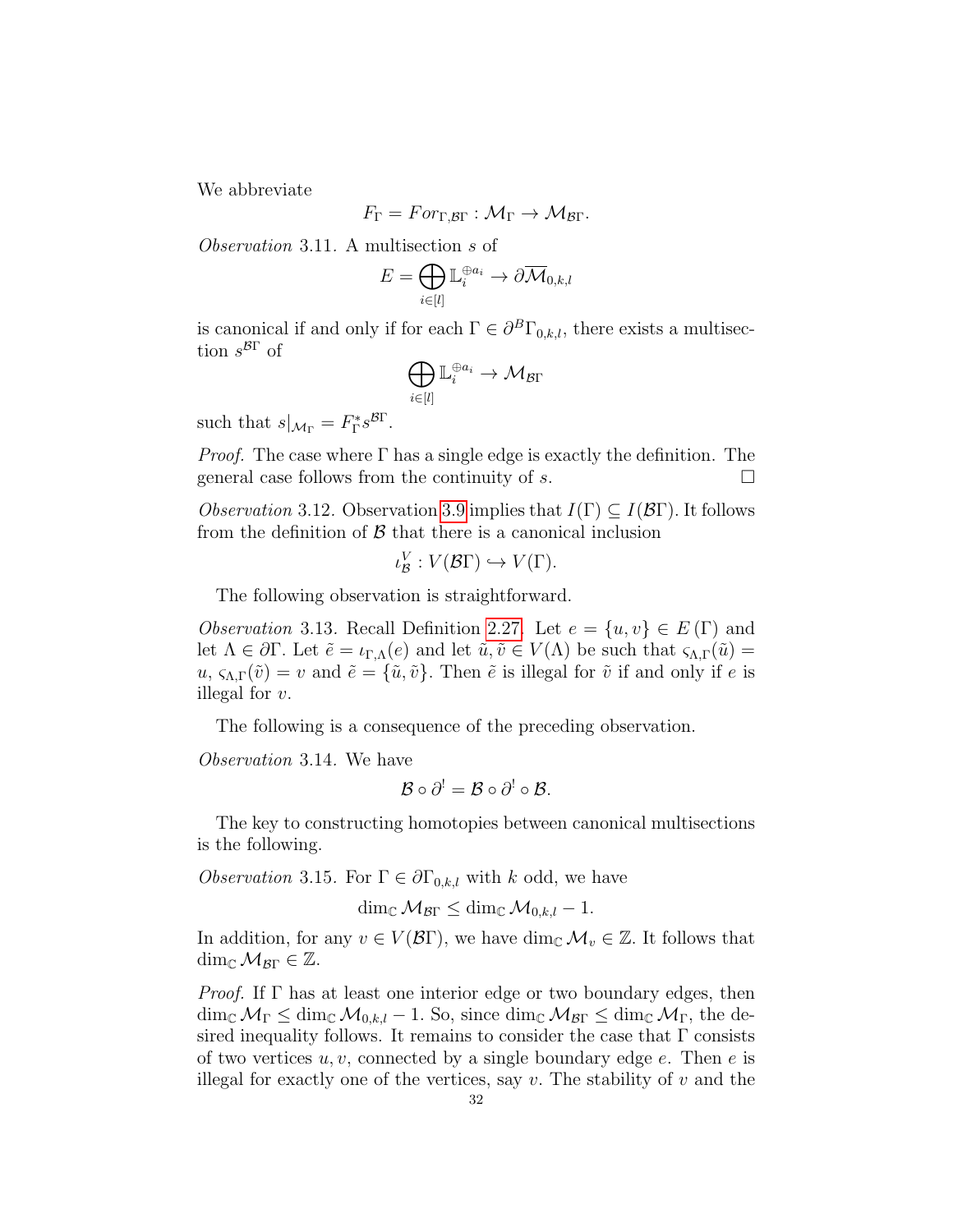We abbreviate

$$F_\Gamma = For_{\Gamma,\mathcal{B}\Gamma} : \mathcal{M}_\Gamma \to \mathcal{M}_{\mathcal{B}\Gamma}.$$

*Observation* 3.11. A multisection $s$ of

$$E = \bigoplus_{i\in[l]} \mathbb{L}_i^{\oplus a_i} \to \partial\overline{\mathcal{M}}_{0,k,l}$$

is canonical if and only if for each $\Gamma \in \partial^B\Gamma_{0,k,l}$, there exists a multisection $s^{\mathcal{B}\Gamma}$ of

$$\bigoplus_{i\in[l]} \mathbb{L}_i^{\oplus a_i} \to \mathcal{M}_{\mathcal{B}\Gamma}$$

such that $s|_{\mathcal{M}_\Gamma} = F_\Gamma^* s^{\mathcal{B}\Gamma}$.

*Proof.* The case where $\Gamma$ has a single edge is exactly the definition. The general case follows from the continuity of $s$. □

*Observation* 3.12. Observation 3.9 implies that $I(\Gamma) \subseteq I(\mathcal{B}\Gamma)$. It follows from the definition of $\mathcal{B}$ that there is a canonical inclusion

$$\iota_{\mathcal{B}}^V : V(\mathcal{B}\Gamma) \hookrightarrow V(\Gamma).$$

The following observation is straightforward.

*Observation* 3.13. Recall Definition 2.27. Let $e = \{u, v\} \in E(\Gamma)$ and let $\Lambda \in \partial\Gamma$. Let $\tilde{e} = \iota_{\Gamma,\Lambda}(e)$ and let $\tilde{u}, \tilde{v} \in V(\Lambda)$ be such that $\varsigma_{\Lambda,\Gamma}(\tilde{u}) = u$, $\varsigma_{\Lambda,\Gamma}(\tilde{v}) = v$ and $\tilde{e} = \{\tilde{u}, \tilde{v}\}$. Then $\tilde{e}$ is illegal for $\tilde{v}$ if and only if $e$ is illegal for $v$.

The following is a consequence of the preceding observation.

*Observation* 3.14. We have

$$\mathcal{B} \circ \partial^! = \mathcal{B} \circ \partial^! \circ \mathcal{B}.$$

The key to constructing homotopies between canonical multisections is the following.

*Observation* 3.15. For $\Gamma \in \partial\Gamma_{0,k,l}$ with $k$ odd, we have

$$\dim_{\mathbb{C}} \mathcal{M}_{\mathcal{B}\Gamma} \le \dim_{\mathbb{C}} \mathcal{M}_{0,k,l} - 1.$$

In addition, for any $v \in V(\mathcal{B}\Gamma)$, we have $\dim_{\mathbb{C}} \mathcal{M}_v \in \mathbb{Z}$. It follows that $\dim_{\mathbb{C}} \mathcal{M}_{\mathcal{B}\Gamma} \in \mathbb{Z}$.

*Proof.* If $\Gamma$ has at least one interior edge or two boundary edges, then $\dim_{\mathbb{C}} \mathcal{M}_\Gamma \le \dim_{\mathbb{C}} \mathcal{M}_{0,k,l} - 1$. So, since $\dim_{\mathbb{C}} \mathcal{M}_{\mathcal{B}\Gamma} \le \dim_{\mathbb{C}} \mathcal{M}_\Gamma$, the desired inequality follows. It remains to consider the case that $\Gamma$ consists of two vertices $u, v$, connected by a single boundary edge $e$. Then $e$ is illegal for exactly one of the vertices, say $v$. The stability of $v$ and the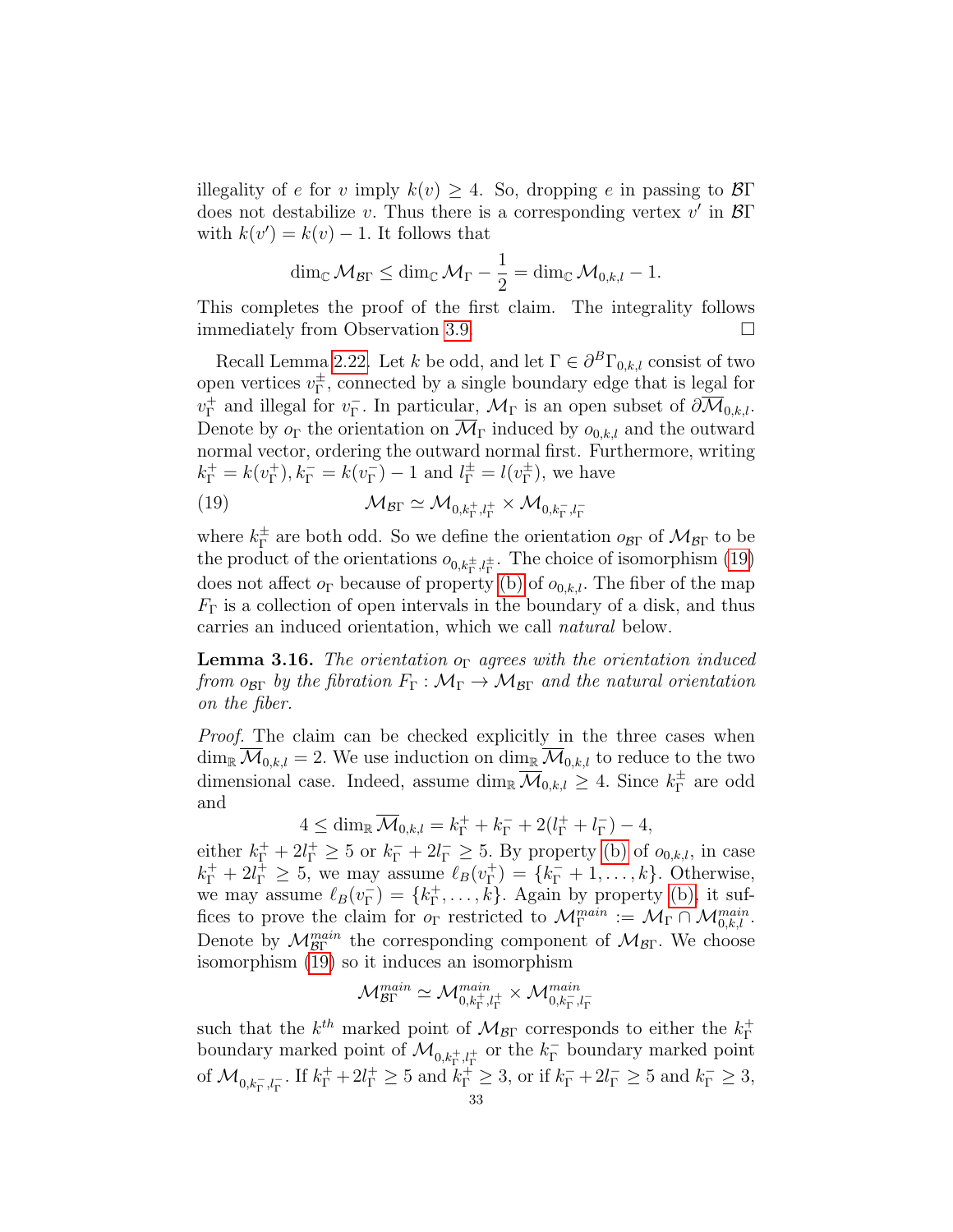illegality of $e$ for $v$ imply $k(v) \geq 4$. So, dropping $e$ in passing to $\mathcal{B}\Gamma$ does not destabilize $v$. Thus there is a corresponding vertex $v'$ in $\mathcal{B}\Gamma$ with $k(v') = k(v) - 1$. It follows that

$$\dim_{\mathbb{C}} \mathcal{M}_{\mathcal{B}\Gamma} \leq \dim_{\mathbb{C}} \mathcal{M}_{\Gamma} - \frac{1}{2} = \dim_{\mathbb{C}} \mathcal{M}_{0,k,l} - 1.$$

This completes the proof of the first claim. The integrality follows immediately from Observation 3.9. $\square$

Recall Lemma 2.22. Let $k$ be odd, and let $\Gamma \in \partial^B \Gamma_{0,k,l}$ consist of two open vertices $v_\Gamma^\pm$, connected by a single boundary edge that is legal for $v_\Gamma^+$ and illegal for $v_\Gamma^-$. In particular, $\mathcal{M}_\Gamma$ is an open subset of $\partial \overline{\mathcal{M}}_{0,k,l}$. Denote by $o_\Gamma$ the orientation on $\overline{\mathcal{M}}_\Gamma$ induced by $o_{0,k,l}$ and the outward normal vector, ordering the outward normal first. Furthermore, writing $k_\Gamma^+ = k(v_\Gamma^+), k_\Gamma^- = k(v_\Gamma^-) - 1$ and $l_\Gamma^\pm = l(v_\Gamma^\pm)$, we have

$$\mathcal{M}_{\mathcal{B}\Gamma} \simeq \mathcal{M}_{0,k_\Gamma^+,l_\Gamma^+} \times \mathcal{M}_{0,k_\Gamma^-,l_\Gamma^-} \tag{19}$$

where $k_\Gamma^\pm$ are both odd. So we define the orientation $o_{\mathcal{B}\Gamma}$ of $\mathcal{M}_{\mathcal{B}\Gamma}$ to be the product of the orientations $o_{0,k_\Gamma^\pm,l_\Gamma^\pm}$. The choice of isomorphism (19) does not affect $o_\Gamma$ because of property (b) of $o_{0,k,l}$. The fiber of the map $F_\Gamma$ is a collection of open intervals in the boundary of a disk, and thus carries an induced orientation, which we call *natural* below.

**Lemma 3.16.** *The orientation $o_\Gamma$ agrees with the orientation induced from $o_{\mathcal{B}\Gamma}$ by the fibration $F_\Gamma : \mathcal{M}_\Gamma \to \mathcal{M}_{\mathcal{B}\Gamma}$ and the natural orientation on the fiber.*

*Proof.* The claim can be checked explicitly in the three cases when $\dim_{\mathbb{R}} \overline{\mathcal{M}}_{0,k,l} = 2$. We use induction on $\dim_{\mathbb{R}} \overline{\mathcal{M}}_{0,k,l}$ to reduce to the two dimensional case. Indeed, assume $\dim_{\mathbb{R}} \overline{\mathcal{M}}_{0,k,l} \geq 4$. Since $k_\Gamma^\pm$ are odd and

$$4 \leq \dim_{\mathbb{R}} \overline{\mathcal{M}}_{0,k,l} = k_\Gamma^+ + k_\Gamma^- + 2(l_\Gamma^+ + l_\Gamma^-) - 4,$$

either $k_\Gamma^+ + 2l_\Gamma^+ \geq 5$ or $k_\Gamma^- + 2l_\Gamma^- \geq 5$. By property (b) of $o_{0,k,l}$, in case $k_\Gamma^+ + 2l_\Gamma^+ \geq 5$, we may assume $\ell_B(v_\Gamma^+) = \{k_\Gamma^- + 1, \ldots, k\}$. Otherwise, we may assume $\ell_B(v_\Gamma^-) = \{k_\Gamma^+, \ldots, k\}$. Again by property (b), it suffices to prove the claim for $o_\Gamma$ restricted to $\mathcal{M}_\Gamma^{main} := \mathcal{M}_\Gamma \cap \mathcal{M}_{0,k,l}^{main}$. Denote by $\mathcal{M}_{\mathcal{B}\Gamma}^{main}$ the corresponding component of $\mathcal{M}_{\mathcal{B}\Gamma}$. We choose isomorphism (19) so it induces an isomorphism

$$\mathcal{M}_{\mathcal{B}\Gamma}^{main} \simeq \mathcal{M}_{0,k_\Gamma^+,l_\Gamma^+}^{main} \times \mathcal{M}_{0,k_\Gamma^-,l_\Gamma^-}^{main}$$

such that the $k^{th}$ marked point of $\mathcal{M}_{\mathcal{B}\Gamma}$ corresponds to either the $k_\Gamma^+$ boundary marked point of $\mathcal{M}_{0,k_\Gamma^+,l_\Gamma^+}$ or the $k_\Gamma^-$ boundary marked point of $\mathcal{M}_{0,k_\Gamma^-,l_\Gamma^-}$. If $k_\Gamma^+ + 2l_\Gamma^+ \geq 5$ and $k_\Gamma^+ \geq 3$, or if $k_\Gamma^- + 2l_\Gamma^- \geq 5$ and $k_\Gamma^- \geq 3$,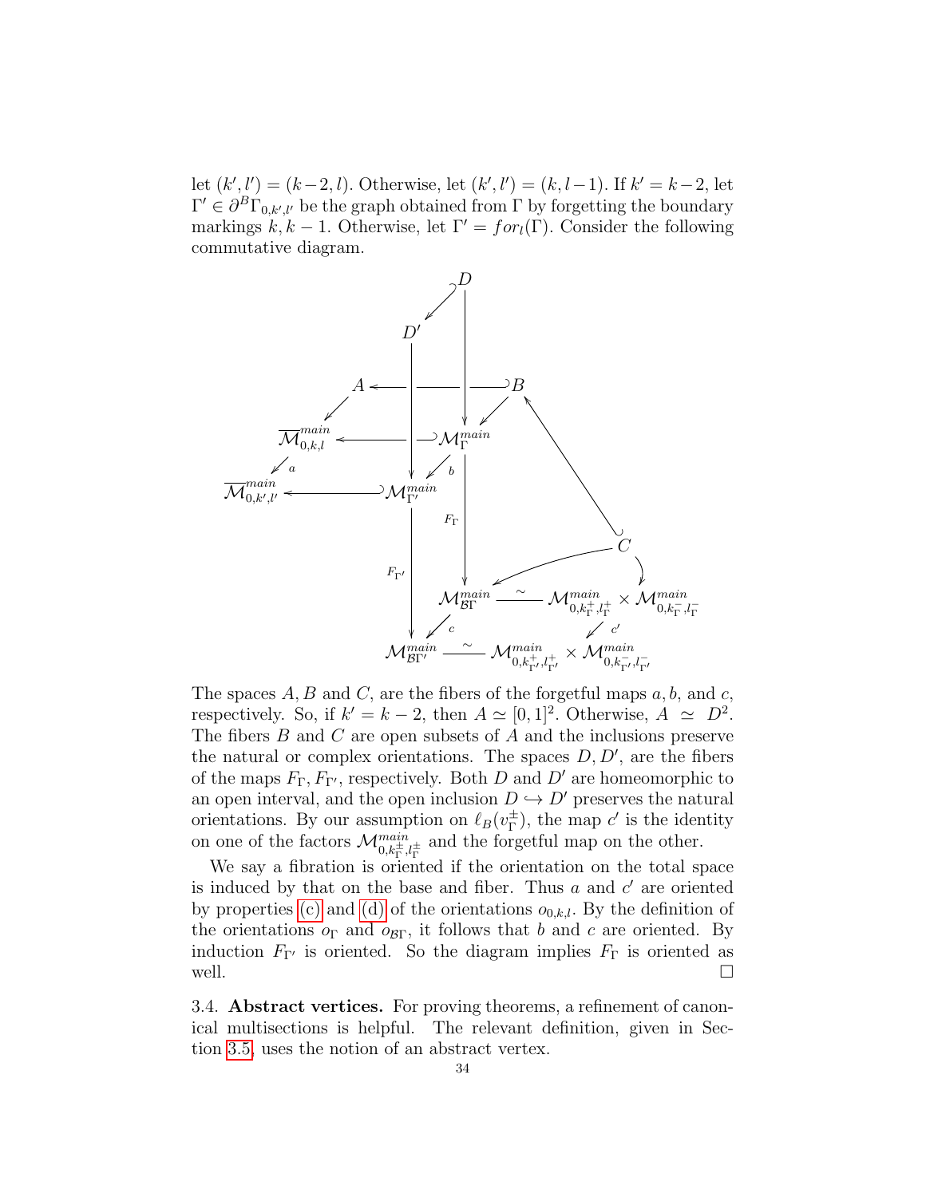let $(k', l') = (k-2, l)$. Otherwise, let $(k', l') = (k, l-1)$. If $k' = k-2$, let $\Gamma' \in \partial^B \Gamma_{0,k',l'}$ be the graph obtained from $\Gamma$ by forgetting the boundary markings $k, k-1$. Otherwise, let $\Gamma' = for_l(\Gamma)$. Consider the following commutative diagram.

$$
\begin{array}{ccccccc}
 & & & & D & & \\
 & & & \swarrow & \downarrow & & \\
 & & D' & & \downarrow & & \\
 & A & \longleftarrow & \downarrow & \longrightarrow & B & \\
 \swarrow & & & \downarrow & \swarrow & & \nwarrow \\
\overline{\mathcal{M}}_{0,k,l}^{main} & \longleftarrow & & \downarrow & \mathcal{M}_{\Gamma}^{main} & & \\
\downarrow a & & \swarrow b & & \downarrow F_{\Gamma} & & \\
\overline{\mathcal{M}}_{0,k',l'}^{main} & \longleftarrow & \mathcal{M}_{\Gamma'}^{main} & & \downarrow & & C \\
 & & \downarrow F_{\Gamma'} & & \downarrow & \swarrow & \searrow \\
 & & \downarrow & & \mathcal{M}_{\mathcal{B}\Gamma}^{main} & \xrightarrow{\sim} & \mathcal{M}_{0,k_{\Gamma}^{+},l_{\Gamma}^{+}}^{main} \times \mathcal{M}_{0,k_{\Gamma}^{-},l_{\Gamma}^{-}}^{main} \\
 & & \downarrow & \swarrow c & & \swarrow c' & \\
 & & \mathcal{M}_{\mathcal{B}\Gamma'}^{main} & \xrightarrow{\sim} & \mathcal{M}_{0,k_{\Gamma'}^{+},l_{\Gamma'}^{+}}^{main} \times \mathcal{M}_{0,k_{\Gamma'}^{-},l_{\Gamma'}^{-}}^{main} & &
\end{array}
$$

The spaces $A, B$ and $C$, are the fibers of the forgetful maps $a, b$, and $c$, respectively. So, if $k' = k-2$, then $A \simeq [0,1]^2$. Otherwise, $A \simeq D^2$. The fibers $B$ and $C$ are open subsets of $A$ and the inclusions preserve the natural or complex orientations. The spaces $D, D'$, are the fibers of the maps $F_\Gamma, F_{\Gamma'}$, respectively. Both $D$ and $D'$ are homeomorphic to an open interval, and the open inclusion $D \hookrightarrow D'$ preserves the natural orientations. By our assumption on $\ell_B(v_\Gamma^\pm)$, the map $c'$ is the identity on one of the factors $\mathcal{M}_{0,k_\Gamma^\pm,l_\Gamma^\pm}^{main}$ and the forgetful map on the other.

We say a fibration is oriented if the orientation on the total space is induced by that on the base and fiber. Thus $a$ and $c'$ are oriented by properties (c) and (d) of the orientations $o_{0,k,l}$. By the definition of the orientations $o_\Gamma$ and $o_{\mathcal{B}\Gamma}$, it follows that $b$ and $c$ are oriented. By induction $F_{\Gamma'}$ is oriented. So the diagram implies $F_\Gamma$ is oriented as well. $\square$

3.4. **Abstract vertices.** For proving theorems, a refinement of canonical multisections is helpful. The relevant definition, given in Section 3.5, uses the notion of an abstract vertex.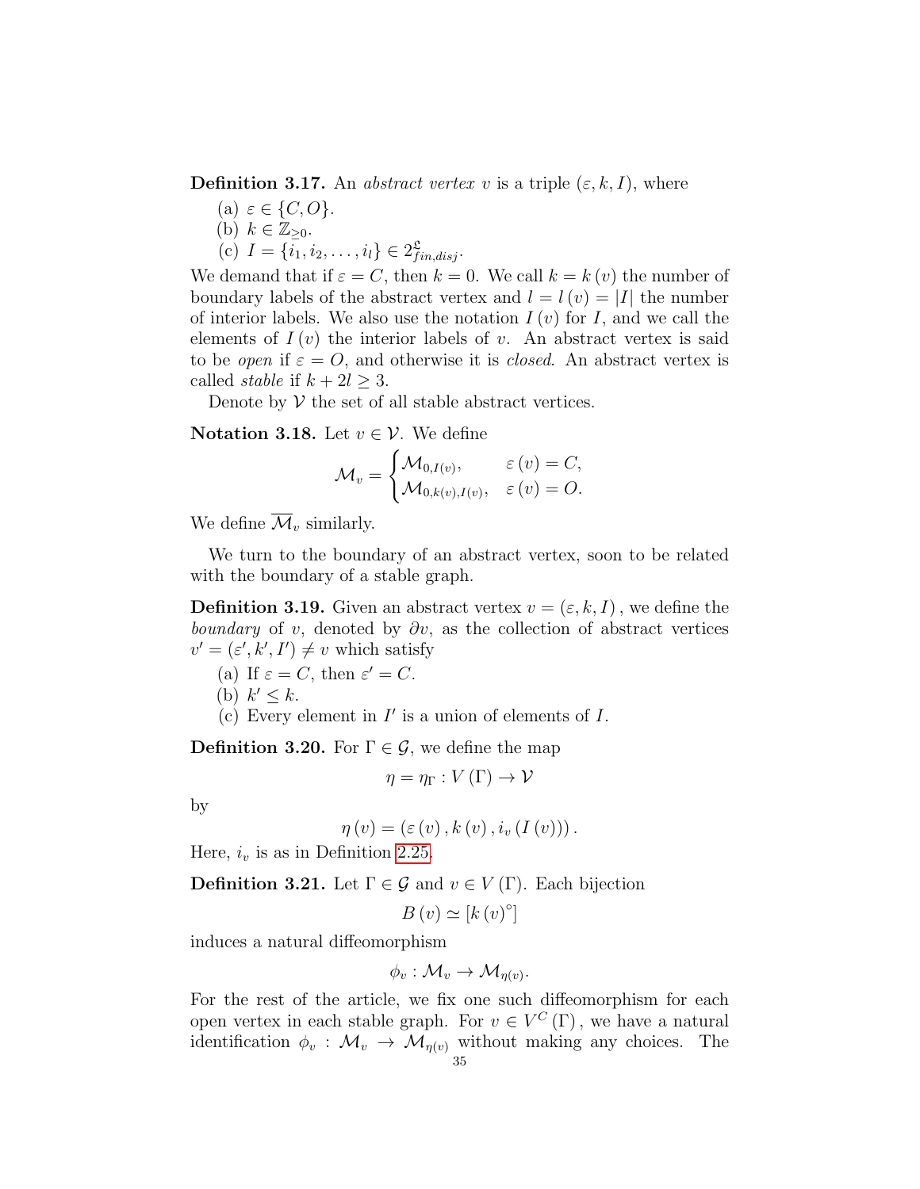**Definition 3.17.** An *abstract vertex* $v$ is a triple $(\varepsilon, k, I)$, where

(a) $\varepsilon \in \{C, O\}$.

(b) $k \in \mathbb{Z}_{\geq 0}$.

(c) $I = \{i_1, i_2, \ldots, i_l\} \in 2^{\mathfrak{L}}_{fin,disj}$.

We demand that if $\varepsilon = C$, then $k = 0$. We call $k = k(v)$ the number of boundary labels of the abstract vertex and $l = l(v) = |I|$ the number of interior labels. We also use the notation $I(v)$ for $I$, and we call the elements of $I(v)$ the interior labels of $v$. An abstract vertex is said to be *open* if $\varepsilon = O$, and otherwise it is *closed*. An abstract vertex is called *stable* if $k + 2l \geq 3$.

Denote by $\mathcal{V}$ the set of all stable abstract vertices.

**Notation 3.18.** Let $v \in \mathcal{V}$. We define

$$\mathcal{M}_v = \begin{cases} \mathcal{M}_{0,I(v)}, & \varepsilon(v) = C, \\ \mathcal{M}_{0,k(v),I(v)}, & \varepsilon(v) = O. \end{cases}$$

We define $\overline{\mathcal{M}}_v$ similarly.

We turn to the boundary of an abstract vertex, soon to be related with the boundary of a stable graph.

**Definition 3.19.** Given an abstract vertex $v = (\varepsilon, k, I)$, we define the *boundary* of $v$, denoted by $\partial v$, as the collection of abstract vertices $v' = (\varepsilon', k', I') \neq v$ which satisfy

(a) If $\varepsilon = C$, then $\varepsilon' = C$.

(b) $k' \leq k$.

(c) Every element in $I'$ is a union of elements of $I$.

**Definition 3.20.** For $\Gamma \in \mathcal{G}$, we define the map

$$\eta = \eta_\Gamma : V(\Gamma) \to \mathcal{V}$$

by

$$\eta(v) = (\varepsilon(v), k(v), i_v(I(v))).$$

Here, $i_v$ is as in Definition 2.25.

**Definition 3.21.** Let $\Gamma \in \mathcal{G}$ and $v \in V(\Gamma)$. Each bijection

$$B(v) \simeq [k(v)^\circ]$$

induces a natural diffeomorphism

$$\phi_v : \mathcal{M}_v \to \mathcal{M}_{\eta(v)}.$$

For the rest of the article, we fix one such diffeomorphism for each open vertex in each stable graph. For $v \in V^C(\Gamma)$, we have a natural identification $\phi_v : \mathcal{M}_v \to \mathcal{M}_{\eta(v)}$ without making any choices. The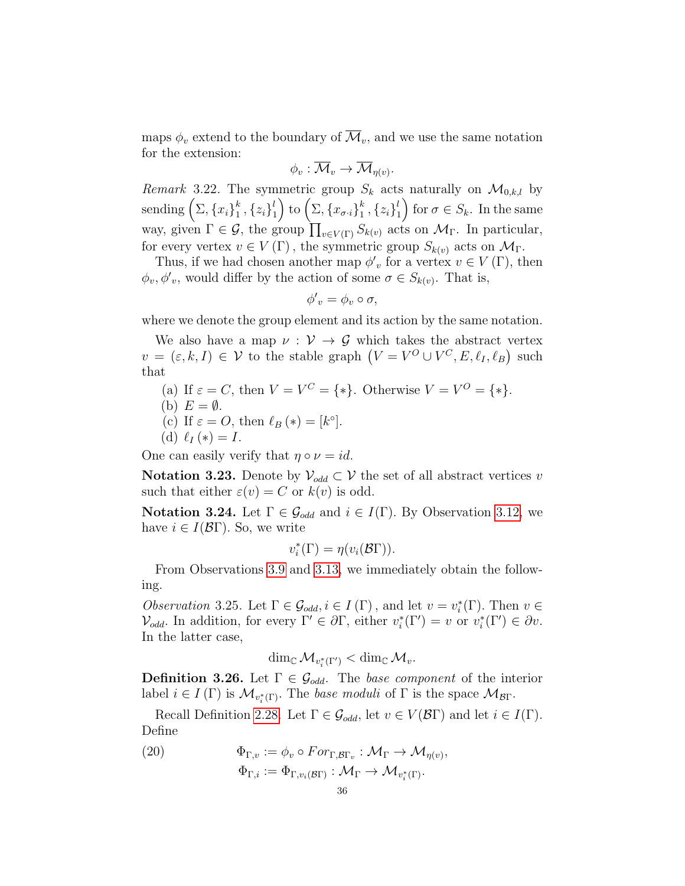maps $\phi_v$ extend to the boundary of $\overline{\mathcal{M}}_v$, and we use the same notation for the extension:

$$\phi_v : \overline{\mathcal{M}}_v \to \overline{\mathcal{M}}_{\eta(v)}.$$

*Remark* 3.22. The symmetric group $S_k$ acts naturally on $\mathcal{M}_{0,k,l}$ by sending $\left(\Sigma, \{x_i\}_1^k, \{z_i\}_1^l\right)$ to $\left(\Sigma, \{x_{\sigma\cdot i}\}_1^k, \{z_i\}_1^l\right)$ for $\sigma \in S_k$. In the same way, given $\Gamma \in \mathcal{G}$, the group $\prod_{v\in V(\Gamma)} S_{k(v)}$ acts on $\mathcal{M}_\Gamma$. In particular, for every vertex $v \in V(\Gamma)$, the symmetric group $S_{k(v)}$ acts on $\mathcal{M}_\Gamma$.

Thus, if we had chosen another map ${\phi'}_v$ for a vertex $v \in V(\Gamma)$, then $\phi_v, {\phi'}_v$, would differ by the action of some $\sigma \in S_{k(v)}$. That is,

$${\phi'}_v = \phi_v \circ \sigma,$$

where we denote the group element and its action by the same notation.

We also have a map $\nu : \mathcal{V} \to \mathcal{G}$ which takes the abstract vertex $v = (\varepsilon, k, I) \in \mathcal{V}$ to the stable graph $\left(V = V^O \cup V^C, E, \ell_I, \ell_B\right)$ such that

(a) If $\varepsilon = C$, then $V = V^C = \{*\}$. Otherwise $V = V^O = \{*\}$.
(b) $E = \emptyset$.
(c) If $\varepsilon = O$, then $\ell_B(*) = [k^\circ]$.
(d) $\ell_I(*) = I$.

One can easily verify that $\eta \circ \nu = id$.

**Notation 3.23.** Denote by $\mathcal{V}_{odd} \subset \mathcal{V}$ the set of all abstract vertices $v$ such that either $\varepsilon(v) = C$ or $k(v)$ is odd.

**Notation 3.24.** Let $\Gamma \in \mathcal{G}_{odd}$ and $i \in I(\Gamma)$. By Observation 3.12, we have $i \in I(\mathcal{B}\Gamma)$. So, we write

$$v_i^*(\Gamma) = \eta(v_i(\mathcal{B}\Gamma)).$$

From Observations 3.9 and 3.13, we immediately obtain the following.

*Observation* 3.25. Let $\Gamma \in \mathcal{G}_{odd}, i \in I(\Gamma)$, and let $v = v_i^*(\Gamma)$. Then $v \in \mathcal{V}_{odd}$. In addition, for every $\Gamma' \in \partial\Gamma$, either $v_i^*(\Gamma') = v$ or $v_i^*(\Gamma') \in \partial v$. In the latter case,

$$\dim_{\mathbb{C}} \mathcal{M}_{v_i^*(\Gamma')} < \dim_{\mathbb{C}} \mathcal{M}_v.$$

**Definition 3.26.** Let $\Gamma \in \mathcal{G}_{odd}$. The *base component* of the interior label $i \in I(\Gamma)$ is $\mathcal{M}_{v_i^*(\Gamma)}$. The *base moduli* of $\Gamma$ is the space $\mathcal{M}_{\mathcal{B}\Gamma}$.

Recall Definition 2.28. Let $\Gamma \in \mathcal{G}_{odd}$, let $v \in V(\mathcal{B}\Gamma)$ and let $i \in I(\Gamma)$. Define

$$\begin{aligned}
\Phi_{\Gamma,v} &:= \phi_v \circ For_{\Gamma,\mathcal{B}\Gamma_v} : \mathcal{M}_\Gamma \to \mathcal{M}_{\eta(v)}, \\
\Phi_{\Gamma,i} &:= \Phi_{\Gamma,v_i(\mathcal{B}\Gamma)} : \mathcal{M}_\Gamma \to \mathcal{M}_{v_i^*(\Gamma)}.
\end{aligned} \tag{20}$$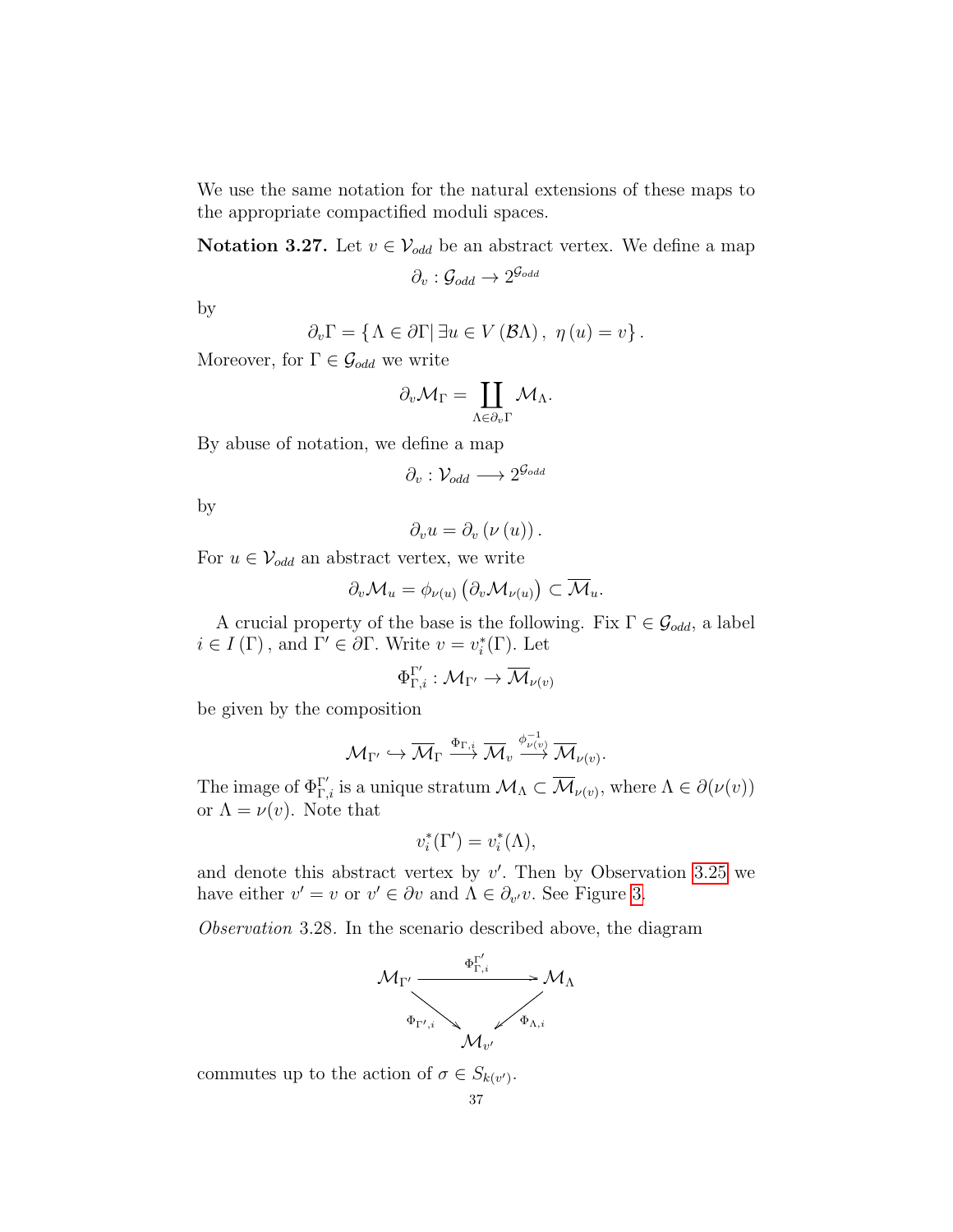We use the same notation for the natural extensions of these maps to the appropriate compactified moduli spaces.

**Notation 3.27.** Let $v \in \mathcal{V}_{odd}$ be an abstract vertex. We define a map

$$\partial_v : \mathcal{G}_{odd} \to 2^{\mathcal{G}_{odd}}$$

by

$$\partial_v \Gamma = \{ \Lambda \in \partial\Gamma | \, \exists u \in V(\mathcal{B}\Lambda), \; \eta(u) = v \}.$$

Moreover, for $\Gamma \in \mathcal{G}_{odd}$ we write

$$\partial_v \mathcal{M}_\Gamma = \coprod_{\Lambda \in \partial_v \Gamma} \mathcal{M}_\Lambda.$$

By abuse of notation, we define a map

$$\partial_v : \mathcal{V}_{odd} \longrightarrow 2^{\mathcal{G}_{odd}}$$

by

$$\partial_v u = \partial_v (\nu(u)).$$

For $u \in \mathcal{V}_{odd}$ an abstract vertex, we write

$$\partial_v \mathcal{M}_u = \phi_{\nu(u)} \left( \partial_v \mathcal{M}_{\nu(u)} \right) \subset \overline{\mathcal{M}}_u.$$

A crucial property of the base is the following. Fix $\Gamma \in \mathcal{G}_{odd}$, a label $i \in I(\Gamma)$, and $\Gamma' \in \partial\Gamma$. Write $v = v_i^*(\Gamma)$. Let

$$\Phi_{\Gamma,i}^{\Gamma'} : \mathcal{M}_{\Gamma'} \to \overline{\mathcal{M}}_{\nu(v)}$$

be given by the composition

$$\mathcal{M}_{\Gamma'} \hookrightarrow \overline{\mathcal{M}}_\Gamma \xrightarrow{\Phi_{\Gamma,i}} \overline{\mathcal{M}}_v \xrightarrow{\phi_{\nu(v)}^{-1}} \overline{\mathcal{M}}_{\nu(v)}.$$

The image of $\Phi_{\Gamma,i}^{\Gamma'}$ is a unique stratum $\mathcal{M}_\Lambda \subset \overline{\mathcal{M}}_{\nu(v)}$, where $\Lambda \in \partial(\nu(v))$ or $\Lambda = \nu(v)$. Note that

$$v_i^*(\Gamma') = v_i^*(\Lambda),$$

and denote this abstract vertex by $v'$. Then by Observation 3.25 we have either $v' = v$ or $v' \in \partial v$ and $\Lambda \in \partial_{v'} v$. See Figure 3.

*Observation* 3.28. In the scenario described above, the diagram

$$\begin{array}{ccc} \mathcal{M}_{\Gamma'} & \xrightarrow{\Phi_{\Gamma,i}^{\Gamma'}} & \mathcal{M}_\Lambda \\ & {\scriptstyle \Phi_{\Gamma',i}} \searrow \quad \swarrow {\scriptstyle \Phi_{\Lambda,i}} & \\ & \mathcal{M}_{v'} & \end{array}$$

commutes up to the action of $\sigma \in S_{k(v')}$.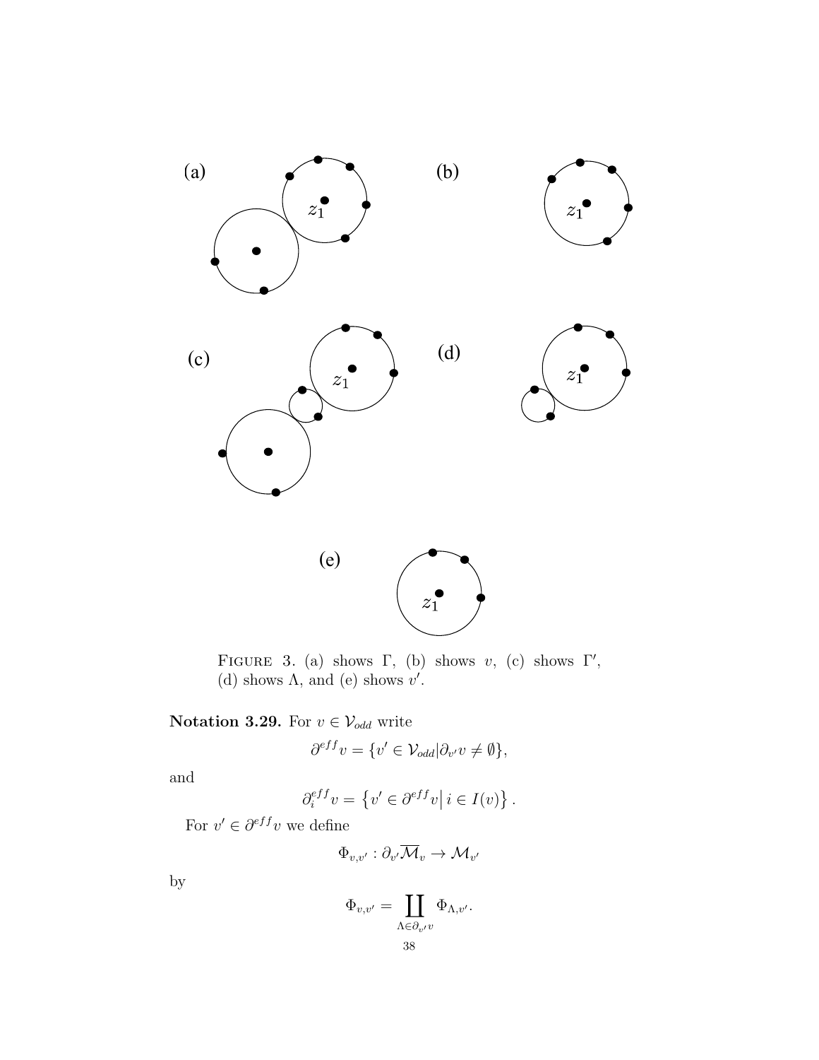FIGURE 3. (a) shows $\Gamma$, (b) shows $v$, (c) shows $\Gamma'$, (d) shows $\Lambda$, and (e) shows $v'$.

**Notation 3.29.** For $v \in \mathcal{V}_{odd}$ write

$$\partial^{eff} v = \{v' \in \mathcal{V}_{odd} | \partial_{v'} v \neq \emptyset\},$$

and

$$\partial_i^{eff} v = \left\{ v' \in \partial^{eff} v \middle| \, i \in I(v) \right\}.$$

For $v' \in \partial^{eff} v$ we define

$$\Phi_{v,v'} : \partial_{v'} \overline{\mathcal{M}}_v \to \mathcal{M}_{v'}$$

by

$$\Phi_{v,v'} = \coprod_{\Lambda \in \partial_{v'} v} \Phi_{\Lambda, v'}.$$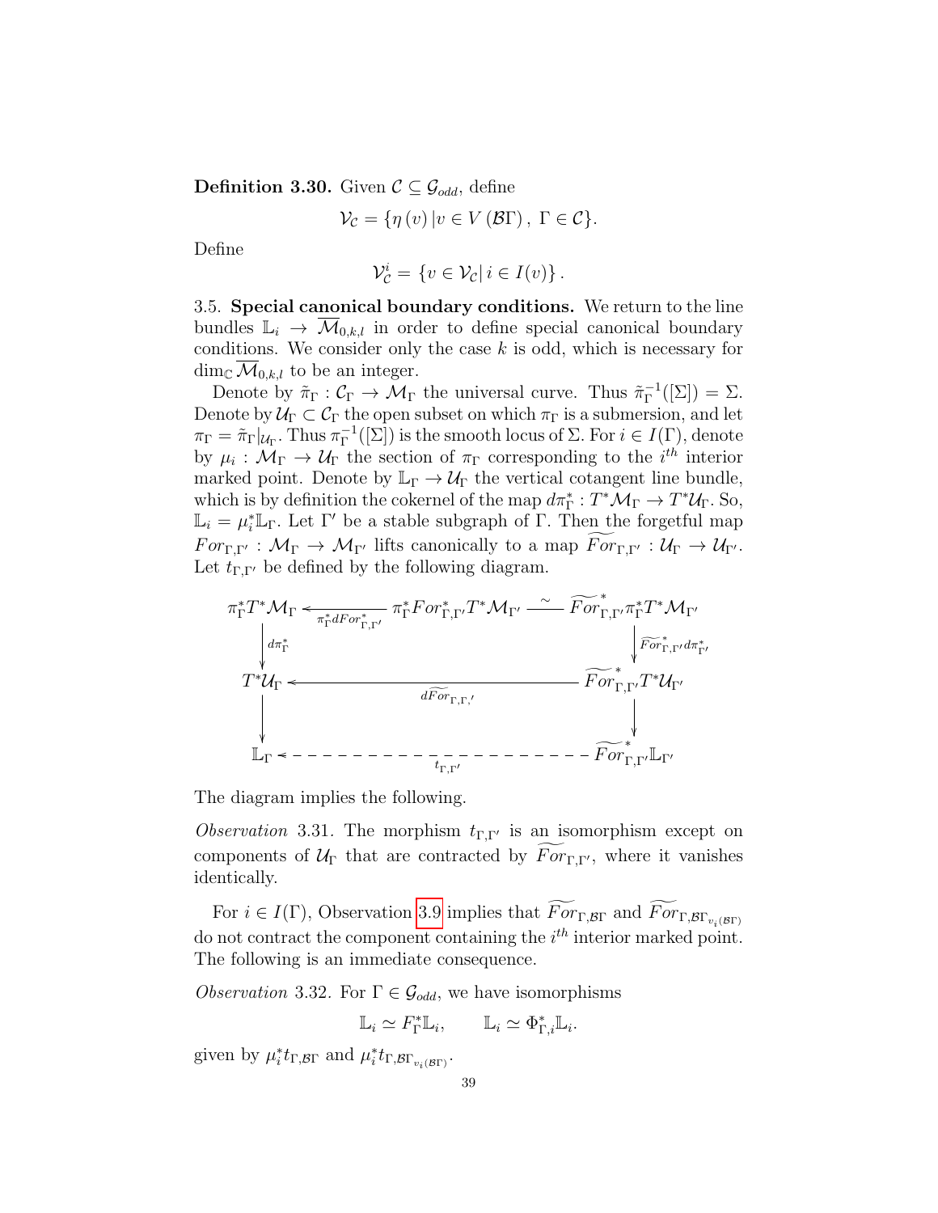**Definition 3.30.** Given $\mathcal{C} \subseteq \mathcal{G}_{odd}$, define

$$\mathcal{V}_{\mathcal{C}} = \{\eta(v) \,|\, v \in V(\mathcal{B}\Gamma),\ \Gamma \in \mathcal{C}\}.$$

Define

$$\mathcal{V}^i_{\mathcal{C}} = \{v \in \mathcal{V}_{\mathcal{C}} |\, i \in I(v)\}.$$

3.5. **Special canonical boundary conditions.** We return to the line bundles $\mathbb{L}_i \to \overline{\mathcal{M}}_{0,k,l}$ in order to define special canonical boundary conditions. We consider only the case $k$ is odd, which is necessary for $\dim_{\mathbb{C}} \overline{\mathcal{M}}_{0,k,l}$ to be an integer.

Denote by $\tilde{\pi}_\Gamma : \mathcal{C}_\Gamma \to \mathcal{M}_\Gamma$ the universal curve. Thus $\tilde{\pi}_\Gamma^{-1}([\Sigma]) = \Sigma$. Denote by $\mathcal{U}_\Gamma \subset \mathcal{C}_\Gamma$ the open subset on which $\pi_\Gamma$ is a submersion, and let $\pi_\Gamma = \tilde{\pi}_\Gamma|_{\mathcal{U}_\Gamma}$. Thus $\pi_\Gamma^{-1}([\Sigma])$ is the smooth locus of $\Sigma$. For $i \in I(\Gamma)$, denote by $\mu_i : \mathcal{M}_\Gamma \to \mathcal{U}_\Gamma$ the section of $\pi_\Gamma$ corresponding to the $i^{th}$ interior marked point. Denote by $\mathbb{L}_\Gamma \to \mathcal{U}_\Gamma$ the vertical cotangent line bundle, which is by definition the cokernel of the map $d\pi_\Gamma^* : T^*\mathcal{M}_\Gamma \to T^*\mathcal{U}_\Gamma$. So, $\mathbb{L}_i = \mu_i^*\mathbb{L}_\Gamma$. Let $\Gamma'$ be a stable subgraph of $\Gamma$. Then the forgetful map $For_{\Gamma,\Gamma'} : \mathcal{M}_\Gamma \to \mathcal{M}_{\Gamma'}$ lifts canonically to a map $\widetilde{For}_{\Gamma,\Gamma'} : \mathcal{U}_\Gamma \to \mathcal{U}_{\Gamma'}$. Let $t_{\Gamma,\Gamma'}$ be defined by the following diagram.

$$\begin{array}{ccccc}
\pi_\Gamma^* T^*\mathcal{M}_\Gamma & \xleftarrow{\pi_\Gamma^* dFor^*_{\Gamma,\Gamma'}} & \pi_\Gamma^* For^*_{\Gamma,\Gamma'} T^*\mathcal{M}_{\Gamma'} & \xrightarrow{\sim} & \widetilde{For}^*_{\Gamma,\Gamma'} \pi_\Gamma^* T^*\mathcal{M}_{\Gamma'} \\
\downarrow{\scriptstyle d\pi_\Gamma^*} & & & & \downarrow{\scriptstyle \widetilde{For}^*_{\Gamma,\Gamma'} d\pi^*_{\Gamma'}} \\
T^*\mathcal{U}_\Gamma & & \xleftarrow{\quad d\widetilde{For}_{\Gamma,\Gamma'} \quad} & & \widetilde{For}^*_{\Gamma,\Gamma'} T^*\mathcal{U}_{\Gamma'} \\
\downarrow & & & & \downarrow \\
\mathbb{L}_\Gamma & & \xleftarrow{\quad t_{\Gamma,\Gamma'} \quad} & & \widetilde{For}^*_{\Gamma,\Gamma'} \mathbb{L}_{\Gamma'}
\end{array}$$

The diagram implies the following.

*Observation* 3.31. The morphism $t_{\Gamma,\Gamma'}$ is an isomorphism except on components of $\mathcal{U}_\Gamma$ that are contracted by $\widetilde{For}_{\Gamma,\Gamma'}$, where it vanishes identically.

For $i \in I(\Gamma)$, Observation 3.9 implies that $\widetilde{For}_{\Gamma,\mathcal{B}\Gamma}$ and $\widetilde{For}_{\Gamma,\mathcal{B}\Gamma_{v_i(\mathcal{B}\Gamma)}}$ do not contract the component containing the $i^{th}$ interior marked point. The following is an immediate consequence.

*Observation* 3.32. For $\Gamma \in \mathcal{G}_{odd}$, we have isomorphisms

$$\mathbb{L}_i \simeq F_\Gamma^* \mathbb{L}_i, \qquad \mathbb{L}_i \simeq \Phi_{\Gamma,i}^* \mathbb{L}_i.$$

given by $\mu_i^* t_{\Gamma,\mathcal{B}\Gamma}$ and $\mu_i^* t_{\Gamma,\mathcal{B}\Gamma_{v_i(\mathcal{B}\Gamma)}}$.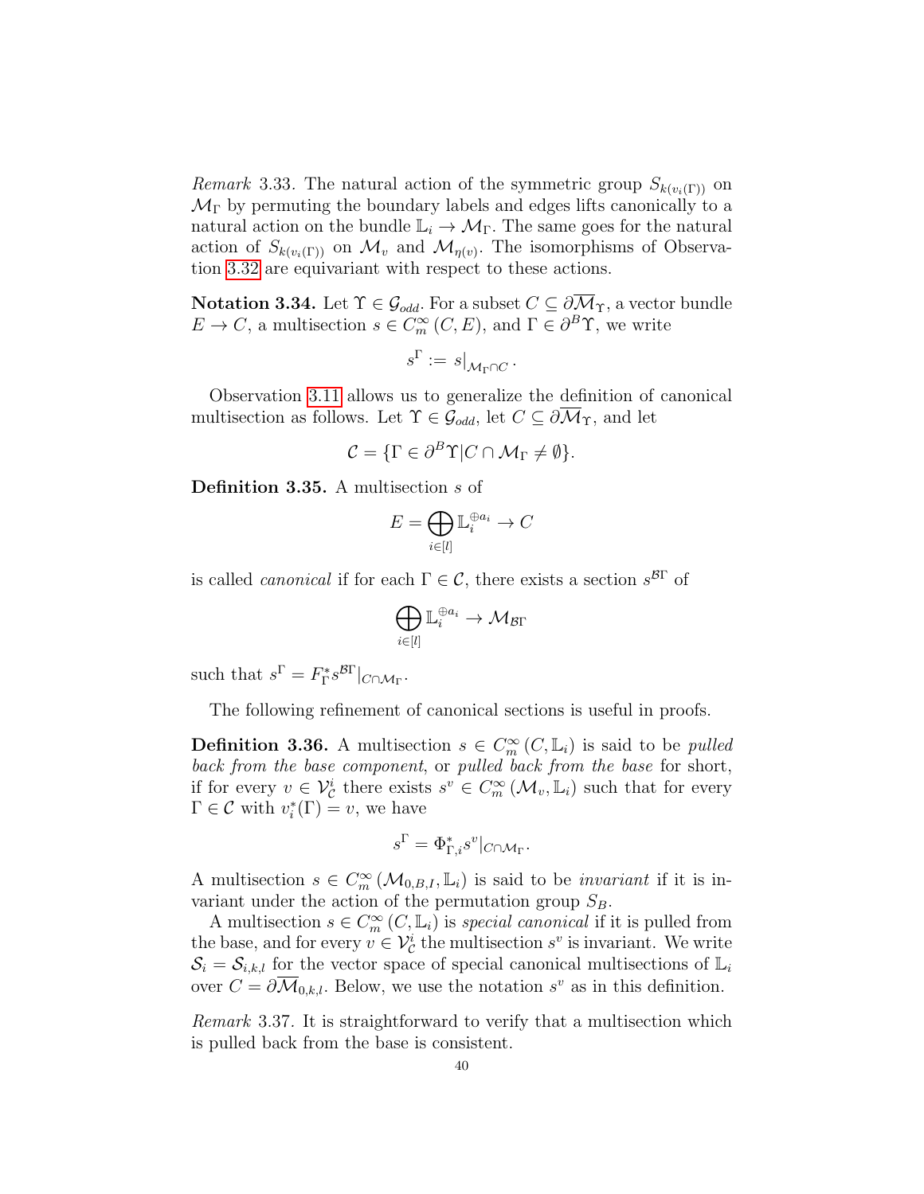*Remark* 3.33. The natural action of the symmetric group $S_{k(v_i(\Gamma))}$ on $\mathcal{M}_\Gamma$ by permuting the boundary labels and edges lifts canonically to a natural action on the bundle $\mathbb{L}_i \to \mathcal{M}_\Gamma$. The same goes for the natural action of $S_{k(v_i(\Gamma))}$ on $\mathcal{M}_v$ and $\mathcal{M}_{\eta(v)}$. The isomorphisms of Observation 3.32 are equivariant with respect to these actions.

**Notation 3.34.** Let $\Upsilon \in \mathcal{G}_{odd}$. For a subset $C \subseteq \partial\overline{\mathcal{M}}_\Upsilon$, a vector bundle $E \to C$, a multisection $s \in C^\infty_m(C, E)$, and $\Gamma \in \partial^B\Upsilon$, we write

$$s^\Gamma := s|_{\mathcal{M}_\Gamma \cap C}.$$

Observation 3.11 allows us to generalize the definition of canonical multisection as follows. Let $\Upsilon \in \mathcal{G}_{odd}$, let $C \subseteq \partial\overline{\mathcal{M}}_\Upsilon$, and let

$$\mathcal{C} = \{\Gamma \in \partial^B\Upsilon | C \cap \mathcal{M}_\Gamma \neq \emptyset\}.$$

**Definition 3.35.** A multisection $s$ of

$$E = \bigoplus_{i\in[l]} \mathbb{L}_i^{\oplus a_i} \to C$$

is called *canonical* if for each $\Gamma \in \mathcal{C}$, there exists a section $s^{\mathcal{B}\Gamma}$ of

$$\bigoplus_{i\in[l]} \mathbb{L}_i^{\oplus a_i} \to \mathcal{M}_{\mathcal{B}\Gamma}$$

such that $s^\Gamma = F^*_\Gamma s^{\mathcal{B}\Gamma}|_{C\cap\mathcal{M}_\Gamma}$.

The following refinement of canonical sections is useful in proofs.

**Definition 3.36.** A multisection $s \in C^\infty_m(C, \mathbb{L}_i)$ is said to be *pulled back from the base component*, or *pulled back from the base* for short, if for every $v \in \mathcal{V}^i_\mathcal{C}$ there exists $s^v \in C^\infty_m(\mathcal{M}_v, \mathbb{L}_i)$ such that for every $\Gamma \in \mathcal{C}$ with $v^*_i(\Gamma) = v$, we have

$$s^\Gamma = \Phi^*_{\Gamma,i} s^v|_{C\cap\mathcal{M}_\Gamma}.$$

A multisection $s \in C^\infty_m(\mathcal{M}_{0,B,I}, \mathbb{L}_i)$ is said to be *invariant* if it is invariant under the action of the permutation group $S_B$.

A multisection $s \in C^\infty_m(C, \mathbb{L}_i)$ is *special canonical* if it is pulled from the base, and for every $v \in \mathcal{V}^i_\mathcal{C}$ the multisection $s^v$ is invariant. We write $\mathcal{S}_i = \mathcal{S}_{i,k,l}$ for the vector space of special canonical multisections of $\mathbb{L}_i$ over $C = \partial\overline{\mathcal{M}}_{0,k,l}$. Below, we use the notation $s^v$ as in this definition.

*Remark* 3.37. It is straightforward to verify that a multisection which is pulled back from the base is consistent.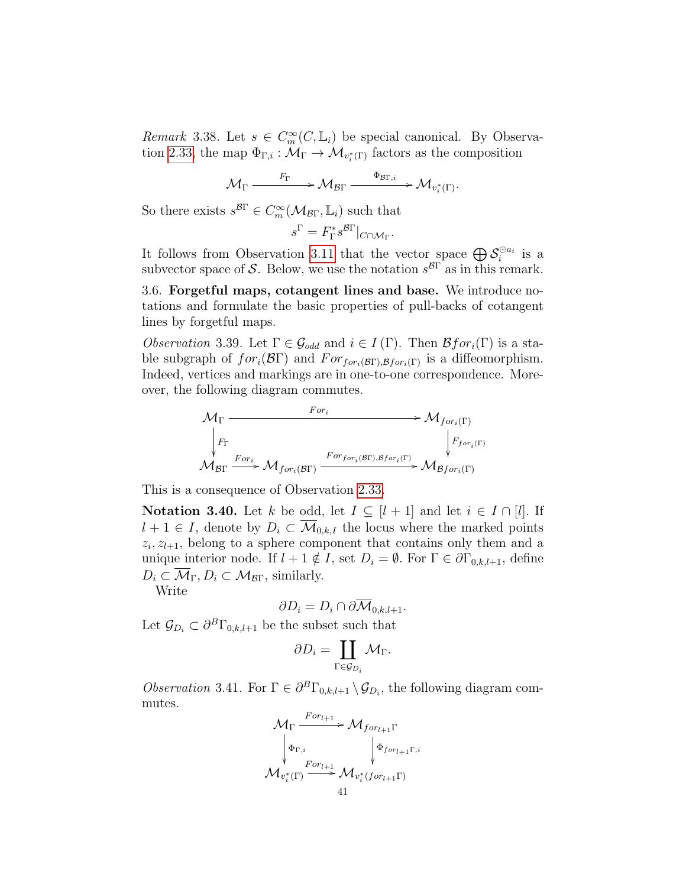*Remark* 3.38. Let $s \in C^\infty_m(C, \mathbb{L}_i)$ be special canonical. By Observation 2.33, the map $\Phi_{\Gamma,i} : \mathcal{M}_\Gamma \to \mathcal{M}_{v_i^*(\Gamma)}$ factors as the composition

$$\mathcal{M}_\Gamma \xrightarrow{F_\Gamma} \mathcal{M}_{\mathcal{B}\Gamma} \xrightarrow{\Phi_{\mathcal{B}\Gamma,i}} \mathcal{M}_{v_i^*(\Gamma)}.$$

So there exists $s^{\mathcal{B}\Gamma} \in C^\infty_m(\mathcal{M}_{\mathcal{B}\Gamma}, \mathbb{L}_i)$ such that

$$s^\Gamma = F_\Gamma^* s^{\mathcal{B}\Gamma}|_{C \cap \mathcal{M}_\Gamma}.$$

It follows from Observation 3.11 that the vector space $\bigoplus \mathcal{S}_i^{\oplus a_i}$ is a subvector space of $\mathcal{S}$. Below, we use the notation $s^{\mathcal{B}\Gamma}$ as in this remark.

3.6. **Forgetful maps, cotangent lines and base.** We introduce notations and formulate the basic properties of pull-backs of cotangent lines by forgetful maps.

*Observation* 3.39. Let $\Gamma \in \mathcal{G}_{odd}$ and $i \in I(\Gamma)$. Then $\mathcal{B}for_i(\Gamma)$ is a stable subgraph of $for_i(\mathcal{B}\Gamma)$ and $For_{for_i(\mathcal{B}\Gamma),\mathcal{B}for_i(\Gamma)}$ is a diffeomorphism. Indeed, vertices and markings are in one-to-one correspondence. Moreover, the following diagram commutes.

$$\begin{array}{ccccc}
\mathcal{M}_\Gamma & & \xrightarrow{\quad For_i \quad} & & \mathcal{M}_{for_i(\Gamma)} \\
\downarrow{\scriptstyle F_\Gamma} & & & & \downarrow{\scriptstyle F_{for_i(\Gamma)}} \\
\mathcal{M}_{\mathcal{B}\Gamma} & \xrightarrow{For_i} & \mathcal{M}_{for_i(\mathcal{B}\Gamma)} & \xrightarrow{For_{for_i(\mathcal{B}\Gamma),\mathcal{B}for_i(\Gamma)}} & \mathcal{M}_{\mathcal{B}for_i(\Gamma)}
\end{array}$$

This is a consequence of Observation 2.33.

**Notation 3.40.** Let $k$ be odd, let $I \subseteq [l+1]$ and let $i \in I \cap [l]$. If $l+1 \in I$, denote by $D_i \subset \overline{\mathcal{M}}_{0,k,I}$ the locus where the marked points $z_i, z_{l+1}$, belong to a sphere component that contains only them and a unique interior node. If $l+1 \notin I$, set $D_i = \emptyset$. For $\Gamma \in \partial\Gamma_{0,k,l+1}$, define $D_i \subset \overline{\mathcal{M}}_\Gamma, D_i \subset \mathcal{M}_{\mathcal{B}\Gamma}$, similarly.

Write

$$\partial D_i = D_i \cap \partial\overline{\mathcal{M}}_{0,k,l+1}.$$

Let $\mathcal{G}_{D_i} \subset \partial^B\Gamma_{0,k,l+1}$ be the subset such that

$$\partial D_i = \coprod_{\Gamma \in \mathcal{G}_{D_i}} \mathcal{M}_\Gamma.$$

*Observation* 3.41. For $\Gamma \in \partial^B\Gamma_{0,k,l+1} \setminus \mathcal{G}_{D_i}$, the following diagram commutes.

$$\begin{array}{ccc}
\mathcal{M}_\Gamma & \xrightarrow{For_{l+1}} & \mathcal{M}_{for_{l+1}\Gamma} \\
\downarrow{\scriptstyle \Phi_{\Gamma,i}} & & \downarrow{\scriptstyle \Phi_{for_{l+1}\Gamma,i}} \\
\mathcal{M}_{v_i^*(\Gamma)} & \xrightarrow{For_{l+1}} & \mathcal{M}_{v_i^*(for_{l+1}\Gamma)}
\end{array}$$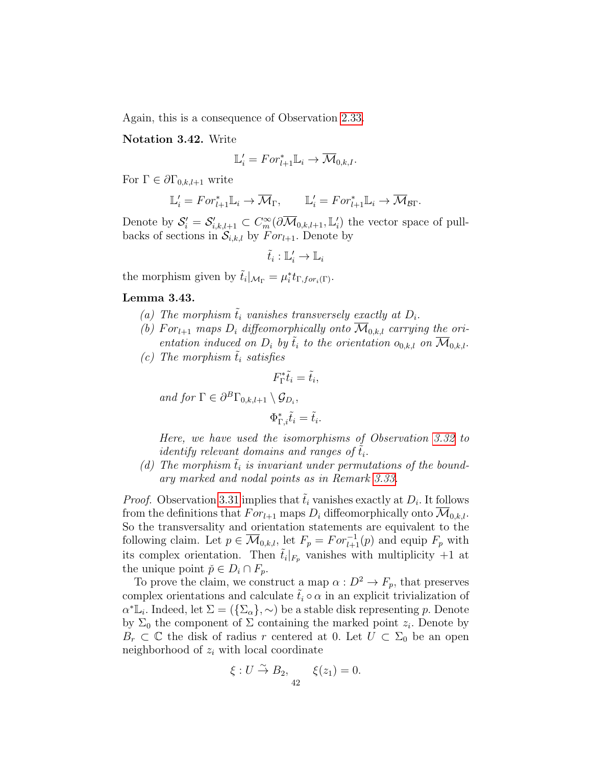Again, this is a consequence of Observation 2.33.

**Notation 3.42.** Write

$$\mathbb{L}'_i = For_{l+1}^* \mathbb{L}_i \to \overline{\mathcal{M}}_{0,k,l}.$$

For $\Gamma \in \partial\Gamma_{0,k,l+1}$ write

$$\mathbb{L}'_i = For_{l+1}^* \mathbb{L}_i \to \overline{\mathcal{M}}_\Gamma, \qquad \mathbb{L}'_i = For_{l+1}^* \mathbb{L}_i \to \overline{\mathcal{M}}_{\mathcal{B}\Gamma}.$$

Denote by $\mathcal{S}'_i = \mathcal{S}'_{i,k,l+1} \subset C^\infty_m(\partial\overline{\mathcal{M}}_{0,k,l+1}, \mathbb{L}'_i)$ the vector space of pullbacks of sections in $\mathcal{S}_{i,k,l}$ by $For_{l+1}$. Denote by

$$\tilde{t}_i : \mathbb{L}'_i \to \mathbb{L}_i$$

the morphism given by $\tilde{t}_i|_{\mathcal{M}_\Gamma} = \mu_i^* t_{\Gamma, for_i(\Gamma)}$.

**Lemma 3.43.**

*(a) The morphism $\tilde{t}_i$ vanishes transversely exactly at $D_i$.*

*(b) $For_{l+1}$ maps $D_i$ diffeomorphically onto $\overline{\mathcal{M}}_{0,k,l}$ carrying the orientation induced on $D_i$ by $\tilde{t}_i$ to the orientation $o_{0,k,l}$ on $\overline{\mathcal{M}}_{0,k,l}$.*

*(c) The morphism $\tilde{t}_i$ satisfies*

$$F_\Gamma^* \tilde{t}_i = \tilde{t}_i,$$

*and for $\Gamma \in \partial^B \Gamma_{0,k,l+1} \setminus \mathcal{G}_{D_i}$,*

$$\Phi_{\Gamma,i}^* \tilde{t}_i = \tilde{t}_i.$$

*Here, we have used the isomorphisms of Observation 3.32 to identify relevant domains and ranges of $\tilde{t}_i$.*

*(d) The morphism $\tilde{t}_i$ is invariant under permutations of the boundary marked and nodal points as in Remark 3.33.*

*Proof.* Observation 3.31 implies that $\tilde{t}_i$ vanishes exactly at $D_i$. It follows from the definitions that $For_{l+1}$ maps $D_i$ diffeomorphically onto $\overline{\mathcal{M}}_{0,k,l}$. So the transversality and orientation statements are equivalent to the following claim. Let $p \in \overline{\mathcal{M}}_{0,k,l}$, let $F_p = For_{l+1}^{-1}(p)$ and equip $F_p$ with its complex orientation. Then $\tilde{t}_i|_{F_p}$ vanishes with multiplicity $+1$ at the unique point $\check{p} \in D_i \cap F_p$.

To prove the claim, we construct a map $\alpha : D^2 \to F_p$, that preserves complex orientations and calculate $\tilde{t}_i \circ \alpha$ in an explicit trivialization of $\alpha^* \mathbb{L}_i$. Indeed, let $\Sigma = (\{\Sigma_\alpha\}, \sim)$ be a stable disk representing $p$. Denote by $\Sigma_0$ the component of $\Sigma$ containing the marked point $z_i$. Denote by $B_r \subset \mathbb{C}$ the disk of radius $r$ centered at 0. Let $U \subset \Sigma_0$ be an open neighborhood of $z_i$ with local coordinate

$$\xi : U \xrightarrow{\sim} B_2, \qquad \xi(z_1) = 0.$$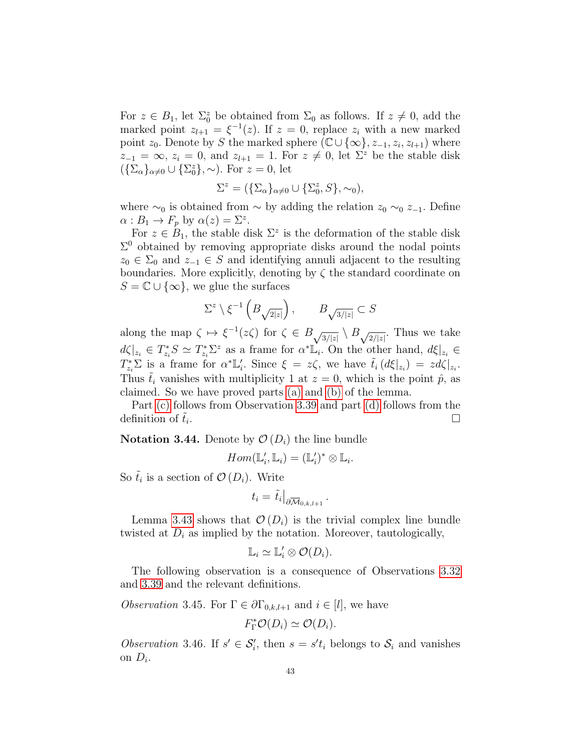For $z \in B_1$, let $\Sigma_0^z$ be obtained from $\Sigma_0$ as follows. If $z \neq 0$, add the marked point $z_{l+1} = \xi^{-1}(z)$. If $z = 0$, replace $z_i$ with a new marked point $z_0$. Denote by $S$ the marked sphere $(\mathbb{C} \cup \{\infty\}, z_{-1}, z_i, z_{l+1})$ where $z_{-1} = \infty$, $z_i = 0$, and $z_{l+1} = 1$. For $z \neq 0$, let $\Sigma^z$ be the stable disk $(\{\Sigma_\alpha\}_{\alpha \neq 0} \cup \{\Sigma_0^z\}, \sim)$. For $z = 0$, let

$$\Sigma^z = (\{\Sigma_\alpha\}_{\alpha \neq 0} \cup \{\Sigma_0^z, S\}, \sim_0),$$

where $\sim_0$ is obtained from $\sim$ by adding the relation $z_0 \sim_0 z_{-1}$. Define $\alpha : B_1 \to F_p$ by $\alpha(z) = \Sigma^z$.

For $z \in B_1$, the stable disk $\Sigma^z$ is the deformation of the stable disk $\Sigma^0$ obtained by removing appropriate disks around the nodal points $z_0 \in \Sigma_0$ and $z_{-1} \in S$ and identifying annuli adjacent to the resulting boundaries. More explicitly, denoting by $\zeta$ the standard coordinate on $S = \mathbb{C} \cup \{\infty\}$, we glue the surfaces

$$\Sigma^z \setminus \xi^{-1}\left(B_{\sqrt{2|z|}}\right), \qquad B_{\sqrt{3/|z|}} \subset S$$

along the map $\zeta \mapsto \xi^{-1}(z\zeta)$ for $\zeta \in B_{\sqrt{3/|z|}} \setminus B_{\sqrt{2/|z|}}$. Thus we take $d\zeta|_{z_i} \in T^*_{z_i}S \simeq T^*_{z_i}\Sigma^z$ as a frame for $\alpha^*\mathbb{L}_i$. On the other hand, $d\xi|_{z_i} \in T^*_{z_i}\Sigma$ is a frame for $\alpha^*\mathbb{L}'_i$. Since $\xi = z\zeta$, we have $\tilde{t}_i\left(d\xi|_{z_i}\right) = z d\zeta|_{z_i}$. Thus $\tilde{t}_i$ vanishes with multiplicity 1 at $z = 0$, which is the point $\hat{p}$, as claimed. So we have proved parts (a) and (b) of the lemma.

Part (c) follows from Observation 3.39 and part (d) follows from the definition of $\tilde{t}_i$. $\square$

**Notation 3.44.** Denote by $\mathcal{O}(D_i)$ the line bundle

$$Hom(\mathbb{L}'_i, \mathbb{L}_i) = (\mathbb{L}'_i)^* \otimes \mathbb{L}_i.$$

So $\tilde{t}_i$ is a section of $\mathcal{O}(D_i)$. Write

$$t_i = \tilde{t}_i\big|_{\partial\overline{\mathcal{M}}_{0,k,l+1}}.$$

Lemma 3.43 shows that $\mathcal{O}(D_i)$ is the trivial complex line bundle twisted at $D_i$ as implied by the notation. Moreover, tautologically,

$$\mathbb{L}_i \simeq \mathbb{L}'_i \otimes \mathcal{O}(D_i).$$

The following observation is a consequence of Observations 3.32 and 3.39 and the relevant definitions.

*Observation* 3.45. For $\Gamma \in \partial\Gamma_{0,k,l+1}$ and $i \in [l]$, we have

$$F_\Gamma^*\mathcal{O}(D_i) \simeq \mathcal{O}(D_i).$$

*Observation* 3.46. If $s' \in \mathcal{S}'_i$, then $s = s't_i$ belongs to $\mathcal{S}_i$ and vanishes on $D_i$.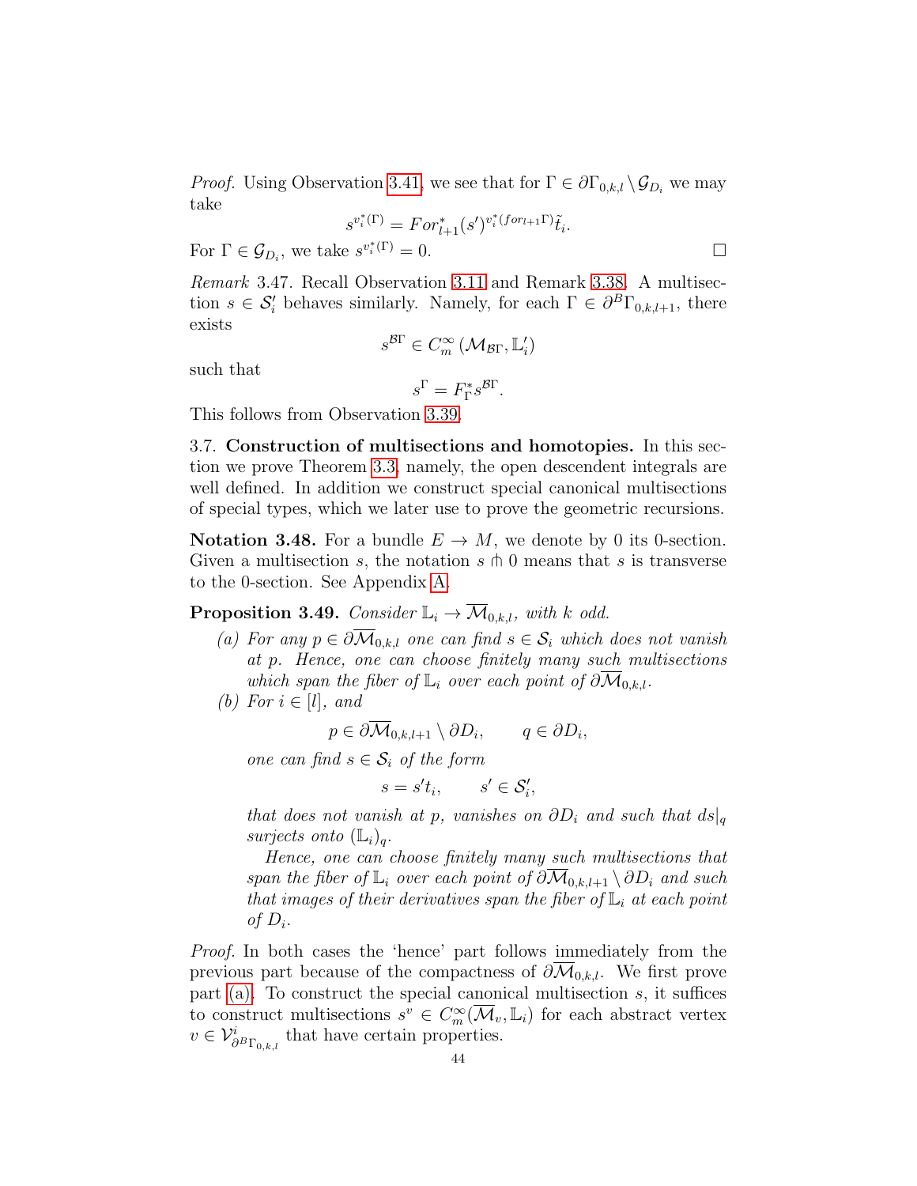*Proof.* Using Observation 3.41, we see that for $\Gamma \in \partial\Gamma_{0,k,l} \setminus \mathcal{G}_{D_i}$ we may take

$$s^{v_i^*(\Gamma)} = For_{l+1}^*(s')^{v_i^*(for_{l+1}\Gamma)}\tilde{t}_i.$$

For $\Gamma \in \mathcal{G}_{D_i}$, we take $s^{v_i^*(\Gamma)} = 0$. ☐

*Remark* 3.47. Recall Observation 3.11 and Remark 3.38. A multisection $s \in \mathcal{S}_i'$ behaves similarly. Namely, for each $\Gamma \in \partial^B\Gamma_{0,k,l+1}$, there exists

$$s^{\mathcal{B}\Gamma} \in C_m^\infty\left(\mathcal{M}_{\mathcal{B}\Gamma}, \mathbb{L}_i'\right)$$

such that

$$s^\Gamma = F_\Gamma^* s^{\mathcal{B}\Gamma}.$$

This follows from Observation 3.39.

3.7. **Construction of multisections and homotopies.** In this section we prove Theorem 3.3, namely, the open descendent integrals are well defined. In addition we construct special canonical multisections of special types, which we later use to prove the geometric recursions.

**Notation 3.48.** For a bundle $E \to M$, we denote by 0 its 0-section. Given a multisection $s$, the notation $s \pitchfork 0$ means that $s$ is transverse to the 0-section. See Appendix A.

**Proposition 3.49.** *Consider $\mathbb{L}_i \to \overline{\mathcal{M}}_{0,k,l}$, with $k$ odd.*

*(a) For any $p \in \partial\overline{\mathcal{M}}_{0,k,l}$ one can find $s \in \mathcal{S}_i$ which does not vanish at $p$. Hence, one can choose finitely many such multisections which span the fiber of $\mathbb{L}_i$ over each point of $\partial\overline{\mathcal{M}}_{0,k,l}$.*

*(b) For $i \in [l]$, and*

$$p \in \partial\overline{\mathcal{M}}_{0,k,l+1} \setminus \partial D_i, \qquad q \in \partial D_i,$$

*one can find $s \in \mathcal{S}_i$ of the form*

$$s = s' t_i, \qquad s' \in \mathcal{S}_i',$$

*that does not vanish at $p$, vanishes on $\partial D_i$ and such that $ds|_q$ surjects onto $(\mathbb{L}_i)_q$.*

*Hence, one can choose finitely many such multisections that span the fiber of $\mathbb{L}_i$ over each point of $\partial\overline{\mathcal{M}}_{0,k,l+1} \setminus \partial D_i$ and such that images of their derivatives span the fiber of $\mathbb{L}_i$ at each point of $D_i$.*

*Proof.* In both cases the 'hence' part follows immediately from the previous part because of the compactness of $\partial\overline{\mathcal{M}}_{0,k,l}$. We first prove part (a). To construct the special canonical multisection $s$, it suffices to construct multisections $s^v \in C_m^\infty(\overline{\mathcal{M}}_v, \mathbb{L}_i)$ for each abstract vertex $v \in \mathcal{V}^i_{\partial^B\Gamma_{0,k,l}}$ that have certain properties.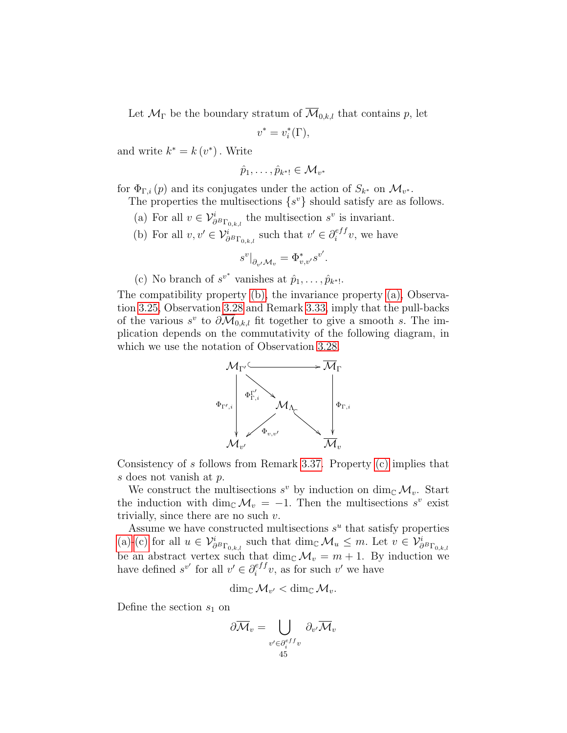Let $\mathcal{M}_\Gamma$ be the boundary stratum of $\overline{\mathcal{M}}_{0,k,l}$ that contains $p$, let

$$v^* = v_i^*(\Gamma),$$

and write $k^* = k\,(v^*)$. Write

$$\hat{p}_1, \ldots, \hat{p}_{k^*!} \in \mathcal{M}_{v^*}$$

for $\Phi_{\Gamma,i}\,(p)$ and its conjugates under the action of $S_{k^*}$ on $\mathcal{M}_{v^*}$.

The properties the multisections $\{s^v\}$ should satisfy are as follows.

(a) For all $v \in \mathcal{V}^i_{\partial^B \Gamma_{0,k,l}}$ the multisection $s^v$ is invariant.

(b) For all $v, v' \in \mathcal{V}^i_{\partial^B \Gamma_{0,k,l}}$ such that $v' \in \partial_i^{eff} v$, we have

$$s^v|_{\partial_{v'}\mathcal{M}_v} = \Phi^*_{v,v'} s^{v'}.$$

(c) No branch of $s^{v^*}$ vanishes at $\hat{p}_1, \ldots, \hat{p}_{k^*!}$.

The compatibility property (b), the invariance property (a), Observation 3.25, Observation 3.28 and Remark 3.33, imply that the pull-backs of the various $s^v$ to $\partial\mathcal{M}_{0,k,l}$ fit together to give a smooth $s$. The implication depends on the commutativity of the following diagram, in which we use the notation of Observation 3.28.

$$\begin{array}{ccccc}
\mathcal{M}_{\Gamma'} & & \hookrightarrow & & \overline{\mathcal{M}}_\Gamma \\
 & \searrow^{\Phi^{\Gamma'}_{\Gamma,i}} & & & \\
\downarrow{\scriptstyle \Phi_{\Gamma',i}} & & \mathcal{M}_\Lambda & & \downarrow{\scriptstyle \Phi_{\Gamma,i}} \\
 & \swarrow_{\Phi_{v,v'}} & & \searrow & \\
\mathcal{M}_{v'} & & & & \overline{\mathcal{M}}_v
\end{array}$$

Consistency of $s$ follows from Remark 3.37. Property (c) implies that $s$ does not vanish at $p$.

We construct the multisections $s^v$ by induction on $\dim_{\mathbb{C}} \mathcal{M}_v$. Start the induction with $\dim_{\mathbb{C}} \mathcal{M}_v = -1$. Then the multisections $s^v$ exist trivially, since there are no such $v$.

Assume we have constructed multisections $s^u$ that satisfy properties (a)-(c) for all $u \in \mathcal{V}^i_{\partial^B \Gamma_{0,k,l}}$ such that $\dim_{\mathbb{C}} \mathcal{M}_u \leq m$. Let $v \in \mathcal{V}^i_{\partial^B \Gamma_{0,k,l}}$ be an abstract vertex such that $\dim_{\mathbb{C}} \mathcal{M}_v = m + 1$. By induction we have defined $s^{v'}$ for all $v' \in \partial_i^{eff} v$, as for such $v'$ we have

$$\dim_{\mathbb{C}} \mathcal{M}_{v'} < \dim_{\mathbb{C}} \mathcal{M}_v.$$

Define the section $s_1$ on

$$\partial\overline{\mathcal{M}}_v = \bigcup_{v' \in \partial_i^{eff} v} \partial_{v'} \overline{\mathcal{M}}_v$$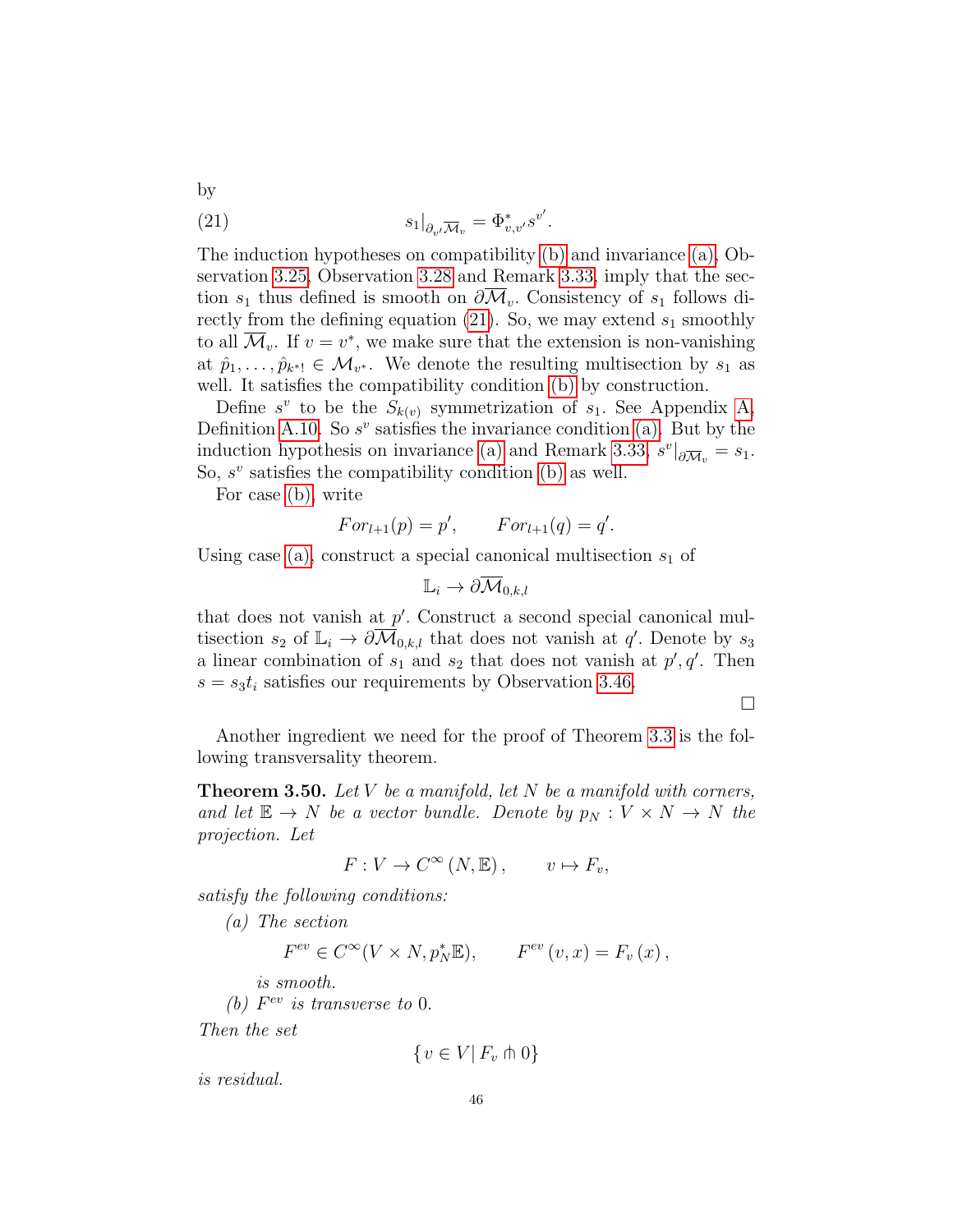by

$$s_1|_{\partial_{v'}\overline{\mathcal{M}}_v} = \Phi^*_{v,v'} s^{v'}. \tag{21}$$

The induction hypotheses on compatibility (b) and invariance (a), Observation 3.25, Observation 3.28 and Remark 3.33, imply that the section $s_1$ thus defined is smooth on $\partial\overline{\mathcal{M}}_v$. Consistency of $s_1$ follows directly from the defining equation (21). So, we may extend $s_1$ smoothly to all $\overline{\mathcal{M}}_v$. If $v = v^*$, we make sure that the extension is non-vanishing at $\hat{p}_1, \ldots, \hat{p}_{k^*!} \in \mathcal{M}_{v^*}$. We denote the resulting multisection by $s_1$ as well. It satisfies the compatibility condition (b) by construction.

Define $s^v$ to be the $S_{k(v)}$ symmetrization of $s_1$. See Appendix A, Definition A.10. So $s^v$ satisfies the invariance condition (a). But by the induction hypothesis on invariance (a) and Remark 3.33, $s^v|_{\partial\overline{\mathcal{M}}_v} = s_1$. So, $s^v$ satisfies the compatibility condition (b) as well.

For case (b), write

$$For_{l+1}(p) = p', \qquad For_{l+1}(q) = q'.$$

Using case (a), construct a special canonical multisection $s_1$ of

$$\mathbb{L}_i \to \partial\overline{\mathcal{M}}_{0,k,l}$$

that does not vanish at $p'$. Construct a second special canonical multisection $s_2$ of $\mathbb{L}_i \to \partial\overline{\mathcal{M}}_{0,k,l}$ that does not vanish at $q'$. Denote by $s_3$ a linear combination of $s_1$ and $s_2$ that does not vanish at $p', q'$. Then $s = s_3 t_i$ satisfies our requirements by Observation 3.46.

□

Another ingredient we need for the proof of Theorem 3.3 is the following transversality theorem.

**Theorem 3.50.** *Let $V$ be a manifold, let $N$ be a manifold with corners, and let $\mathbb{E} \to N$ be a vector bundle. Denote by $p_N : V \times N \to N$ the projection. Let*

$$F : V \to C^\infty(N, \mathbb{E}), \qquad v \mapsto F_v,$$

*satisfy the following conditions:*

*(a) The section*

$$F^{ev} \in C^\infty(V \times N, p_N^*\mathbb{E}), \qquad F^{ev}(v, x) = F_v(x),$$

*is smooth.*

*(b) $F^{ev}$ is transverse to 0.*

*Then the set*

$$\{v \in V | \, F_v \pitchfork 0\}$$

*is residual.*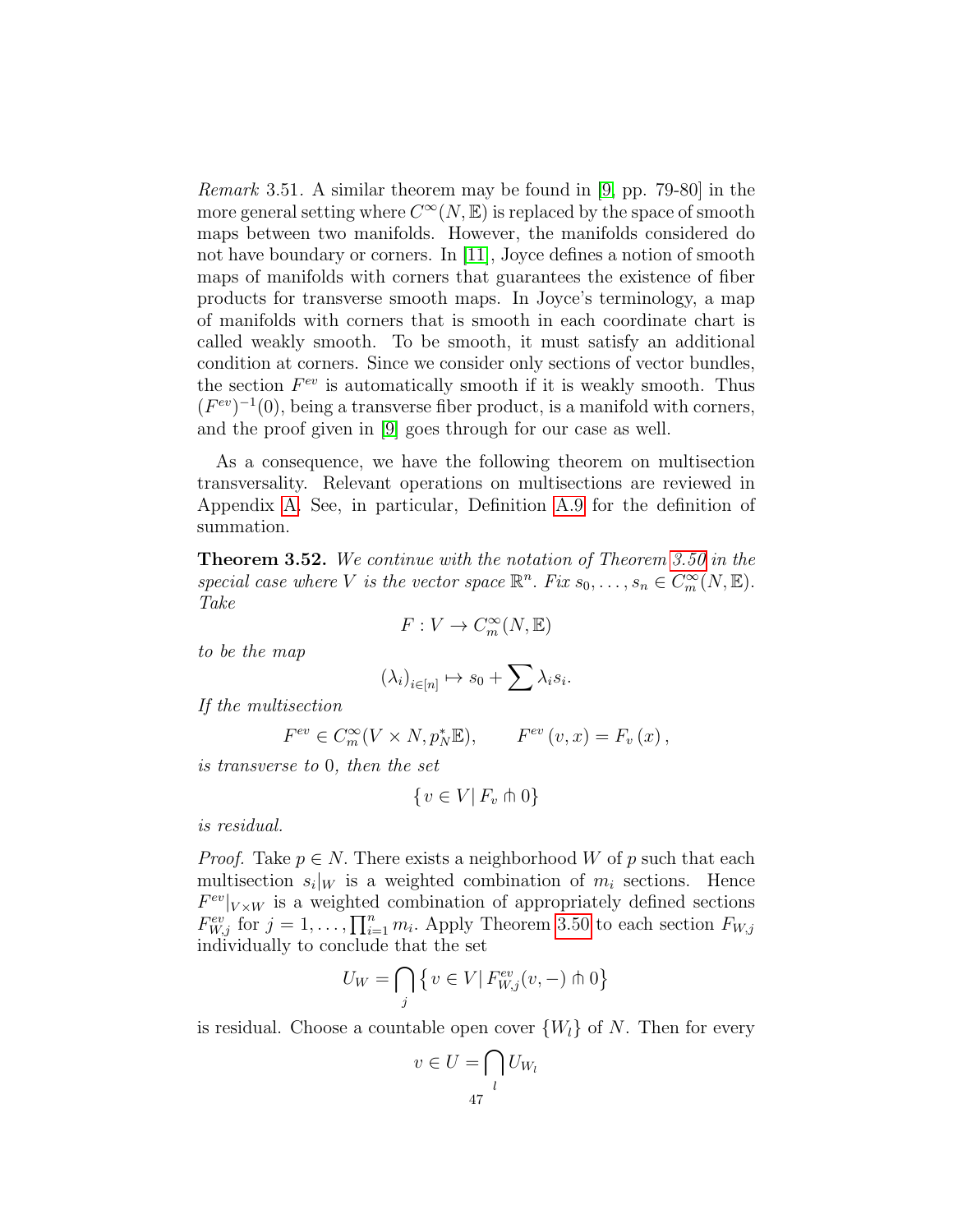*Remark* 3.51. A similar theorem may be found in [9, pp. 79-80] in the more general setting where $C^\infty(N, \mathbb{E})$ is replaced by the space of smooth maps between two manifolds. However, the manifolds considered do not have boundary or corners. In [11], Joyce defines a notion of smooth maps of manifolds with corners that guarantees the existence of fiber products for transverse smooth maps. In Joyce's terminology, a map of manifolds with corners that is smooth in each coordinate chart is called weakly smooth. To be smooth, it must satisfy an additional condition at corners. Since we consider only sections of vector bundles, the section $F^{ev}$ is automatically smooth if it is weakly smooth. Thus $(F^{ev})^{-1}(0)$, being a transverse fiber product, is a manifold with corners, and the proof given in [9] goes through for our case as well.

As a consequence, we have the following theorem on multisection transversality. Relevant operations on multisections are reviewed in Appendix A. See, in particular, Definition A.9 for the definition of summation.

**Theorem 3.52.** *We continue with the notation of Theorem 3.50 in the special case where $V$ is the vector space $\mathbb{R}^n$. Fix $s_0, \ldots, s_n \in C^\infty_m(N, \mathbb{E})$. Take*

$$F : V \to C^\infty_m(N, \mathbb{E})$$

*to be the map*

$$(\lambda_i)_{i\in[n]} \mapsto s_0 + \sum \lambda_i s_i.$$

*If the multisection*

$$F^{ev} \in C^\infty_m(V \times N, p_N^*\mathbb{E}), \qquad F^{ev}(v, x) = F_v(x),$$

*is transverse to $0$, then the set*

$$\{ v \in V | \, F_v \pitchfork 0 \}$$

*is residual.*

*Proof.* Take $p \in N$. There exists a neighborhood $W$ of $p$ such that each multisection $s_i|_W$ is a weighted combination of $m_i$ sections. Hence $F^{ev}|_{V\times W}$ is a weighted combination of appropriately defined sections $F^{ev}_{W,j}$ for $j = 1, \ldots, \prod_{i=1}^n m_i$. Apply Theorem 3.50 to each section $F_{W,j}$ individually to conclude that the set

$$U_W = \bigcap_j \{ v \in V | \, F^{ev}_{W,j}(v, -) \pitchfork 0 \}$$

is residual. Choose a countable open cover $\{W_l\}$ of $N$. Then for every

$$v \in U = \bigcap_l U_{W_l}$$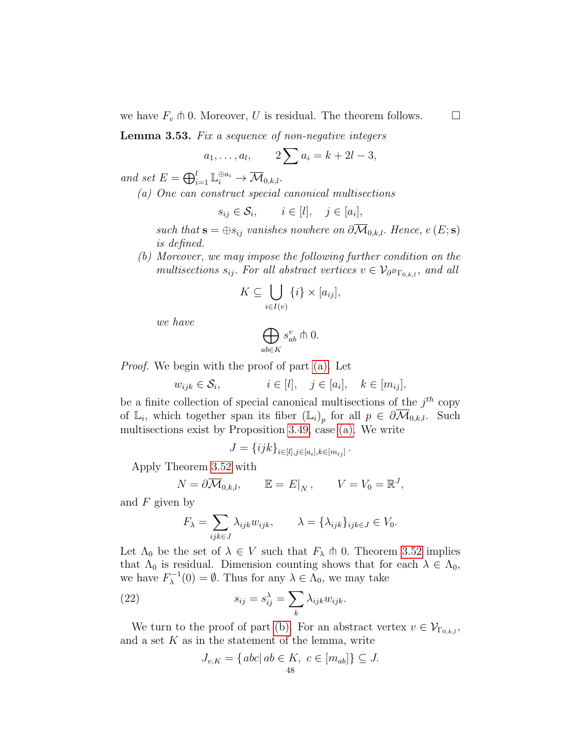we have $F_v \pitchfork 0$. Moreover, $U$ is residual. The theorem follows. $\square$

**Lemma 3.53.** *Fix a sequence of non-negative integers*

$$a_1, \ldots, a_l, \qquad 2\sum a_i = k + 2l - 3,$$

*and set* $E = \bigoplus_{i=1}^{l} \mathbb{L}_i^{\oplus a_i} \to \overline{\mathcal{M}}_{0,k,l}$.

(a) *One can construct special canonical multisections*

$$s_{ij} \in \mathcal{S}_i, \qquad i \in [l], \quad j \in [a_i],$$

*such that* $\mathbf{s} = \oplus s_{ij}$ *vanishes nowhere on* $\partial\overline{\mathcal{M}}_{0,k,l}$. *Hence,* $e\left(E; \mathbf{s}\right)$ *is defined.*

(b) *Moreover, we may impose the following further condition on the multisections* $s_{ij}$. *For all abstract vertices* $v \in \mathcal{V}_{\partial^B \Gamma_{0,k,l}}$, *and all*

$$K \subseteq \bigcup_{i \in I(v)} \{i\} \times [a_{ij}],$$

*we have*

$$\bigoplus_{ab \in K} s^v_{ab} \pitchfork 0.$$

*Proof.* We begin with the proof of part (a). Let

$$w_{ijk} \in \mathcal{S}_i, \qquad i \in [l], \quad j \in [a_i], \quad k \in [m_{ij}],$$

be a finite collection of special canonical multisections of the $j^{th}$ copy of $\mathbb{L}_i$, which together span its fiber $\left(\mathbb{L}_i\right)_p$ for all $p \in \partial\overline{\mathcal{M}}_{0,k,l}$. Such multisections exist by Proposition 3.49, case (a). We write

$$J = \{ijk\}_{i \in [l], j \in [a_i], k \in [m_{ij}]}.$$

Apply Theorem 3.52 with

$$N = \partial\overline{\mathcal{M}}_{0,k,l}, \qquad \mathbb{E} = E|_N, \qquad V = V_0 = \mathbb{R}^J,$$

and $F$ given by

$$F_\lambda = \sum_{ijk \in J} \lambda_{ijk} w_{ijk}, \qquad \lambda = \{\lambda_{ijk}\}_{ijk \in J} \in V_0.$$

Let $\Lambda_0$ be the set of $\lambda \in V$ such that $F_\lambda \pitchfork 0$. Theorem 3.52 implies that $\Lambda_0$ is residual. Dimension counting shows that for each $\lambda \in \Lambda_0$, we have $F_\lambda^{-1}(0) = \emptyset$. Thus for any $\lambda \in \Lambda_0$, we may take

$$s_{ij} = s^\lambda_{ij} = \sum_k \lambda_{ijk} w_{ijk}. \tag{22}$$

We turn to the proof of part (b). For an abstract vertex $v \in \mathcal{V}_{\Gamma_{0,k,l}}$, and a set $K$ as in the statement of the lemma, write

$$J_{v,K} = \{abc |\, ab \in K,\ c \in [m_{ab}]\} \subseteq J.$$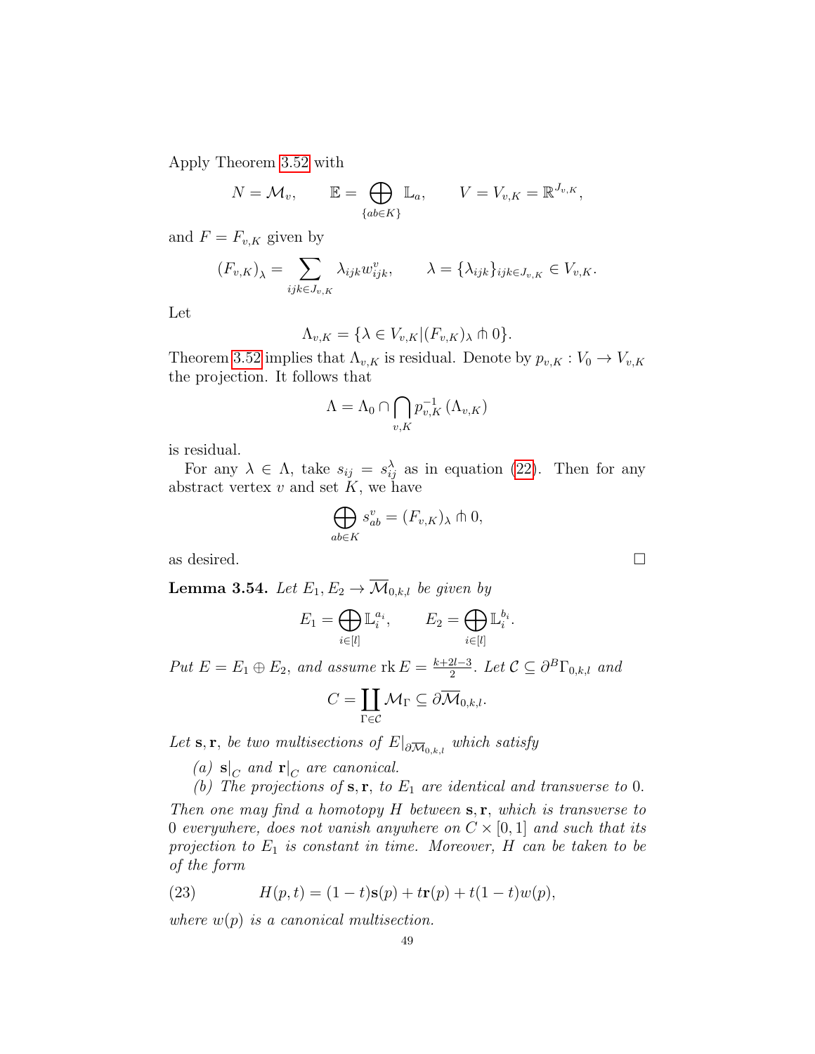Apply Theorem 3.52 with

$$N = \mathcal{M}_v, \qquad \mathbb{E} = \bigoplus_{\{ab \in K\}} \mathbb{L}_a, \qquad V = V_{v,K} = \mathbb{R}^{J_{v,K}},$$

and $F = F_{v,K}$ given by

$$(F_{v,K})_\lambda = \sum_{ijk \in J_{v,K}} \lambda_{ijk} w^v_{ijk}, \qquad \lambda = \{\lambda_{ijk}\}_{ijk \in J_{v,K}} \in V_{v,K}.$$

Let

$$\Lambda_{v,K} = \{\lambda \in V_{v,K} | (F_{v,K})_\lambda \pitchfork 0\}.$$

Theorem 3.52 implies that $\Lambda_{v,K}$ is residual. Denote by $p_{v,K} : V_0 \to V_{v,K}$ the projection. It follows that

$$\Lambda = \Lambda_0 \cap \bigcap_{v,K} p^{-1}_{v,K}\left(\Lambda_{v,K}\right)$$

is residual.

For any $\lambda \in \Lambda$, take $s_{ij} = s^\lambda_{ij}$ as in equation (22). Then for any abstract vertex $v$ and set $K$, we have

$$\bigoplus_{ab \in K} s^v_{ab} = (F_{v,K})_\lambda \pitchfork 0,$$

as desired. $\square$

**Lemma 3.54.** *Let $E_1, E_2 \to \overline{\mathcal{M}}_{0,k,l}$ be given by*

$$E_1 = \bigoplus_{i \in [l]} \mathbb{L}_i^{a_i}, \qquad E_2 = \bigoplus_{i \in [l]} \mathbb{L}_i^{b_i}.$$

*Put $E = E_1 \oplus E_2$, and assume $\operatorname{rk} E = \frac{k+2l-3}{2}$. Let $\mathcal{C} \subseteq \partial^B \Gamma_{0,k,l}$ and*

$$C = \coprod_{\Gamma \in \mathcal{C}} \mathcal{M}_\Gamma \subseteq \partial \overline{\mathcal{M}}_{0,k,l}.$$

*Let $\mathbf{s}, \mathbf{r}$, be two multisections of $E|_{\partial \overline{\mathcal{M}}_{0,k,l}}$ which satisfy*

*(a) $\mathbf{s}|_C$ and $\mathbf{r}|_C$ are canonical.*

*(b) The projections of $\mathbf{s}, \mathbf{r}$, to $E_1$ are identical and transverse to $0$.*

*Then one may find a homotopy $H$ between $\mathbf{s}, \mathbf{r}$, which is transverse to $0$ everywhere, does not vanish anywhere on $C \times [0,1]$ and such that its projection to $E_1$ is constant in time. Moreover, $H$ can be taken to be of the form*

$$H(p,t) = (1-t)\mathbf{s}(p) + t\mathbf{r}(p) + t(1-t)w(p), \tag{23}$$

*where $w(p)$ is a canonical multisection.*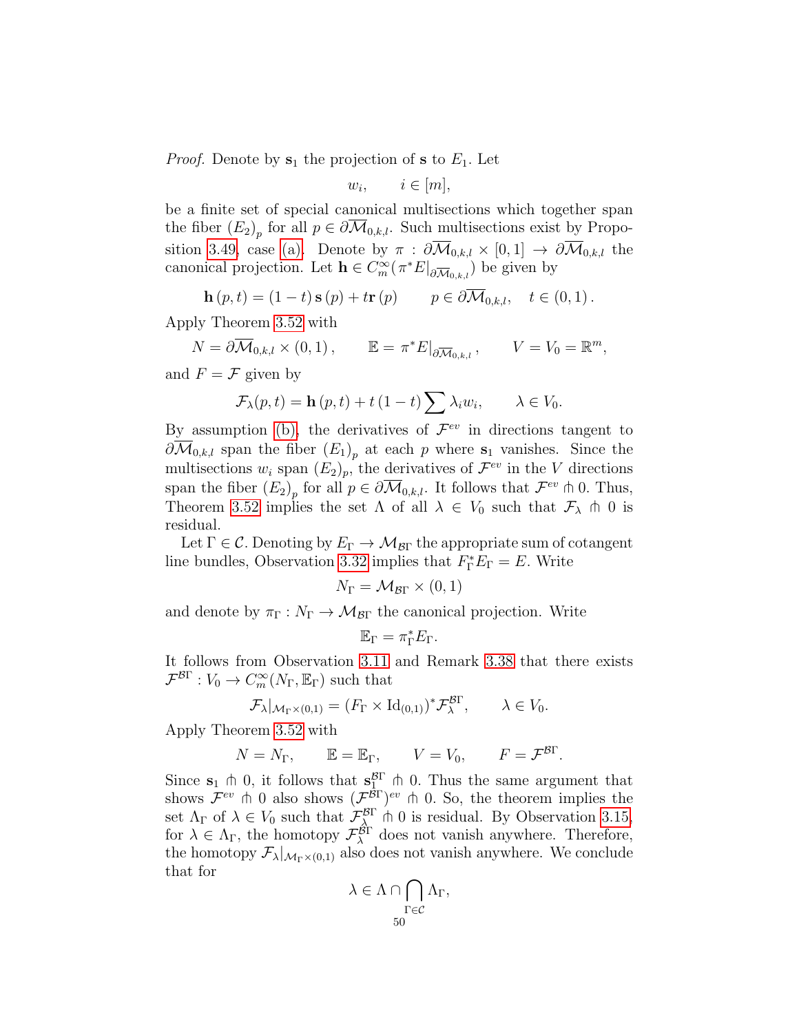*Proof.* Denote by $\mathbf{s}_1$ the projection of $\mathbf{s}$ to $E_1$. Let

$$w_i, \qquad i \in [m],$$

be a finite set of special canonical multisections which together span the fiber $(E_2)_p$ for all $p \in \partial\overline{\mathcal{M}}_{0,k,l}$. Such multisections exist by Proposition 3.49, case (a). Denote by $\pi : \partial\overline{\mathcal{M}}_{0,k,l} \times [0,1] \to \partial\overline{\mathcal{M}}_{0,k,l}$ the canonical projection. Let $\mathbf{h} \in C^\infty_m(\pi^* E|_{\partial\overline{\mathcal{M}}_{0,k,l}})$ be given by

$$\mathbf{h}(p,t) = (1-t)\,\mathbf{s}(p) + t\mathbf{r}(p) \qquad p \in \partial\overline{\mathcal{M}}_{0,k,l}, \quad t \in (0,1).$$

Apply Theorem 3.52 with

$$N = \partial\overline{\mathcal{M}}_{0,k,l} \times (0,1), \qquad \mathbb{E} = \pi^* E|_{\partial\overline{\mathcal{M}}_{0,k,l}}, \qquad V = V_0 = \mathbb{R}^m,$$

and $F = \mathcal{F}$ given by

$$\mathcal{F}_\lambda(p,t) = \mathbf{h}(p,t) + t(1-t)\sum \lambda_i w_i, \qquad \lambda \in V_0.$$

By assumption (b), the derivatives of $\mathcal{F}^{ev}$ in directions tangent to $\partial\overline{\mathcal{M}}_{0,k,l}$ span the fiber $(E_1)_p$ at each $p$ where $\mathbf{s}_1$ vanishes. Since the multisections $w_i$ span $(E_2)_p$, the derivatives of $\mathcal{F}^{ev}$ in the $V$ directions span the fiber $(E_2)_p$ for all $p \in \partial\overline{\mathcal{M}}_{0,k,l}$. It follows that $\mathcal{F}^{ev} \pitchfork 0$. Thus, Theorem 3.52 implies the set $\Lambda$ of all $\lambda \in V_0$ such that $\mathcal{F}_\lambda \pitchfork 0$ is residual.

Let $\Gamma \in \mathcal{C}$. Denoting by $E_\Gamma \to \mathcal{M}_{\mathcal{B}\Gamma}$ the appropriate sum of cotangent line bundles, Observation 3.32 implies that $F_\Gamma^* E_\Gamma = E$. Write

$$N_\Gamma = \mathcal{M}_{\mathcal{B}\Gamma} \times (0,1)$$

and denote by $\pi_\Gamma : N_\Gamma \to \mathcal{M}_{\mathcal{B}\Gamma}$ the canonical projection. Write

$$\mathbb{E}_\Gamma = \pi_\Gamma^* E_\Gamma.$$

It follows from Observation 3.11 and Remark 3.38 that there exists $\mathcal{F}^{\mathcal{B}\Gamma} : V_0 \to C^\infty_m(N_\Gamma, \mathbb{E}_\Gamma)$ such that

$$\mathcal{F}_\lambda|_{\mathcal{M}_\Gamma \times (0,1)} = (F_\Gamma \times \mathrm{Id}_{(0,1)})^* \mathcal{F}^{\mathcal{B}\Gamma}_\lambda, \qquad \lambda \in V_0.$$

Apply Theorem 3.52 with

$$N = N_\Gamma, \qquad \mathbb{E} = \mathbb{E}_\Gamma, \qquad V = V_0, \qquad F = \mathcal{F}^{\mathcal{B}\Gamma}.$$

Since $\mathbf{s}_1 \pitchfork 0$, it follows that $\mathbf{s}_1^{\mathcal{B}\Gamma} \pitchfork 0$. Thus the same argument that shows $\mathcal{F}^{ev} \pitchfork 0$ also shows $(\mathcal{F}^{\mathcal{B}\Gamma})^{ev} \pitchfork 0$. So, the theorem implies the set $\Lambda_\Gamma$ of $\lambda \in V_0$ such that $\mathcal{F}^{\mathcal{B}\Gamma}_\lambda \pitchfork 0$ is residual. By Observation 3.15, for $\lambda \in \Lambda_\Gamma$, the homotopy $\mathcal{F}^{\mathcal{B}\Gamma}_\lambda$ does not vanish anywhere. Therefore, the homotopy $\mathcal{F}_\lambda|_{\mathcal{M}_\Gamma \times (0,1)}$ also does not vanish anywhere. We conclude that for

$$\lambda \in \Lambda \cap \bigcap_{\Gamma \in \mathcal{C}} \Lambda_\Gamma,$$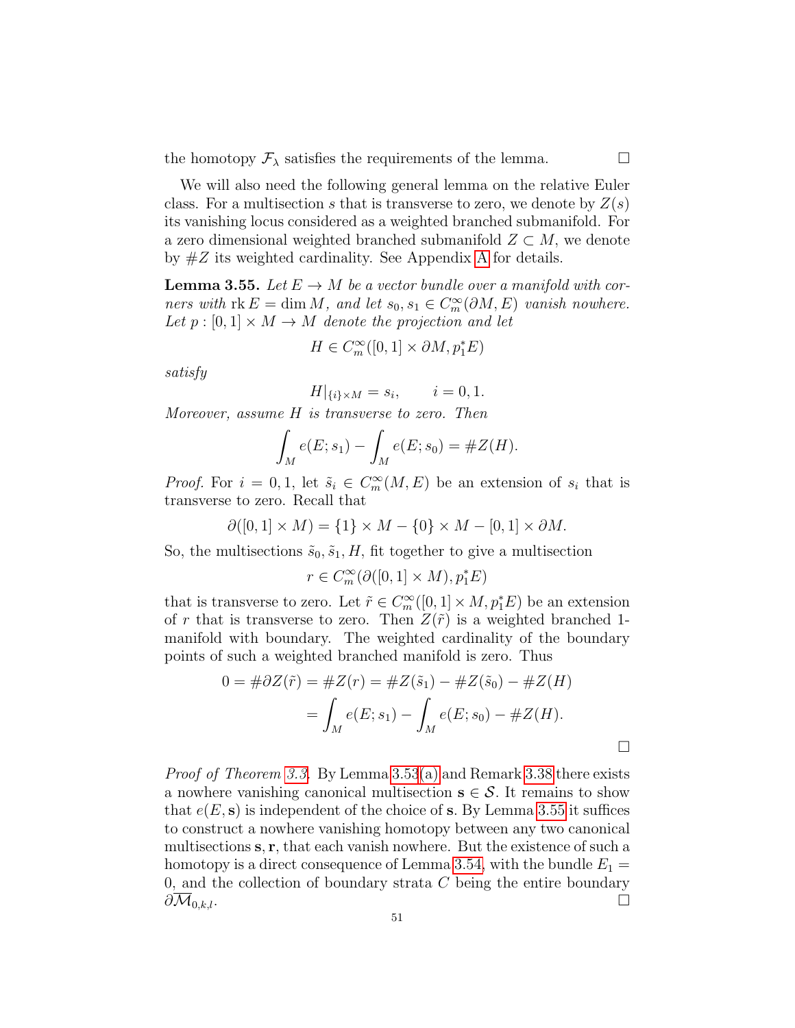the homotopy $\mathcal{F}_\lambda$ satisfies the requirements of the lemma. $\square$

We will also need the following general lemma on the relative Euler class. For a multisection $s$ that is transverse to zero, we denote by $Z(s)$ its vanishing locus considered as a weighted branched submanifold. For a zero dimensional weighted branched submanifold $Z \subset M$, we denote by $\#Z$ its weighted cardinality. See Appendix A for details.

**Lemma 3.55.** *Let $E \to M$ be a vector bundle over a manifold with corners with $\operatorname{rk} E = \dim M$, and let $s_0, s_1 \in C^\infty_m(\partial M, E)$ vanish nowhere. Let $p : [0,1] \times M \to M$ denote the projection and let*

$$H \in C^\infty_m([0,1] \times \partial M, p_1^* E)$$

*satisfy*

$$H|_{\{i\}\times M} = s_i, \qquad i = 0, 1.$$

*Moreover, assume $H$ is transverse to zero. Then*

$$\int_M e(E; s_1) - \int_M e(E; s_0) = \#Z(H).$$

*Proof.* For $i = 0, 1$, let $\tilde{s}_i \in C^\infty_m(M, E)$ be an extension of $s_i$ that is transverse to zero. Recall that

$$\partial([0,1] \times M) = \{1\} \times M - \{0\} \times M - [0,1] \times \partial M.$$

So, the multisections $\tilde{s}_0, \tilde{s}_1, H$, fit together to give a multisection

$$r \in C^\infty_m(\partial([0,1] \times M), p_1^* E)$$

that is transverse to zero. Let $\tilde{r} \in C^\infty_m([0,1] \times M, p_1^* E)$ be an extension of $r$ that is transverse to zero. Then $Z(\tilde{r})$ is a weighted branched 1-manifold with boundary. The weighted cardinality of the boundary points of such a weighted branched manifold is zero. Thus

$$\begin{aligned} 0 = \#\partial Z(\tilde{r}) = \#Z(r) &= \#Z(\tilde{s}_1) - \#Z(\tilde{s}_0) - \#Z(H) \\ &= \int_M e(E; s_1) - \int_M e(E; s_0) - \#Z(H). \end{aligned}$$

$\square$

*Proof of Theorem 3.3.* By Lemma 3.53(a) and Remark 3.38 there exists a nowhere vanishing canonical multisection $\mathbf{s} \in \mathcal{S}$. It remains to show that $e(E, \mathbf{s})$ is independent of the choice of $\mathbf{s}$. By Lemma 3.55 it suffices to construct a nowhere vanishing homotopy between any two canonical multisections $\mathbf{s}, \mathbf{r}$, that each vanish nowhere. But the existence of such a homotopy is a direct consequence of Lemma 3.54, with the bundle $E_1 = 0$, and the collection of boundary strata $C$ being the entire boundary $\partial \overline{\mathcal{M}}_{0,k,l}$. $\square$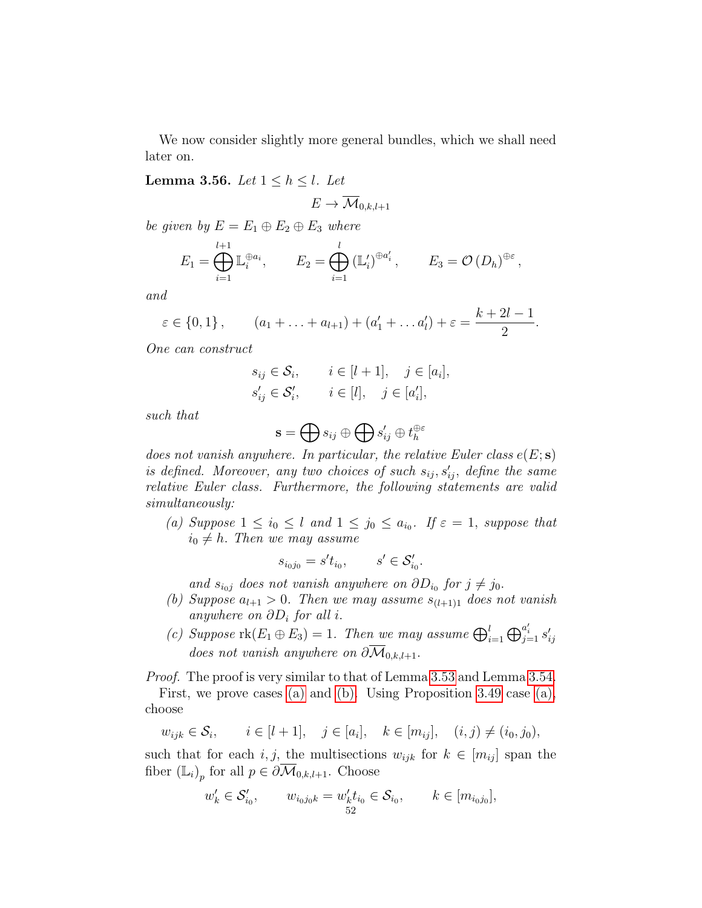We now consider slightly more general bundles, which we shall need later on.

**Lemma 3.56.** *Let $1 \leq h \leq l$. Let*

$$E \to \overline{\mathcal{M}}_{0,k,l+1}$$

*be given by $E = E_1 \oplus E_2 \oplus E_3$ where*

$$E_1 = \bigoplus_{i=1}^{l+1} \mathbb{L}_i^{\oplus a_i}, \qquad E_2 = \bigoplus_{i=1}^{l} \left(\mathbb{L}_i'\right)^{\oplus a_i'}, \qquad E_3 = \mathcal{O}\left(D_h\right)^{\oplus \varepsilon},$$

*and*

$$\varepsilon \in \{0,1\}, \qquad (a_1 + \ldots + a_{l+1}) + (a_1' + \ldots a_l') + \varepsilon = \frac{k+2l-1}{2}.$$

*One can construct*

$$\begin{aligned} s_{ij} &\in \mathcal{S}_i, \qquad i \in [l+1], \quad j \in [a_i], \\ s_{ij}' &\in \mathcal{S}_i', \qquad i \in [l], \quad j \in [a_i'], \end{aligned}$$

*such that*

$$\mathbf{s} = \bigoplus s_{ij} \oplus \bigoplus s_{ij}' \oplus t_h^{\oplus \varepsilon}$$

*does not vanish anywhere. In particular, the relative Euler class $e(E;\mathbf{s})$ is defined. Moreover, any two choices of such $s_{ij}, s_{ij}'$, define the same relative Euler class. Furthermore, the following statements are valid simultaneously:*

- (a) *Suppose $1 \leq i_0 \leq l$ and $1 \leq j_0 \leq a_{i_0}$. If $\varepsilon = 1$, suppose that $i_0 \neq h$. Then we may assume*

$$s_{i_0 j_0} = s' t_{i_0}, \qquad s' \in \mathcal{S}_{i_0}'.$$

  *and $s_{i_0 j}$ does not vanish anywhere on $\partial D_{i_0}$ for $j \neq j_0$.*
- (b) *Suppose $a_{l+1} > 0$. Then we may assume $s_{(l+1)1}$ does not vanish anywhere on $\partial D_i$ for all $i$.*
- (c) *Suppose $\operatorname{rk}(E_1 \oplus E_3) = 1$. Then we may assume $\bigoplus_{i=1}^{l} \bigoplus_{j=1}^{a_i'} s_{ij}'$ does not vanish anywhere on $\partial \overline{\mathcal{M}}_{0,k,l+1}$.*

*Proof.* The proof is very similar to that of Lemma 3.53 and Lemma 3.54.

First, we prove cases (a) and (b). Using Proposition 3.49 case (a), choose

$$w_{ijk} \in \mathcal{S}_i, \qquad i \in [l+1], \quad j \in [a_i], \quad k \in [m_{ij}], \quad (i,j) \neq (i_0, j_0),$$

such that for each $i, j$, the multisections $w_{ijk}$ for $k \in [m_{ij}]$ span the fiber $\left(\mathbb{L}_i\right)_p$ for all $p \in \partial \overline{\mathcal{M}}_{0,k,l+1}$. Choose

$$w_k' \in \mathcal{S}_{i_0}', \qquad w_{i_0 j_0 k} = w_k' t_{i_0} \in \mathcal{S}_{i_0}, \qquad k \in [m_{i_0 j_0}],$$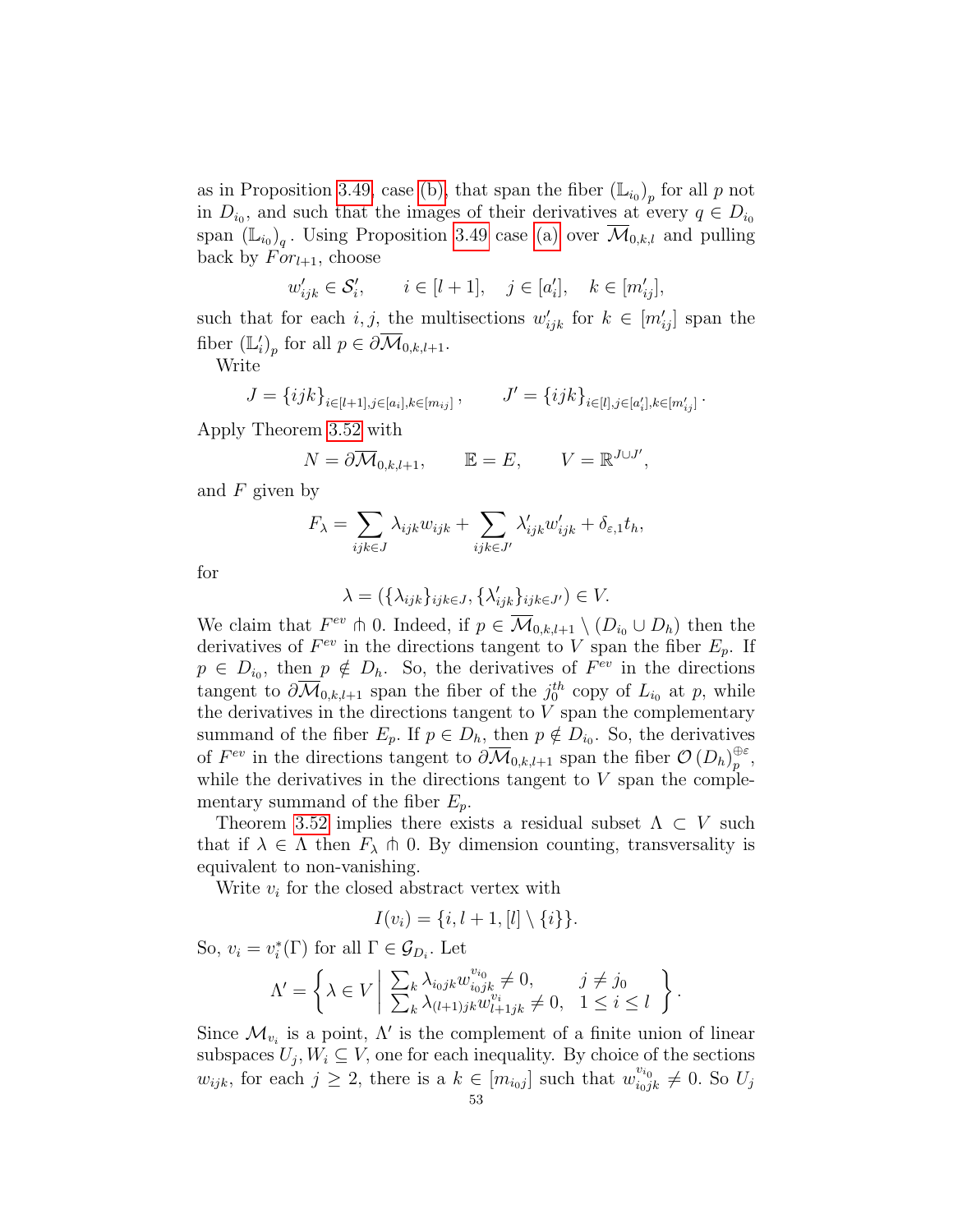as in Proposition 3.49, case (b), that span the fiber $(\mathbb{L}_{i_0})_p$ for all $p$ not in $D_{i_0}$, and such that the images of their derivatives at every $q \in D_{i_0}$ span $(\mathbb{L}_{i_0})_q$. Using Proposition 3.49 case (a) over $\overline{\mathcal{M}}_{0,k,l}$ and pulling back by $For_{l+1}$, choose

$$w'_{ijk} \in \mathcal{S}'_i, \qquad i \in [l+1], \quad j \in [a'_i], \quad k \in [m'_{ij}],$$

such that for each $i, j$, the multisections $w'_{ijk}$ for $k \in [m'_{ij}]$ span the fiber $(\mathbb{L}'_i)_p$ for all $p \in \partial\overline{\mathcal{M}}_{0,k,l+1}$.

Write

$$J = \{ijk\}_{i \in [l+1], j \in [a_i], k \in [m_{ij}]}, \qquad J' = \{ijk\}_{i \in [l], j \in [a'_i], k \in [m'_{ij}]}.$$

Apply Theorem 3.52 with

$$N = \partial\overline{\mathcal{M}}_{0,k,l+1}, \qquad \mathbb{E} = E, \qquad V = \mathbb{R}^{J \cup J'},$$

and $F$ given by

$$F_\lambda = \sum_{ijk \in J} \lambda_{ijk} w_{ijk} + \sum_{ijk \in J'} \lambda'_{ijk} w'_{ijk} + \delta_{\varepsilon,1} t_h,$$

for

$$\lambda = (\{\lambda_{ijk}\}_{ijk \in J}, \{\lambda'_{ijk}\}_{ijk \in J'}) \in V.$$

We claim that $F^{ev} \pitchfork 0$. Indeed, if $p \in \overline{\mathcal{M}}_{0,k,l+1} \setminus (D_{i_0} \cup D_h)$ then the derivatives of $F^{ev}$ in the directions tangent to $V$ span the fiber $E_p$. If $p \in D_{i_0}$, then $p \notin D_h$. So, the derivatives of $F^{ev}$ in the directions tangent to $\partial\overline{\mathcal{M}}_{0,k,l+1}$ span the fiber of the $j_0^{th}$ copy of $L_{i_0}$ at $p$, while the derivatives in the directions tangent to $V$ span the complementary summand of the fiber $E_p$. If $p \in D_h$, then $p \notin D_{i_0}$. So, the derivatives of $F^{ev}$ in the directions tangent to $\partial\overline{\mathcal{M}}_{0,k,l+1}$ span the fiber $\mathcal{O}(D_h)_p^{\oplus\varepsilon}$, while the derivatives in the directions tangent to $V$ span the complementary summand of the fiber $E_p$.

Theorem 3.52 implies there exists a residual subset $\Lambda \subset V$ such that if $\lambda \in \Lambda$ then $F_\lambda \pitchfork 0$. By dimension counting, transversality is equivalent to non-vanishing.

Write $v_i$ for the closed abstract vertex with

$$I(v_i) = \{i, l+1, [l] \setminus \{i\}\}.$$

So, $v_i = v_i^*(\Gamma)$ for all $\Gamma \in \mathcal{G}_{D_i}$. Let

$$\Lambda' = \left\{ \lambda \in V \;\middle|\; \begin{array}{ll} \sum_k \lambda_{i_0jk} w_{i_0jk}^{v_{i_0}} \neq 0, & j \neq j_0 \\ \sum_k \lambda_{(l+1)jk} w_{l+1jk}^{v_i} \neq 0, & 1 \leq i \leq l \end{array} \right\}.$$

Since $\mathcal{M}_{v_i}$ is a point, $\Lambda'$ is the complement of a finite union of linear subspaces $U_j, W_i \subseteq V$, one for each inequality. By choice of the sections $w_{ijk}$, for each $j \geq 2$, there is a $k \in [m_{i_0j}]$ such that $w_{i_0jk}^{v_{i_0}} \neq 0$. So $U_j$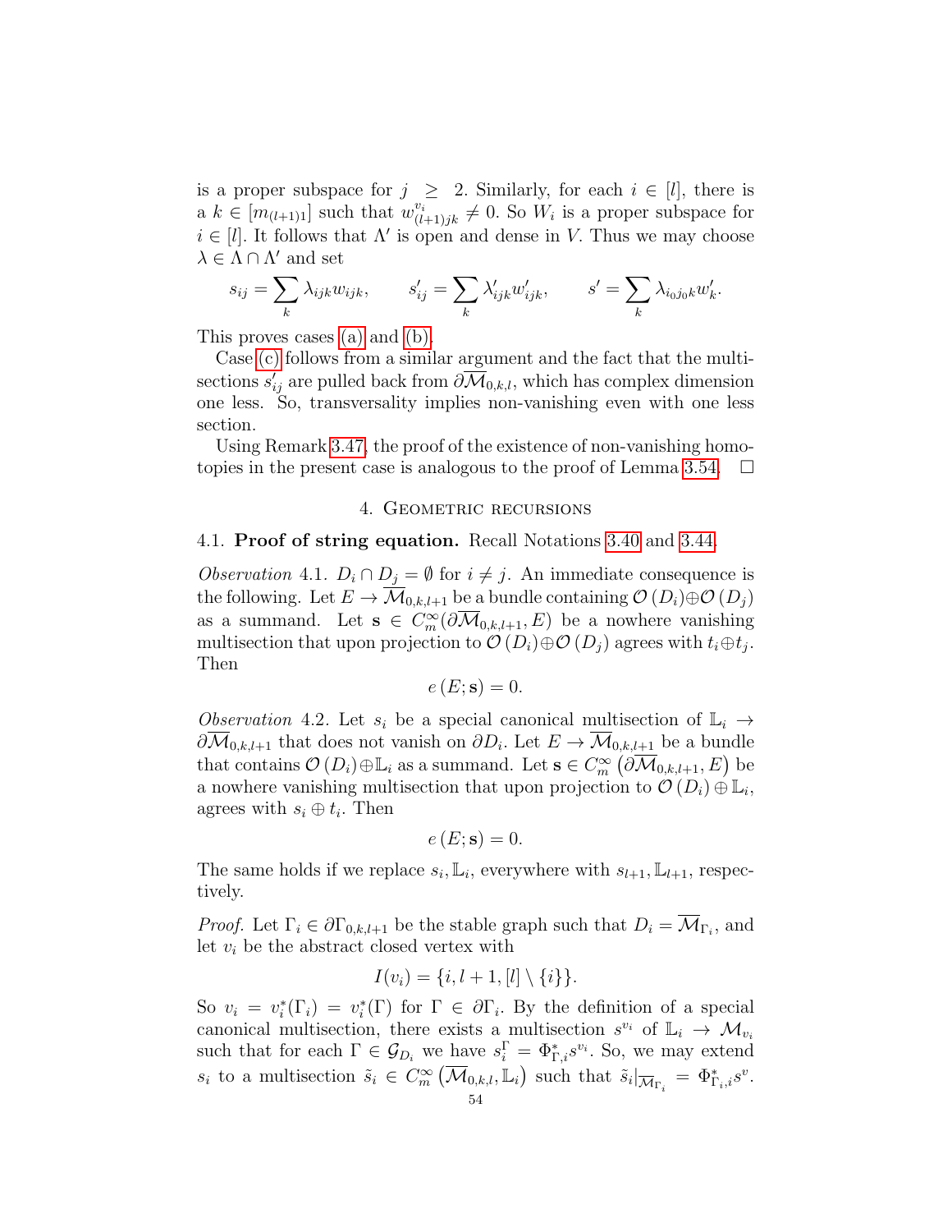is a proper subspace for $j \geq 2$. Similarly, for each $i \in [l]$, there is a $k \in [m_{(l+1)1}]$ such that $w^{v_i}_{(l+1)jk} \neq 0$. So $W_i$ is a proper subspace for $i \in [l]$. It follows that $\Lambda'$ is open and dense in $V$. Thus we may choose $\lambda \in \Lambda \cap \Lambda'$ and set

$$s_{ij} = \sum_k \lambda_{ijk} w_{ijk}, \qquad s'_{ij} = \sum_k \lambda'_{ijk} w'_{ijk}, \qquad s' = \sum_k \lambda_{i_0 j_0 k} w'_k.$$

This proves cases (a) and (b).

Case (c) follows from a similar argument and the fact that the multisections $s'_{ij}$ are pulled back from $\partial\overline{\mathcal{M}}_{0,k,l}$, which has complex dimension one less. So, transversality implies non-vanishing even with one less section.

Using Remark 3.47, the proof of the existence of non-vanishing homotopies in the present case is analogous to the proof of Lemma 3.54. $\square$

## 4. Geometric recursions

### 4.1. Proof of string equation.

Recall Notations 3.40 and 3.44.

*Observation* 4.1. $D_i \cap D_j = \emptyset$ for $i \neq j$. An immediate consequence is the following. Let $E \to \overline{\mathcal{M}}_{0,k,l+1}$ be a bundle containing $\mathcal{O}(D_i) \oplus \mathcal{O}(D_j)$ as a summand. Let $\mathbf{s} \in C^\infty_m(\partial\overline{\mathcal{M}}_{0,k,l+1}, E)$ be a nowhere vanishing multisection that upon projection to $\mathcal{O}(D_i) \oplus \mathcal{O}(D_j)$ agrees with $t_i \oplus t_j$. Then

$$e(E; \mathbf{s}) = 0.$$

*Observation* 4.2. Let $s_i$ be a special canonical multisection of $\mathbb{L}_i \to \partial\overline{\mathcal{M}}_{0,k,l+1}$ that does not vanish on $\partial D_i$. Let $E \to \overline{\mathcal{M}}_{0,k,l+1}$ be a bundle that contains $\mathcal{O}(D_i) \oplus \mathbb{L}_i$ as a summand. Let $\mathbf{s} \in C^\infty_m\left(\partial\overline{\mathcal{M}}_{0,k,l+1}, E\right)$ be a nowhere vanishing multisection that upon projection to $\mathcal{O}(D_i) \oplus \mathbb{L}_i$, agrees with $s_i \oplus t_i$. Then

$$e(E; \mathbf{s}) = 0.$$

The same holds if we replace $s_i, \mathbb{L}_i$, everywhere with $s_{l+1}, \mathbb{L}_{l+1}$, respectively.

*Proof.* Let $\Gamma_i \in \partial\Gamma_{0,k,l+1}$ be the stable graph such that $D_i = \overline{\mathcal{M}}_{\Gamma_i}$, and let $v_i$ be the abstract closed vertex with

$$I(v_i) = \{i, l+1, [l] \setminus \{i\}\}.$$

So $v_i = v^*_i(\Gamma_i) = v^*_i(\Gamma)$ for $\Gamma \in \partial\Gamma_i$. By the definition of a special canonical multisection, there exists a multisection $s^{v_i}$ of $\mathbb{L}_i \to \mathcal{M}_{v_i}$ such that for each $\Gamma \in \mathcal{G}_{D_i}$ we have $s^\Gamma_i = \Phi^*_{\Gamma,i} s^{v_i}$. So, we may extend $s_i$ to a multisection $\tilde{s}_i \in C^\infty_m\left(\overline{\mathcal{M}}_{0,k,l}, \mathbb{L}_i\right)$ such that $\tilde{s}_i|_{\overline{\mathcal{M}}_{\Gamma_i}} = \Phi^*_{\Gamma_i,i} s^v$.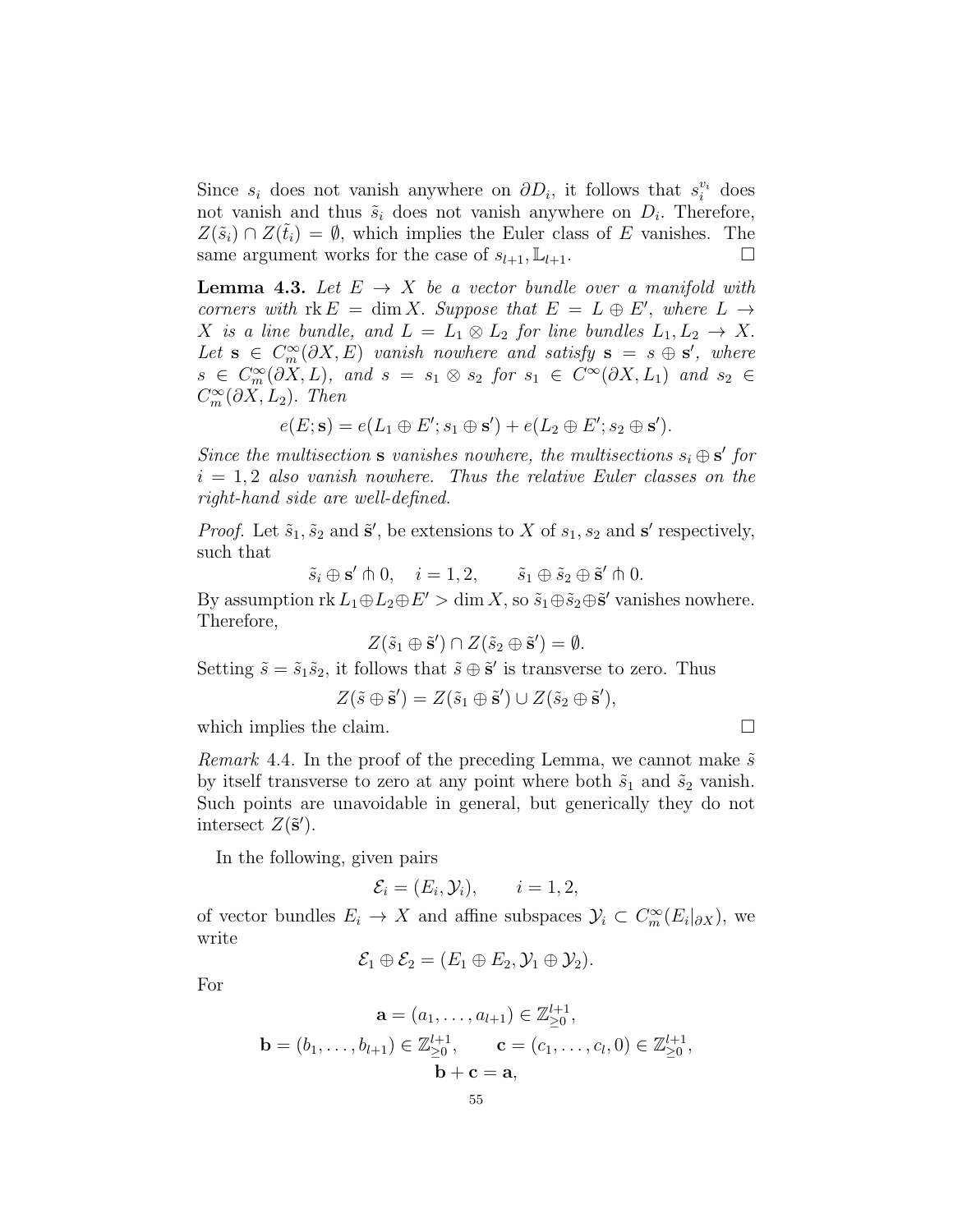Since $s_i$ does not vanish anywhere on $\partial D_i$, it follows that $s_i^{v_i}$ does not vanish and thus $\tilde{s}_i$ does not vanish anywhere on $D_i$. Therefore, $Z(\tilde{s}_i) \cap Z(\tilde{t}_i) = \emptyset$, which implies the Euler class of $E$ vanishes. The same argument works for the case of $s_{l+1}, \mathbb{L}_{l+1}$. □

**Lemma 4.3.** *Let $E \to X$ be a vector bundle over a manifold with corners with $\operatorname{rk} E = \dim X$. Suppose that $E = L \oplus E'$, where $L \to X$ is a line bundle, and $L = L_1 \otimes L_2$ for line bundles $L_1, L_2 \to X$. Let $\mathbf{s} \in C^\infty_m(\partial X, E)$ vanish nowhere and satisfy $\mathbf{s} = s \oplus \mathbf{s}'$, where $s \in C^\infty_m(\partial X, L)$, and $s = s_1 \otimes s_2$ for $s_1 \in C^\infty(\partial X, L_1)$ and $s_2 \in C^\infty_m(\partial X, L_2)$. Then*

$$e(E; \mathbf{s}) = e(L_1 \oplus E'; s_1 \oplus \mathbf{s}') + e(L_2 \oplus E'; s_2 \oplus \mathbf{s}').$$

*Since the multisection $\mathbf{s}$ vanishes nowhere, the multisections $s_i \oplus \mathbf{s}'$ for $i = 1, 2$ also vanish nowhere. Thus the relative Euler classes on the right-hand side are well-defined.*

*Proof.* Let $\tilde{s}_1, \tilde{s}_2$ and $\tilde{\mathbf{s}}'$, be extensions to $X$ of $s_1, s_2$ and $\mathbf{s}'$ respectively, such that

$$\tilde{s}_i \oplus \mathbf{s}' \pitchfork 0, \quad i = 1, 2, \qquad \tilde{s}_1 \oplus \tilde{s}_2 \oplus \tilde{\mathbf{s}}' \pitchfork 0.$$

By assumption $\operatorname{rk} L_1 \oplus L_2 \oplus E' > \dim X$, so $\tilde{s}_1 \oplus \tilde{s}_2 \oplus \tilde{\mathbf{s}}'$ vanishes nowhere. Therefore,

$$Z(\tilde{s}_1 \oplus \tilde{\mathbf{s}}') \cap Z(\tilde{s}_2 \oplus \tilde{\mathbf{s}}') = \emptyset.$$

Setting $\tilde{s} = \tilde{s}_1 \tilde{s}_2$, it follows that $\tilde{s} \oplus \tilde{\mathbf{s}}'$ is transverse to zero. Thus

$$Z(\tilde{s} \oplus \tilde{\mathbf{s}}') = Z(\tilde{s}_1 \oplus \tilde{\mathbf{s}}') \cup Z(\tilde{s}_2 \oplus \tilde{\mathbf{s}}'),$$

which implies the claim. □

*Remark* 4.4. In the proof of the preceding Lemma, we cannot make $\tilde{s}$ by itself transverse to zero at any point where both $\tilde{s}_1$ and $\tilde{s}_2$ vanish. Such points are unavoidable in general, but generically they do not intersect $Z(\tilde{\mathbf{s}}')$.

In the following, given pairs

$$\mathcal{E}_i = (E_i, \mathcal{Y}_i), \qquad i = 1, 2,$$

of vector bundles $E_i \to X$ and affine subspaces $\mathcal{Y}_i \subset C^\infty_m(E_i|_{\partial X})$, we write

$$\mathcal{E}_1 \oplus \mathcal{E}_2 = (E_1 \oplus E_2, \mathcal{Y}_1 \oplus \mathcal{Y}_2).$$

For

$$\mathbf{a} = (a_1, \ldots, a_{l+1}) \in \mathbb{Z}^{l+1}_{\geq 0},$$
$$\mathbf{b} = (b_1, \ldots, b_{l+1}) \in \mathbb{Z}^{l+1}_{\geq 0}, \qquad \mathbf{c} = (c_1, \ldots, c_l, 0) \in \mathbb{Z}^{l+1}_{\geq 0},$$
$$\mathbf{b} + \mathbf{c} = \mathbf{a},$$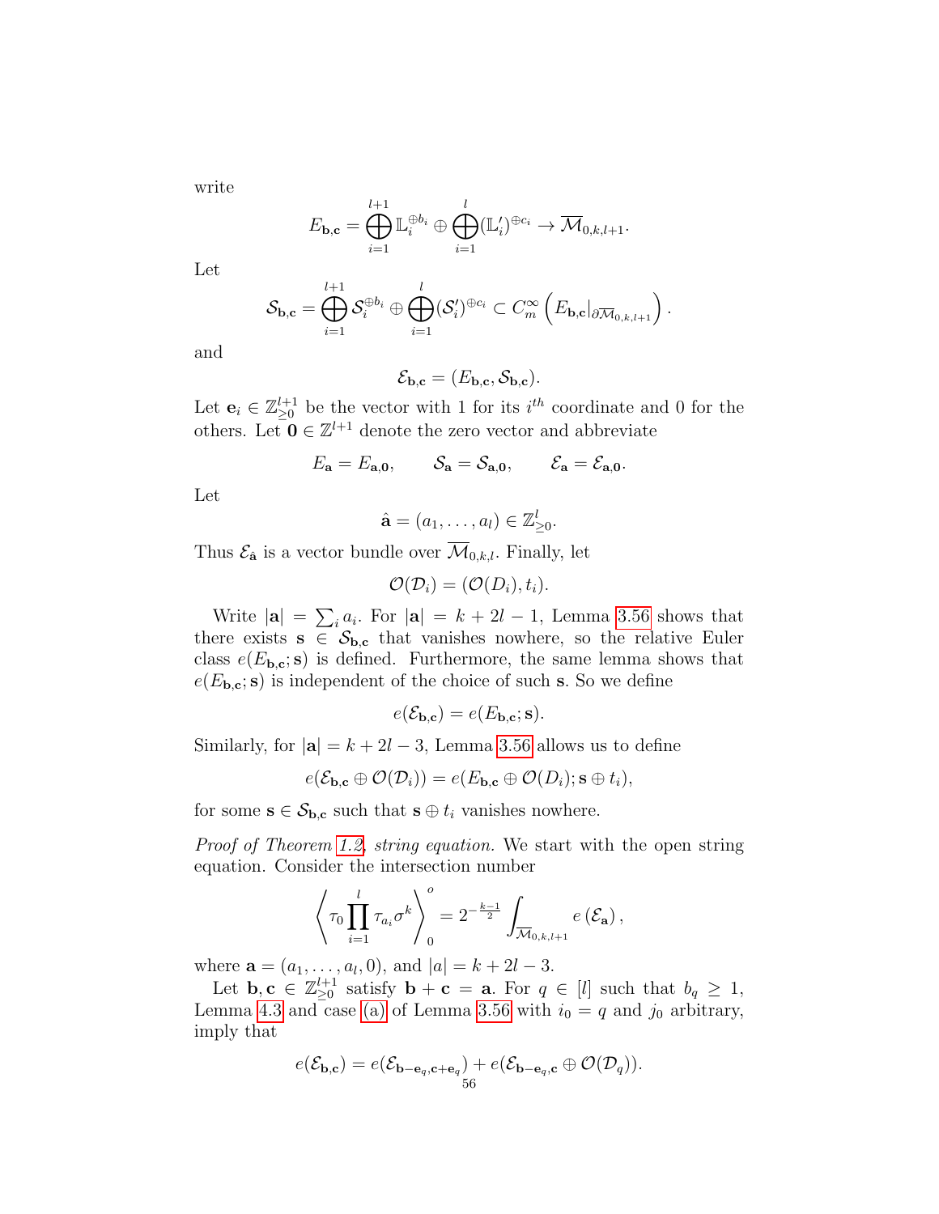write

$$E_{\mathbf{b},\mathbf{c}} = \bigoplus_{i=1}^{l+1} \mathbb{L}_i^{\oplus b_i} \oplus \bigoplus_{i=1}^{l} (\mathbb{L}'_i)^{\oplus c_i} \to \overline{\mathcal{M}}_{0,k,l+1}.$$

Let

$$\mathcal{S}_{\mathbf{b},\mathbf{c}} = \bigoplus_{i=1}^{l+1} \mathcal{S}_i^{\oplus b_i} \oplus \bigoplus_{i=1}^{l} (\mathcal{S}'_i)^{\oplus c_i} \subset C_m^\infty \left( E_{\mathbf{b},\mathbf{c}}|_{\partial \overline{\mathcal{M}}_{0,k,l+1}} \right).$$

and

$$\mathcal{E}_{\mathbf{b},\mathbf{c}} = (E_{\mathbf{b},\mathbf{c}}, \mathcal{S}_{\mathbf{b},\mathbf{c}}).$$

Let $\mathbf{e}_i \in \mathbb{Z}_{\geq 0}^{l+1}$ be the vector with 1 for its $i^{th}$ coordinate and 0 for the others. Let $\mathbf{0} \in \mathbb{Z}^{l+1}$ denote the zero vector and abbreviate

$$E_{\mathbf{a}} = E_{\mathbf{a},\mathbf{0}}, \qquad \mathcal{S}_{\mathbf{a}} = \mathcal{S}_{\mathbf{a},\mathbf{0}}, \qquad \mathcal{E}_{\mathbf{a}} = \mathcal{E}_{\mathbf{a},\mathbf{0}}.$$

Let

$$\hat{\mathbf{a}} = (a_1, \ldots, a_l) \in \mathbb{Z}_{\geq 0}^l.$$

Thus $\mathcal{E}_{\hat{\mathbf{a}}}$ is a vector bundle over $\overline{\mathcal{M}}_{0,k,l}$. Finally, let

$$\mathcal{O}(\mathcal{D}_i) = (\mathcal{O}(D_i), t_i).$$

Write $|\mathbf{a}| = \sum_i a_i$. For $|\mathbf{a}| = k + 2l - 1$, Lemma 3.56 shows that there exists $\mathbf{s} \in \mathcal{S}_{\mathbf{b},\mathbf{c}}$ that vanishes nowhere, so the relative Euler class $e(E_{\mathbf{b},\mathbf{c}}; \mathbf{s})$ is defined. Furthermore, the same lemma shows that $e(E_{\mathbf{b},\mathbf{c}}; \mathbf{s})$ is independent of the choice of such $\mathbf{s}$. So we define

$$e(\mathcal{E}_{\mathbf{b},\mathbf{c}}) = e(E_{\mathbf{b},\mathbf{c}}; \mathbf{s}).$$

Similarly, for $|\mathbf{a}| = k + 2l - 3$, Lemma 3.56 allows us to define

$$e(\mathcal{E}_{\mathbf{b},\mathbf{c}} \oplus \mathcal{O}(\mathcal{D}_i)) = e(E_{\mathbf{b},\mathbf{c}} \oplus \mathcal{O}(D_i); \mathbf{s} \oplus t_i),$$

for some $\mathbf{s} \in \mathcal{S}_{\mathbf{b},\mathbf{c}}$ such that $\mathbf{s} \oplus t_i$ vanishes nowhere.

*Proof of Theorem 1.2, string equation.* We start with the open string equation. Consider the intersection number

$$\left\langle \tau_0 \prod_{i=1}^{l} \tau_{a_i} \sigma^k \right\rangle_0^o = 2^{-\frac{k-1}{2}} \int_{\overline{\mathcal{M}}_{0,k,l+1}} e\left(\mathcal{E}_{\mathbf{a}}\right),$$

where $\mathbf{a} = (a_1, \ldots, a_l, 0)$, and $|a| = k + 2l - 3$.

Let $\mathbf{b}, \mathbf{c} \in \mathbb{Z}_{\geq 0}^{l+1}$ satisfy $\mathbf{b} + \mathbf{c} = \mathbf{a}$. For $q \in [l]$ such that $b_q \geq 1$, Lemma 4.3 and case (a) of Lemma 3.56 with $i_0 = q$ and $j_0$ arbitrary, imply that

$$e(\mathcal{E}_{\mathbf{b},\mathbf{c}}) = e(\mathcal{E}_{\mathbf{b}-\mathbf{e}_q, \mathbf{c}+\mathbf{e}_q}) + e(\mathcal{E}_{\mathbf{b}-\mathbf{e}_q, \mathbf{c}} \oplus \mathcal{O}(\mathcal{D}_q)).$$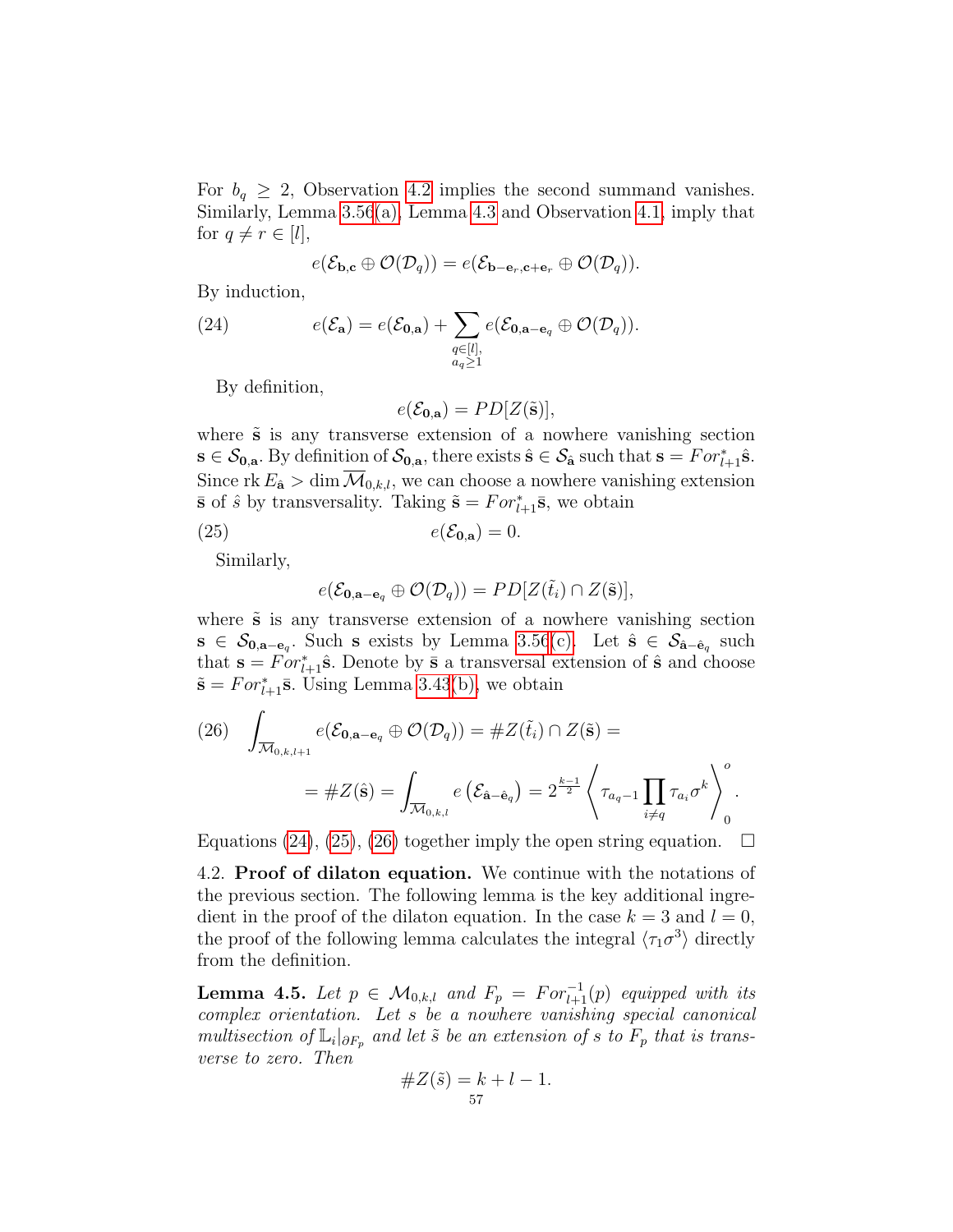For $b_q \geq 2$, Observation 4.2 implies the second summand vanishes. Similarly, Lemma 3.56(a), Lemma 4.3 and Observation 4.1, imply that for $q \neq r \in [l]$,

$$e(\mathcal{E}_{\mathbf{b},\mathbf{c}} \oplus \mathcal{O}(\mathcal{D}_q)) = e(\mathcal{E}_{\mathbf{b}-\mathbf{e}_r,\mathbf{c}+\mathbf{e}_r} \oplus \mathcal{O}(\mathcal{D}_q)).$$

By induction,

$$e(\mathcal{E}_{\mathbf{a}}) = e(\mathcal{E}_{\mathbf{0},\mathbf{a}}) + \sum_{\substack{q\in[l],\\ a_q\geq 1}} e(\mathcal{E}_{\mathbf{0},\mathbf{a}-\mathbf{e}_q} \oplus \mathcal{O}(\mathcal{D}_q)). \tag{24}$$

By definition,

$$e(\mathcal{E}_{\mathbf{0},\mathbf{a}}) = PD[Z(\tilde{\mathbf{s}})],$$

where $\tilde{\mathbf{s}}$ is any transverse extension of a nowhere vanishing section $\mathbf{s} \in \mathcal{S}_{\mathbf{0},\mathbf{a}}$. By definition of $\mathcal{S}_{\mathbf{0},\mathbf{a}}$, there exists $\hat{\mathbf{s}} \in \mathcal{S}_{\hat{\mathbf{a}}}$ such that $\mathbf{s} = For_{l+1}^*\hat{\mathbf{s}}$. Since $\operatorname{rk} E_{\hat{\mathbf{a}}} > \dim \overline{\mathcal{M}}_{0,k,l}$, we can choose a nowhere vanishing extension $\bar{\mathbf{s}}$ of $\hat{s}$ by transversality. Taking $\tilde{\mathbf{s}} = For_{l+1}^*\bar{\mathbf{s}}$, we obtain

$$e(\mathcal{E}_{\mathbf{0},\mathbf{a}}) = 0. \tag{25}$$

Similarly,

$$e(\mathcal{E}_{\mathbf{0},\mathbf{a}-\mathbf{e}_q} \oplus \mathcal{O}(\mathcal{D}_q)) = PD[Z(\tilde{t}_i) \cap Z(\tilde{\mathbf{s}})],$$

where $\tilde{\mathbf{s}}$ is any transverse extension of a nowhere vanishing section $\mathbf{s} \in \mathcal{S}_{\mathbf{0},\mathbf{a}-\mathbf{e}_q}$. Such $\mathbf{s}$ exists by Lemma 3.56(c). Let $\hat{\mathbf{s}} \in \mathcal{S}_{\hat{\mathbf{a}}-\hat{\mathbf{e}}_q}$ such that $\mathbf{s} = For_{l+1}^*\hat{\mathbf{s}}$. Denote by $\bar{\mathbf{s}}$ a transversal extension of $\hat{\mathbf{s}}$ and choose $\tilde{\mathbf{s}} = For_{l+1}^*\bar{\mathbf{s}}$. Using Lemma 3.43(b), we obtain

$$\int_{\overline{\mathcal{M}}_{0,k,l+1}} e(\mathcal{E}_{\mathbf{0},\mathbf{a}-\mathbf{e}_q} \oplus \mathcal{O}(\mathcal{D}_q)) = \#Z(\tilde{t}_i) \cap Z(\tilde{\mathbf{s}}) = \tag{26}$$
$$= \#Z(\hat{\mathbf{s}}) = \int_{\overline{\mathcal{M}}_{0,k,l}} e\left(\mathcal{E}_{\hat{\mathbf{a}}-\hat{\mathbf{e}}_q}\right) = 2^{\frac{k-1}{2}} \left\langle \tau_{a_q-1} \prod_{i\neq q} \tau_{a_i} \sigma^k \right\rangle_0^o.$$

Equations (24), (25), (26) together imply the open string equation. $\square$

### 4.2. Proof of dilaton equation.

We continue with the notations of the previous section. The following lemma is the key additional ingredient in the proof of the dilaton equation. In the case $k = 3$ and $l = 0$, the proof of the following lemma calculates the integral $\langle \tau_1 \sigma^3 \rangle$ directly from the definition.

**Lemma 4.5.** *Let $p \in \mathcal{M}_{0,k,l}$ and $F_p = For_{l+1}^{-1}(p)$ equipped with its complex orientation. Let $s$ be a nowhere vanishing special canonical multisection of $\mathbb{L}_i|_{\partial F_p}$ and let $\tilde{s}$ be an extension of $s$ to $F_p$ that is transverse to zero. Then*

$$\#Z(\tilde{s}) = k + l - 1.$$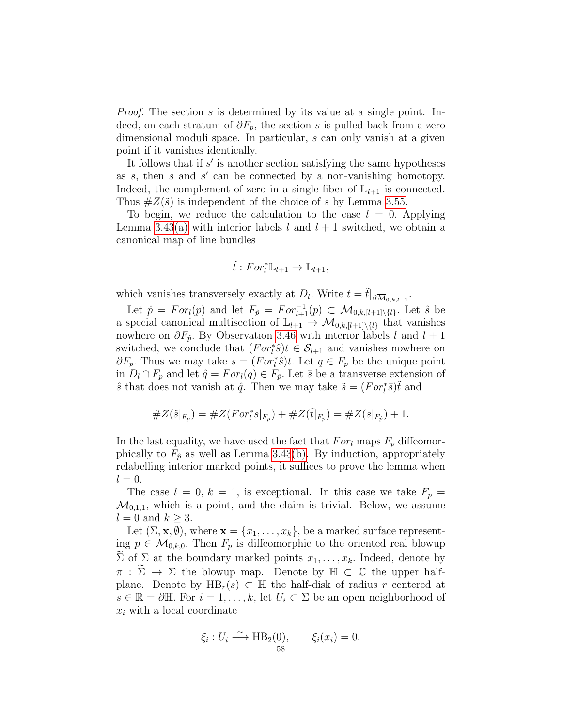*Proof.* The section $s$ is determined by its value at a single point. Indeed, on each stratum of $\partial F_p$, the section $s$ is pulled back from a zero dimensional moduli space. In particular, $s$ can only vanish at a given point if it vanishes identically.

It follows that if $s'$ is another section satisfying the same hypotheses as $s$, then $s$ and $s'$ can be connected by a non-vanishing homotopy. Indeed, the complement of zero in a single fiber of $\mathbb{L}_{l+1}$ is connected. Thus $\#Z(\tilde{s})$ is independent of the choice of $s$ by Lemma 3.55.

To begin, we reduce the calculation to the case $l = 0$. Applying Lemma 3.43(a) with interior labels $l$ and $l+1$ switched, we obtain a canonical map of line bundles

$$\tilde{t} : For_l^* \mathbb{L}_{l+1} \to \mathbb{L}_{l+1},$$

which vanishes transversely exactly at $D_l$. Write $t = \tilde{t}|_{\partial \overline{\mathcal{M}}_{0,k,l+1}}$.

Let $\hat{p} = For_l(p)$ and let $F_{\hat{p}} = For_{l+1}^{-1}(p) \subset \overline{\mathcal{M}}_{0,k,[l+1]\setminus\{l\}}$. Let $\hat{s}$ be a special canonical multisection of $\mathbb{L}_{l+1} \to \mathcal{M}_{0,k,[l+1]\setminus\{l\}}$ that vanishes nowhere on $\partial F_{\hat{p}}$. By Observation 3.46 with interior labels $l$ and $l+1$ switched, we conclude that $(For_l^* \hat{s})t \in \mathcal{S}_{l+1}$ and vanishes nowhere on $\partial F_p$. Thus we may take $s = (For_l^* \hat{s})t$. Let $q \in F_p$ be the unique point in $D_l \cap F_p$ and let $\hat{q} = For_l(q) \in F_{\hat{p}}$. Let $\bar{s}$ be a transverse extension of $\hat{s}$ that does not vanish at $\hat{q}$. Then we may take $\tilde{s} = (For_l^* \bar{s})\tilde{t}$ and

$$\#Z(\tilde{s}|_{F_p}) = \#Z(For_l^* \bar{s}|_{F_p}) + \#Z(\tilde{t}|_{F_p}) = \#Z(\bar{s}|_{F_{\hat{p}}}) + 1.$$

In the last equality, we have used the fact that $For_l$ maps $F_p$ diffeomorphically to $F_{\hat{p}}$ as well as Lemma 3.43(b). By induction, appropriately relabelling interior marked points, it suffices to prove the lemma when $l = 0$.

The case $l = 0$, $k = 1$, is exceptional. In this case we take $F_p = \mathcal{M}_{0,1,1}$, which is a point, and the claim is trivial. Below, we assume $l = 0$ and $k \geq 3$.

Let $(\Sigma, \mathbf{x}, \emptyset)$, where $\mathbf{x} = \{x_1, \ldots, x_k\}$, be a marked surface representing $p \in \mathcal{M}_{0,k,0}$. Then $F_p$ is diffeomorphic to the oriented real blowup $\widetilde{\Sigma}$ of $\Sigma$ at the boundary marked points $x_1, \ldots, x_k$. Indeed, denote by $\pi : \widetilde{\Sigma} \to \Sigma$ the blowup map. Denote by $\mathbb{H} \subset \mathbb{C}$ the upper half-plane. Denote by $\mathrm{HB}_r(s) \subset \mathbb{H}$ the half-disk of radius $r$ centered at $s \in \mathbb{R} = \partial \mathbb{H}$. For $i = 1, \ldots, k$, let $U_i \subset \Sigma$ be an open neighborhood of $x_i$ with a local coordinate

$$\xi_i : U_i \xrightarrow{\sim} \mathrm{HB}_2(0), \qquad \xi_i(x_i) = 0.$$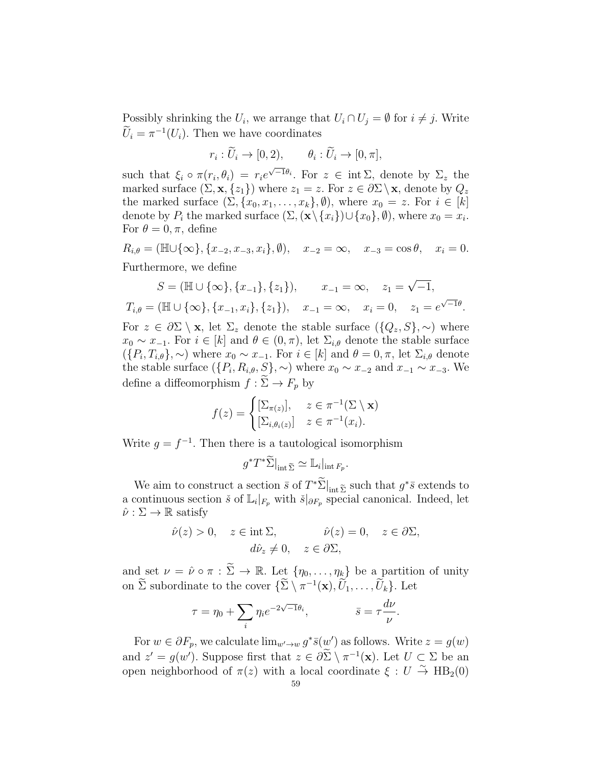Possibly shrinking the $U_i$, we arrange that $U_i \cap U_j = \emptyset$ for $i \neq j$. Write $\widetilde{U}_i = \pi^{-1}(U_i)$. Then we have coordinates

$$r_i : \widetilde{U}_i \to [0, 2), \qquad \theta_i : \widetilde{U}_i \to [0, \pi],$$

such that $\xi_i \circ \pi(r_i, \theta_i) = r_i e^{\sqrt{-1}\theta_i}$. For $z \in \operatorname{int} \Sigma$, denote by $\Sigma_z$ the marked surface $(\Sigma, \mathbf{x}, \{z_1\})$ where $z_1 = z$. For $z \in \partial\Sigma \setminus \mathbf{x}$, denote by $Q_z$ the marked surface $(\Sigma, \{x_0, x_1, \ldots, x_k\}, \emptyset)$, where $x_0 = z$. For $i \in [k]$ denote by $P_i$ the marked surface $(\Sigma, (\mathbf{x} \setminus \{x_i\}) \cup \{x_0\}, \emptyset)$, where $x_0 = x_i$. For $\theta = 0, \pi$, define

$$R_{i,\theta} = (\mathbb{H} \cup \{\infty\}, \{x_{-2}, x_{-3}, x_i\}, \emptyset), \quad x_{-2} = \infty, \quad x_{-3} = \cos\theta, \quad x_i = 0.$$

Furthermore, we define

$$S = (\mathbb{H} \cup \{\infty\}, \{x_{-1}\}, \{z_1\}), \qquad x_{-1} = \infty, \quad z_1 = \sqrt{-1},$$

$$T_{i,\theta} = (\mathbb{H} \cup \{\infty\}, \{x_{-1}, x_i\}, \{z_1\}), \quad x_{-1} = \infty, \quad x_i = 0, \quad z_1 = e^{\sqrt{-1}\theta}.$$

For $z \in \partial\Sigma \setminus \mathbf{x}$, let $\Sigma_z$ denote the stable surface $(\{Q_z, S\}, \sim)$ where $x_0 \sim x_{-1}$. For $i \in [k]$ and $\theta \in (0, \pi)$, let $\Sigma_{i,\theta}$ denote the stable surface $(\{P_i, T_{i,\theta}\}, \sim)$ where $x_0 \sim x_{-1}$. For $i \in [k]$ and $\theta = 0, \pi$, let $\Sigma_{i,\theta}$ denote the stable surface $(\{P_i, R_{i,\theta}, S\}, \sim)$ where $x_0 \sim x_{-2}$ and $x_{-1} \sim x_{-3}$. We define a diffeomorphism $f : \widetilde{\Sigma} \to F_p$ by

$$f(z) = \begin{cases} [\Sigma_{\pi(z)}], & z \in \pi^{-1}(\Sigma \setminus \mathbf{x}) \\ [\Sigma_{i,\theta_i(z)}] & z \in \pi^{-1}(x_i). \end{cases}$$

Write $g = f^{-1}$. Then there is a tautological isomorphism

$$g^* T^* \widetilde{\Sigma}|_{\operatorname{int} \widetilde{\Sigma}} \simeq \mathbb{L}_i|_{\operatorname{int} F_p}.$$

We aim to construct a section $\bar{s}$ of $T^*\widetilde{\Sigma}|_{\operatorname{int} \widetilde{\Sigma}}$ such that $g^*\bar{s}$ extends to a continuous section $\check{s}$ of $\mathbb{L}_i|_{F_p}$ with $\check{s}|_{\partial F_p}$ special canonical. Indeed, let $\hat{\nu} : \Sigma \to \mathbb{R}$ satisfy

$$\hat{\nu}(z) > 0, \quad z \in \operatorname{int} \Sigma, \qquad\qquad \hat{\nu}(z) = 0, \quad z \in \partial\Sigma,$$
$$d\hat{\nu}_z \neq 0, \quad z \in \partial\Sigma,$$

and set $\nu = \hat{\nu} \circ \pi : \widetilde{\Sigma} \to \mathbb{R}$. Let $\{\eta_0, \ldots, \eta_k\}$ be a partition of unity on $\widetilde{\Sigma}$ subordinate to the cover $\{\widetilde{\Sigma} \setminus \pi^{-1}(\mathbf{x}), \widetilde{U}_1, \ldots, \widetilde{U}_k\}$. Let

$$\tau = \eta_0 + \sum_i \eta_i e^{-2\sqrt{-1}\theta_i}, \qquad\qquad \bar{s} = \tau \frac{d\nu}{\nu}.$$

For $w \in \partial F_p$, we calculate $\lim_{w' \to w} g^*\bar{s}(w')$ as follows. Write $z = g(w)$ and $z' = g(w')$. Suppose first that $z \in \partial\widetilde{\Sigma} \setminus \pi^{-1}(\mathbf{x})$. Let $U \subset \Sigma$ be an open neighborhood of $\pi(z)$ with a local coordinate $\xi : U \overset{\sim}{\to} \mathrm{HB}_2(0)$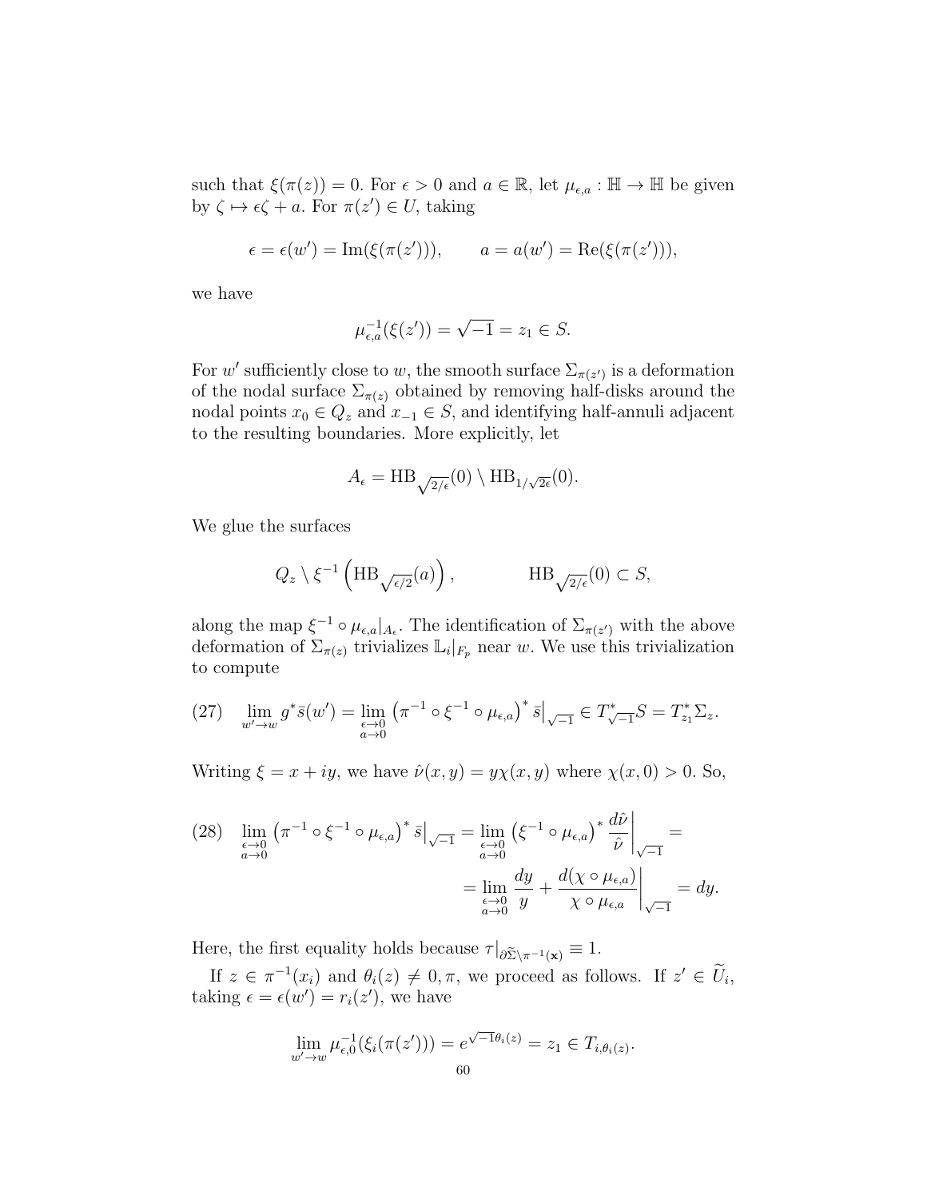such that $\xi(\pi(z)) = 0$. For $\epsilon > 0$ and $a \in \mathbb{R}$, let $\mu_{\epsilon,a} : \mathbb{H} \to \mathbb{H}$ be given by $\zeta \mapsto \epsilon\zeta + a$. For $\pi(z') \in U$, taking

$$\epsilon = \epsilon(w') = \mathrm{Im}(\xi(\pi(z'))), \qquad a = a(w') = \mathrm{Re}(\xi(\pi(z'))),$$

we have

$$\mu_{\epsilon,a}^{-1}(\xi(z')) = \sqrt{-1} = z_1 \in S.$$

For $w'$ sufficiently close to $w$, the smooth surface $\Sigma_{\pi(z')}$ is a deformation of the nodal surface $\Sigma_{\pi(z)}$ obtained by removing half-disks around the nodal points $x_0 \in Q_z$ and $x_{-1} \in S$, and identifying half-annuli adjacent to the resulting boundaries. More explicitly, let

$$A_\epsilon = \mathrm{HB}_{\sqrt{2/\epsilon}}(0) \setminus \mathrm{HB}_{1/\sqrt{2\epsilon}}(0).$$

We glue the surfaces

$$Q_z \setminus \xi^{-1}\left(\mathrm{HB}_{\sqrt{\epsilon/2}}(a)\right), \qquad\qquad \mathrm{HB}_{\sqrt{2/\epsilon}}(0) \subset S,$$

along the map $\xi^{-1} \circ \mu_{\epsilon,a}|_{A_\epsilon}$. The identification of $\Sigma_{\pi(z')}$ with the above deformation of $\Sigma_{\pi(z)}$ trivializes $\mathbb{L}_i|_{F_p}$ near $w$. We use this trivialization to compute

$$(27) \quad \lim_{w' \to w} g^*\bar{s}(w') = \lim_{\substack{\epsilon \to 0 \\ a \to 0}} \left(\pi^{-1} \circ \xi^{-1} \circ \mu_{\epsilon,a}\right)^* \bar{s}\big|_{\sqrt{-1}} \in T^*_{\sqrt{-1}}S = T^*_{z_1}\Sigma_z.$$

Writing $\xi = x + iy$, we have $\hat{\nu}(x,y) = y\chi(x,y)$ where $\chi(x,0) > 0$. So,

$$(28) \quad \lim_{\substack{\epsilon \to 0 \\ a \to 0}} \left(\pi^{-1} \circ \xi^{-1} \circ \mu_{\epsilon,a}\right)^* \bar{s}\big|_{\sqrt{-1}} = \lim_{\substack{\epsilon \to 0 \\ a \to 0}} \left(\xi^{-1} \circ \mu_{\epsilon,a}\right)^* \frac{d\hat{\nu}}{\hat{\nu}}\bigg|_{\sqrt{-1}} = \\ = \lim_{\substack{\epsilon \to 0 \\ a \to 0}} \frac{dy}{y} + \frac{d(\chi \circ \mu_{\epsilon,a})}{\chi \circ \mu_{\epsilon,a}}\bigg|_{\sqrt{-1}} = dy.$$

Here, the first equality holds because $\tau|_{\partial\widetilde{\Sigma}\setminus\pi^{-1}(\mathbf{x})} \equiv 1$.

If $z \in \pi^{-1}(x_i)$ and $\theta_i(z) \neq 0, \pi$, we proceed as follows. If $z' \in \widetilde{U}_i$, taking $\epsilon = \epsilon(w') = r_i(z')$, we have

$$\lim_{w' \to w} \mu_{\epsilon,0}^{-1}(\xi_i(\pi(z'))) = e^{\sqrt{-1}\theta_i(z)} = z_1 \in T_{i,\theta_i(z)}.$$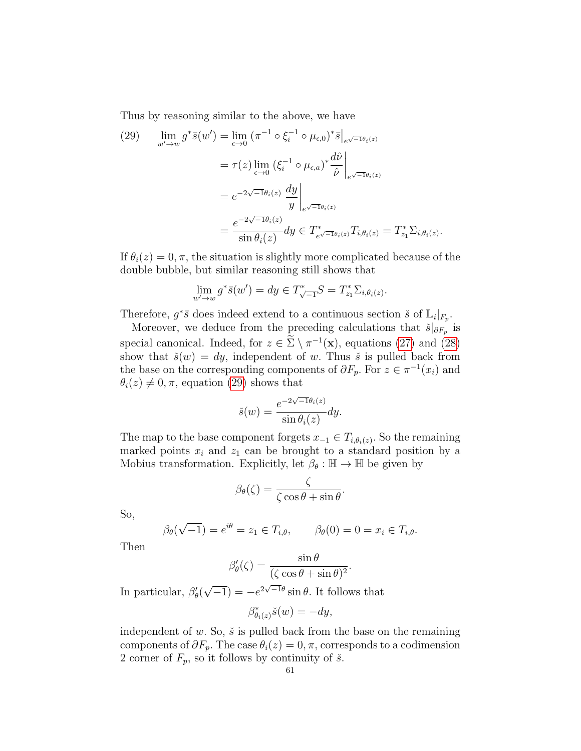Thus by reasoning similar to the above, we have

$$
\begin{aligned}
(29) \qquad \lim_{w' \to w} g^* \bar{s}(w') &= \lim_{\epsilon \to 0} (\pi^{-1} \circ \xi_i^{-1} \circ \mu_{\epsilon,0})^* \bar{s}\big|_{e^{\sqrt{-1}\theta_i(z)}} \\
&= \tau(z) \lim_{\epsilon \to 0} (\xi_i^{-1} \circ \mu_{\epsilon,a})^* \frac{d\hat{\nu}}{\hat{\nu}}\bigg|_{e^{\sqrt{-1}\theta_i(z)}} \\
&= e^{-2\sqrt{-1}\theta_i(z)} \left. \frac{dy}{y} \right|_{e^{\sqrt{-1}\theta_i(z)}} \\
&= \frac{e^{-2\sqrt{-1}\theta_i(z)}}{\sin \theta_i(z)} dy \in T^*_{e^{\sqrt{-1}\theta_i(z)}} T_{i,\theta_i(z)} = T^*_{z_1} \Sigma_{i,\theta_i(z)}.
\end{aligned}
$$

If $\theta_i(z) = 0, \pi$, the situation is slightly more complicated because of the double bubble, but similar reasoning still shows that

$$
\lim_{w' \to w} g^* \bar{s}(w') = dy \in T^*_{\sqrt{-1}} S = T^*_{z_1} \Sigma_{i,\theta_i(z)}.
$$

Therefore, $g^* \bar{s}$ does indeed extend to a continuous section $\check{s}$ of $\mathbb{L}_i|_{F_p}$.

Moreover, we deduce from the preceding calculations that $\check{s}|_{\partial F_p}$ is special canonical. Indeed, for $z \in \widetilde{\Sigma} \setminus \pi^{-1}(\mathbf{x})$, equations (27) and (28) show that $\check{s}(w) = dy$, independent of $w$. Thus $\check{s}$ is pulled back from the base on the corresponding components of $\partial F_p$. For $z \in \pi^{-1}(x_i)$ and $\theta_i(z) \neq 0, \pi$, equation (29) shows that

$$
\check{s}(w) = \frac{e^{-2\sqrt{-1}\theta_i(z)}}{\sin \theta_i(z)} dy.
$$

The map to the base component forgets $x_{-1} \in T_{i,\theta_i(z)}$. So the remaining marked points $x_i$ and $z_1$ can be brought to a standard position by a Mobius transformation. Explicitly, let $\beta_\theta : \mathbb{H} \to \mathbb{H}$ be given by

$$
\beta_\theta(\zeta) = \frac{\zeta}{\zeta \cos \theta + \sin \theta}.
$$

So,

$$
\beta_\theta(\sqrt{-1}) = e^{i\theta} = z_1 \in T_{i,\theta}, \qquad \beta_\theta(0) = 0 = x_i \in T_{i,\theta}.
$$

Then

$$
\beta'_\theta(\zeta) = \frac{\sin \theta}{(\zeta \cos \theta + \sin \theta)^2}.
$$

In particular, $\beta'_\theta(\sqrt{-1}) = -e^{2\sqrt{-1}\theta} \sin \theta$. It follows that

$$
\beta^*_{\theta_i(z)} \check{s}(w) = -dy,
$$

independent of $w$. So, $\check{s}$ is pulled back from the base on the remaining components of $\partial F_p$. The case $\theta_i(z) = 0, \pi$, corresponds to a codimension 2 corner of $F_p$, so it follows by continuity of $\check{s}$.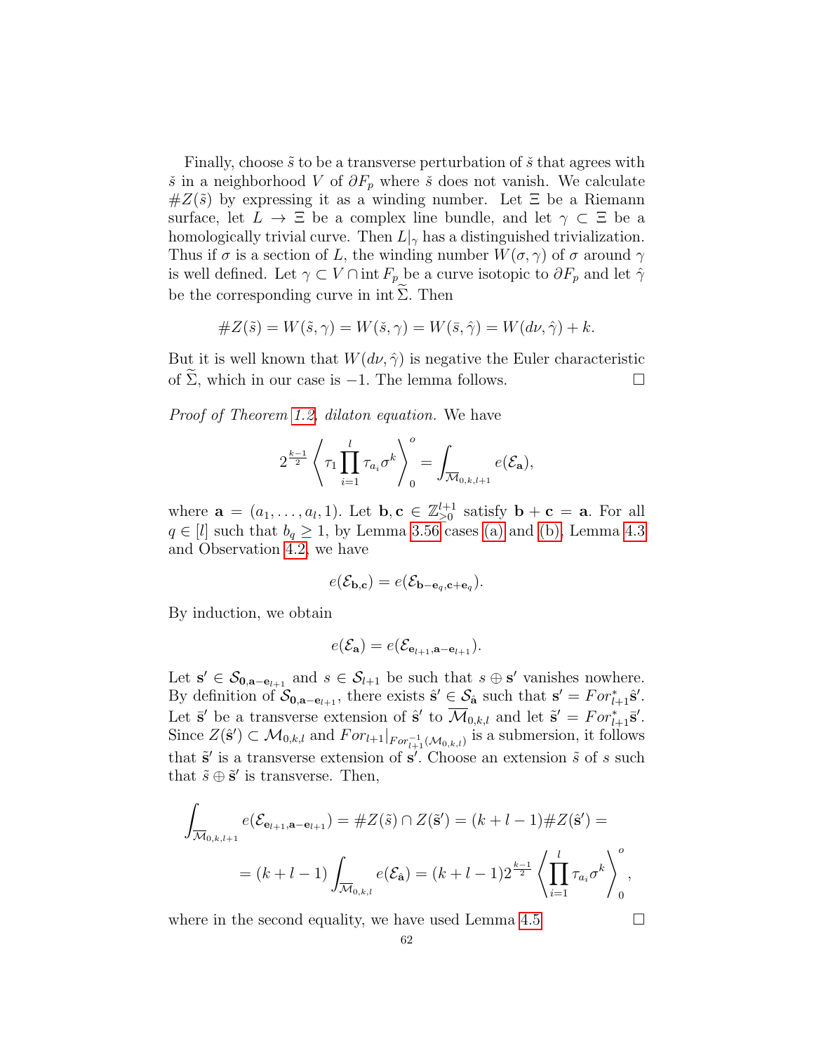Finally, choose $\tilde{s}$ to be a transverse perturbation of $\check{s}$ that agrees with $\check{s}$ in a neighborhood $V$ of $\partial F_p$ where $\check{s}$ does not vanish. We calculate $\#Z(\tilde{s})$ by expressing it as a winding number. Let $\Xi$ be a Riemann surface, let $L \to \Xi$ be a complex line bundle, and let $\gamma \subset \Xi$ be a homologically trivial curve. Then $L|_\gamma$ has a distinguished trivialization. Thus if $\sigma$ is a section of $L$, the winding number $W(\sigma, \gamma)$ of $\sigma$ around $\gamma$ is well defined. Let $\gamma \subset V \cap \operatorname{int} F_p$ be a curve isotopic to $\partial F_p$ and let $\hat{\gamma}$ be the corresponding curve in $\operatorname{int} \widetilde{\Sigma}$. Then

$$\#Z(\tilde{s}) = W(\tilde{s}, \gamma) = W(\check{s}, \gamma) = W(\bar{s}, \hat{\gamma}) = W(d\nu, \hat{\gamma}) + k.$$

But it is well known that $W(d\nu, \hat{\gamma})$ is negative the Euler characteristic of $\widetilde{\Sigma}$, which in our case is $-1$. The lemma follows. $\square$

*Proof of Theorem 1.2, dilaton equation.* We have

$$2^{\frac{k-1}{2}} \left\langle \tau_1 \prod_{i=1}^{l} \tau_{a_i} \sigma^k \right\rangle_0^o = \int_{\overline{\mathcal{M}}_{0,k,l+1}} e(\mathcal{E}_{\mathbf{a}}),$$

where $\mathbf{a} = (a_1, \ldots, a_l, 1)$. Let $\mathbf{b}, \mathbf{c} \in \mathbb{Z}_{\geq 0}^{l+1}$ satisfy $\mathbf{b} + \mathbf{c} = \mathbf{a}$. For all $q \in [l]$ such that $b_q \geq 1$, by Lemma 3.56 cases (a) and (b), Lemma 4.3 and Observation 4.2, we have

$$e(\mathcal{E}_{\mathbf{b},\mathbf{c}}) = e(\mathcal{E}_{\mathbf{b}-\mathbf{e}_q, \mathbf{c}+\mathbf{e}_q}).$$

By induction, we obtain

$$e(\mathcal{E}_{\mathbf{a}}) = e(\mathcal{E}_{\mathbf{e}_{l+1}, \mathbf{a}-\mathbf{e}_{l+1}}).$$

Let $\mathbf{s}' \in \mathcal{S}_{\mathbf{0}, \mathbf{a}-\mathbf{e}_{l+1}}$ and $s \in \mathcal{S}_{l+1}$ be such that $s \oplus \mathbf{s}'$ vanishes nowhere. By definition of $\mathcal{S}_{\mathbf{0}, \mathbf{a}-\mathbf{e}_{l+1}}$, there exists $\hat{\mathbf{s}}' \in \mathcal{S}_{\hat{\mathbf{a}}}$ such that $\mathbf{s}' = For_{l+1}^* \hat{\mathbf{s}}'$. Let $\bar{\mathbf{s}}'$ be a transverse extension of $\hat{\mathbf{s}}'$ to $\overline{\mathcal{M}}_{0,k,l}$ and let $\tilde{\mathbf{s}}' = For_{l+1}^* \bar{\mathbf{s}}'$. Since $Z(\hat{\mathbf{s}}') \subset \mathcal{M}_{0,k,l}$ and $For_{l+1}|_{For_{l+1}^{-1}(\mathcal{M}_{0,k,l})}$ is a submersion, it follows that $\tilde{\mathbf{s}}'$ is a transverse extension of $\mathbf{s}'$. Choose an extension $\tilde{s}$ of $s$ such that $\tilde{s} \oplus \tilde{\mathbf{s}}'$ is transverse. Then,

$$\int_{\overline{\mathcal{M}}_{0,k,l+1}} e(\mathcal{E}_{\mathbf{e}_{l+1}, \mathbf{a}-\mathbf{e}_{l+1}}) = \#Z(\tilde{s}) \cap Z(\tilde{\mathbf{s}}') = (k+l-1)\#Z(\hat{\mathbf{s}}') =$$

$$= (k+l-1) \int_{\overline{\mathcal{M}}_{0,k,l}} e(\mathcal{E}_{\hat{\mathbf{a}}}) = (k+l-1) 2^{\frac{k-1}{2}} \left\langle \prod_{i=1}^{l} \tau_{a_i} \sigma^k \right\rangle_0^o,$$

where in the second equality, we have used Lemma 4.5. $\square$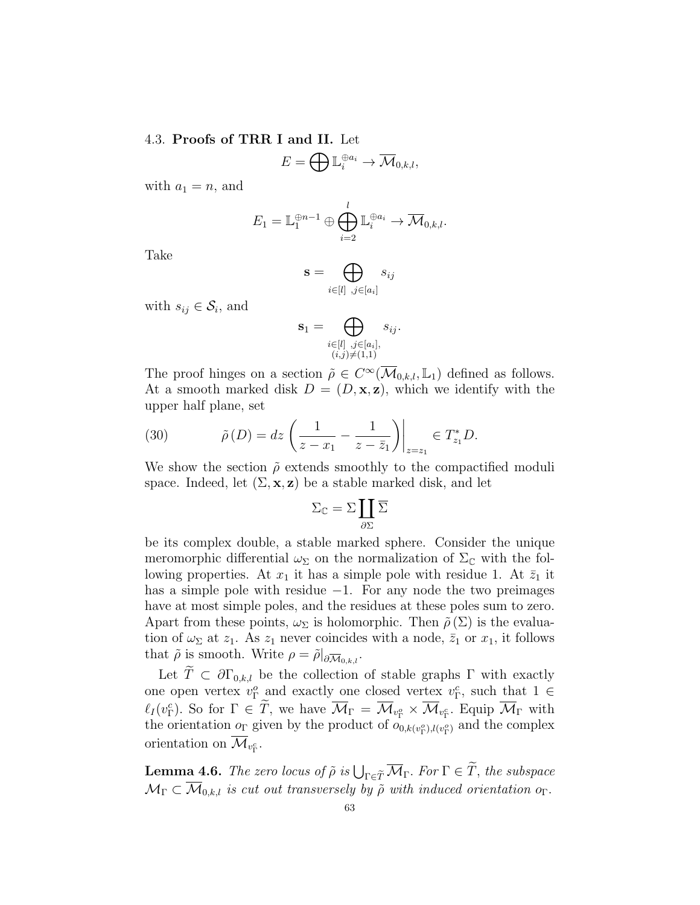### 4.3. **Proofs of TRR I and II.**

Let

$$E = \bigoplus \mathbb{L}_i^{\oplus a_i} \to \overline{\mathcal{M}}_{0,k,l},$$

with $a_1 = n$, and

$$E_1 = \mathbb{L}_1^{\oplus n-1} \oplus \bigoplus_{i=2}^{l} \mathbb{L}_i^{\oplus a_i} \to \overline{\mathcal{M}}_{0,k,l}.$$

Take

$$\mathbf{s} = \bigoplus_{i \in [l] \ , j \in [a_i]} s_{ij}$$

with $s_{ij} \in \mathcal{S}_i$, and

$$\mathbf{s}_1 = \bigoplus_{\substack{i \in [l] \ , j \in [a_i], \\ (i,j) \neq (1,1)}} s_{ij}.$$

The proof hinges on a section $\tilde{\rho} \in C^\infty(\overline{\mathcal{M}}_{0,k,l}, \mathbb{L}_1)$ defined as follows. At a smooth marked disk $D = (D, \mathbf{x}, \mathbf{z})$, which we identify with the upper half plane, set

$$\tilde{\rho}(D) = dz \left( \frac{1}{z - x_1} - \frac{1}{z - \bar{z}_1} \right) \Bigg|_{z = z_1} \in T^*_{z_1} D. \tag{30}$$

We show the section $\tilde{\rho}$ extends smoothly to the compactified moduli space. Indeed, let $(\Sigma, \mathbf{x}, \mathbf{z})$ be a stable marked disk, and let

$$\Sigma_{\mathbb{C}} = \Sigma \coprod_{\partial \Sigma} \overline{\Sigma}$$

be its complex double, a stable marked sphere. Consider the unique meromorphic differential $\omega_\Sigma$ on the normalization of $\Sigma_{\mathbb{C}}$ with the following properties. At $x_1$ it has a simple pole with residue 1. At $\bar{z}_1$ it has a simple pole with residue $-1$. For any node the two preimages have at most simple poles, and the residues at these poles sum to zero. Apart from these points, $\omega_\Sigma$ is holomorphic. Then $\tilde{\rho}(\Sigma)$ is the evaluation of $\omega_\Sigma$ at $z_1$. As $z_1$ never coincides with a node, $\bar{z}_1$ or $x_1$, it follows that $\tilde{\rho}$ is smooth. Write $\rho = \tilde{\rho}|_{\partial \overline{\mathcal{M}}_{0,k,l}}$.

Let $\widetilde{T} \subset \partial \Gamma_{0,k,l}$ be the collection of stable graphs $\Gamma$ with exactly one open vertex $v^o_\Gamma$ and exactly one closed vertex $v^c_\Gamma$, such that $1 \in \ell_I(v^c_\Gamma)$. So for $\Gamma \in \widetilde{T}$, we have $\overline{\mathcal{M}}_\Gamma = \overline{\mathcal{M}}_{v^o_\Gamma} \times \overline{\mathcal{M}}_{v^c_\Gamma}$. Equip $\overline{\mathcal{M}}_\Gamma$ with the orientation $o_\Gamma$ given by the product of $o_{0,k(v^o_\Gamma), l(v^o_\Gamma)}$ and the complex orientation on $\overline{\mathcal{M}}_{v^c_\Gamma}$.

**Lemma 4.6.** *The zero locus of $\tilde{\rho}$ is $\bigcup_{\Gamma \in \widetilde{T}} \overline{\mathcal{M}}_\Gamma$. For $\Gamma \in \widetilde{T}$, the subspace $\mathcal{M}_\Gamma \subset \overline{\mathcal{M}}_{0,k,l}$ is cut out transversely by $\tilde{\rho}$ with induced orientation $o_\Gamma$.*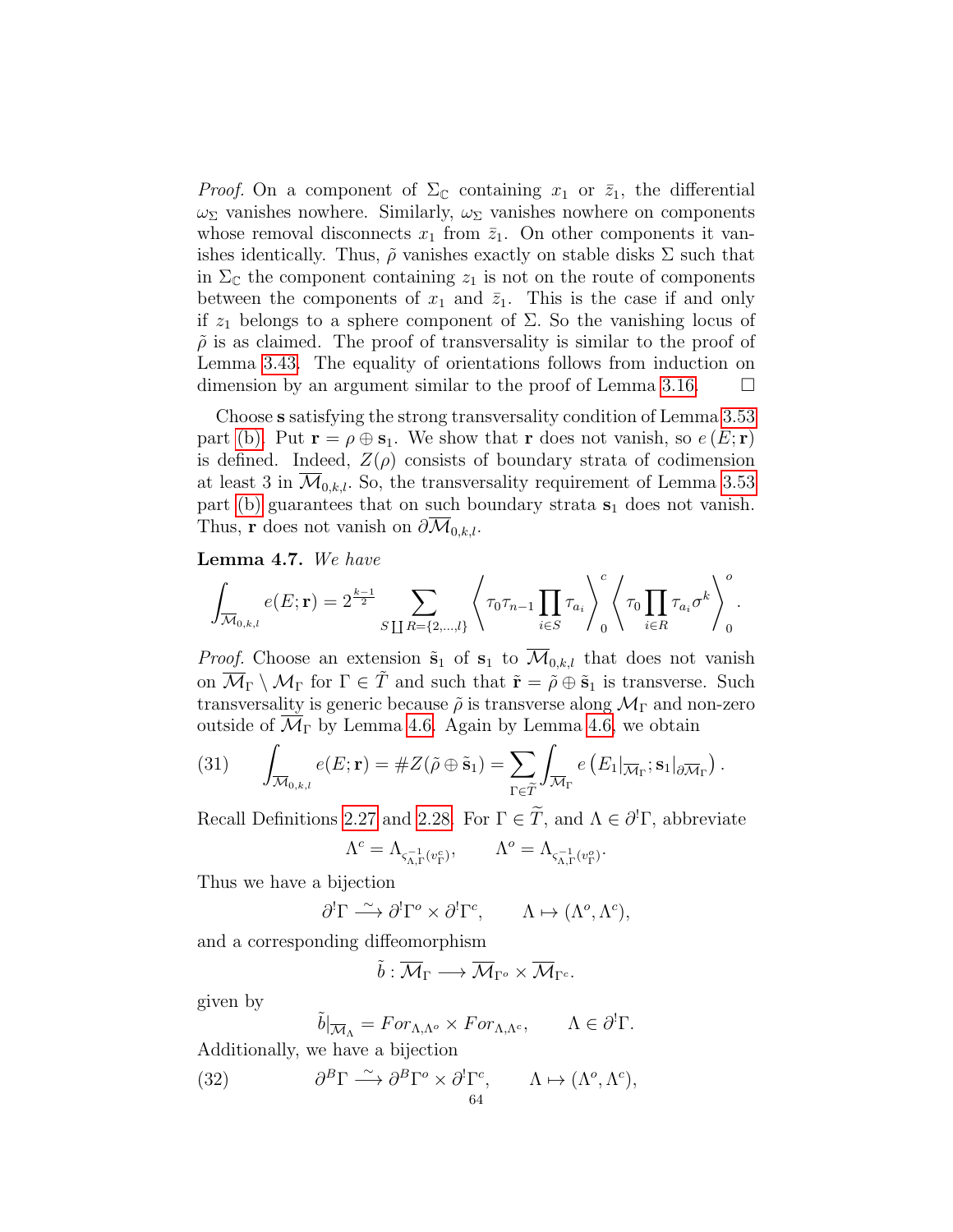*Proof.* On a component of $\Sigma_{\mathbb{C}}$ containing $x_1$ or $\bar{z}_1$, the differential $\omega_\Sigma$ vanishes nowhere. Similarly, $\omega_\Sigma$ vanishes nowhere on components whose removal disconnects $x_1$ from $\bar{z}_1$. On other components it vanishes identically. Thus, $\tilde{\rho}$ vanishes exactly on stable disks $\Sigma$ such that in $\Sigma_{\mathbb{C}}$ the component containing $z_1$ is not on the route of components between the components of $x_1$ and $\bar{z}_1$. This is the case if and only if $z_1$ belongs to a sphere component of $\Sigma$. So the vanishing locus of $\tilde{\rho}$ is as claimed. The proof of transversality is similar to the proof of Lemma 3.43. The equality of orientations follows from induction on dimension by an argument similar to the proof of Lemma 3.16. □

Choose $\mathbf{s}$ satisfying the strong transversality condition of Lemma 3.53 part (b). Put $\mathbf{r} = \rho \oplus \mathbf{s}_1$. We show that $\mathbf{r}$ does not vanish, so $e(E;\mathbf{r})$ is defined. Indeed, $Z(\rho)$ consists of boundary strata of codimension at least 3 in $\overline{\mathcal{M}}_{0,k,l}$. So, the transversality requirement of Lemma 3.53 part (b) guarantees that on such boundary strata $\mathbf{s}_1$ does not vanish. Thus, $\mathbf{r}$ does not vanish on $\partial\overline{\mathcal{M}}_{0,k,l}$.

**Lemma 4.7.** *We have*

$$\int_{\overline{\mathcal{M}}_{0,k,l}} e(E;\mathbf{r}) = 2^{\frac{k-1}{2}} \sum_{S\coprod R=\{2,\ldots,l\}} \left\langle \tau_0\tau_{n-1}\prod_{i\in S}\tau_{a_i}\right\rangle_0^c \left\langle \tau_0\prod_{i\in R}\tau_{a_i}\sigma^k\right\rangle_0^o.$$

*Proof.* Choose an extension $\tilde{\mathbf{s}}_1$ of $\mathbf{s}_1$ to $\overline{\mathcal{M}}_{0,k,l}$ that does not vanish on $\overline{\mathcal{M}}_\Gamma\setminus\mathcal{M}_\Gamma$ for $\Gamma\in\tilde{T}$ and such that $\tilde{\mathbf{r}}=\tilde{\rho}\oplus\tilde{\mathbf{s}}_1$ is transverse. Such transversality is generic because $\tilde{\rho}$ is transverse along $\mathcal{M}_\Gamma$ and non-zero outside of $\overline{\mathcal{M}}_\Gamma$ by Lemma 4.6. Again by Lemma 4.6, we obtain

$$\int_{\overline{\mathcal{M}}_{0,k,l}} e(E;\mathbf{r}) = \#Z(\tilde{\rho}\oplus\tilde{\mathbf{s}}_1) = \sum_{\Gamma\in\tilde{T}}\int_{\overline{\mathcal{M}}_\Gamma} e\left(E_1|_{\overline{\mathcal{M}}_\Gamma};\mathbf{s}_1|_{\partial\overline{\mathcal{M}}_\Gamma}\right). \tag{31}$$

Recall Definitions 2.27 and 2.28. For $\Gamma\in\widetilde{T}$, and $\Lambda\in\partial^!\Gamma$, abbreviate

$$\Lambda^c = \Lambda_{\varsigma_{\Lambda,\Gamma}^{-1}(v_\Gamma^c)},\qquad \Lambda^o = \Lambda_{\varsigma_{\Lambda,\Gamma}^{-1}(v_\Gamma^o)}.$$

Thus we have a bijection

$$\partial^!\Gamma \xrightarrow{\sim} \partial^!\Gamma^o\times\partial^!\Gamma^c,\qquad \Lambda\mapsto(\Lambda^o,\Lambda^c),$$

and a corresponding diffeomorphism

$$\tilde{b}:\overline{\mathcal{M}}_\Gamma\longrightarrow\overline{\mathcal{M}}_{\Gamma^o}\times\overline{\mathcal{M}}_{\Gamma^c}.$$

given by

$$\tilde{b}|_{\overline{\mathcal{M}}_\Lambda} = For_{\Lambda,\Lambda^o}\times For_{\Lambda,\Lambda^c},\qquad \Lambda\in\partial^!\Gamma.$$

Additionally, we have a bijection

$$\partial^B\Gamma\xrightarrow{\sim}\partial^B\Gamma^o\times\partial^!\Gamma^c,\qquad \Lambda\mapsto(\Lambda^o,\Lambda^c), \tag{32}$$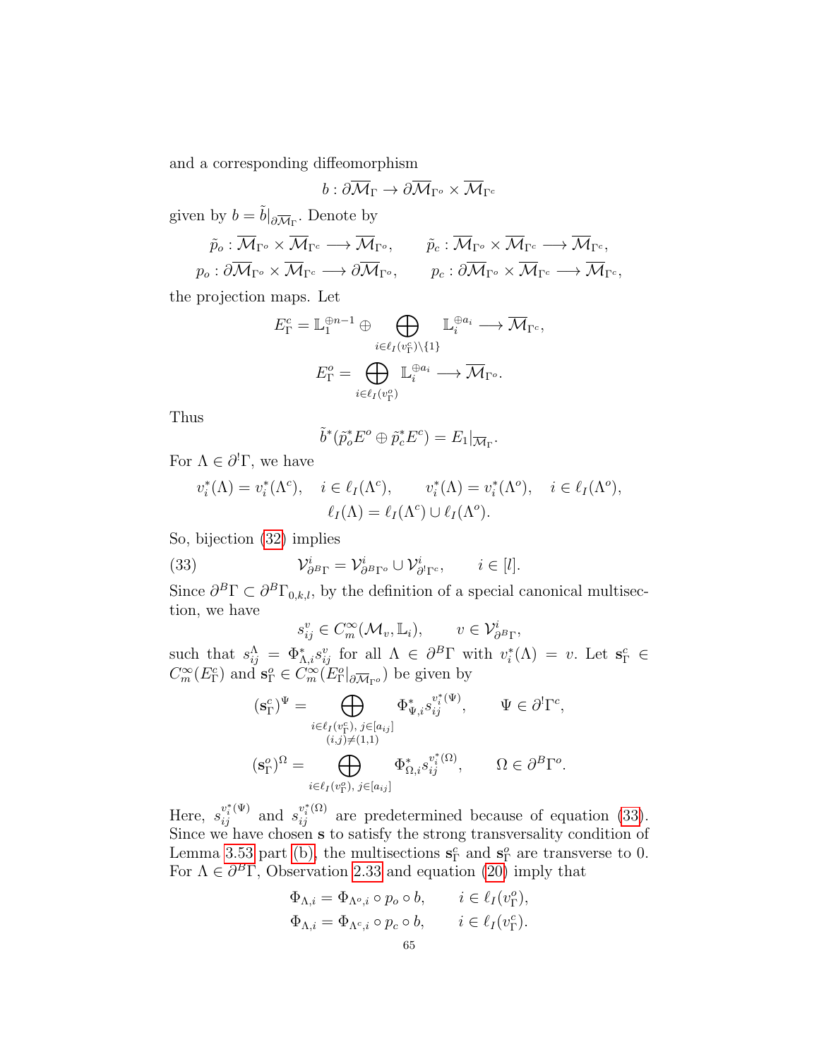and a corresponding diffeomorphism

$$b : \partial\overline{\mathcal{M}}_\Gamma \to \partial\overline{\mathcal{M}}_{\Gamma^o} \times \overline{\mathcal{M}}_{\Gamma^c}$$

given by $b = \tilde{b}|_{\partial\overline{\mathcal{M}}_\Gamma}$. Denote by

$$\tilde{p}_o : \overline{\mathcal{M}}_{\Gamma^o} \times \overline{\mathcal{M}}_{\Gamma^c} \longrightarrow \overline{\mathcal{M}}_{\Gamma^o}, \qquad \tilde{p}_c : \overline{\mathcal{M}}_{\Gamma^o} \times \overline{\mathcal{M}}_{\Gamma^c} \longrightarrow \overline{\mathcal{M}}_{\Gamma^c},$$
$$p_o : \partial\overline{\mathcal{M}}_{\Gamma^o} \times \overline{\mathcal{M}}_{\Gamma^c} \longrightarrow \partial\overline{\mathcal{M}}_{\Gamma^o}, \qquad p_c : \partial\overline{\mathcal{M}}_{\Gamma^o} \times \overline{\mathcal{M}}_{\Gamma^c} \longrightarrow \overline{\mathcal{M}}_{\Gamma^c},$$

the projection maps. Let

$$E^c_\Gamma = \mathbb{L}_1^{\oplus n-1} \oplus \bigoplus_{i \in \ell_I(v^c_\Gamma)\setminus\{1\}} \mathbb{L}_i^{\oplus a_i} \longrightarrow \overline{\mathcal{M}}_{\Gamma^c},$$
$$E^o_\Gamma = \bigoplus_{i \in \ell_I(v^o_\Gamma)} \mathbb{L}_i^{\oplus a_i} \longrightarrow \overline{\mathcal{M}}_{\Gamma^o}.$$

Thus

$$\tilde{b}^*(\tilde{p}_o^* E^o \oplus \tilde{p}_c^* E^c) = E_1|_{\overline{\mathcal{M}}_\Gamma}.$$

For $\Lambda \in \partial^!\Gamma$, we have

$$v^*_i(\Lambda) = v^*_i(\Lambda^c), \quad i \in \ell_I(\Lambda^c), \qquad v^*_i(\Lambda) = v^*_i(\Lambda^o), \quad i \in \ell_I(\Lambda^o),$$
$$\ell_I(\Lambda) = \ell_I(\Lambda^c) \cup \ell_I(\Lambda^o).$$

So, bijection (32) implies

$$\mathcal{V}^i_{\partial^B\Gamma} = \mathcal{V}^i_{\partial^B\Gamma^o} \cup \mathcal{V}^i_{\partial^!\Gamma^c}, \qquad i \in [l]. \tag{33}$$

Since $\partial^B\Gamma \subset \partial^B\Gamma_{0,k,l}$, by the definition of a special canonical multisection, we have

$$s^v_{ij} \in C^\infty_m(\mathcal{M}_v, \mathbb{L}_i), \qquad v \in \mathcal{V}^i_{\partial^B\Gamma},$$

such that $s^\Lambda_{ij} = \Phi^*_{\Lambda,i} s^v_{ij}$ for all $\Lambda \in \partial^B\Gamma$ with $v^*_i(\Lambda) = v$. Let $\mathbf{s}^c_\Gamma \in C^\infty_m(E^c_\Gamma)$ and $\mathbf{s}^o_\Gamma \in C^\infty_m(E^o_\Gamma|_{\partial\overline{\mathcal{M}}_{\Gamma^o}})$ be given by

$$(\mathbf{s}^c_\Gamma)^\Psi = \bigoplus_{\substack{i \in \ell_I(v^c_\Gamma),\, j \in [a_{ij}] \\ (i,j) \neq (1,1)}} \Phi^*_{\Psi,i} s^{v^*_i(\Psi)}_{ij}, \qquad \Psi \in \partial^!\Gamma^c,$$
$$(\mathbf{s}^o_\Gamma)^\Omega = \bigoplus_{i \in \ell_I(v^o_\Gamma),\, j \in [a_{ij}]} \Phi^*_{\Omega,i} s^{v^*_i(\Omega)}_{ij}, \qquad \Omega \in \partial^B\Gamma^o.$$

Here, $s^{v^*_i(\Psi)}_{ij}$ and $s^{v^*_i(\Omega)}_{ij}$ are predetermined because of equation (33). Since we have chosen $\mathbf{s}$ to satisfy the strong transversality condition of Lemma 3.53 part (b), the multisections $\mathbf{s}^c_\Gamma$ and $\mathbf{s}^o_\Gamma$ are transverse to 0. For $\Lambda \in \partial^B\Gamma$, Observation 2.33 and equation (20) imply that

$$\Phi_{\Lambda,i} = \Phi_{\Lambda^o,i} \circ p_o \circ b, \qquad i \in \ell_I(v^o_\Gamma),$$
$$\Phi_{\Lambda,i} = \Phi_{\Lambda^c,i} \circ p_c \circ b, \qquad i \in \ell_I(v^c_\Gamma).$$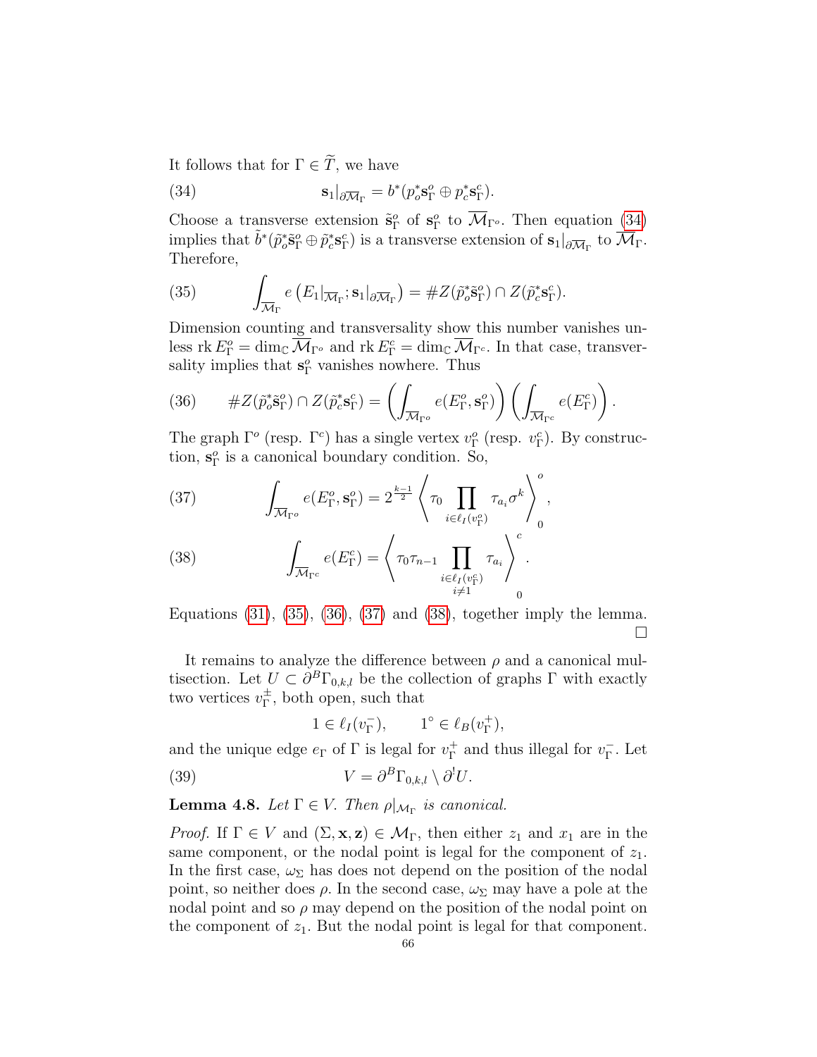It follows that for $\Gamma \in \widetilde{T}$, we have

$$\mathbf{s}_1|_{\partial \overline{\mathcal{M}}_\Gamma} = b^*(p_o^* \mathbf{s}_\Gamma^o \oplus p_c^* \mathbf{s}_\Gamma^c). \tag{34}$$

Choose a transverse extension $\tilde{\mathbf{s}}_\Gamma^o$ of $\mathbf{s}_\Gamma^o$ to $\overline{\mathcal{M}}_{\Gamma^o}$. Then equation (34) implies that $\tilde{b}^*(\tilde{p}_o^* \tilde{\mathbf{s}}_\Gamma^o \oplus \tilde{p}_c^* \mathbf{s}_\Gamma^c)$ is a transverse extension of $\mathbf{s}_1|_{\partial \overline{\mathcal{M}}_\Gamma}$ to $\overline{\mathcal{M}}_\Gamma$. Therefore,

$$\int_{\overline{\mathcal{M}}_\Gamma} e\left(E_1|_{\overline{\mathcal{M}}_\Gamma}; \mathbf{s}_1|_{\partial \overline{\mathcal{M}}_\Gamma}\right) = \# Z(\tilde{p}_o^* \tilde{\mathbf{s}}_\Gamma^o) \cap Z(\tilde{p}_c^* \mathbf{s}_\Gamma^c). \tag{35}$$

Dimension counting and transversality show this number vanishes unless $\operatorname{rk} E_\Gamma^o = \dim_{\mathbb{C}} \overline{\mathcal{M}}_{\Gamma^o}$ and $\operatorname{rk} E_\Gamma^c = \dim_{\mathbb{C}} \overline{\mathcal{M}}_{\Gamma^c}$. In that case, transversality implies that $\mathbf{s}_\Gamma^o$ vanishes nowhere. Thus

$$\# Z(\tilde{p}_o^* \tilde{\mathbf{s}}_\Gamma^o) \cap Z(\tilde{p}_c^* \mathbf{s}_\Gamma^c) = \left( \int_{\overline{\mathcal{M}}_{\Gamma^o}} e(E_\Gamma^o, \mathbf{s}_\Gamma^o) \right) \left( \int_{\overline{\mathcal{M}}_{\Gamma^c}} e(E_\Gamma^c) \right). \tag{36}$$

The graph $\Gamma^o$ (resp. $\Gamma^c$) has a single vertex $v_\Gamma^o$ (resp. $v_\Gamma^c$). By construction, $\mathbf{s}_\Gamma^o$ is a canonical boundary condition. So,

$$\int_{\overline{\mathcal{M}}_{\Gamma^o}} e(E_\Gamma^o, \mathbf{s}_\Gamma^o) = 2^{\frac{k-1}{2}} \left\langle \tau_0 \prod_{i \in \ell_I(v_\Gamma^o)} \tau_{a_i} \sigma^k \right\rangle_0^o, \tag{37}$$

$$\int_{\overline{\mathcal{M}}_{\Gamma^c}} e(E_\Gamma^c) = \left\langle \tau_0 \tau_{n-1} \prod_{\substack{i \in \ell_I(v_\Gamma^c) \\ i \neq 1}} \tau_{a_i} \right\rangle_0^c. \tag{38}$$

Equations (31), (35), (36), (37) and (38), together imply the lemma. $\square$

It remains to analyze the difference between $\rho$ and a canonical multisection. Let $U \subset \partial^B \Gamma_{0,k,l}$ be the collection of graphs $\Gamma$ with exactly two vertices $v_\Gamma^\pm$, both open, such that

$$1 \in \ell_I(v_\Gamma^-), \qquad 1^\circ \in \ell_B(v_\Gamma^+),$$

and the unique edge $e_\Gamma$ of $\Gamma$ is legal for $v_\Gamma^+$ and thus illegal for $v_\Gamma^-$. Let

$$V = \partial^B \Gamma_{0,k,l} \setminus \partial^! U. \tag{39}$$

**Lemma 4.8.** *Let $\Gamma \in V$. Then $\rho|_{\mathcal{M}_\Gamma}$ is canonical.*

*Proof.* If $\Gamma \in V$ and $(\Sigma, \mathbf{x}, \mathbf{z}) \in \mathcal{M}_\Gamma$, then either $z_1$ and $x_1$ are in the same component, or the nodal point is legal for the component of $z_1$. In the first case, $\omega_\Sigma$ has does not depend on the position of the nodal point, so neither does $\rho$. In the second case, $\omega_\Sigma$ may have a pole at the nodal point and so $\rho$ may depend on the position of the nodal point on the component of $z_1$. But the nodal point is legal for that component.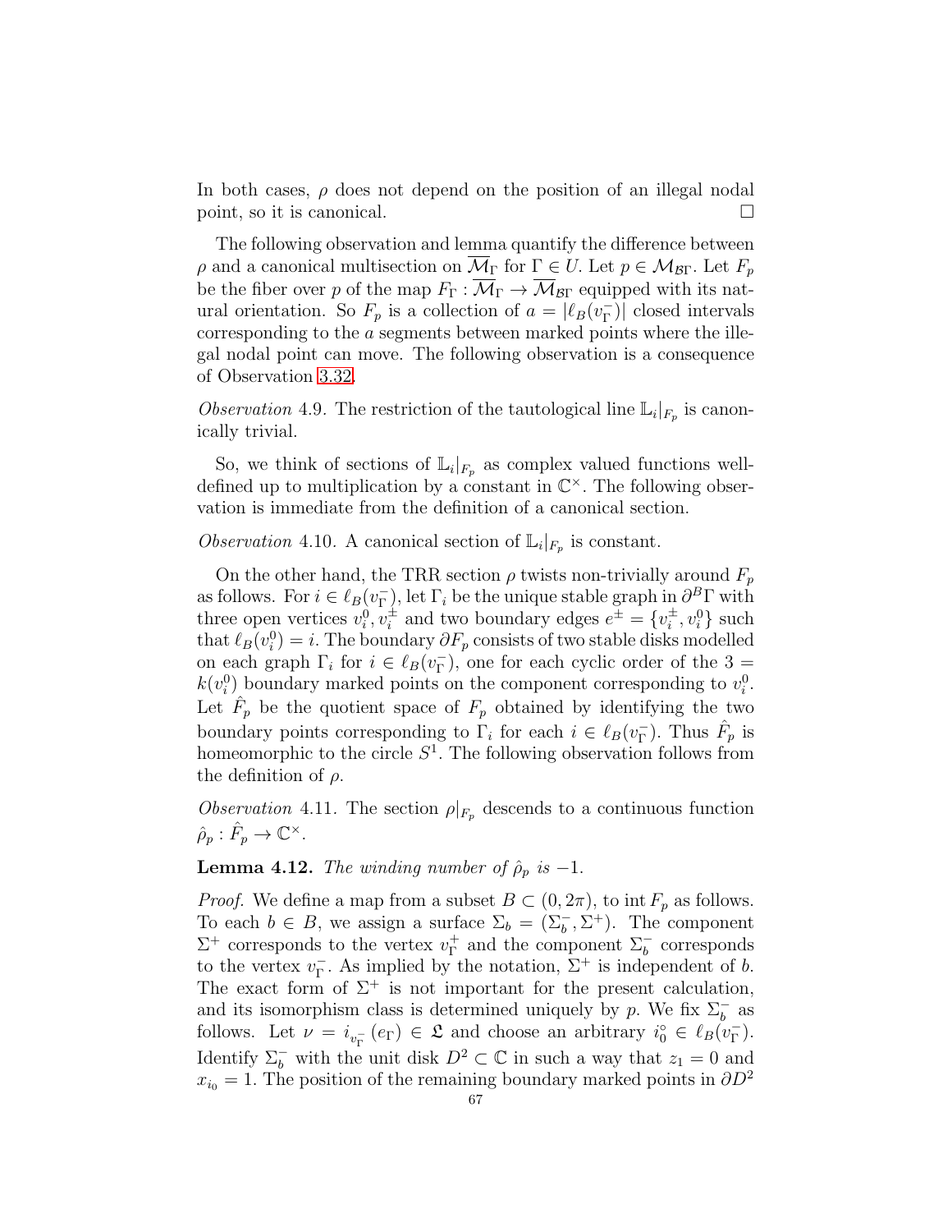In both cases, $\rho$ does not depend on the position of an illegal nodal point, so it is canonical. $\square$

The following observation and lemma quantify the difference between $\rho$ and a canonical multisection on $\overline{\mathcal{M}}_\Gamma$ for $\Gamma \in U$. Let $p \in \mathcal{M}_{\mathcal{B}\Gamma}$. Let $F_p$ be the fiber over $p$ of the map $F_\Gamma : \overline{\mathcal{M}}_\Gamma \to \overline{\mathcal{M}}_{\mathcal{B}\Gamma}$ equipped with its natural orientation. So $F_p$ is a collection of $a = |\ell_B(v_\Gamma^-)|$ closed intervals corresponding to the $a$ segments between marked points where the illegal nodal point can move. The following observation is a consequence of Observation 3.32.

*Observation* 4.9. The restriction of the tautological line $\mathbb{L}_i|_{F_p}$ is canonically trivial.

So, we think of sections of $\mathbb{L}_i|_{F_p}$ as complex valued functions well-defined up to multiplication by a constant in $\mathbb{C}^\times$. The following observation is immediate from the definition of a canonical section.

*Observation* 4.10. A canonical section of $\mathbb{L}_i|_{F_p}$ is constant.

On the other hand, the TRR section $\rho$ twists non-trivially around $F_p$ as follows. For $i \in \ell_B(v_\Gamma^-)$, let $\Gamma_i$ be the unique stable graph in $\partial^B\Gamma$ with three open vertices $v_i^0, v_i^\pm$ and two boundary edges $e^\pm = \{v_i^\pm, v_i^0\}$ such that $\ell_B(v_i^0) = i$. The boundary $\partial F_p$ consists of two stable disks modelled on each graph $\Gamma_i$ for $i \in \ell_B(v_\Gamma^-)$, one for each cyclic order of the $3 = k(v_i^0)$ boundary marked points on the component corresponding to $v_i^0$. Let $\hat{F}_p$ be the quotient space of $F_p$ obtained by identifying the two boundary points corresponding to $\Gamma_i$ for each $i \in \ell_B(v_\Gamma^-)$. Thus $\hat{F}_p$ is homeomorphic to the circle $S^1$. The following observation follows from the definition of $\rho$.

*Observation* 4.11. The section $\rho|_{F_p}$ descends to a continuous function $\hat{\rho}_p : \hat{F}_p \to \mathbb{C}^\times$.

**Lemma 4.12.** *The winding number of $\hat{\rho}_p$ is $-1$.*

*Proof.* We define a map from a subset $B \subset (0, 2\pi)$, to $\operatorname{int} F_p$ as follows. To each $b \in B$, we assign a surface $\Sigma_b = (\Sigma_b^-, \Sigma^+)$. The component $\Sigma^+$ corresponds to the vertex $v_\Gamma^+$ and the component $\Sigma_b^-$ corresponds to the vertex $v_\Gamma^-$. As implied by the notation, $\Sigma^+$ is independent of $b$. The exact form of $\Sigma^+$ is not important for the present calculation, and its isomorphism class is determined uniquely by $p$. We fix $\Sigma_b^-$ as follows. Let $\nu = i_{v_\Gamma^-}(e_\Gamma) \in \mathfrak{L}$ and choose an arbitrary $i_0^\circ \in \ell_B(v_\Gamma^-)$. Identify $\Sigma_b^-$ with the unit disk $D^2 \subset \mathbb{C}$ in such a way that $z_1 = 0$ and $x_{i_0} = 1$. The position of the remaining boundary marked points in $\partial D^2$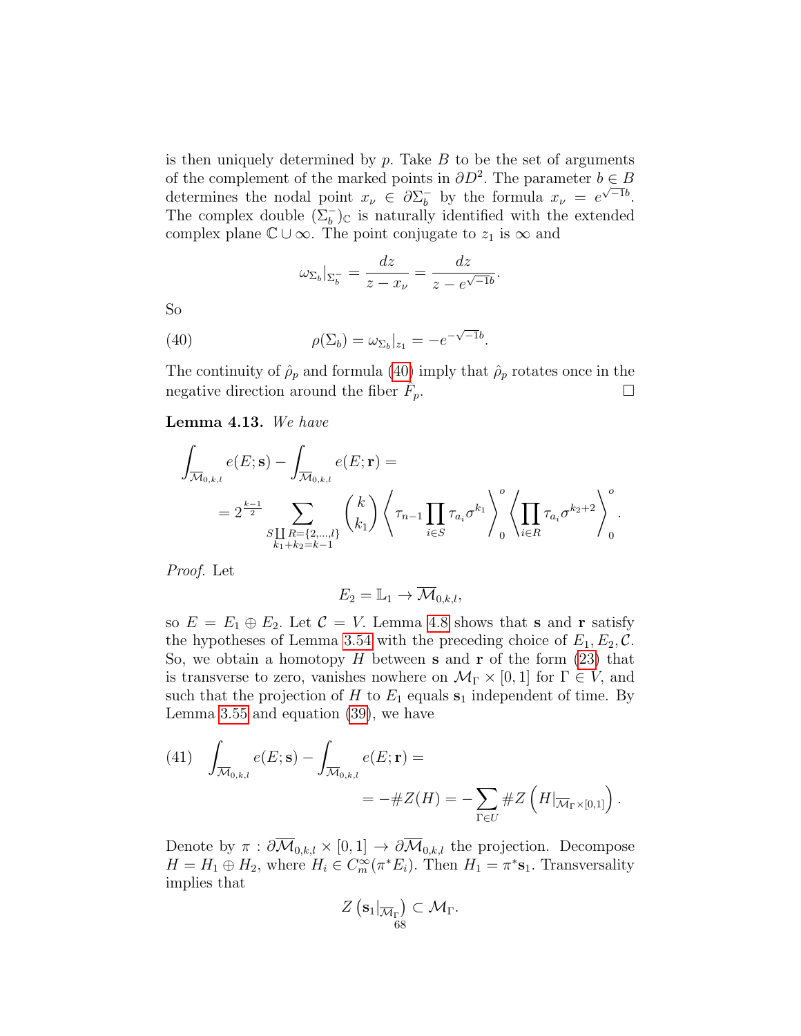is then uniquely determined by $p$. Take $B$ to be the set of arguments of the complement of the marked points in $\partial D^2$. The parameter $b \in B$ determines the nodal point $x_\nu \in \partial \Sigma_b^-$ by the formula $x_\nu = e^{\sqrt{-1}b}$. The complex double $(\Sigma_b^-)_{\mathbb{C}}$ is naturally identified with the extended complex plane $\mathbb{C} \cup \infty$. The point conjugate to $z_1$ is $\infty$ and

$$\omega_{\Sigma_b}|_{\Sigma_b^-} = \frac{dz}{z - x_\nu} = \frac{dz}{z - e^{\sqrt{-1}b}}.$$

So

$$\rho(\Sigma_b) = \omega_{\Sigma_b}|_{z_1} = -e^{-\sqrt{-1}b}. \tag{40}$$

The continuity of $\hat{\rho}_p$ and formula (40) imply that $\hat{\rho}_p$ rotates once in the negative direction around the fiber $F_p$. □

**Lemma 4.13.** *We have*

$$\int_{\overline{\mathcal{M}}_{0,k,l}} e(E;\mathbf{s}) - \int_{\overline{\mathcal{M}}_{0,k,l}} e(E;\mathbf{r}) =$$
$$= 2^{\frac{k-1}{2}} \sum_{\substack{S \coprod R = \{2,\ldots,l\} \\ k_1+k_2=k-1}} \binom{k}{k_1} \left\langle \tau_{n-1} \prod_{i\in S} \tau_{a_i} \sigma^{k_1} \right\rangle_0^o \left\langle \prod_{i \in R} \tau_{a_i} \sigma^{k_2+2} \right\rangle_0^o.$$

*Proof.* Let

$$E_2 = \mathbb{L}_1 \to \overline{\mathcal{M}}_{0,k,l},$$

so $E = E_1 \oplus E_2$. Let $\mathcal{C} = V$. Lemma 4.8 shows that $\mathbf{s}$ and $\mathbf{r}$ satisfy the hypotheses of Lemma 3.54 with the preceding choice of $E_1, E_2, \mathcal{C}$. So, we obtain a homotopy $H$ between $\mathbf{s}$ and $\mathbf{r}$ of the form (23) that is transverse to zero, vanishes nowhere on $\mathcal{M}_\Gamma \times [0,1]$ for $\Gamma \in V$, and such that the projection of $H$ to $E_1$ equals $\mathbf{s}_1$ independent of time. By Lemma 3.55 and equation (39), we have

$$\int_{\overline{\mathcal{M}}_{0,k,l}} e(E;\mathbf{s}) - \int_{\overline{\mathcal{M}}_{0,k,l}} e(E;\mathbf{r}) = \tag{41}$$
$$= -\#Z(H) = -\sum_{\Gamma \in U} \#Z\left(H|_{\overline{\mathcal{M}}_\Gamma \times [0,1]}\right).$$

Denote by $\pi : \partial\overline{\mathcal{M}}_{0,k,l} \times [0,1] \to \partial\overline{\mathcal{M}}_{0,k,l}$ the projection. Decompose $H = H_1 \oplus H_2$, where $H_i \in C_m^\infty(\pi^* E_i)$. Then $H_1 = \pi^*\mathbf{s}_1$. Transversality implies that

$$Z\left(\mathbf{s}_1|_{\overline{\mathcal{M}}_\Gamma}\right) \subset \mathcal{M}_\Gamma.$$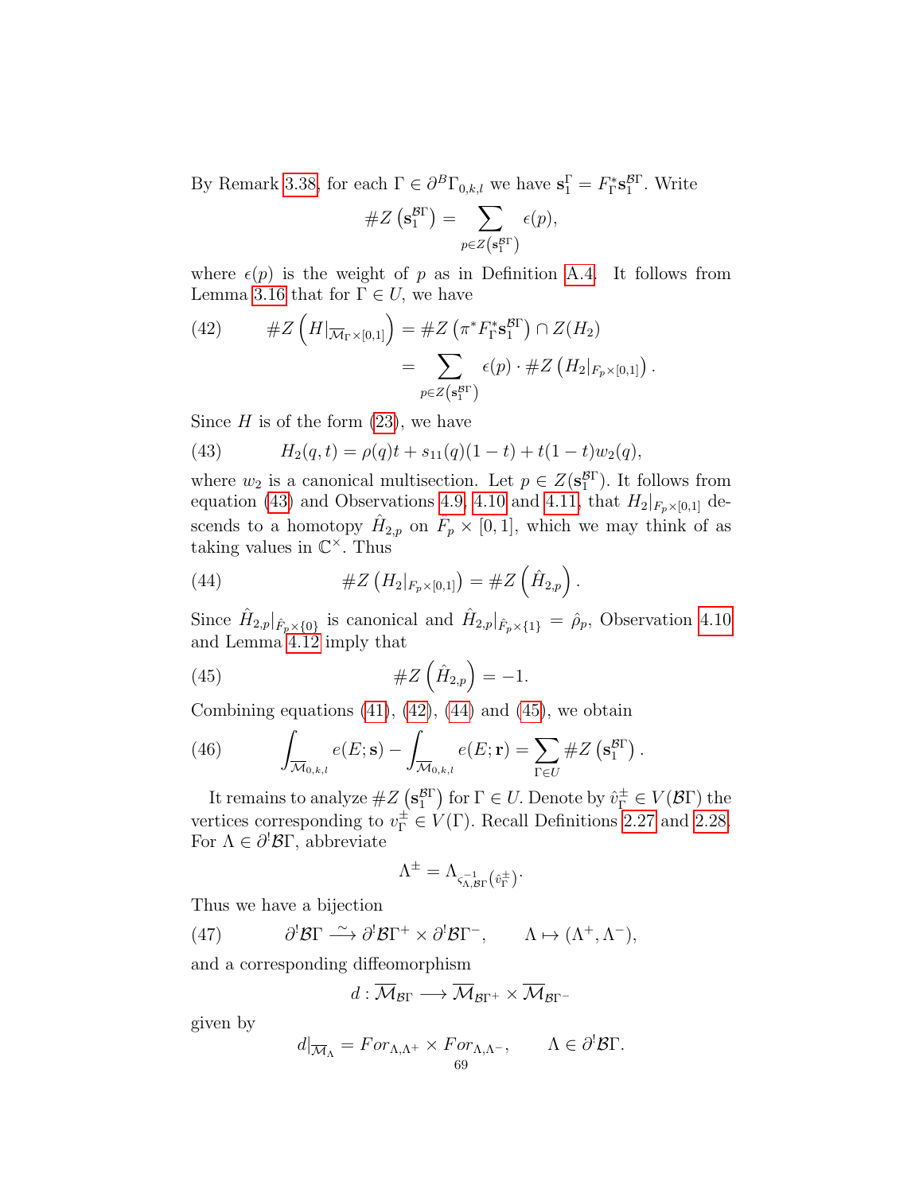By Remark 3.38, for each $\Gamma \in \partial^B \Gamma_{0,k,l}$ we have $\mathbf{s}_1^\Gamma = F_\Gamma^* \mathbf{s}_1^{\mathcal{B}\Gamma}$. Write

$$
\#Z\left(\mathbf{s}_1^{\mathcal{B}\Gamma}\right) = \sum_{p \in Z\left(\mathbf{s}_1^{\mathcal{B}\Gamma}\right)} \epsilon(p),
$$

where $\epsilon(p)$ is the weight of $p$ as in Definition A.4. It follows from Lemma 3.16 that for $\Gamma \in U$, we have

$$
\begin{aligned}
\#Z\left(H|_{\overline{\mathcal{M}}_\Gamma \times [0,1]}\right) &= \#Z\left(\pi^* F_\Gamma^* \mathbf{s}_1^{\mathcal{B}\Gamma}\right) \cap Z(H_2) \\
&= \sum_{p \in Z\left(\mathbf{s}_1^{\mathcal{B}\Gamma}\right)} \epsilon(p) \cdot \#Z\left(H_2|_{F_p \times [0,1]}\right).
\end{aligned} \tag{42}
$$

Since $H$ is of the form (23), we have

$$
H_2(q,t) = \rho(q)t + s_{11}(q)(1-t) + t(1-t)w_2(q), \tag{43}
$$

where $w_2$ is a canonical multisection. Let $p \in Z(\mathbf{s}_1^{\mathcal{B}\Gamma})$. It follows from equation (43) and Observations 4.9, 4.10 and 4.11, that $H_2|_{F_p \times [0,1]}$ descends to a homotopy $\hat{H}_{2,p}$ on $\hat{F}_p \times [0,1]$, which we may think of as taking values in $\mathbb{C}^\times$. Thus

$$
\#Z\left(H_2|_{F_p \times [0,1]}\right) = \#Z\left(\hat{H}_{2,p}\right). \tag{44}
$$

Since $\hat{H}_{2,p}|_{\hat{F}_p \times \{0\}}$ is canonical and $\hat{H}_{2,p}|_{\hat{F}_p \times \{1\}} = \hat{\rho}_p$, Observation 4.10 and Lemma 4.12 imply that

$$
\#Z\left(\hat{H}_{2,p}\right) = -1. \tag{45}
$$

Combining equations (41), (42), (44) and (45), we obtain

$$
\int_{\overline{\mathcal{M}}_{0,k,l}} e(E;\mathbf{s}) - \int_{\overline{\mathcal{M}}_{0,k,l}} e(E;\mathbf{r}) = \sum_{\Gamma \in U} \#Z\left(\mathbf{s}_1^{\mathcal{B}\Gamma}\right). \tag{46}
$$

It remains to analyze $\#Z\left(\mathbf{s}_1^{\mathcal{B}\Gamma}\right)$ for $\Gamma \in U$. Denote by $\hat{v}_\Gamma^\pm \in V(\mathcal{B}\Gamma)$ the vertices corresponding to $v_\Gamma^\pm \in V(\Gamma)$. Recall Definitions 2.27 and 2.28. For $\Lambda \in \partial^! \mathcal{B}\Gamma$, abbreviate

$$
\Lambda^\pm = \Lambda_{\varsigma^{-1}_{\Lambda,\mathcal{B}\Gamma}\left(\hat{v}_\Gamma^\pm\right)}.
$$

Thus we have a bijection

$$
\partial^! \mathcal{B}\Gamma \xrightarrow{\sim} \partial^! \mathcal{B}\Gamma^+ \times \partial^! \mathcal{B}\Gamma^-, \qquad \Lambda \mapsto (\Lambda^+, \Lambda^-), \tag{47}
$$

and a corresponding diffeomorphism

$$
d : \overline{\mathcal{M}}_{\mathcal{B}\Gamma} \longrightarrow \overline{\mathcal{M}}_{\mathcal{B}\Gamma^+} \times \overline{\mathcal{M}}_{\mathcal{B}\Gamma^-}
$$

given by

$$
d|_{\overline{\mathcal{M}}_\Lambda} = For_{\Lambda,\Lambda^+} \times For_{\Lambda,\Lambda^-}, \qquad \Lambda \in \partial^! \mathcal{B}\Gamma.
$$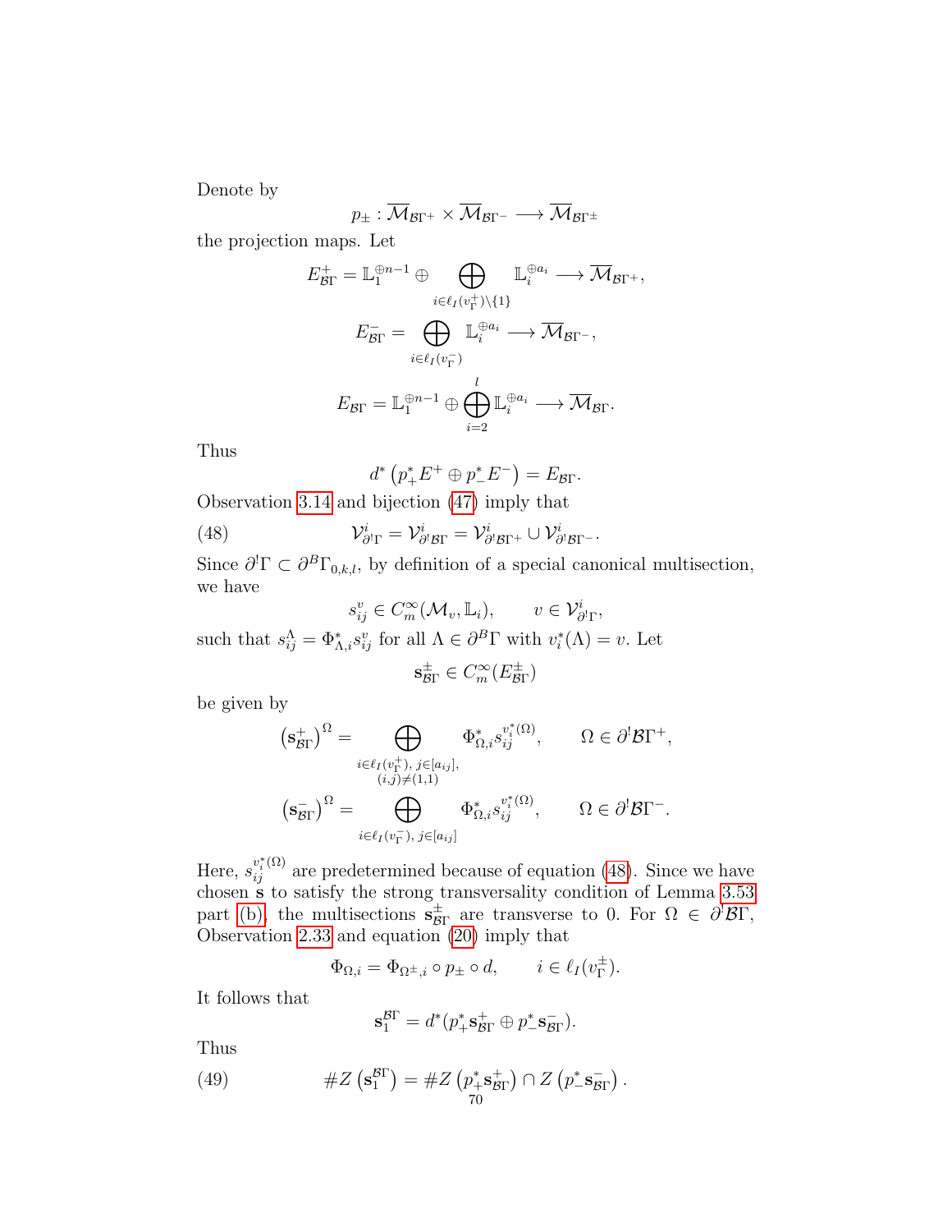Denote by

$$p_\pm : \overline{\mathcal{M}}_{\mathcal{B}\Gamma^+} \times \overline{\mathcal{M}}_{\mathcal{B}\Gamma^-} \longrightarrow \overline{\mathcal{M}}_{\mathcal{B}\Gamma^\pm}$$

the projection maps. Let

$$E^+_{\mathcal{B}\Gamma} = \mathbb{L}_1^{\oplus n-1} \oplus \bigoplus_{i \in \ell_I(v_\Gamma^+)\setminus\{1\}} \mathbb{L}_i^{\oplus a_i} \longrightarrow \overline{\mathcal{M}}_{\mathcal{B}\Gamma^+},$$

$$E^-_{\mathcal{B}\Gamma} = \bigoplus_{i \in \ell_I(v_\Gamma^-)} \mathbb{L}_i^{\oplus a_i} \longrightarrow \overline{\mathcal{M}}_{\mathcal{B}\Gamma^-},$$

$$E_{\mathcal{B}\Gamma} = \mathbb{L}_1^{\oplus n-1} \oplus \bigoplus_{i=2}^{l} \mathbb{L}_i^{\oplus a_i} \longrightarrow \overline{\mathcal{M}}_{\mathcal{B}\Gamma}.$$

Thus

$$d^*\left(p_+^* E^+ \oplus p_-^* E^-\right) = E_{\mathcal{B}\Gamma}.$$

Observation 3.14 and bijection (47) imply that

$$\mathcal{V}^i_{\partial^! \Gamma} = \mathcal{V}^i_{\partial^! \mathcal{B}\Gamma} = \mathcal{V}^i_{\partial^! \mathcal{B}\Gamma^+} \cup \mathcal{V}^i_{\partial^! \mathcal{B}\Gamma^-}. \tag{48}$$

Since $\partial^! \Gamma \subset \partial^B \Gamma_{0,k,l}$, by definition of a special canonical multisection, we have

$$s^v_{ij} \in C^\infty_m(\mathcal{M}_v, \mathbb{L}_i), \qquad v \in \mathcal{V}^i_{\partial^! \Gamma},$$

such that $s^\Lambda_{ij} = \Phi^*_{\Lambda,i} s^v_{ij}$ for all $\Lambda \in \partial^B \Gamma$ with $v_i^*(\Lambda) = v$. Let

$$\mathbf{s}^\pm_{\mathcal{B}\Gamma} \in C^\infty_m(E^\pm_{\mathcal{B}\Gamma})$$

be given by

$$\left(\mathbf{s}^+_{\mathcal{B}\Gamma}\right)^\Omega = \bigoplus_{\substack{i \in \ell_I(v_\Gamma^+),\, j \in [a_{ij}], \\ (i,j) \neq (1,1)}} \Phi^*_{\Omega,i} s^{v_i^*(\Omega)}_{ij}, \qquad \Omega \in \partial^! \mathcal{B}\Gamma^+,$$

$$\left(\mathbf{s}^-_{\mathcal{B}\Gamma}\right)^\Omega = \bigoplus_{i \in \ell_I(v_\Gamma^-),\, j \in [a_{ij}]} \Phi^*_{\Omega,i} s^{v_i^*(\Omega)}_{ij}, \qquad \Omega \in \partial^! \mathcal{B}\Gamma^-.$$

Here, $s^{v_i^*(\Omega)}_{ij}$ are predetermined because of equation (48). Since we have chosen $\mathbf{s}$ to satisfy the strong transversality condition of Lemma 3.53 part (b), the multisections $\mathbf{s}^\pm_{\mathcal{B}\Gamma}$ are transverse to 0. For $\Omega \in \partial^! \mathcal{B}\Gamma$, Observation 2.33 and equation (20) imply that

$$\Phi_{\Omega,i} = \Phi_{\Omega^\pm,i} \circ p_\pm \circ d, \qquad i \in \ell_I(v_\Gamma^\pm).$$

It follows that

$$\mathbf{s}^{\mathcal{B}\Gamma}_1 = d^*(p_+^* \mathbf{s}^+_{\mathcal{B}\Gamma} \oplus p_-^* \mathbf{s}^-_{\mathcal{B}\Gamma}).$$

Thus

$$\# Z\left(\mathbf{s}^{\mathcal{B}\Gamma}_1\right) = \# Z\left(p_+^* \mathbf{s}^+_{\mathcal{B}\Gamma}\right) \cap Z\left(p_-^* \mathbf{s}^-_{\mathcal{B}\Gamma}\right). \tag{49}$$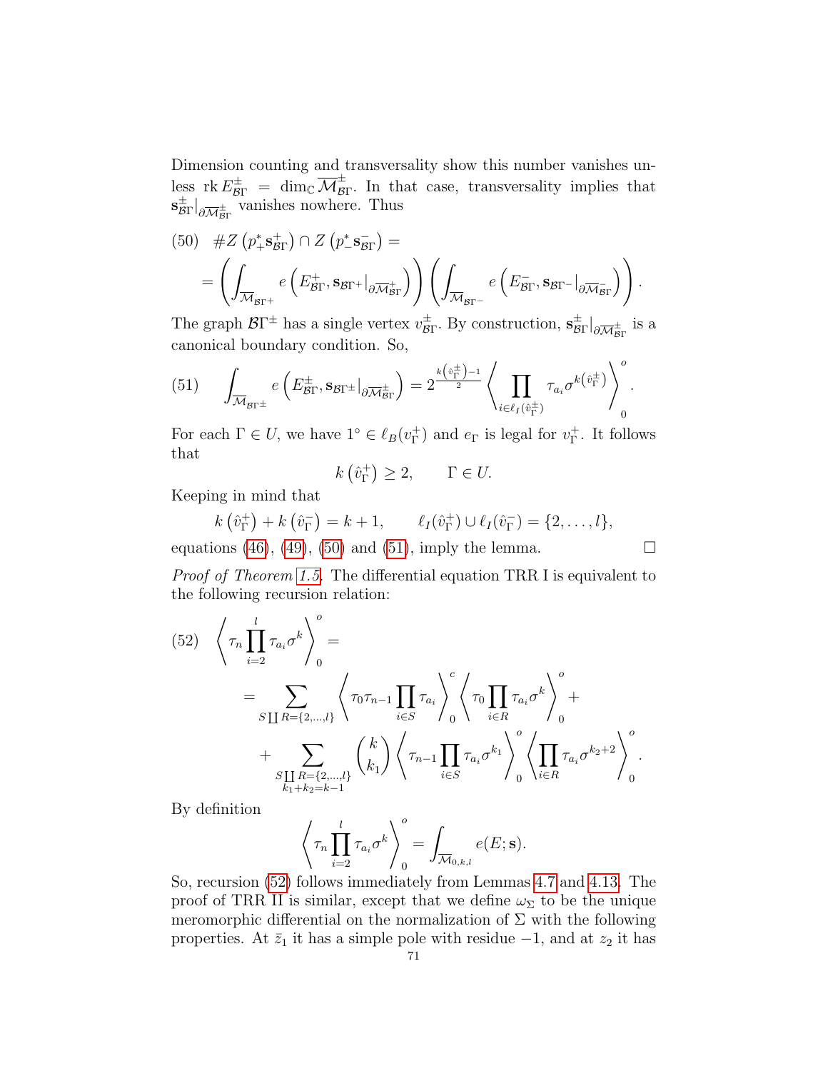Dimension counting and transversality show this number vanishes unless $\operatorname{rk} E^{\pm}_{\mathcal{B}\Gamma} = \dim_{\mathbb{C}} \overline{\mathcal{M}}^{\pm}_{\mathcal{B}\Gamma}$. In that case, transversality implies that $\mathbf{s}^{\pm}_{\mathcal{B}\Gamma}|_{\partial \overline{\mathcal{M}}^{\pm}_{\mathcal{B}\Gamma}}$ vanishes nowhere. Thus

$$
\begin{aligned}
(50)\quad & \# Z\left(p_+^* \mathbf{s}^+_{\mathcal{B}\Gamma}\right) \cap Z\left(p_-^* \mathbf{s}^-_{\mathcal{B}\Gamma}\right) = \\
&= \left( \int_{\overline{\mathcal{M}}_{\mathcal{B}\Gamma^+}} e\left(E^+_{\mathcal{B}\Gamma}, \mathbf{s}_{\mathcal{B}\Gamma^+}|_{\partial \overline{\mathcal{M}}^+_{\mathcal{B}\Gamma}}\right)\right) \left( \int_{\overline{\mathcal{M}}_{\mathcal{B}\Gamma^-}} e\left(E^-_{\mathcal{B}\Gamma}, \mathbf{s}_{\mathcal{B}\Gamma^-}|_{\partial \overline{\mathcal{M}}^-_{\mathcal{B}\Gamma}}\right)\right).
\end{aligned}
$$

The graph $\mathcal{B}\Gamma^{\pm}$ has a single vertex $v^{\pm}_{\mathcal{B}\Gamma}$. By construction, $\mathbf{s}^{\pm}_{\mathcal{B}\Gamma}|_{\partial \overline{\mathcal{M}}^{\pm}_{\mathcal{B}\Gamma}}$ is a canonical boundary condition. So,

$$
(51)\qquad \int_{\overline{\mathcal{M}}_{\mathcal{B}\Gamma^{\pm}}} e\left(E^{\pm}_{\mathcal{B}\Gamma}, \mathbf{s}_{\mathcal{B}\Gamma^{\pm}}|_{\partial \overline{\mathcal{M}}^{\pm}_{\mathcal{B}\Gamma}}\right) = 2^{\frac{k\left(\hat{v}^{\pm}_{\Gamma}\right)-1}{2}} \left\langle \prod_{i \in \ell_I\left(\hat{v}^{\pm}_{\Gamma}\right)} \tau_{a_i} \sigma^{k\left(\hat{v}^{\pm}_{\Gamma}\right)} \right\rangle^{o}_{0}.
$$

For each $\Gamma \in U$, we have $1^{\circ} \in \ell_B(v^+_{\Gamma})$ and $e_{\Gamma}$ is legal for $v^+_{\Gamma}$. It follows that

$$
k\left(\hat{v}^+_{\Gamma}\right) \geq 2, \qquad \Gamma \in U.
$$

Keeping in mind that

$$
k\left(\hat{v}^+_{\Gamma}\right) + k\left(\hat{v}^-_{\Gamma}\right) = k+1, \qquad \ell_I(\hat{v}^+_{\Gamma}) \cup \ell_I(\hat{v}^-_{\Gamma}) = \{2, \ldots, l\},
$$

equations (46), (49), (50) and (51), imply the lemma. $\square$

*Proof of Theorem 1.5.* The differential equation TRR I is equivalent to the following recursion relation:

$$
\begin{aligned}
(52)\quad & \left\langle \tau_n \prod_{i=2}^{l} \tau_{a_i} \sigma^k \right\rangle^{o}_{0} = \\
&= \sum_{S \coprod R = \{2,\ldots,l\}} \left\langle \tau_0 \tau_{n-1} \prod_{i\in S} \tau_{a_i} \right\rangle^{c}_{0} \left\langle \tau_0 \prod_{i \in R} \tau_{a_i} \sigma^k \right\rangle^{o}_{0} + \\
&\quad + \sum_{\substack{S \coprod R = \{2,\ldots,l\} \\ k_1+k_2 = k-1}} \binom{k}{k_1} \left\langle \tau_{n-1} \prod_{i\in S} \tau_{a_i} \sigma^{k_1} \right\rangle^{o}_{0} \left\langle \prod_{i\in R} \tau_{a_i} \sigma^{k_2+2} \right\rangle^{o}_{0}.
\end{aligned}
$$

By definition

$$
\left\langle \tau_n \prod_{i=2}^{l} \tau_{a_i} \sigma^k \right\rangle^{o}_{0} = \int_{\overline{\mathcal{M}}_{0,k,l}} e(E; \mathbf{s}).
$$

So, recursion (52) follows immediately from Lemmas 4.7 and 4.13. The proof of TRR II is similar, except that we define $\omega_{\Sigma}$ to be the unique meromorphic differential on the normalization of $\Sigma$ with the following properties. At $\bar{z}_1$ it has a simple pole with residue $-1$, and at $z_2$ it has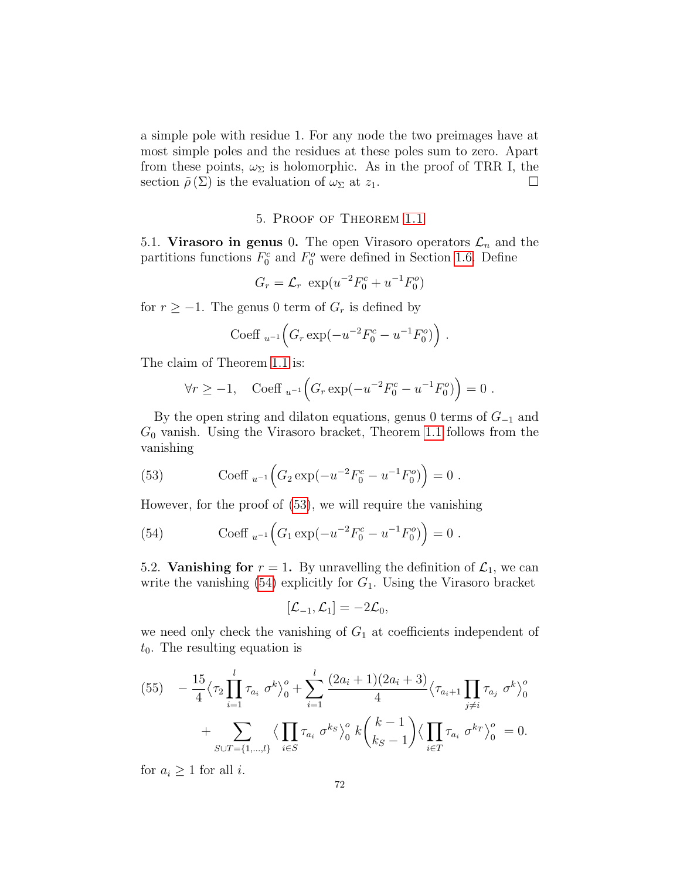a simple pole with residue 1. For any node the two preimages have at most simple poles and the residues at these poles sum to zero. Apart from these points, $\omega_\Sigma$ is holomorphic. As in the proof of TRR I, the section $\tilde{\rho}(\Sigma)$ is the evaluation of $\omega_\Sigma$ at $z_1$. □

## 5. Proof of Theorem 1.1

5.1. **Virasoro in genus 0.** The open Virasoro operators $\mathcal{L}_n$ and the partitions functions $F_0^c$ and $F_0^o$ were defined in Section 1.6. Define

$$G_r = \mathcal{L}_r \ \exp(u^{-2}F_0^c + u^{-1}F_0^o)$$

for $r \geq -1$. The genus 0 term of $G_r$ is defined by

$$\text{Coeff}_{\ u^{-1}}\Big(G_r \exp(-u^{-2}F_0^c - u^{-1}F_0^o)\Big) \ .$$

The claim of Theorem 1.1 is:

$$\forall r \geq -1, \quad \text{Coeff}_{\ u^{-1}}\Big(G_r \exp(-u^{-2}F_0^c - u^{-1}F_0^o)\Big) = 0 \ .$$

By the open string and dilaton equations, genus 0 terms of $G_{-1}$ and $G_0$ vanish. Using the Virasoro bracket, Theorem 1.1 follows from the vanishing

$$\text{Coeff}_{\ u^{-1}}\Big(G_2 \exp(-u^{-2}F_0^c - u^{-1}F_0^o)\Big) = 0 \ . \tag{53}$$

However, for the proof of (53), we will require the vanishing

$$\text{Coeff}_{\ u^{-1}}\Big(G_1 \exp(-u^{-2}F_0^c - u^{-1}F_0^o)\Big) = 0 \ . \tag{54}$$

5.2. **Vanishing for $r = 1$.** By unravelling the definition of $\mathcal{L}_1$, we can write the vanishing (54) explicitly for $G_1$. Using the Virasoro bracket

$$[\mathcal{L}_{-1}, \mathcal{L}_1] = -2\mathcal{L}_0,$$

we need only check the vanishing of $G_1$ at coefficients independent of $t_0$. The resulting equation is

$$-\frac{15}{4}\Big\langle \tau_2 \prod_{i=1}^{l} \tau_{a_i} \ \sigma^k \Big\rangle_0^o + \sum_{i=1}^{l} \frac{(2a_i+1)(2a_i+3)}{4} \Big\langle \tau_{a_i+1} \prod_{j \neq i} \tau_{a_j} \ \sigma^k \Big\rangle_0^o$$
$$+ \sum_{S \cup T = \{1,\ldots,l\}} \Big\langle \prod_{i \in S} \tau_{a_i} \ \sigma^{k_S} \Big\rangle_0^o \ k \binom{k-1}{k_S - 1} \Big\langle \prod_{i \in T} \tau_{a_i} \ \sigma^{k_T} \Big\rangle_0^o \ = 0. \tag{55}$$

for $a_i \geq 1$ for all $i$.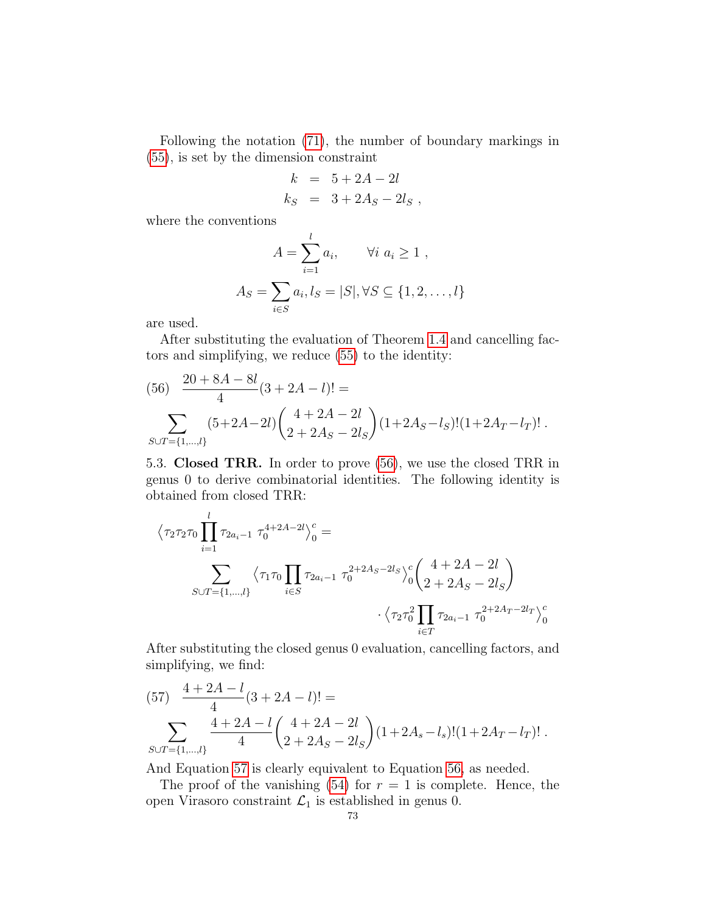Following the notation (71), the number of boundary markings in (55), is set by the dimension constraint

$$
\begin{aligned}
k &= 5 + 2A - 2l \\
k_S &= 3 + 2A_S - 2l_S \ ,
\end{aligned}
$$

where the conventions

$$
A = \sum_{i=1}^{l} a_i, \qquad \forall i \ a_i \geq 1 \ ,
$$

$$
A_S = \sum_{i \in S} a_i, l_S = |S|, \forall S \subseteq \{1, 2, \ldots, l\}
$$

are used.

After substituting the evaluation of Theorem 1.4 and cancelling factors and simplifying, we reduce (55) to the identity:

$$
(56) \quad \frac{20 + 8A - 8l}{4}(3 + 2A - l)! = \sum_{S \cup T = \{1,\ldots,l\}} (5+2A-2l)\binom{4 + 2A - 2l}{2 + 2A_S - 2l_S}(1+2A_S-l_S)!(1+2A_T-l_T)! \ .
$$

5.3. **Closed TRR.** In order to prove (56), we use the closed TRR in genus 0 to derive combinatorial identities. The following identity is obtained from closed TRR:

$$
\Big\langle \tau_2\tau_2\tau_0 \prod_{i=1}^{l} \tau_{2a_i-1} \ \tau_0^{4+2A-2l} \Big\rangle_0^c = \sum_{S \cup T = \{1,\ldots,l\}} \Big\langle \tau_1\tau_0 \prod_{i \in S} \tau_{2a_i-1} \ \tau_0^{2+2A_S-2l_S} \Big\rangle_0^c \binom{4 + 2A - 2l}{2 + 2A_S - 2l_S} \cdot \Big\langle \tau_2\tau_0^2 \prod_{i \in T} \tau_{2a_i-1} \ \tau_0^{2+2A_T-2l_T} \Big\rangle_0^c
$$

After substituting the closed genus 0 evaluation, cancelling factors, and simplifying, we find:

$$
(57) \quad \frac{4 + 2A - l}{4}(3 + 2A - l)! = \sum_{S \cup T = \{1,\ldots,l\}} \frac{4 + 2A - l}{4}\binom{4 + 2A - 2l}{2 + 2A_S - 2l_S}(1+2A_s-l_s)!(1+2A_T-l_T)! \ .
$$

And Equation 57 is clearly equivalent to Equation 56, as needed.

The proof of the vanishing (54) for $r = 1$ is complete. Hence, the open Virasoro constraint $\mathcal{L}_1$ is established in genus 0.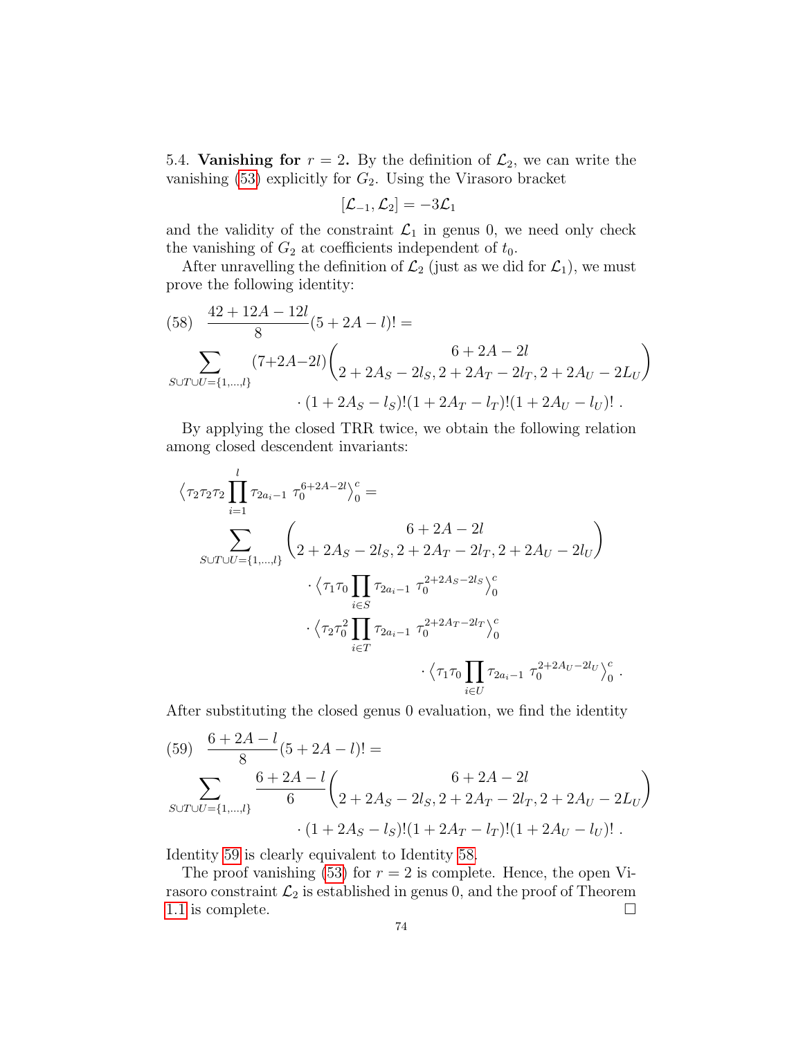5.4. **Vanishing for $r = 2$.** By the definition of $\mathcal{L}_2$, we can write the vanishing (53) explicitly for $G_2$. Using the Virasoro bracket

$$[\mathcal{L}_{-1}, \mathcal{L}_2] = -3\mathcal{L}_1$$

and the validity of the constraint $\mathcal{L}_1$ in genus 0, we need only check the vanishing of $G_2$ at coefficients independent of $t_0$.

After unravelling the definition of $\mathcal{L}_2$ (just as we did for $\mathcal{L}_1$), we must prove the following identity:

$$(58)\quad \frac{42+12A-12l}{8}(5+2A-l)! = \sum_{S\cup T\cup U=\{1,\ldots,l\}} (7+2A-2l)\binom{6+2A-2l}{2+2A_S-2l_S,\, 2+2A_T-2l_T,\, 2+2A_U-2L_U} \cdot (1+2A_S-l_S)!(1+2A_T-l_T)!(1+2A_U-l_U)!\ .$$

By applying the closed TRR twice, we obtain the following relation among closed descendent invariants:

$$\Big\langle \tau_2\tau_2\tau_2 \prod_{i=1}^{l} \tau_{2a_i-1}\ \tau_0^{6+2A-2l}\Big\rangle_0^c = \sum_{S\cup T\cup U=\{1,\ldots,l\}} \binom{6+2A-2l}{2+2A_S-2l_S,\, 2+2A_T-2l_T,\, 2+2A_U-2l_U} \cdot \Big\langle \tau_1\tau_0 \prod_{i\in S}\tau_{2a_i-1}\ \tau_0^{2+2A_S-2l_S}\Big\rangle_0^c \cdot \Big\langle \tau_2\tau_0^2 \prod_{i\in T}\tau_{2a_i-1}\ \tau_0^{2+2A_T-2l_T}\Big\rangle_0^c \cdot \Big\langle \tau_1\tau_0 \prod_{i\in U}\tau_{2a_i-1}\ \tau_0^{2+2A_U-2l_U}\Big\rangle_0^c\ .$$

After substituting the closed genus 0 evaluation, we find the identity

$$(59)\quad \frac{6+2A-l}{8}(5+2A-l)! = \sum_{S\cup T\cup U=\{1,\ldots,l\}} \frac{6+2A-l}{6}\binom{6+2A-2l}{2+2A_S-2l_S,\, 2+2A_T-2l_T,\, 2+2A_U-2L_U} \cdot (1+2A_S-l_S)!(1+2A_T-l_T)!(1+2A_U-l_U)!\ .$$

Identity 59 is clearly equivalent to Identity 58.

The proof vanishing (53) for $r = 2$ is complete. Hence, the open Virasoro constraint $\mathcal{L}_2$ is established in genus 0, and the proof of Theorem 1.1 is complete. □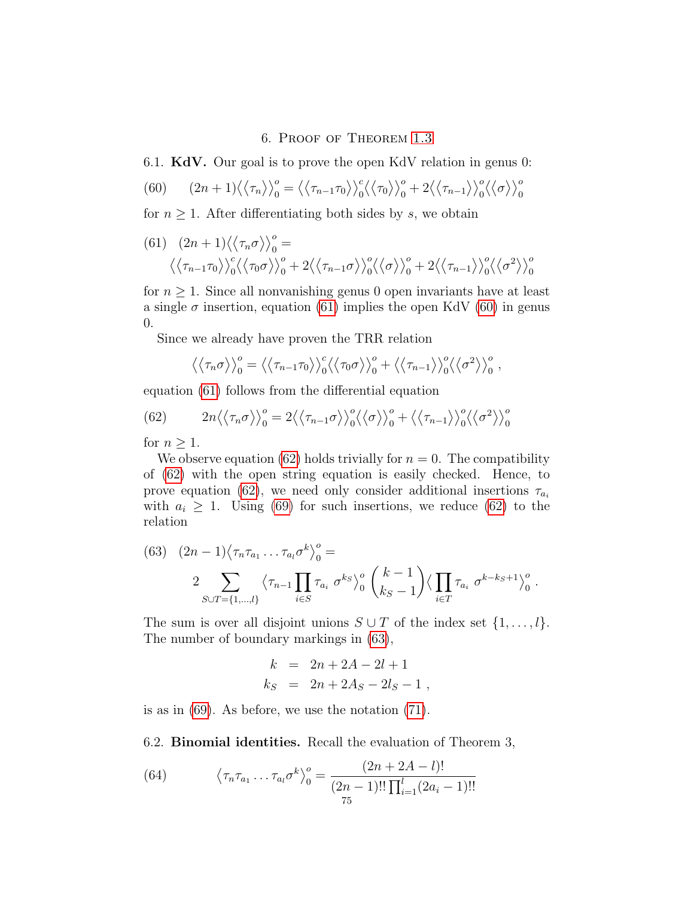## 6. Proof of Theorem 1.3

### 6.1. **KdV.**

Our goal is to prove the open KdV relation in genus 0:

$$(2n+1)\big\langle\big\langle \tau_n \big\rangle\big\rangle_0^o = \big\langle\big\langle \tau_{n-1}\tau_0 \big\rangle\big\rangle_0^c \big\langle\big\langle \tau_0 \big\rangle\big\rangle_0^o + 2\big\langle\big\langle \tau_{n-1} \big\rangle\big\rangle_0^o \big\langle\big\langle \sigma \big\rangle\big\rangle_0^o \tag{60}$$

for $n \geq 1$. After differentiating both sides by $s$, we obtain

$$(2n+1)\big\langle\big\langle \tau_n\sigma \big\rangle\big\rangle_0^o = \big\langle\big\langle \tau_{n-1}\tau_0 \big\rangle\big\rangle_0^c \big\langle\big\langle \tau_0\sigma \big\rangle\big\rangle_0^o + 2\big\langle\big\langle \tau_{n-1}\sigma \big\rangle\big\rangle_0^o \big\langle\big\langle \sigma \big\rangle\big\rangle_0^o + 2\big\langle\big\langle \tau_{n-1} \big\rangle\big\rangle_0^o \big\langle\big\langle \sigma^2 \big\rangle\big\rangle_0^o \tag{61}$$

for $n \geq 1$. Since all nonvanishing genus 0 open invariants have at least a single $\sigma$ insertion, equation (61) implies the open KdV (60) in genus 0.

Since we already have proven the TRR relation

$$\big\langle\big\langle \tau_n\sigma \big\rangle\big\rangle_0^o = \big\langle\big\langle \tau_{n-1}\tau_0 \big\rangle\big\rangle_0^c \big\langle\big\langle \tau_0\sigma \big\rangle\big\rangle_0^o + \big\langle\big\langle \tau_{n-1} \big\rangle\big\rangle_0^o \big\langle\big\langle \sigma^2 \big\rangle\big\rangle_0^o ,$$

equation (61) follows from the differential equation

$$2n\big\langle\big\langle \tau_n\sigma \big\rangle\big\rangle_0^o = 2\big\langle\big\langle \tau_{n-1}\sigma \big\rangle\big\rangle_0^o \big\langle\big\langle \sigma \big\rangle\big\rangle_0^o + \big\langle\big\langle \tau_{n-1} \big\rangle\big\rangle_0^o \big\langle\big\langle \sigma^2 \big\rangle\big\rangle_0^o \tag{62}$$

for $n \geq 1$.

We observe equation (62) holds trivially for $n = 0$. The compatibility of (62) with the open string equation is easily checked. Hence, to prove equation (62), we need only consider additional insertions $\tau_{a_i}$ with $a_i \geq 1$. Using (69) for such insertions, we reduce (62) to the relation

$$(2n-1)\big\langle \tau_n\tau_{a_1}\dots\tau_{a_l}\sigma^k \big\rangle_0^o = 2\sum_{S\cup T=\{1,\dots,l\}} \big\langle \tau_{n-1}\prod_{i\in S}\tau_{a_i}\ \sigma^{k_S} \big\rangle_0^o \binom{k-1}{k_S-1} \big\langle \prod_{i\in T}\tau_{a_i}\ \sigma^{k-k_S+1} \big\rangle_0^o . \tag{63}$$

The sum is over all disjoint unions $S\cup T$ of the index set $\{1,\dots,l\}$. The number of boundary markings in (63),

$$\begin{aligned} k &= 2n + 2A - 2l + 1 \\ k_S &= 2n + 2A_S - 2l_S - 1 , \end{aligned}$$

is as in (69). As before, we use the notation (71).

### 6.2. **Binomial identities.**

Recall the evaluation of Theorem 3,

$$\big\langle \tau_n\tau_{a_1}\dots\tau_{a_l}\sigma^k \big\rangle_0^o = \frac{(2n+2A-l)!}{(2n-1)!!\prod_{i=1}^{l}(2a_i-1)!!} \tag{64}$$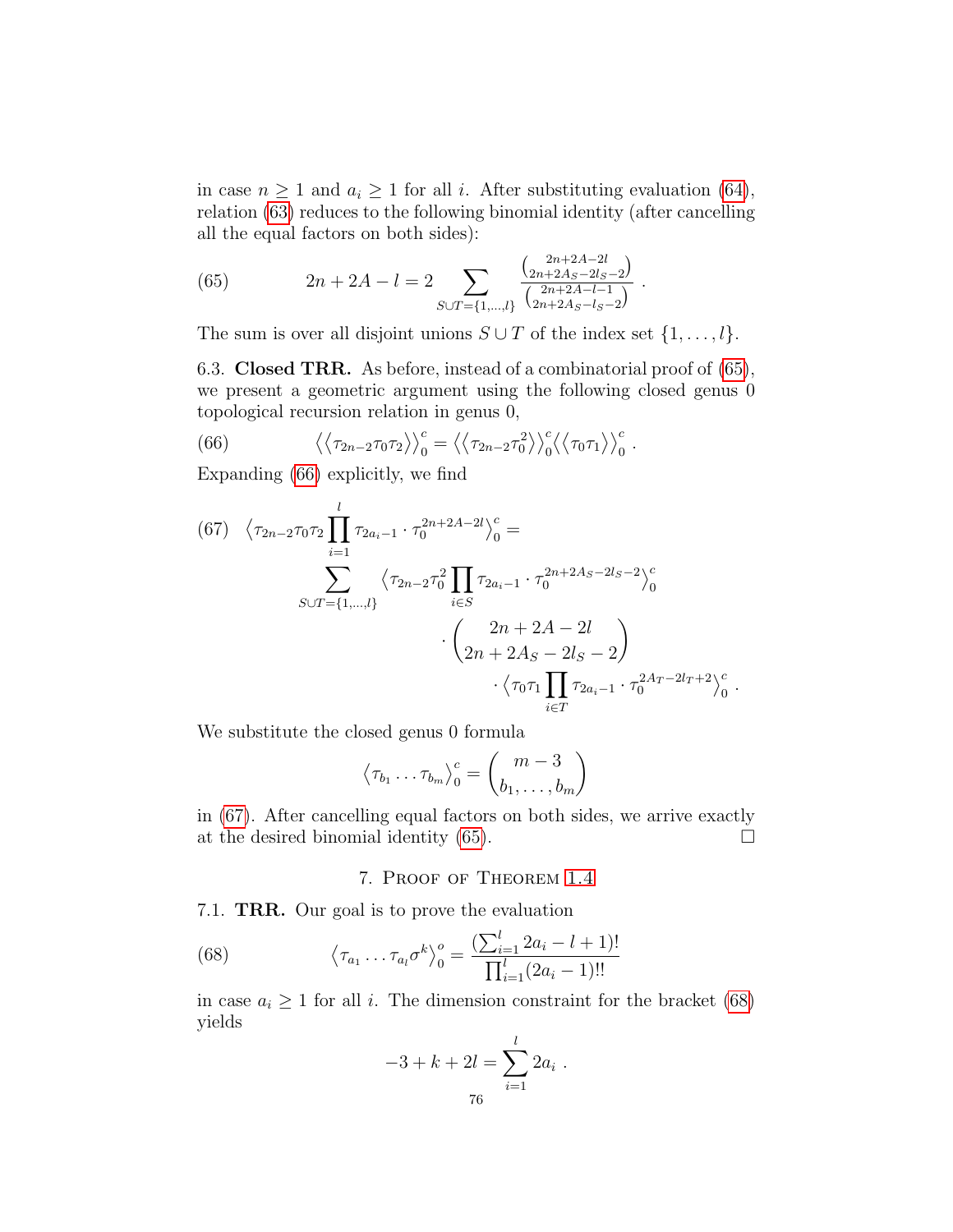in case $n \geq 1$ and $a_i \geq 1$ for all $i$. After substituting evaluation (64), relation (63) reduces to the following binomial identity (after cancelling all the equal factors on both sides):

$$2n + 2A - l = 2 \sum_{S \cup T = \{1,\ldots,l\}} \frac{\binom{2n+2A-2l}{2n+2A_S-2l_S-2}}{\binom{2n+2A-l-1}{2n+2A_S-l_S-2}} \,. \tag{65}$$

The sum is over all disjoint unions $S \cup T$ of the index set $\{1, \ldots, l\}$.

6.3. **Closed TRR.** As before, instead of a combinatorial proof of (65), we present a geometric argument using the following closed genus 0 topological recursion relation in genus 0,

$$\big\langle\big\langle \tau_{2n-2}\tau_0\tau_2 \big\rangle\big\rangle_0^c = \big\langle\big\langle \tau_{2n-2}\tau_0^2 \big\rangle\big\rangle_0^c \big\langle\big\langle \tau_0\tau_1 \big\rangle\big\rangle_0^c \,. \tag{66}$$

Expanding (66) explicitly, we find

$$\begin{aligned}
\Big\langle \tau_{2n-2}\tau_0\tau_2 \prod_{i=1}^{l} \tau_{2a_i-1} \cdot \tau_0^{2n+2A-2l} \Big\rangle_0^c = \\
\sum_{S\cup T=\{1,\ldots,l\}} \Big\langle \tau_{2n-2}\tau_0^2 \prod_{i\in S} \tau_{2a_i-1} \cdot \tau_0^{2n+2A_S-2l_S-2} \Big\rangle_0^c \\
\cdot \binom{2n+2A-2l}{2n+2A_S-2l_S-2} \\
\cdot \Big\langle \tau_0\tau_1 \prod_{i\in T} \tau_{2a_i-1} \cdot \tau_0^{2A_T-2l_T+2} \Big\rangle_0^c \,.
\end{aligned} \tag{67}$$

We substitute the closed genus 0 formula

$$\big\langle \tau_{b_1} \ldots \tau_{b_m} \big\rangle_0^c = \binom{m-3}{b_1, \ldots, b_m}$$

in (67). After cancelling equal factors on both sides, we arrive exactly at the desired binomial identity (65). $\square$

## 7. Proof of Theorem 1.4

7.1. **TRR.** Our goal is to prove the evaluation

$$\big\langle \tau_{a_1} \ldots \tau_{a_l} \sigma^k \big\rangle_0^o = \frac{(\sum_{i=1}^{l} 2a_i - l + 1)!}{\prod_{i=1}^{l} (2a_i - 1)!!} \tag{68}$$

in case $a_i \geq 1$ for all $i$. The dimension constraint for the bracket (68) yields

$$-3 + k + 2l = \sum_{i=1}^{l} 2a_i \,.$$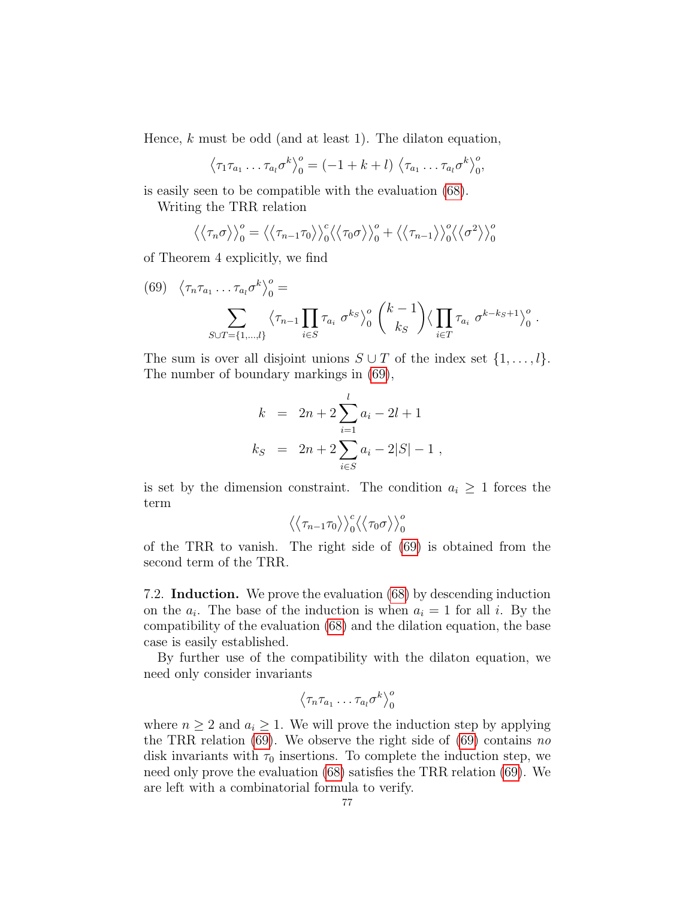Hence, $k$ must be odd (and at least 1). The dilaton equation,

$$\left\langle \tau_1 \tau_{a_1} \ldots \tau_{a_l} \sigma^k \right\rangle_0^o = (-1+k+l) \left\langle \tau_{a_1} \ldots \tau_{a_l} \sigma^k \right\rangle_0^o,$$

is easily seen to be compatible with the evaluation (68).

Writing the TRR relation

$$\left\langle\left\langle \tau_n \sigma \right\rangle\right\rangle_0^o = \left\langle\left\langle \tau_{n-1} \tau_0 \right\rangle\right\rangle_0^c \left\langle\left\langle \tau_0 \sigma \right\rangle\right\rangle_0^o + \left\langle\left\langle \tau_{n-1} \right\rangle\right\rangle_0^o \left\langle\left\langle \sigma^2 \right\rangle\right\rangle_0^o$$

of Theorem 4 explicitly, we find

$$\left\langle \tau_n \tau_{a_1} \ldots \tau_{a_l} \sigma^k \right\rangle_0^o = \sum_{S \cup T = \{1,\ldots,l\}} \left\langle \tau_{n-1} \prod_{i \in S} \tau_{a_i} \ \sigma^{k_S} \right\rangle_0^o \binom{k-1}{k_S} \left\langle \prod_{i \in T} \tau_{a_i} \ \sigma^{k-k_S+1} \right\rangle_0^o . \tag{69}$$

The sum is over all disjoint unions $S \cup T$ of the index set $\{1, \ldots, l\}$. The number of boundary markings in (69),

$$\begin{aligned} k &= 2n + 2\sum_{i=1}^{l} a_i - 2l + 1 \\ k_S &= 2n + 2\sum_{i \in S} a_i - 2|S| - 1 \ , \end{aligned}$$

is set by the dimension constraint. The condition $a_i \geq 1$ forces the term

$$\left\langle\left\langle \tau_{n-1} \tau_0 \right\rangle\right\rangle_0^c \left\langle\left\langle \tau_0 \sigma \right\rangle\right\rangle_0^o$$

of the TRR to vanish. The right side of (69) is obtained from the second term of the TRR.

7.2. **Induction.** We prove the evaluation (68) by descending induction on the $a_i$. The base of the induction is when $a_i = 1$ for all $i$. By the compatibility of the evaluation (68) and the dilation equation, the base case is easily established.

By further use of the compatibility with the dilaton equation, we need only consider invariants

$$\left\langle \tau_n \tau_{a_1} \ldots \tau_{a_l} \sigma^k \right\rangle_0^o$$

where $n \geq 2$ and $a_i \geq 1$. We will prove the induction step by applying the TRR relation (69). We observe the right side of (69) contains *no* disk invariants with $\tau_0$ insertions. To complete the induction step, we need only prove the evaluation (68) satisfies the TRR relation (69). We are left with a combinatorial formula to verify.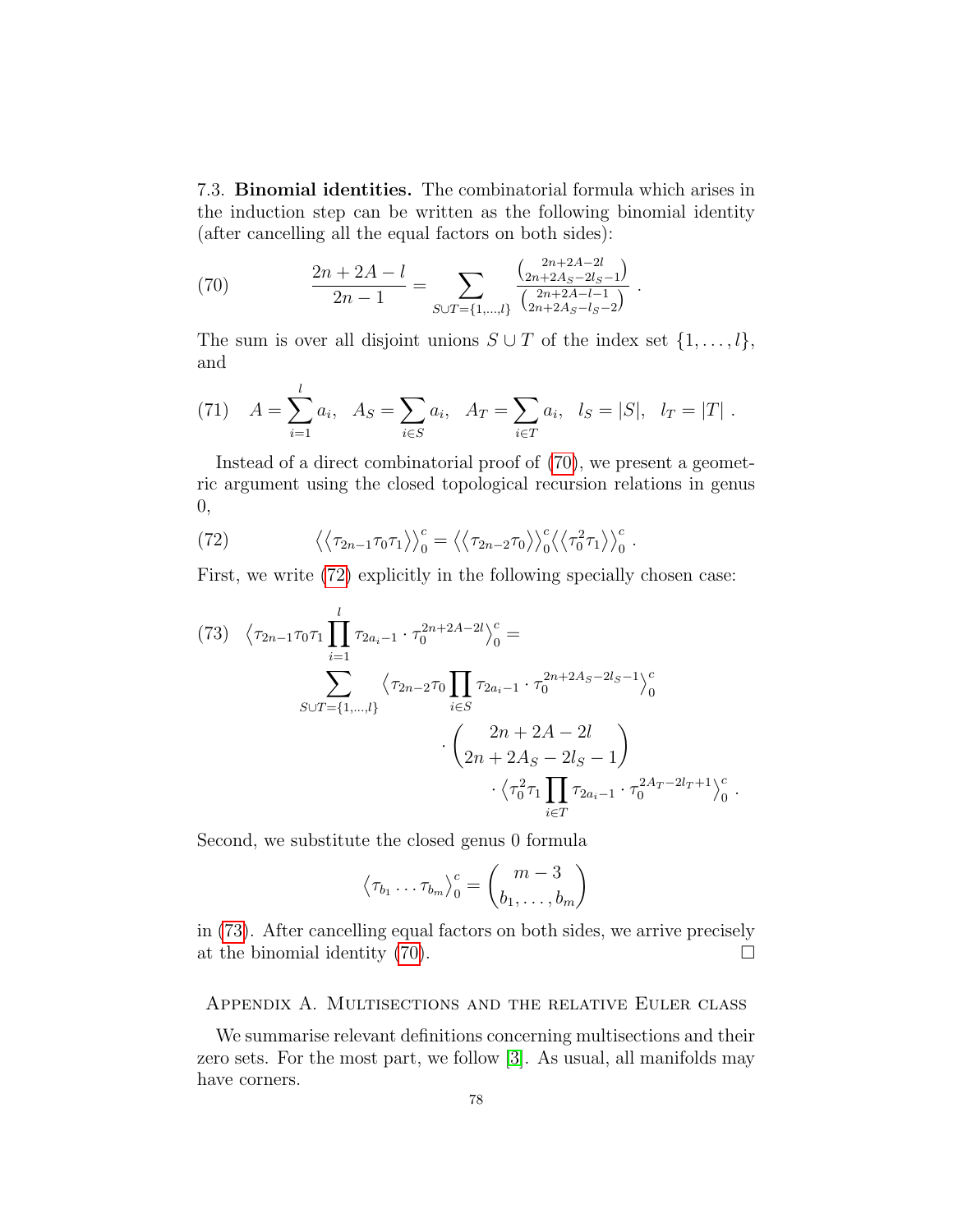7.3. **Binomial identities.** The combinatorial formula which arises in the induction step can be written as the following binomial identity (after cancelling all the equal factors on both sides):

$$\frac{2n+2A-l}{2n-1} = \sum_{S\cup T=\{1,\ldots,l\}} \frac{\binom{2n+2A-2l}{2n+2A_S-2l_S-1}}{\binom{2n+2A-l-1}{2n+2A_S-l_S-2}} \; . \tag{70}$$

The sum is over all disjoint unions $S \cup T$ of the index set $\{1,\ldots,l\}$, and

$$A = \sum_{i=1}^{l} a_i, \quad A_S = \sum_{i\in S} a_i, \quad A_T = \sum_{i\in T} a_i, \quad l_S = |S|, \quad l_T = |T| \; . \tag{71}$$

Instead of a direct combinatorial proof of (70), we present a geometric argument using the closed topological recursion relations in genus 0,

$$\big\langle\big\langle \tau_{2n-1}\tau_0\tau_1\big\rangle\big\rangle_0^c = \big\langle\big\langle \tau_{2n-2}\tau_0\big\rangle\big\rangle_0^c \big\langle\big\langle \tau_0^2\tau_1\big\rangle\big\rangle_0^c \; . \tag{72}$$

First, we write (72) explicitly in the following specially chosen case:

$$\begin{aligned}\Big\langle \tau_{2n-1}\tau_0\tau_1 \prod_{i=1}^{l} \tau_{2a_i-1}\cdot \tau_0^{2n+2A-2l}\Big\rangle_0^c = \\ \sum_{S\cup T=\{1,\ldots,l\}} \Big\langle \tau_{2n-2}\tau_0 \prod_{i\in S}\tau_{2a_i-1}\cdot \tau_0^{2n+2A_S-2l_S-1}\Big\rangle_0^c \\ \cdot \binom{2n+2A-2l}{2n+2A_S-2l_S-1} \\ \cdot \Big\langle \tau_0^2\tau_1 \prod_{i\in T}\tau_{2a_i-1}\cdot \tau_0^{2A_T-2l_T+1}\Big\rangle_0^c \; .\end{aligned} \tag{73}$$

Second, we substitute the closed genus 0 formula

$$\big\langle \tau_{b_1}\ldots\tau_{b_m}\big\rangle_0^c = \binom{m-3}{b_1,\ldots,b_m}$$

in (73). After cancelling equal factors on both sides, we arrive precisely at the binomial identity (70). $\square$

## Appendix A. Multisections and the relative Euler class

We summarise relevant definitions concerning multisections and their zero sets. For the most part, we follow [3]. As usual, all manifolds may have corners.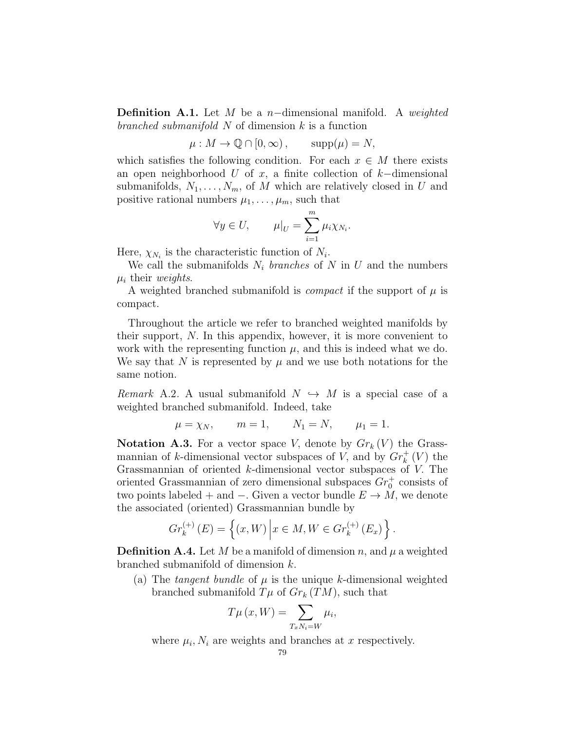**Definition A.1.** Let $M$ be a $n-$dimensional manifold. A *weighted branched submanifold* $N$ of dimension $k$ is a function

$$\mu : M \to \mathbb{Q} \cap [0, \infty), \qquad \operatorname{supp}(\mu) = N,$$

which satisfies the following condition. For each $x \in M$ there exists an open neighborhood $U$ of $x$, a finite collection of $k-$dimensional submanifolds, $N_1, \ldots, N_m$, of $M$ which are relatively closed in $U$ and positive rational numbers $\mu_1, \ldots, \mu_m$, such that

$$\forall y \in U, \qquad \mu|_U = \sum_{i=1}^{m} \mu_i \chi_{N_i}.$$

Here, $\chi_{N_i}$ is the characteristic function of $N_i$.

We call the submanifolds $N_i$ *branches* of $N$ in $U$ and the numbers $\mu_i$ their *weights*.

A weighted branched submanifold is *compact* if the support of $\mu$ is compact.

Throughout the article we refer to branched weighted manifolds by their support, $N$. In this appendix, however, it is more convenient to work with the representing function $\mu$, and this is indeed what we do. We say that $N$ is represented by $\mu$ and we use both notations for the same notion.

*Remark* A.2. A usual submanifold $N \hookrightarrow M$ is a special case of a weighted branched submanifold. Indeed, take

$$\mu = \chi_N, \qquad m = 1, \qquad N_1 = N, \qquad \mu_1 = 1.$$

**Notation A.3.** For a vector space $V$, denote by $Gr_k(V)$ the Grassmannian of $k$-dimensional vector subspaces of $V$, and by $Gr_k^+(V)$ the Grassmannian of oriented $k$-dimensional vector subspaces of $V$. The oriented Grassmannian of zero dimensional subspaces $Gr_0^+$ consists of two points labeled $+$ and $-$. Given a vector bundle $E \to M$, we denote the associated (oriented) Grassmannian bundle by

$$Gr_k^{(+)}(E) = \left\{ (x, W) \,\middle|\, x \in M, W \in Gr_k^{(+)}(E_x) \right\}.$$

**Definition A.4.** Let $M$ be a manifold of dimension $n$, and $\mu$ a weighted branched submanifold of dimension $k$.

(a) The *tangent bundle* of $\mu$ is the unique $k$-dimensional weighted branched submanifold $T\mu$ of $Gr_k(TM)$, such that

$$T\mu(x, W) = \sum_{T_x N_i = W} \mu_i,$$

where $\mu_i, N_i$ are weights and branches at $x$ respectively.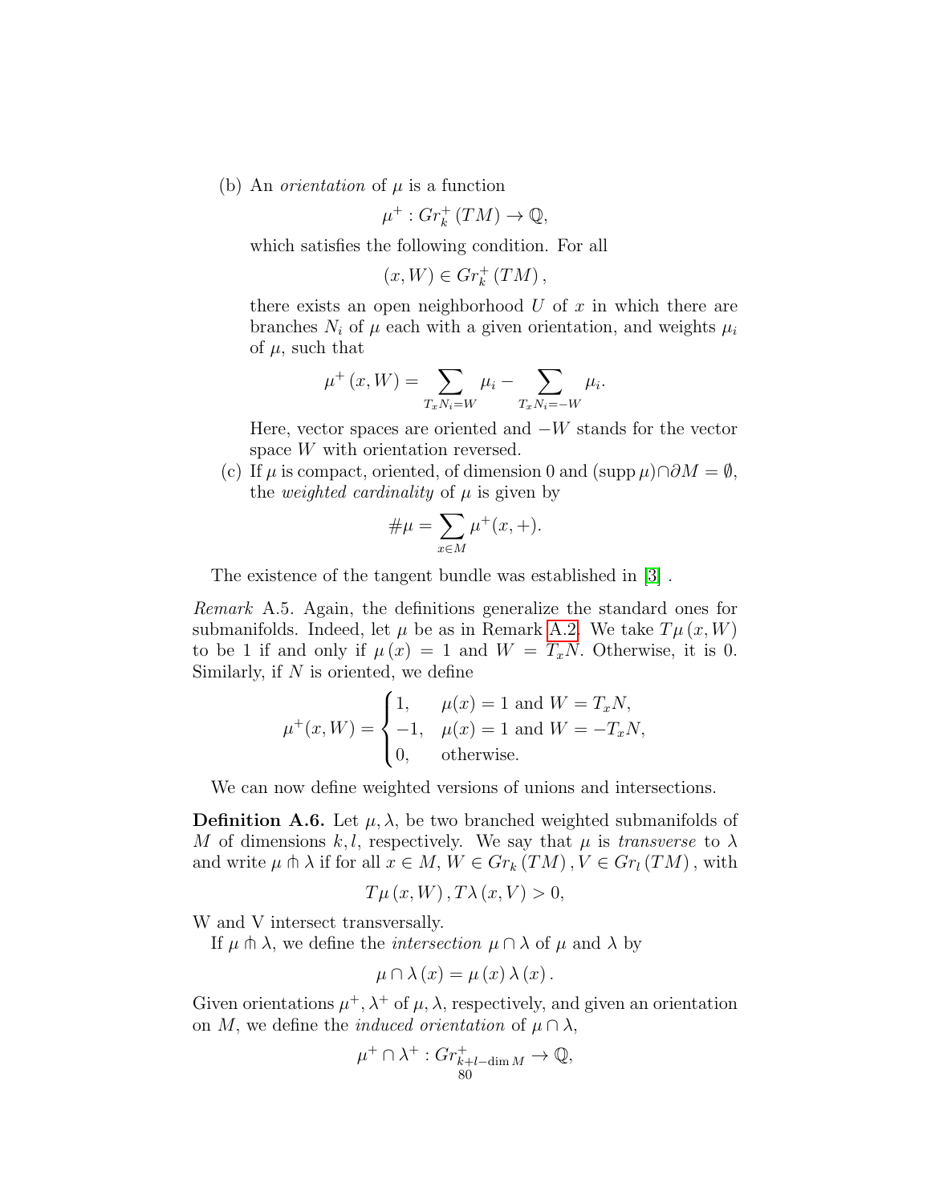(b) An *orientation* of $\mu$ is a function

$$\mu^+ : Gr_k^+ (TM) \to \mathbb{Q},$$

which satisfies the following condition. For all

$$(x, W) \in Gr_k^+ (TM),$$

there exists an open neighborhood $U$ of $x$ in which there are branches $N_i$ of $\mu$ each with a given orientation, and weights $\mu_i$ of $\mu$, such that

$$\mu^+ (x, W) = \sum_{T_x N_i = W} \mu_i - \sum_{T_x N_i = -W} \mu_i.$$

Here, vector spaces are oriented and $-W$ stands for the vector space $W$ with orientation reversed.

(c) If $\mu$ is compact, oriented, of dimension 0 and $(\operatorname{supp} \mu) \cap \partial M = \emptyset$, the *weighted cardinality* of $\mu$ is given by

$$\# \mu = \sum_{x \in M} \mu^+ (x, +).$$

The existence of the tangent bundle was established in [3] .

*Remark* A.5. Again, the definitions generalize the standard ones for submanifolds. Indeed, let $\mu$ be as in Remark A.2. We take $T\mu (x, W)$ to be 1 if and only if $\mu (x) = 1$ and $W = T_x N$. Otherwise, it is 0. Similarly, if $N$ is oriented, we define

$$\mu^+(x, W) = \begin{cases} 1, & \mu(x) = 1 \text{ and } W = T_x N, \\ -1, & \mu(x) = 1 \text{ and } W = -T_x N, \\ 0, & \text{otherwise.} \end{cases}$$

We can now define weighted versions of unions and intersections.

**Definition A.6.** Let $\mu, \lambda$, be two branched weighted submanifolds of $M$ of dimensions $k, l$, respectively. We say that $\mu$ is *transverse* to $\lambda$ and write $\mu \pitchfork \lambda$ if for all $x \in M$, $W \in Gr_k (TM)$, $V \in Gr_l (TM)$, with

$$T\mu (x, W), T\lambda (x, V) > 0,$$

W and V intersect transversally.

If $\mu \pitchfork \lambda$, we define the *intersection* $\mu \cap \lambda$ of $\mu$ and $\lambda$ by

$$\mu \cap \lambda (x) = \mu (x) \lambda (x).$$

Given orientations $\mu^+, \lambda^+$ of $\mu, \lambda$, respectively, and given an orientation on $M$, we define the *induced orientation* of $\mu \cap \lambda$,

$$\mu^+ \cap \lambda^+ : Gr^+_{k+l-\dim M} \to \mathbb{Q},$$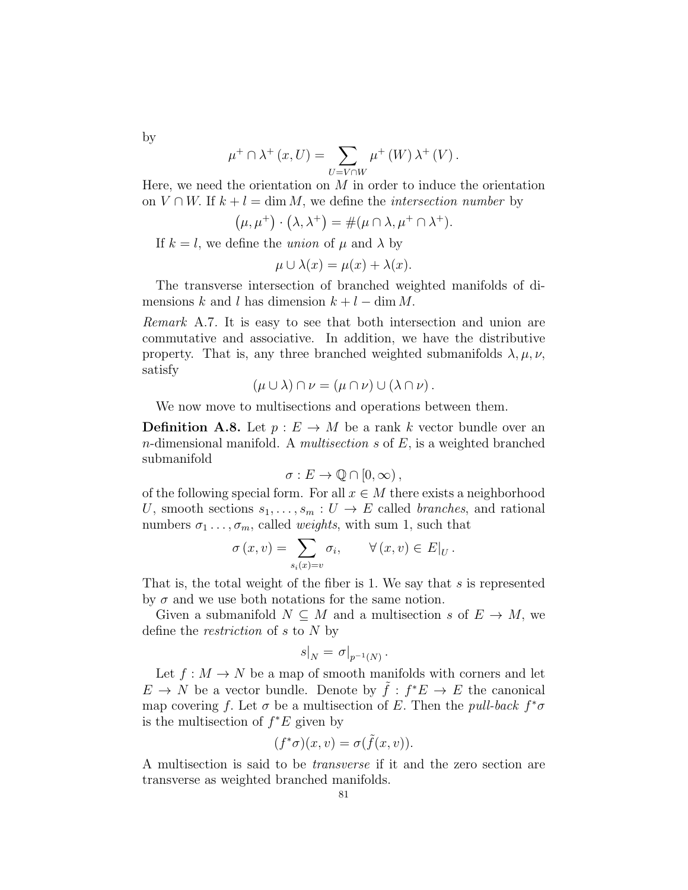by

$$\mu^{+} \cap \lambda^{+}(x, U) = \sum_{U = V \cap W} \mu^{+}(W) \lambda^{+}(V).$$

Here, we need the orientation on $M$ in order to induce the orientation on $V \cap W$. If $k + l = \dim M$, we define the *intersection number* by

$$(\mu, \mu^{+}) \cdot (\lambda, \lambda^{+}) = \#(\mu \cap \lambda, \mu^{+} \cap \lambda^{+}).$$

If $k = l$, we define the *union* of $\mu$ and $\lambda$ by

$$\mu \cup \lambda(x) = \mu(x) + \lambda(x).$$

The transverse intersection of branched weighted manifolds of dimensions $k$ and $l$ has dimension $k + l - \dim M$.

*Remark* A.7. It is easy to see that both intersection and union are commutative and associative. In addition, we have the distributive property. That is, any three branched weighted submanifolds $\lambda, \mu, \nu$, satisfy

$$(\mu \cup \lambda) \cap \nu = (\mu \cap \nu) \cup (\lambda \cap \nu).$$

We now move to multisections and operations between them.

**Definition A.8.** Let $p : E \to M$ be a rank $k$ vector bundle over an $n$-dimensional manifold. A *multisection* $s$ of $E$, is a weighted branched submanifold

$$\sigma : E \to \mathbb{Q} \cap [0, \infty),$$

of the following special form. For all $x \in M$ there exists a neighborhood $U$, smooth sections $s_1, \ldots, s_m : U \to E$ called *branches*, and rational numbers $\sigma_1 \ldots, \sigma_m$, called *weights*, with sum 1, such that

$$\sigma(x, v) = \sum_{s_i(x) = v} \sigma_i, \qquad \forall (x, v) \in E|_U.$$

That is, the total weight of the fiber is 1. We say that $s$ is represented by $\sigma$ and we use both notations for the same notion.

Given a submanifold $N \subseteq M$ and a multisection $s$ of $E \to M$, we define the *restriction* of $s$ to $N$ by

$$s|_N = \sigma|_{p^{-1}(N)}.$$

Let $f : M \to N$ be a map of smooth manifolds with corners and let $E \to N$ be a vector bundle. Denote by $\tilde{f} : f^*E \to E$ the canonical map covering $f$. Let $\sigma$ be a multisection of $E$. Then the *pull-back* $f^*\sigma$ is the multisection of $f^*E$ given by

$$(f^*\sigma)(x, v) = \sigma(\tilde{f}(x, v)).$$

A multisection is said to be *transverse* if it and the zero section are transverse as weighted branched manifolds.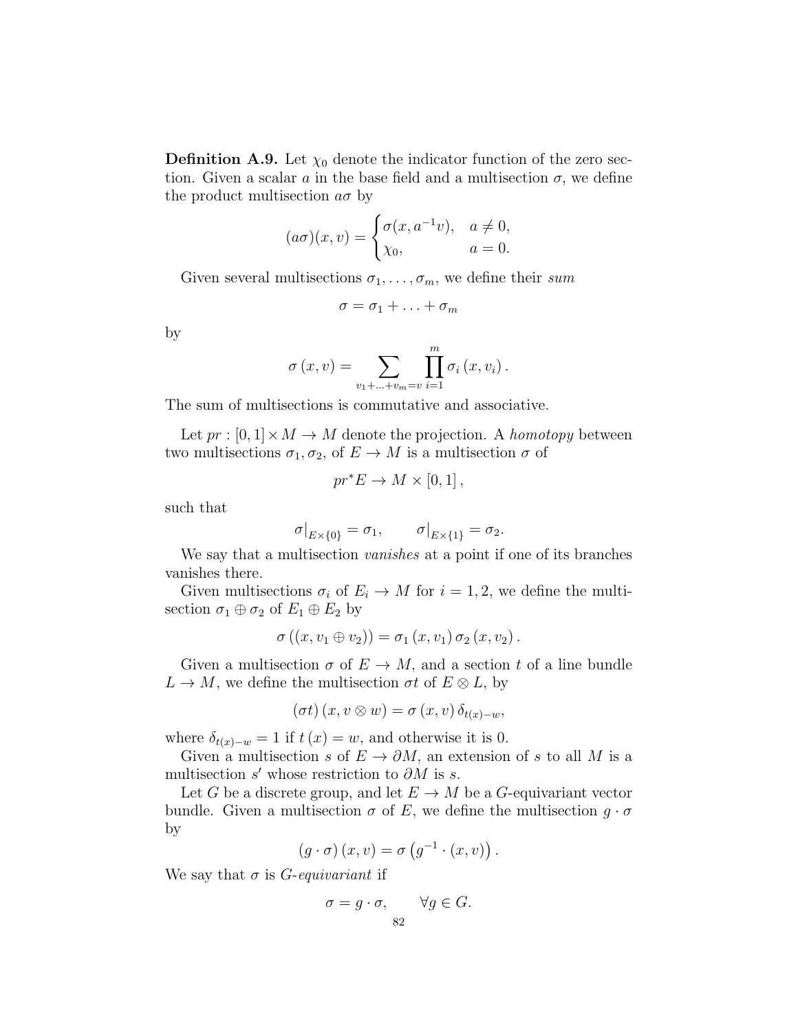**Definition A.9.** Let $\chi_0$ denote the indicator function of the zero section. Given a scalar $a$ in the base field and a multisection $\sigma$, we define the product multisection $a\sigma$ by

$$(a\sigma)(x,v) = \begin{cases} \sigma(x, a^{-1}v), & a \neq 0, \\ \chi_0, & a = 0. \end{cases}$$

Given several multisections $\sigma_1, \ldots, \sigma_m$, we define their *sum*

$$\sigma = \sigma_1 + \ldots + \sigma_m$$

by

$$\sigma\left(x, v\right) = \sum_{v_1 + \ldots + v_m = v} \prod_{i=1}^{m} \sigma_i\left(x, v_i\right).$$

The sum of multisections is commutative and associative.

Let $pr : [0,1] \times M \to M$ denote the projection. A *homotopy* between two multisections $\sigma_1, \sigma_2$, of $E \to M$ is a multisection $\sigma$ of

$$pr^* E \to M \times [0,1],$$

such that

$$\sigma|_{E \times \{0\}} = \sigma_1, \qquad \sigma|_{E \times \{1\}} = \sigma_2.$$

We say that a multisection *vanishes* at a point if one of its branches vanishes there.

Given multisections $\sigma_i$ of $E_i \to M$ for $i = 1, 2$, we define the multisection $\sigma_1 \oplus \sigma_2$ of $E_1 \oplus E_2$ by

$$\sigma\left((x, v_1 \oplus v_2)\right) = \sigma_1\left(x, v_1\right) \sigma_2\left(x, v_2\right).$$

Given a multisection $\sigma$ of $E \to M$, and a section $t$ of a line bundle $L \to M$, we define the multisection $\sigma t$ of $E \otimes L$, by

$$\left(\sigma t\right)\left(x, v \otimes w\right) = \sigma\left(x, v\right) \delta_{t(x) - w},$$

where $\delta_{t(x)-w} = 1$ if $t\left(x\right) = w$, and otherwise it is 0.

Given a multisection $s$ of $E \to \partial M$, an extension of $s$ to all $M$ is a multisection $s'$ whose restriction to $\partial M$ is $s$.

Let $G$ be a discrete group, and let $E \to M$ be a $G$-equivariant vector bundle. Given a multisection $\sigma$ of $E$, we define the multisection $g \cdot \sigma$ by

$$\left(g \cdot \sigma\right)\left(x, v\right) = \sigma\left(g^{-1} \cdot (x, v)\right).$$

We say that $\sigma$ is *$G$-equivariant* if

$$\sigma = g \cdot \sigma, \qquad \forall g \in G.$$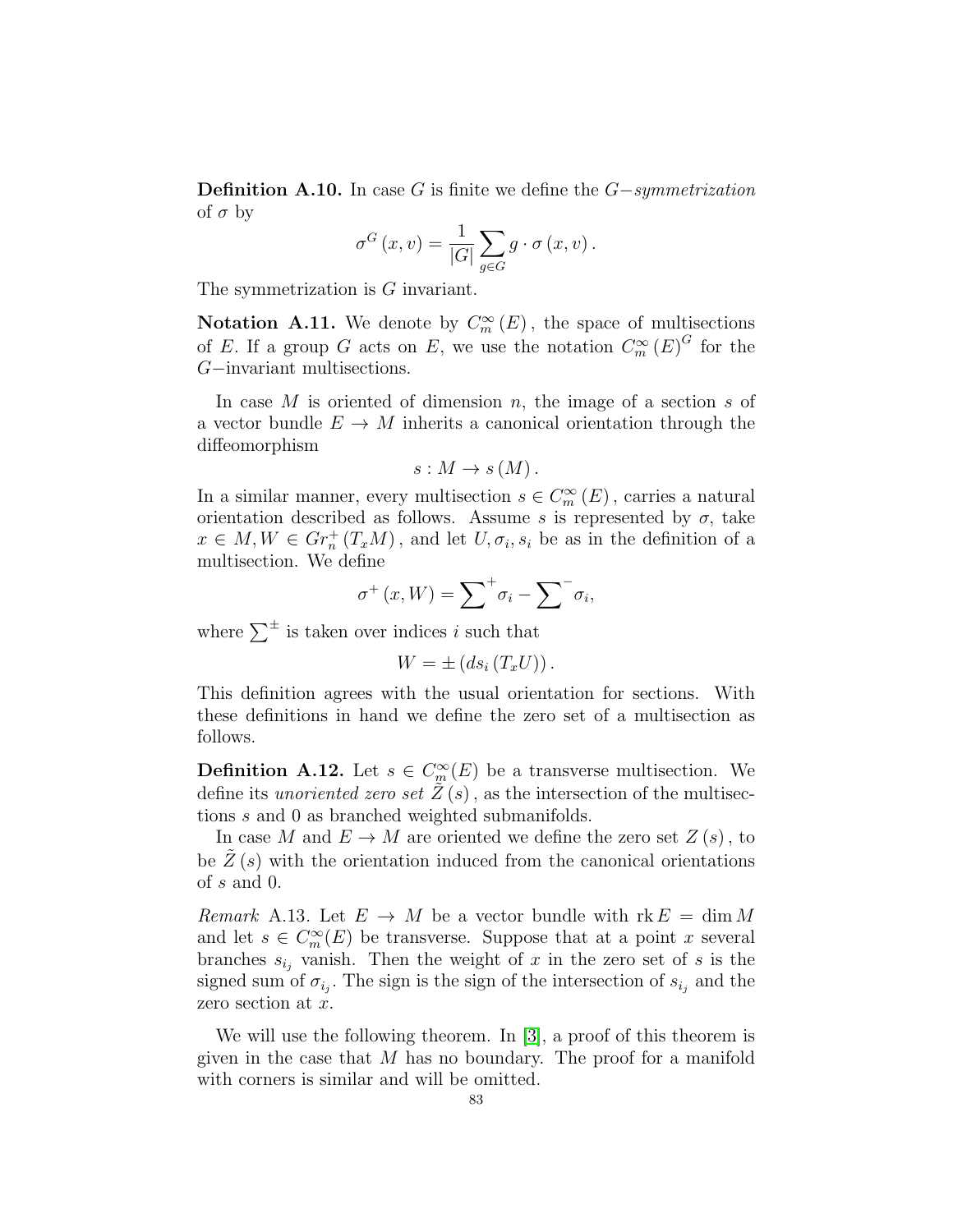**Definition A.10.** In case $G$ is finite we define the $G-$*symmetrization* of $\sigma$ by

$$\sigma^G(x,v) = \frac{1}{|G|}\sum_{g\in G} g\cdot\sigma(x,v).$$

The symmetrization is $G$ invariant.

**Notation A.11.** We denote by $C_m^\infty(E)$, the space of multisections of $E$. If a group $G$ acts on $E$, we use the notation $C_m^\infty(E)^G$ for the $G-$invariant multisections.

In case $M$ is oriented of dimension $n$, the image of a section $s$ of a vector bundle $E\to M$ inherits a canonical orientation through the diffeomorphism

$$s: M\to s(M).$$

In a similar manner, every multisection $s\in C_m^\infty(E)$, carries a natural orientation described as follows. Assume $s$ is represented by $\sigma$, take $x\in M, W\in Gr_n^+(T_xM)$, and let $U,\sigma_i,s_i$ be as in the definition of a multisection. We define

$$\sigma^+(x,W) = \sum\nolimits^+\sigma_i - \sum\nolimits^-\sigma_i,$$

where $\sum^\pm$ is taken over indices $i$ such that

$$W = \pm\left(ds_i\left(T_xU\right)\right).$$

This definition agrees with the usual orientation for sections. With these definitions in hand we define the zero set of a multisection as follows.

**Definition A.12.** Let $s\in C_m^\infty(E)$ be a transverse multisection. We define its *unoriented zero set* $\tilde{Z}(s)$, as the intersection of the multisections $s$ and $0$ as branched weighted submanifolds.

In case $M$ and $E\to M$ are oriented we define the zero set $Z(s)$, to be $\tilde{Z}(s)$ with the orientation induced from the canonical orientations of $s$ and $0$.

*Remark* A.13. Let $E\to M$ be a vector bundle with $\operatorname{rk}E = \dim M$ and let $s\in C_m^\infty(E)$ be transverse. Suppose that at a point $x$ several branches $s_{i_j}$ vanish. Then the weight of $x$ in the zero set of $s$ is the signed sum of $\sigma_{i_j}$. The sign is the sign of the intersection of $s_{i_j}$ and the zero section at $x$.

We will use the following theorem. In [3], a proof of this theorem is given in the case that $M$ has no boundary. The proof for a manifold with corners is similar and will be omitted.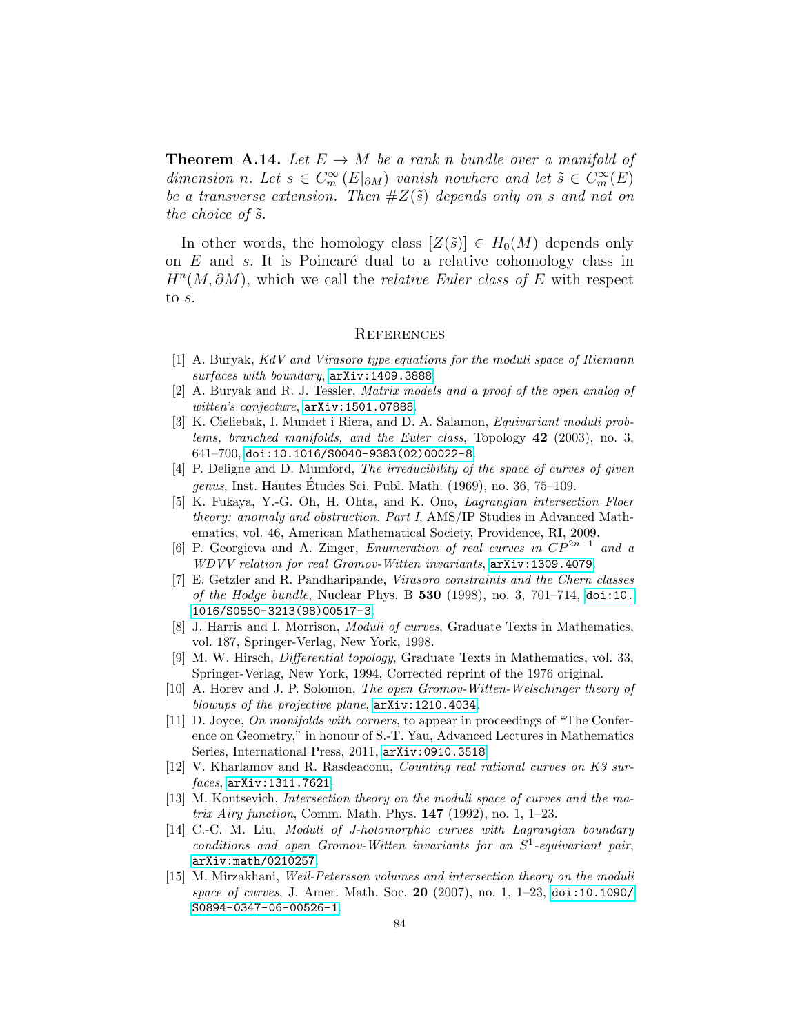**Theorem A.14.** *Let $E \to M$ be a rank $n$ bundle over a manifold of dimension $n$. Let $s \in C_m^\infty(E|_{\partial M})$ vanish nowhere and let $\tilde{s} \in C_m^\infty(E)$ be a transverse extension. Then $\#Z(\tilde{s})$ depends only on $s$ and not on the choice of $\tilde{s}$.*

In other words, the homology class $[Z(\tilde{s})] \in H_0(M)$ depends only on $E$ and $s$. It is Poincaré dual to a relative cohomology class in $H^n(M, \partial M)$, which we call the *relative Euler class of $E$* with respect to $s$.

## References

[1] A. Buryak, *KdV and Virasoro type equations for the moduli space of Riemann surfaces with boundary*, arXiv:1409.3888.

[2] A. Buryak and R. J. Tessler, *Matrix models and a proof of the open analog of witten's conjecture*, arXiv:1501.07888.

[3] K. Cieliebak, I. Mundet i Riera, and D. A. Salamon, *Equivariant moduli problems, branched manifolds, and the Euler class*, Topology **42** (2003), no. 3, 641–700, doi:10.1016/S0040-9383(02)00022-8.

[4] P. Deligne and D. Mumford, *The irreducibility of the space of curves of given genus*, Inst. Hautes Études Sci. Publ. Math. (1969), no. 36, 75–109.

[5] K. Fukaya, Y.-G. Oh, H. Ohta, and K. Ono, *Lagrangian intersection Floer theory: anomaly and obstruction. Part I*, AMS/IP Studies in Advanced Mathematics, vol. 46, American Mathematical Society, Providence, RI, 2009.

[6] P. Georgieva and A. Zinger, *Enumeration of real curves in $CP^{2n-1}$ and a WDVV relation for real Gromov-Witten invariants*, arXiv:1309.4079.

[7] E. Getzler and R. Pandharipande, *Virasoro constraints and the Chern classes of the Hodge bundle*, Nuclear Phys. B **530** (1998), no. 3, 701–714, doi:10.1016/S0550-3213(98)00517-3.

[8] J. Harris and I. Morrison, *Moduli of curves*, Graduate Texts in Mathematics, vol. 187, Springer-Verlag, New York, 1998.

[9] M. W. Hirsch, *Differential topology*, Graduate Texts in Mathematics, vol. 33, Springer-Verlag, New York, 1994, Corrected reprint of the 1976 original.

[10] A. Horev and J. P. Solomon, *The open Gromov-Witten-Welschinger theory of blowups of the projective plane*, arXiv:1210.4034.

[11] D. Joyce, *On manifolds with corners*, to appear in proceedings of "The Conference on Geometry," in honour of S.-T. Yau, Advanced Lectures in Mathematics Series, International Press, 2011, arXiv:0910.3518.

[12] V. Kharlamov and R. Rasdeaconu, *Counting real rational curves on K3 surfaces*, arXiv:1311.7621.

[13] M. Kontsevich, *Intersection theory on the moduli space of curves and the matrix Airy function*, Comm. Math. Phys. **147** (1992), no. 1, 1–23.

[14] C.-C. M. Liu, *Moduli of J-holomorphic curves with Lagrangian boundary conditions and open Gromov-Witten invariants for an $S^1$-equivariant pair*, arXiv:math/0210257.

[15] M. Mirzakhani, *Weil-Petersson volumes and intersection theory on the moduli space of curves*, J. Amer. Math. Soc. **20** (2007), no. 1, 1–23, doi:10.1090/S0894-0347-06-00526-1.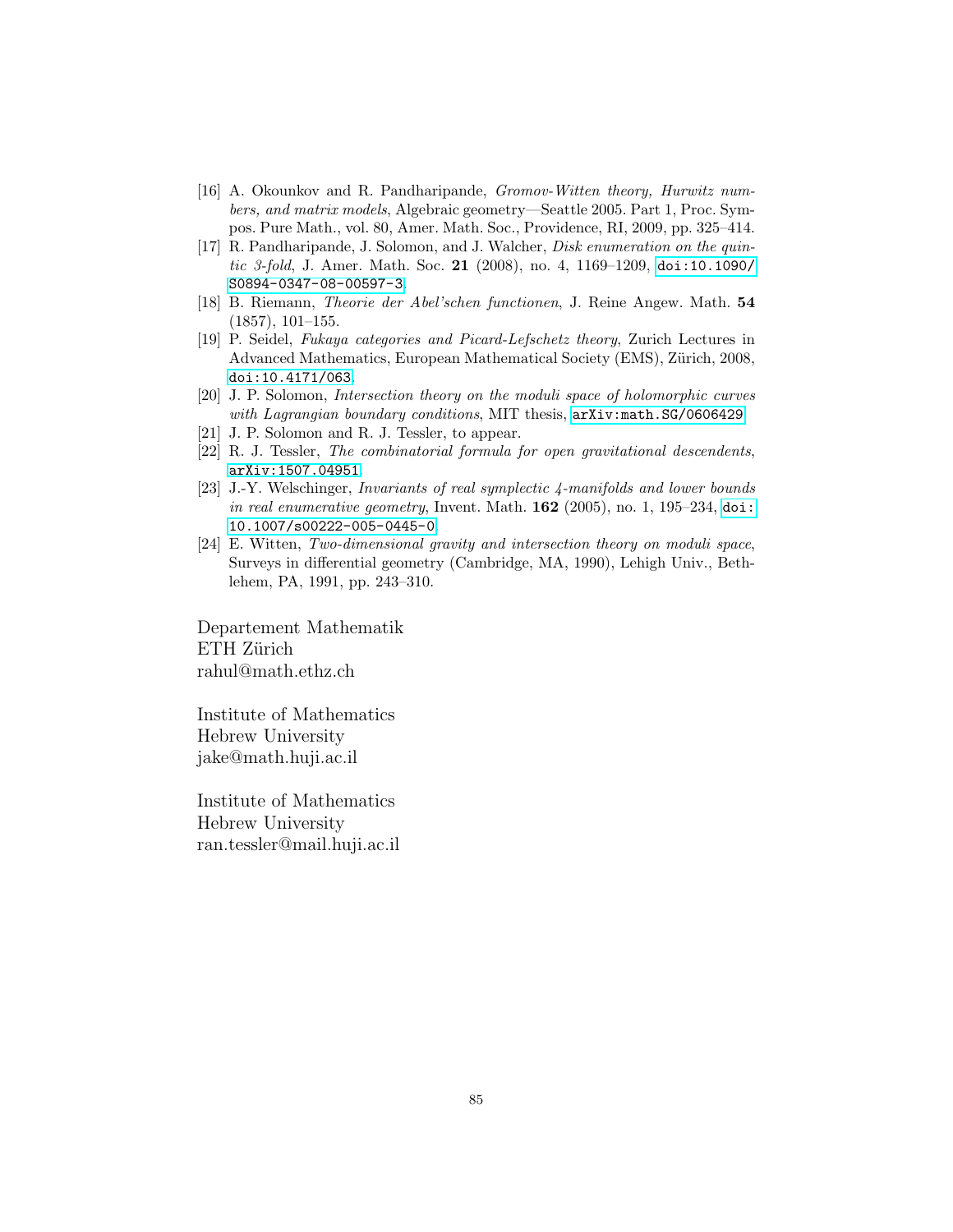[16] A. Okounkov and R. Pandharipande, *Gromov-Witten theory, Hurwitz numbers, and matrix models*, Algebraic geometry—Seattle 2005. Part 1, Proc. Sympos. Pure Math., vol. 80, Amer. Math. Soc., Providence, RI, 2009, pp. 325–414.

[17] R. Pandharipande, J. Solomon, and J. Walcher, *Disk enumeration on the quintic 3-fold*, J. Amer. Math. Soc. **21** (2008), no. 4, 1169–1209, doi:10.1090/S0894-0347-08-00597-3.

[18] B. Riemann, *Theorie der Abel'schen functionen*, J. Reine Angew. Math. **54** (1857), 101–155.

[19] P. Seidel, *Fukaya categories and Picard-Lefschetz theory*, Zurich Lectures in Advanced Mathematics, European Mathematical Society (EMS), Zürich, 2008, doi:10.4171/063.

[20] J. P. Solomon, *Intersection theory on the moduli space of holomorphic curves with Lagrangian boundary conditions*, MIT thesis, arXiv:math.SG/0606429.

[21] J. P. Solomon and R. J. Tessler, to appear.

[22] R. J. Tessler, *The combinatorial formula for open gravitational descendents*, arXiv:1507.04951.

[23] J.-Y. Welschinger, *Invariants of real symplectic 4-manifolds and lower bounds in real enumerative geometry*, Invent. Math. **162** (2005), no. 1, 195–234, doi:10.1007/s00222-005-0445-0.

[24] E. Witten, *Two-dimensional gravity and intersection theory on moduli space*, Surveys in differential geometry (Cambridge, MA, 1990), Lehigh Univ., Bethlehem, PA, 1991, pp. 243–310.

Departement Mathematik
ETH Zürich
rahul@math.ethz.ch

Institute of Mathematics
Hebrew University
jake@math.huji.ac.il

Institute of Mathematics
Hebrew University
ran.tessler@mail.huji.ac.il